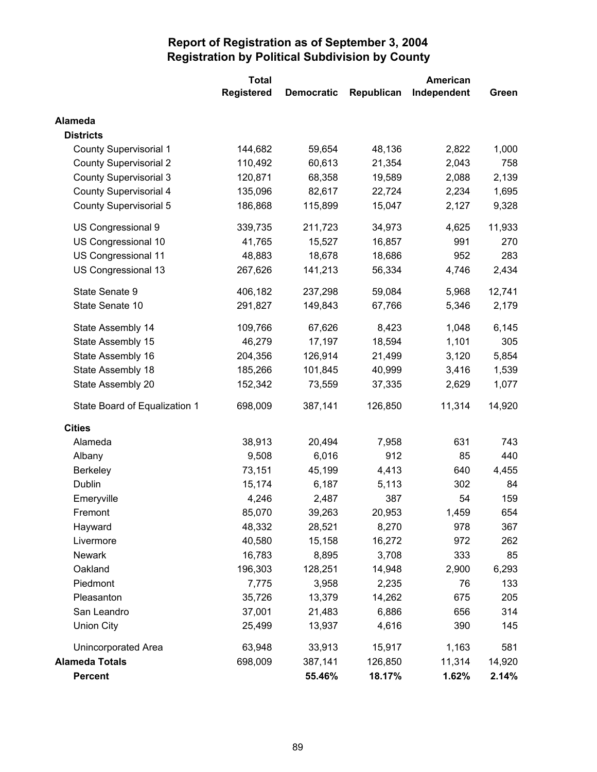# Report of Registration as of September 3, 2004
## Registration by Political Subdivision by County

| | Total Registered | Democratic | Republican | American Independent | Green |
|---|---|---|---|---|---|
| **Alameda** | | | | | |
| **Districts** | | | | | |
| County Supervisorial 1 | 144,682 | 59,654 | 48,136 | 2,822 | 1,000 |
| County Supervisorial 2 | 110,492 | 60,613 | 21,354 | 2,043 | 758 |
| County Supervisorial 3 | 120,871 | 68,358 | 19,589 | 2,088 | 2,139 |
| County Supervisorial 4 | 135,096 | 82,617 | 22,724 | 2,234 | 1,695 |
| County Supervisorial 5 | 186,868 | 115,899 | 15,047 | 2,127 | 9,328 |
| US Congressional 9 | 339,735 | 211,723 | 34,973 | 4,625 | 11,933 |
| US Congressional 10 | 41,765 | 15,527 | 16,857 | 991 | 270 |
| US Congressional 11 | 48,883 | 18,678 | 18,686 | 952 | 283 |
| US Congressional 13 | 267,626 | 141,213 | 56,334 | 4,746 | 2,434 |
| State Senate 9 | 406,182 | 237,298 | 59,084 | 5,968 | 12,741 |
| State Senate 10 | 291,827 | 149,843 | 67,766 | 5,346 | 2,179 |
| State Assembly 14 | 109,766 | 67,626 | 8,423 | 1,048 | 6,145 |
| State Assembly 15 | 46,279 | 17,197 | 18,594 | 1,101 | 305 |
| State Assembly 16 | 204,356 | 126,914 | 21,499 | 3,120 | 5,854 |
| State Assembly 18 | 185,266 | 101,845 | 40,999 | 3,416 | 1,539 |
| State Assembly 20 | 152,342 | 73,559 | 37,335 | 2,629 | 1,077 |
| State Board of Equalization 1 | 698,009 | 387,141 | 126,850 | 11,314 | 14,920 |
| **Cities** | | | | | |
| Alameda | 38,913 | 20,494 | 7,958 | 631 | 743 |
| Albany | 9,508 | 6,016 | 912 | 85 | 440 |
| Berkeley | 73,151 | 45,199 | 4,413 | 640 | 4,455 |
| Dublin | 15,174 | 6,187 | 5,113 | 302 | 84 |
| Emeryville | 4,246 | 2,487 | 387 | 54 | 159 |
| Fremont | 85,070 | 39,263 | 20,953 | 1,459 | 654 |
| Hayward | 48,332 | 28,521 | 8,270 | 978 | 367 |
| Livermore | 40,580 | 15,158 | 16,272 | 972 | 262 |
| Newark | 16,783 | 8,895 | 3,708 | 333 | 85 |
| Oakland | 196,303 | 128,251 | 14,948 | 2,900 | 6,293 |
| Piedmont | 7,775 | 3,958 | 2,235 | 76 | 133 |
| Pleasanton | 35,726 | 13,379 | 14,262 | 675 | 205 |
| San Leandro | 37,001 | 21,483 | 6,886 | 656 | 314 |
| Union City | 25,499 | 13,937 | 4,616 | 390 | 145 |
| Unincorporated Area | 63,948 | 33,913 | 15,917 | 1,163 | 581 |
| **Alameda Totals** | 698,009 | 387,141 | 126,850 | 11,314 | 14,920 |
| **Percent** | | **55.46%** | **18.17%** | **1.62%** | **2.14%** |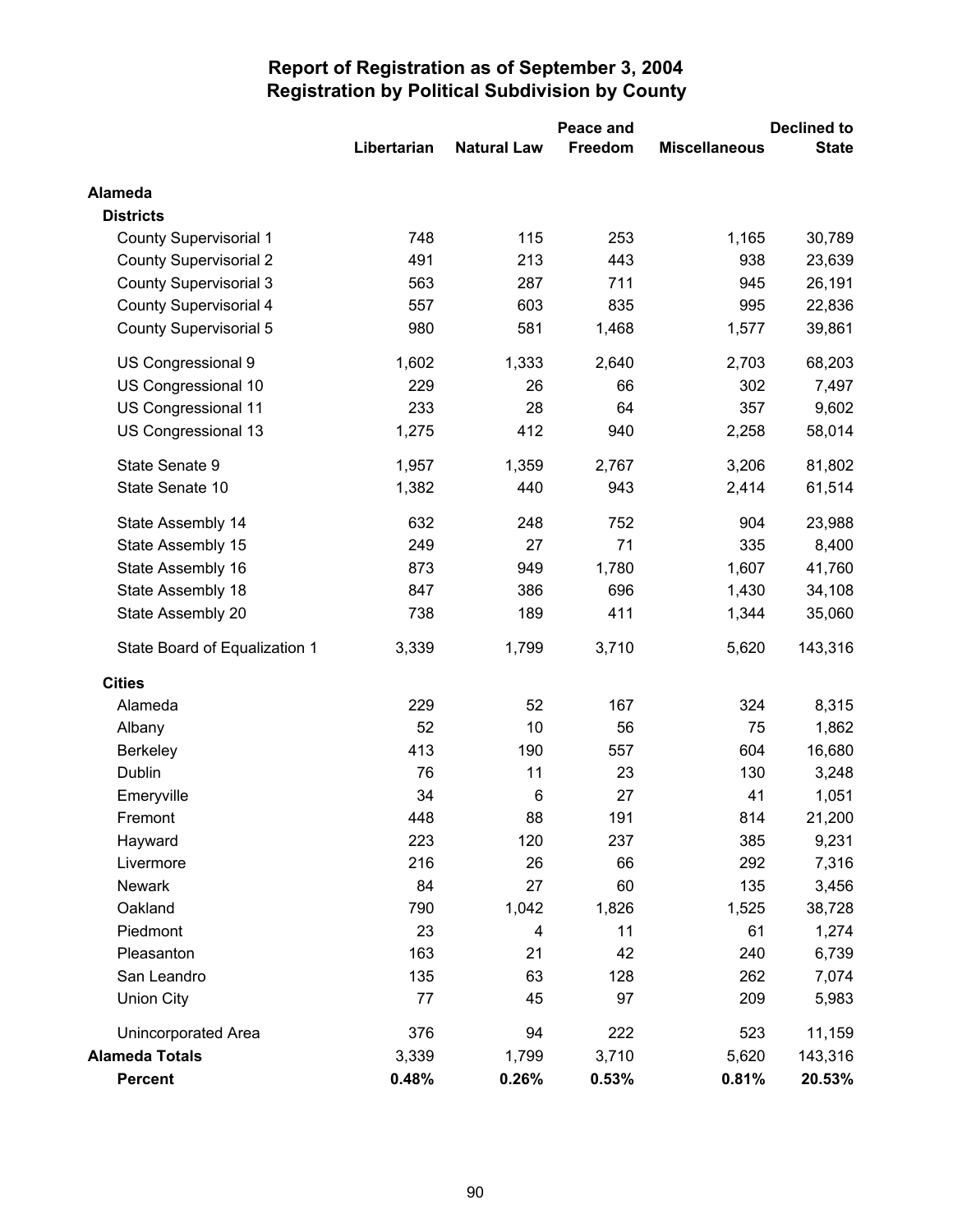# Report of Registration as of September 3, 2004
## Registration by Political Subdivision by County

| | Libertarian | Natural Law | Peace and Freedom | Miscellaneous | Declined to State |
|---|---|---|---|---|---|
| **Alameda** | | | | | |
| **Districts** | | | | | |
| County Supervisorial 1 | 748 | 115 | 253 | 1,165 | 30,789 |
| County Supervisorial 2 | 491 | 213 | 443 | 938 | 23,639 |
| County Supervisorial 3 | 563 | 287 | 711 | 945 | 26,191 |
| County Supervisorial 4 | 557 | 603 | 835 | 995 | 22,836 |
| County Supervisorial 5 | 980 | 581 | 1,468 | 1,577 | 39,861 |
| US Congressional 9 | 1,602 | 1,333 | 2,640 | 2,703 | 68,203 |
| US Congressional 10 | 229 | 26 | 66 | 302 | 7,497 |
| US Congressional 11 | 233 | 28 | 64 | 357 | 9,602 |
| US Congressional 13 | 1,275 | 412 | 940 | 2,258 | 58,014 |
| State Senate 9 | 1,957 | 1,359 | 2,767 | 3,206 | 81,802 |
| State Senate 10 | 1,382 | 440 | 943 | 2,414 | 61,514 |
| State Assembly 14 | 632 | 248 | 752 | 904 | 23,988 |
| State Assembly 15 | 249 | 27 | 71 | 335 | 8,400 |
| State Assembly 16 | 873 | 949 | 1,780 | 1,607 | 41,760 |
| State Assembly 18 | 847 | 386 | 696 | 1,430 | 34,108 |
| State Assembly 20 | 738 | 189 | 411 | 1,344 | 35,060 |
| State Board of Equalization 1 | 3,339 | 1,799 | 3,710 | 5,620 | 143,316 |
| **Cities** | | | | | |
| Alameda | 229 | 52 | 167 | 324 | 8,315 |
| Albany | 52 | 10 | 56 | 75 | 1,862 |
| Berkeley | 413 | 190 | 557 | 604 | 16,680 |
| Dublin | 76 | 11 | 23 | 130 | 3,248 |
| Emeryville | 34 | 6 | 27 | 41 | 1,051 |
| Fremont | 448 | 88 | 191 | 814 | 21,200 |
| Hayward | 223 | 120 | 237 | 385 | 9,231 |
| Livermore | 216 | 26 | 66 | 292 | 7,316 |
| Newark | 84 | 27 | 60 | 135 | 3,456 |
| Oakland | 790 | 1,042 | 1,826 | 1,525 | 38,728 |
| Piedmont | 23 | 4 | 11 | 61 | 1,274 |
| Pleasanton | 163 | 21 | 42 | 240 | 6,739 |
| San Leandro | 135 | 63 | 128 | 262 | 7,074 |
| Union City | 77 | 45 | 97 | 209 | 5,983 |
| Unincorporated Area | 376 | 94 | 222 | 523 | 11,159 |
| **Alameda Totals** | 3,339 | 1,799 | 3,710 | 5,620 | 143,316 |
| **Percent** | **0.48%** | **0.26%** | **0.53%** | **0.81%** | **20.53%** |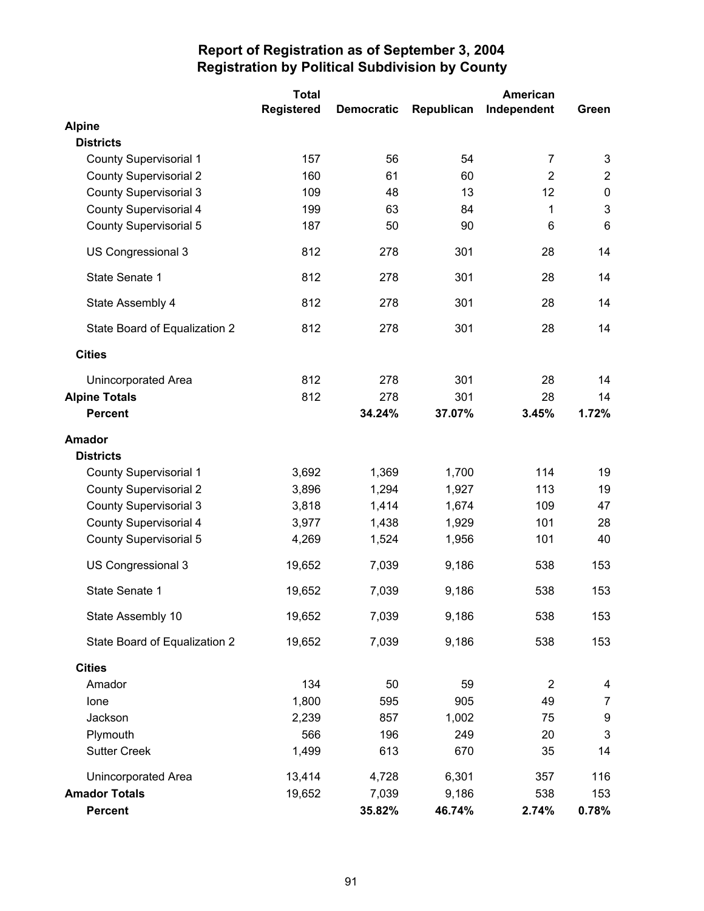# Report of Registration as of September 3, 2004
## Registration by Political Subdivision by County

| | Total Registered | Democratic | Republican | American Independent | Green |
|---|---|---|---|---|---|
| **Alpine** | | | | | |
| **Districts** | | | | | |
| County Supervisorial 1 | 157 | 56 | 54 | 7 | 3 |
| County Supervisorial 2 | 160 | 61 | 60 | 2 | 2 |
| County Supervisorial 3 | 109 | 48 | 13 | 12 | 0 |
| County Supervisorial 4 | 199 | 63 | 84 | 1 | 3 |
| County Supervisorial 5 | 187 | 50 | 90 | 6 | 6 |
| US Congressional 3 | 812 | 278 | 301 | 28 | 14 |
| State Senate 1 | 812 | 278 | 301 | 28 | 14 |
| State Assembly 4 | 812 | 278 | 301 | 28 | 14 |
| State Board of Equalization 2 | 812 | 278 | 301 | 28 | 14 |
| **Cities** | | | | | |
| Unincorporated Area | 812 | 278 | 301 | 28 | 14 |
| **Alpine Totals** | 812 | 278 | 301 | 28 | 14 |
| **Percent** | | **34.24%** | **37.07%** | **3.45%** | **1.72%** |
| **Amador** | | | | | |
| **Districts** | | | | | |
| County Supervisorial 1 | 3,692 | 1,369 | 1,700 | 114 | 19 |
| County Supervisorial 2 | 3,896 | 1,294 | 1,927 | 113 | 19 |
| County Supervisorial 3 | 3,818 | 1,414 | 1,674 | 109 | 47 |
| County Supervisorial 4 | 3,977 | 1,438 | 1,929 | 101 | 28 |
| County Supervisorial 5 | 4,269 | 1,524 | 1,956 | 101 | 40 |
| US Congressional 3 | 19,652 | 7,039 | 9,186 | 538 | 153 |
| State Senate 1 | 19,652 | 7,039 | 9,186 | 538 | 153 |
| State Assembly 10 | 19,652 | 7,039 | 9,186 | 538 | 153 |
| State Board of Equalization 2 | 19,652 | 7,039 | 9,186 | 538 | 153 |
| **Cities** | | | | | |
| Amador | 134 | 50 | 59 | 2 | 4 |
| Ione | 1,800 | 595 | 905 | 49 | 7 |
| Jackson | 2,239 | 857 | 1,002 | 75 | 9 |
| Plymouth | 566 | 196 | 249 | 20 | 3 |
| Sutter Creek | 1,499 | 613 | 670 | 35 | 14 |
| Unincorporated Area | 13,414 | 4,728 | 6,301 | 357 | 116 |
| **Amador Totals** | 19,652 | 7,039 | 9,186 | 538 | 153 |
| **Percent** | | **35.82%** | **46.74%** | **2.74%** | **0.78%** |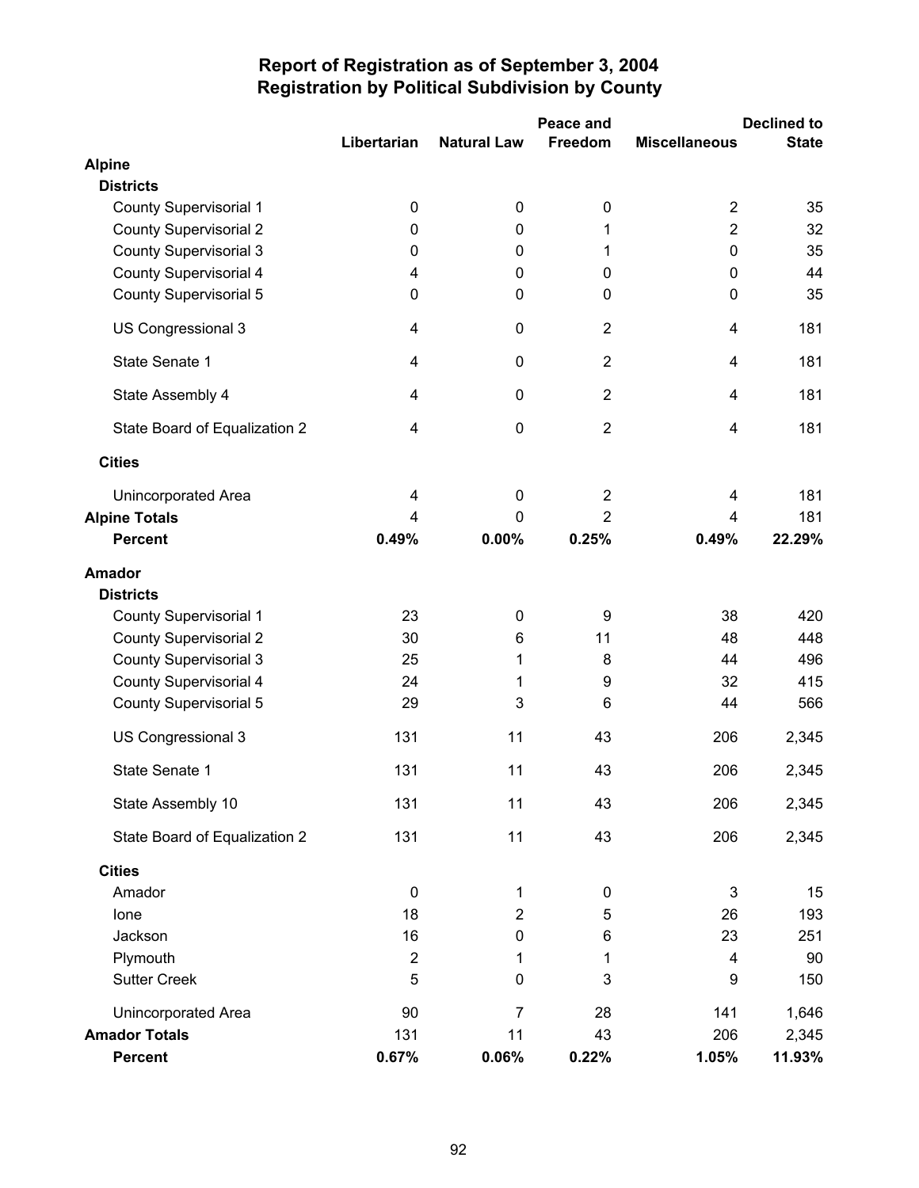# Report of Registration as of September 3, 2004
## Registration by Political Subdivision by County

| | Libertarian | Natural Law | Peace and Freedom | Miscellaneous | Declined to State |
|---|---|---|---|---|---|
| **Alpine** | | | | | |
| **Districts** | | | | | |
| County Supervisorial 1 | 0 | 0 | 0 | 2 | 35 |
| County Supervisorial 2 | 0 | 0 | 1 | 2 | 32 |
| County Supervisorial 3 | 0 | 0 | 1 | 0 | 35 |
| County Supervisorial 4 | 4 | 0 | 0 | 0 | 44 |
| County Supervisorial 5 | 0 | 0 | 0 | 0 | 35 |
| US Congressional 3 | 4 | 0 | 2 | 4 | 181 |
| State Senate 1 | 4 | 0 | 2 | 4 | 181 |
| State Assembly 4 | 4 | 0 | 2 | 4 | 181 |
| State Board of Equalization 2 | 4 | 0 | 2 | 4 | 181 |
| **Cities** | | | | | |
| Unincorporated Area | 4 | 0 | 2 | 4 | 181 |
| **Alpine Totals** | 4 | 0 | 2 | 4 | 181 |
| **Percent** | **0.49%** | **0.00%** | **0.25%** | **0.49%** | **22.29%** |
| **Amador** | | | | | |
| **Districts** | | | | | |
| County Supervisorial 1 | 23 | 0 | 9 | 38 | 420 |
| County Supervisorial 2 | 30 | 6 | 11 | 48 | 448 |
| County Supervisorial 3 | 25 | 1 | 8 | 44 | 496 |
| County Supervisorial 4 | 24 | 1 | 9 | 32 | 415 |
| County Supervisorial 5 | 29 | 3 | 6 | 44 | 566 |
| US Congressional 3 | 131 | 11 | 43 | 206 | 2,345 |
| State Senate 1 | 131 | 11 | 43 | 206 | 2,345 |
| State Assembly 10 | 131 | 11 | 43 | 206 | 2,345 |
| State Board of Equalization 2 | 131 | 11 | 43 | 206 | 2,345 |
| **Cities** | | | | | |
| Amador | 0 | 1 | 0 | 3 | 15 |
| Ione | 18 | 2 | 5 | 26 | 193 |
| Jackson | 16 | 0 | 6 | 23 | 251 |
| Plymouth | 2 | 1 | 1 | 4 | 90 |
| Sutter Creek | 5 | 0 | 3 | 9 | 150 |
| Unincorporated Area | 90 | 7 | 28 | 141 | 1,646 |
| **Amador Totals** | 131 | 11 | 43 | 206 | 2,345 |
| **Percent** | **0.67%** | **0.06%** | **0.22%** | **1.05%** | **11.93%** |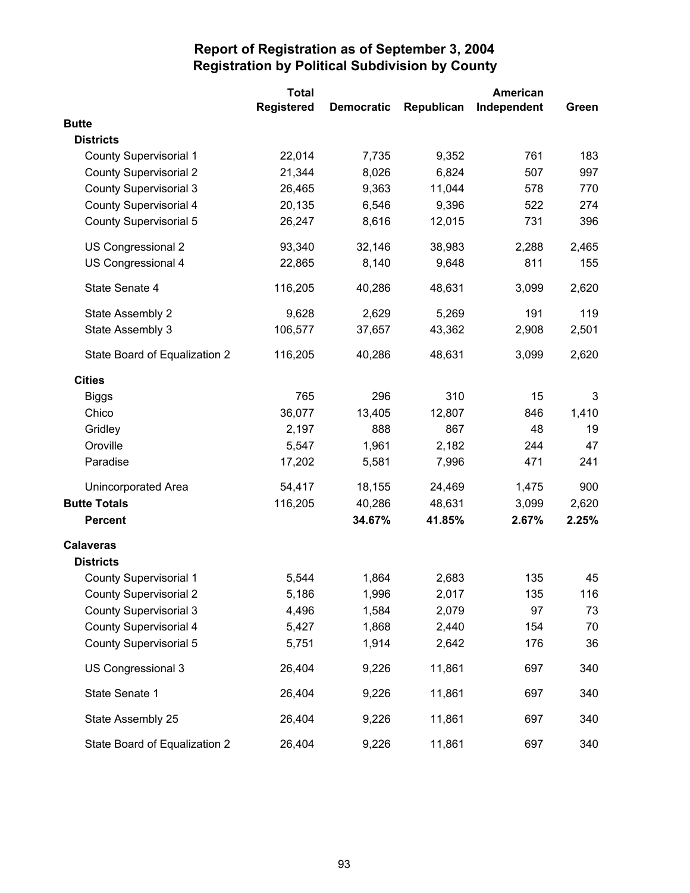# Report of Registration as of September 3, 2004
## Registration by Political Subdivision by County

| | Total Registered | Democratic | Republican | American Independent | Green |
|---|---|---|---|---|---|
| **Butte** | | | | | |
| **Districts** | | | | | |
| County Supervisorial 1 | 22,014 | 7,735 | 9,352 | 761 | 183 |
| County Supervisorial 2 | 21,344 | 8,026 | 6,824 | 507 | 997 |
| County Supervisorial 3 | 26,465 | 9,363 | 11,044 | 578 | 770 |
| County Supervisorial 4 | 20,135 | 6,546 | 9,396 | 522 | 274 |
| County Supervisorial 5 | 26,247 | 8,616 | 12,015 | 731 | 396 |
| US Congressional 2 | 93,340 | 32,146 | 38,983 | 2,288 | 2,465 |
| US Congressional 4 | 22,865 | 8,140 | 9,648 | 811 | 155 |
| State Senate 4 | 116,205 | 40,286 | 48,631 | 3,099 | 2,620 |
| State Assembly 2 | 9,628 | 2,629 | 5,269 | 191 | 119 |
| State Assembly 3 | 106,577 | 37,657 | 43,362 | 2,908 | 2,501 |
| State Board of Equalization 2 | 116,205 | 40,286 | 48,631 | 3,099 | 2,620 |
| **Cities** | | | | | |
| Biggs | 765 | 296 | 310 | 15 | 3 |
| Chico | 36,077 | 13,405 | 12,807 | 846 | 1,410 |
| Gridley | 2,197 | 888 | 867 | 48 | 19 |
| Oroville | 5,547 | 1,961 | 2,182 | 244 | 47 |
| Paradise | 17,202 | 5,581 | 7,996 | 471 | 241 |
| Unincorporated Area | 54,417 | 18,155 | 24,469 | 1,475 | 900 |
| **Butte Totals** | 116,205 | 40,286 | 48,631 | 3,099 | 2,620 |
| **Percent** | | **34.67%** | **41.85%** | **2.67%** | **2.25%** |
| **Calaveras** | | | | | |
| **Districts** | | | | | |
| County Supervisorial 1 | 5,544 | 1,864 | 2,683 | 135 | 45 |
| County Supervisorial 2 | 5,186 | 1,996 | 2,017 | 135 | 116 |
| County Supervisorial 3 | 4,496 | 1,584 | 2,079 | 97 | 73 |
| County Supervisorial 4 | 5,427 | 1,868 | 2,440 | 154 | 70 |
| County Supervisorial 5 | 5,751 | 1,914 | 2,642 | 176 | 36 |
| US Congressional 3 | 26,404 | 9,226 | 11,861 | 697 | 340 |
| State Senate 1 | 26,404 | 9,226 | 11,861 | 697 | 340 |
| State Assembly 25 | 26,404 | 9,226 | 11,861 | 697 | 340 |
| State Board of Equalization 2 | 26,404 | 9,226 | 11,861 | 697 | 340 |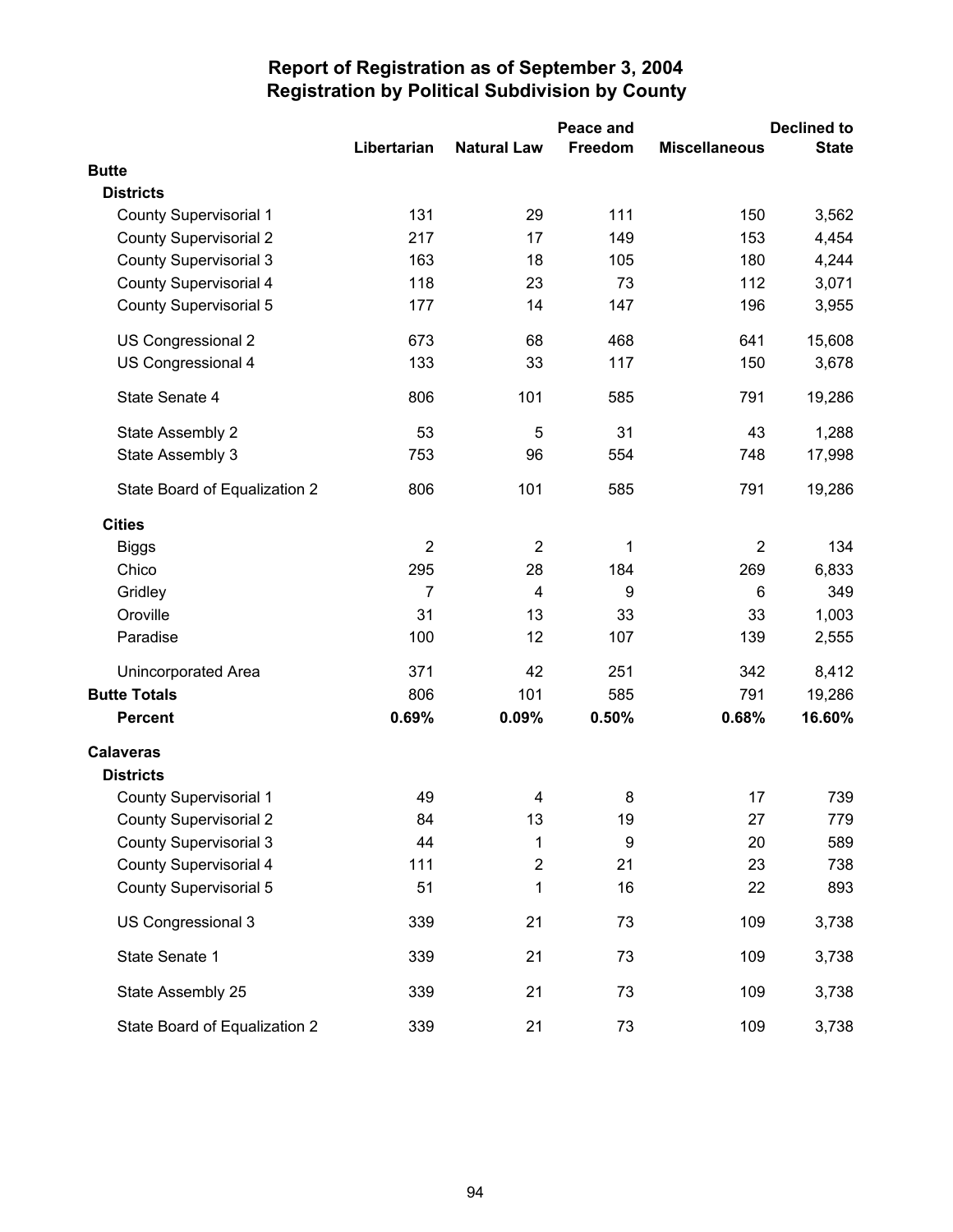# Report of Registration as of September 3, 2004
## Registration by Political Subdivision by County

| | Libertarian | Natural Law | Peace and Freedom | Miscellaneous | Declined to State |
|---|---|---|---|---|---|
| **Butte** | | | | | |
| **Districts** | | | | | |
| County Supervisorial 1 | 131 | 29 | 111 | 150 | 3,562 |
| County Supervisorial 2 | 217 | 17 | 149 | 153 | 4,454 |
| County Supervisorial 3 | 163 | 18 | 105 | 180 | 4,244 |
| County Supervisorial 4 | 118 | 23 | 73 | 112 | 3,071 |
| County Supervisorial 5 | 177 | 14 | 147 | 196 | 3,955 |
| US Congressional 2 | 673 | 68 | 468 | 641 | 15,608 |
| US Congressional 4 | 133 | 33 | 117 | 150 | 3,678 |
| State Senate 4 | 806 | 101 | 585 | 791 | 19,286 |
| State Assembly 2 | 53 | 5 | 31 | 43 | 1,288 |
| State Assembly 3 | 753 | 96 | 554 | 748 | 17,998 |
| State Board of Equalization 2 | 806 | 101 | 585 | 791 | 19,286 |
| **Cities** | | | | | |
| Biggs | 2 | 2 | 1 | 2 | 134 |
| Chico | 295 | 28 | 184 | 269 | 6,833 |
| Gridley | 7 | 4 | 9 | 6 | 349 |
| Oroville | 31 | 13 | 33 | 33 | 1,003 |
| Paradise | 100 | 12 | 107 | 139 | 2,555 |
| Unincorporated Area | 371 | 42 | 251 | 342 | 8,412 |
| **Butte Totals** | 806 | 101 | 585 | 791 | 19,286 |
| **Percent** | **0.69%** | **0.09%** | **0.50%** | **0.68%** | **16.60%** |
| **Calaveras** | | | | | |
| **Districts** | | | | | |
| County Supervisorial 1 | 49 | 4 | 8 | 17 | 739 |
| County Supervisorial 2 | 84 | 13 | 19 | 27 | 779 |
| County Supervisorial 3 | 44 | 1 | 9 | 20 | 589 |
| County Supervisorial 4 | 111 | 2 | 21 | 23 | 738 |
| County Supervisorial 5 | 51 | 1 | 16 | 22 | 893 |
| US Congressional 3 | 339 | 21 | 73 | 109 | 3,738 |
| State Senate 1 | 339 | 21 | 73 | 109 | 3,738 |
| State Assembly 25 | 339 | 21 | 73 | 109 | 3,738 |
| State Board of Equalization 2 | 339 | 21 | 73 | 109 | 3,738 |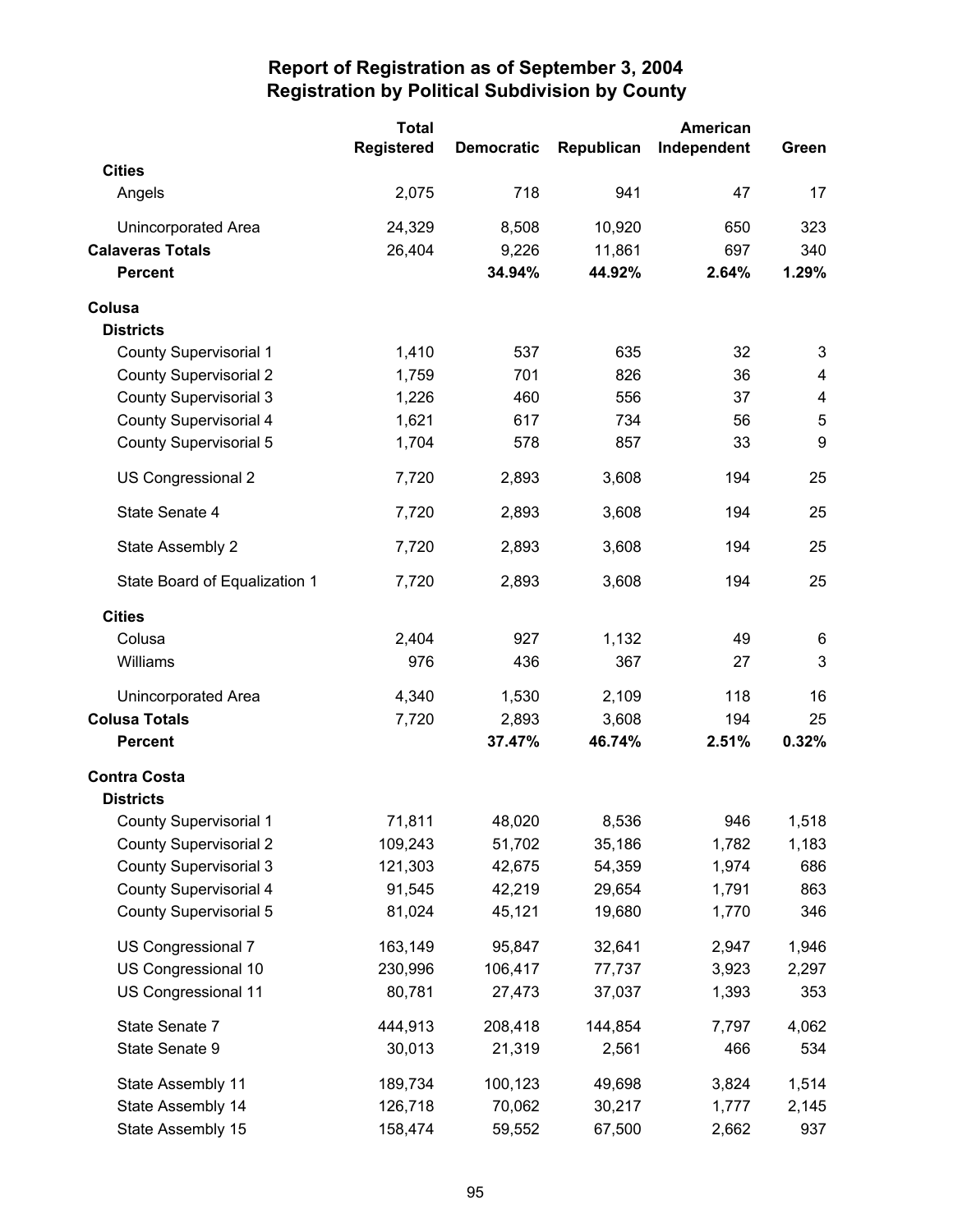# Report of Registration as of September 3, 2004
## Registration by Political Subdivision by County

| | Total Registered | Democratic | Republican | American Independent | Green |
|---|---|---|---|---|---|
| **Cities** | | | | | |
| Angels | 2,075 | 718 | 941 | 47 | 17 |
| Unincorporated Area | 24,329 | 8,508 | 10,920 | 650 | 323 |
| **Calaveras Totals** | 26,404 | 9,226 | 11,861 | 697 | 340 |
| **Percent** | | **34.94%** | **44.92%** | **2.64%** | **1.29%** |
| **Colusa** | | | | | |
| **Districts** | | | | | |
| County Supervisorial 1 | 1,410 | 537 | 635 | 32 | 3 |
| County Supervisorial 2 | 1,759 | 701 | 826 | 36 | 4 |
| County Supervisorial 3 | 1,226 | 460 | 556 | 37 | 4 |
| County Supervisorial 4 | 1,621 | 617 | 734 | 56 | 5 |
| County Supervisorial 5 | 1,704 | 578 | 857 | 33 | 9 |
| US Congressional 2 | 7,720 | 2,893 | 3,608 | 194 | 25 |
| State Senate 4 | 7,720 | 2,893 | 3,608 | 194 | 25 |
| State Assembly 2 | 7,720 | 2,893 | 3,608 | 194 | 25 |
| State Board of Equalization 1 | 7,720 | 2,893 | 3,608 | 194 | 25 |
| **Cities** | | | | | |
| Colusa | 2,404 | 927 | 1,132 | 49 | 6 |
| Williams | 976 | 436 | 367 | 27 | 3 |
| Unincorporated Area | 4,340 | 1,530 | 2,109 | 118 | 16 |
| **Colusa Totals** | 7,720 | 2,893 | 3,608 | 194 | 25 |
| **Percent** | | **37.47%** | **46.74%** | **2.51%** | **0.32%** |
| **Contra Costa** | | | | | |
| **Districts** | | | | | |
| County Supervisorial 1 | 71,811 | 48,020 | 8,536 | 946 | 1,518 |
| County Supervisorial 2 | 109,243 | 51,702 | 35,186 | 1,782 | 1,183 |
| County Supervisorial 3 | 121,303 | 42,675 | 54,359 | 1,974 | 686 |
| County Supervisorial 4 | 91,545 | 42,219 | 29,654 | 1,791 | 863 |
| County Supervisorial 5 | 81,024 | 45,121 | 19,680 | 1,770 | 346 |
| US Congressional 7 | 163,149 | 95,847 | 32,641 | 2,947 | 1,946 |
| US Congressional 10 | 230,996 | 106,417 | 77,737 | 3,923 | 2,297 |
| US Congressional 11 | 80,781 | 27,473 | 37,037 | 1,393 | 353 |
| State Senate 7 | 444,913 | 208,418 | 144,854 | 7,797 | 4,062 |
| State Senate 9 | 30,013 | 21,319 | 2,561 | 466 | 534 |
| State Assembly 11 | 189,734 | 100,123 | 49,698 | 3,824 | 1,514 |
| State Assembly 14 | 126,718 | 70,062 | 30,217 | 1,777 | 2,145 |
| State Assembly 15 | 158,474 | 59,552 | 67,500 | 2,662 | 937 |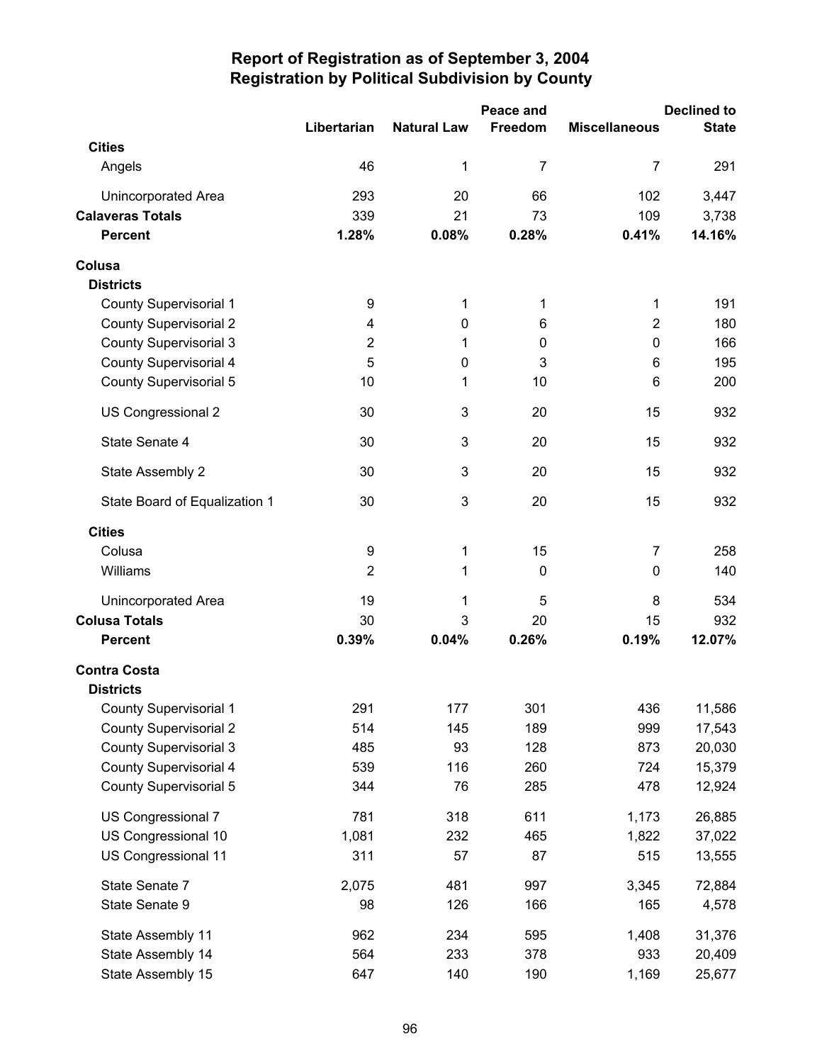# Report of Registration as of September 3, 2004
## Registration by Political Subdivision by County

| | Libertarian | Natural Law | Peace and Freedom | Miscellaneous | Declined to State |
|---|---|---|---|---|---|
| **Cities** | | | | | |
| Angels | 46 | 1 | 7 | 7 | 291 |
| Unincorporated Area | 293 | 20 | 66 | 102 | 3,447 |
| **Calaveras Totals** | 339 | 21 | 73 | 109 | 3,738 |
| **Percent** | **1.28%** | **0.08%** | **0.28%** | **0.41%** | **14.16%** |
| **Colusa** | | | | | |
| **Districts** | | | | | |
| County Supervisorial 1 | 9 | 1 | 1 | 1 | 191 |
| County Supervisorial 2 | 4 | 0 | 6 | 2 | 180 |
| County Supervisorial 3 | 2 | 1 | 0 | 0 | 166 |
| County Supervisorial 4 | 5 | 0 | 3 | 6 | 195 |
| County Supervisorial 5 | 10 | 1 | 10 | 6 | 200 |
| US Congressional 2 | 30 | 3 | 20 | 15 | 932 |
| State Senate 4 | 30 | 3 | 20 | 15 | 932 |
| State Assembly 2 | 30 | 3 | 20 | 15 | 932 |
| State Board of Equalization 1 | 30 | 3 | 20 | 15 | 932 |
| **Cities** | | | | | |
| Colusa | 9 | 1 | 15 | 7 | 258 |
| Williams | 2 | 1 | 0 | 0 | 140 |
| Unincorporated Area | 19 | 1 | 5 | 8 | 534 |
| **Colusa Totals** | 30 | 3 | 20 | 15 | 932 |
| **Percent** | **0.39%** | **0.04%** | **0.26%** | **0.19%** | **12.07%** |
| **Contra Costa** | | | | | |
| **Districts** | | | | | |
| County Supervisorial 1 | 291 | 177 | 301 | 436 | 11,586 |
| County Supervisorial 2 | 514 | 145 | 189 | 999 | 17,543 |
| County Supervisorial 3 | 485 | 93 | 128 | 873 | 20,030 |
| County Supervisorial 4 | 539 | 116 | 260 | 724 | 15,379 |
| County Supervisorial 5 | 344 | 76 | 285 | 478 | 12,924 |
| US Congressional 7 | 781 | 318 | 611 | 1,173 | 26,885 |
| US Congressional 10 | 1,081 | 232 | 465 | 1,822 | 37,022 |
| US Congressional 11 | 311 | 57 | 87 | 515 | 13,555 |
| State Senate 7 | 2,075 | 481 | 997 | 3,345 | 72,884 |
| State Senate 9 | 98 | 126 | 166 | 165 | 4,578 |
| State Assembly 11 | 962 | 234 | 595 | 1,408 | 31,376 |
| State Assembly 14 | 564 | 233 | 378 | 933 | 20,409 |
| State Assembly 15 | 647 | 140 | 190 | 1,169 | 25,677 |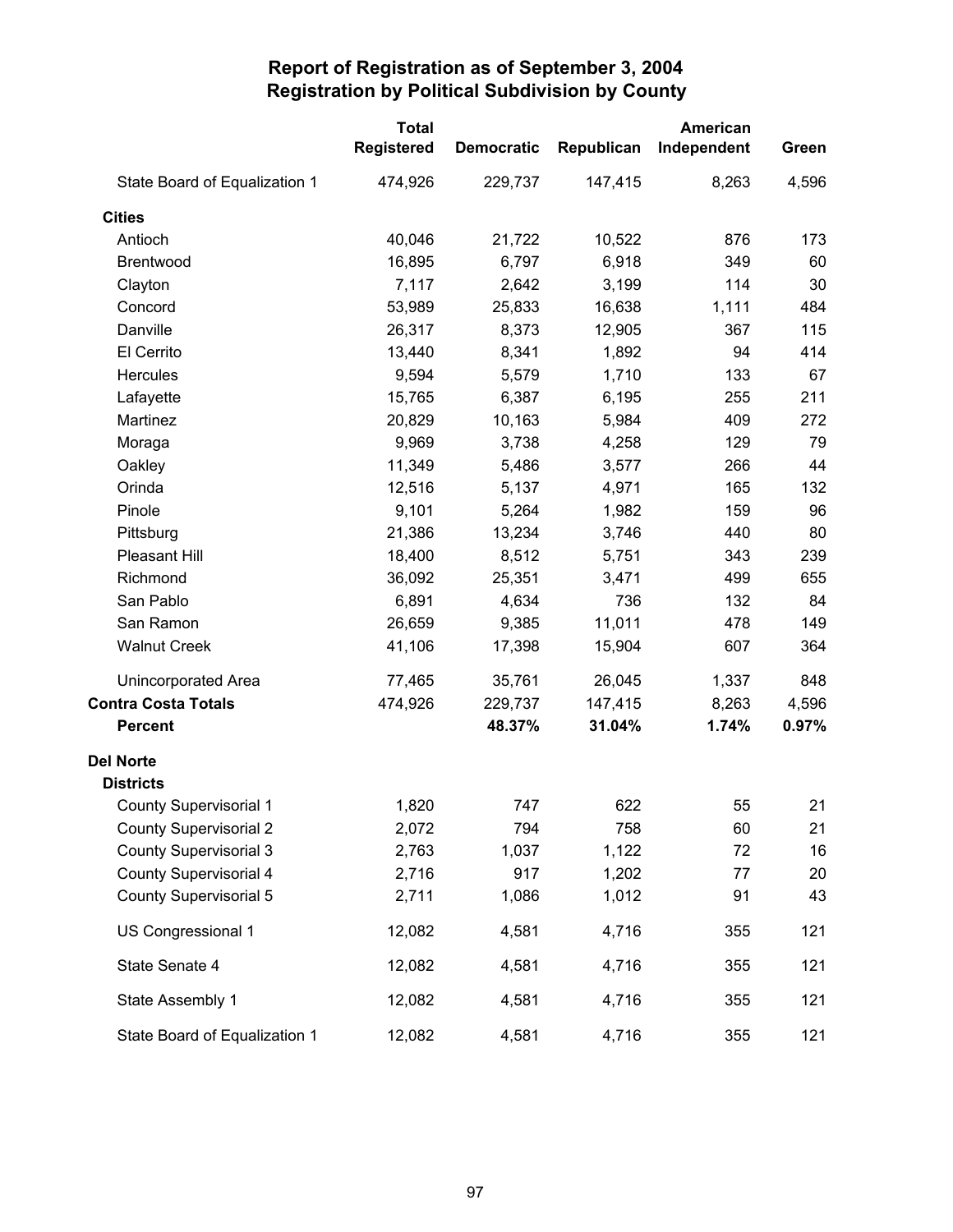# Report of Registration as of September 3, 2004
## Registration by Political Subdivision by County

| | Total Registered | Democratic | Republican | American Independent | Green |
|---|---|---|---|---|---|
| State Board of Equalization 1 | 474,926 | 229,737 | 147,415 | 8,263 | 4,596 |
| **Cities** | | | | | |
| Antioch | 40,046 | 21,722 | 10,522 | 876 | 173 |
| Brentwood | 16,895 | 6,797 | 6,918 | 349 | 60 |
| Clayton | 7,117 | 2,642 | 3,199 | 114 | 30 |
| Concord | 53,989 | 25,833 | 16,638 | 1,111 | 484 |
| Danville | 26,317 | 8,373 | 12,905 | 367 | 115 |
| El Cerrito | 13,440 | 8,341 | 1,892 | 94 | 414 |
| Hercules | 9,594 | 5,579 | 1,710 | 133 | 67 |
| Lafayette | 15,765 | 6,387 | 6,195 | 255 | 211 |
| Martinez | 20,829 | 10,163 | 5,984 | 409 | 272 |
| Moraga | 9,969 | 3,738 | 4,258 | 129 | 79 |
| Oakley | 11,349 | 5,486 | 3,577 | 266 | 44 |
| Orinda | 12,516 | 5,137 | 4,971 | 165 | 132 |
| Pinole | 9,101 | 5,264 | 1,982 | 159 | 96 |
| Pittsburg | 21,386 | 13,234 | 3,746 | 440 | 80 |
| Pleasant Hill | 18,400 | 8,512 | 5,751 | 343 | 239 |
| Richmond | 36,092 | 25,351 | 3,471 | 499 | 655 |
| San Pablo | 6,891 | 4,634 | 736 | 132 | 84 |
| San Ramon | 26,659 | 9,385 | 11,011 | 478 | 149 |
| Walnut Creek | 41,106 | 17,398 | 15,904 | 607 | 364 |
| Unincorporated Area | 77,465 | 35,761 | 26,045 | 1,337 | 848 |
| **Contra Costa Totals** | 474,926 | 229,737 | 147,415 | 8,263 | 4,596 |
| **Percent** | | **48.37%** | **31.04%** | **1.74%** | **0.97%** |
| **Del Norte** | | | | | |
| **Districts** | | | | | |
| County Supervisorial 1 | 1,820 | 747 | 622 | 55 | 21 |
| County Supervisorial 2 | 2,072 | 794 | 758 | 60 | 21 |
| County Supervisorial 3 | 2,763 | 1,037 | 1,122 | 72 | 16 |
| County Supervisorial 4 | 2,716 | 917 | 1,202 | 77 | 20 |
| County Supervisorial 5 | 2,711 | 1,086 | 1,012 | 91 | 43 |
| US Congressional 1 | 12,082 | 4,581 | 4,716 | 355 | 121 |
| State Senate 4 | 12,082 | 4,581 | 4,716 | 355 | 121 |
| State Assembly 1 | 12,082 | 4,581 | 4,716 | 355 | 121 |
| State Board of Equalization 1 | 12,082 | 4,581 | 4,716 | 355 | 121 |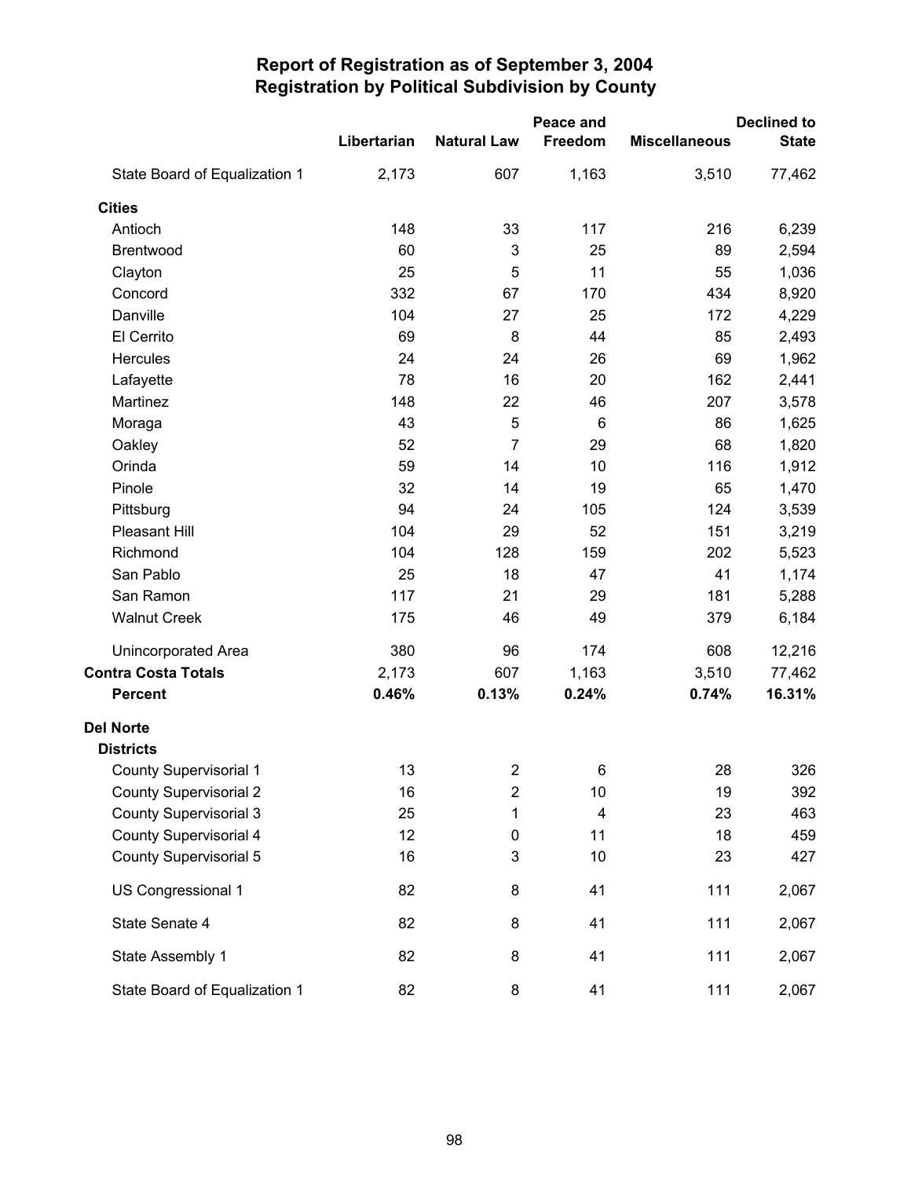# Report of Registration as of September 3, 2004
## Registration by Political Subdivision by County

| | Libertarian | Natural Law | Peace and Freedom | Miscellaneous | Declined to State |
|---|---|---|---|---|---|
| State Board of Equalization 1 | 2,173 | 607 | 1,163 | 3,510 | 77,462 |
| **Cities** | | | | | |
| Antioch | 148 | 33 | 117 | 216 | 6,239 |
| Brentwood | 60 | 3 | 25 | 89 | 2,594 |
| Clayton | 25 | 5 | 11 | 55 | 1,036 |
| Concord | 332 | 67 | 170 | 434 | 8,920 |
| Danville | 104 | 27 | 25 | 172 | 4,229 |
| El Cerrito | 69 | 8 | 44 | 85 | 2,493 |
| Hercules | 24 | 24 | 26 | 69 | 1,962 |
| Lafayette | 78 | 16 | 20 | 162 | 2,441 |
| Martinez | 148 | 22 | 46 | 207 | 3,578 |
| Moraga | 43 | 5 | 6 | 86 | 1,625 |
| Oakley | 52 | 7 | 29 | 68 | 1,820 |
| Orinda | 59 | 14 | 10 | 116 | 1,912 |
| Pinole | 32 | 14 | 19 | 65 | 1,470 |
| Pittsburg | 94 | 24 | 105 | 124 | 3,539 |
| Pleasant Hill | 104 | 29 | 52 | 151 | 3,219 |
| Richmond | 104 | 128 | 159 | 202 | 5,523 |
| San Pablo | 25 | 18 | 47 | 41 | 1,174 |
| San Ramon | 117 | 21 | 29 | 181 | 5,288 |
| Walnut Creek | 175 | 46 | 49 | 379 | 6,184 |
| Unincorporated Area | 380 | 96 | 174 | 608 | 12,216 |
| **Contra Costa Totals** | 2,173 | 607 | 1,163 | 3,510 | 77,462 |
| **Percent** | **0.46%** | **0.13%** | **0.24%** | **0.74%** | **16.31%** |
| **Del Norte** | | | | | |
| **Districts** | | | | | |
| County Supervisorial 1 | 13 | 2 | 6 | 28 | 326 |
| County Supervisorial 2 | 16 | 2 | 10 | 19 | 392 |
| County Supervisorial 3 | 25 | 1 | 4 | 23 | 463 |
| County Supervisorial 4 | 12 | 0 | 11 | 18 | 459 |
| County Supervisorial 5 | 16 | 3 | 10 | 23 | 427 |
| US Congressional 1 | 82 | 8 | 41 | 111 | 2,067 |
| State Senate 4 | 82 | 8 | 41 | 111 | 2,067 |
| State Assembly 1 | 82 | 8 | 41 | 111 | 2,067 |
| State Board of Equalization 1 | 82 | 8 | 41 | 111 | 2,067 |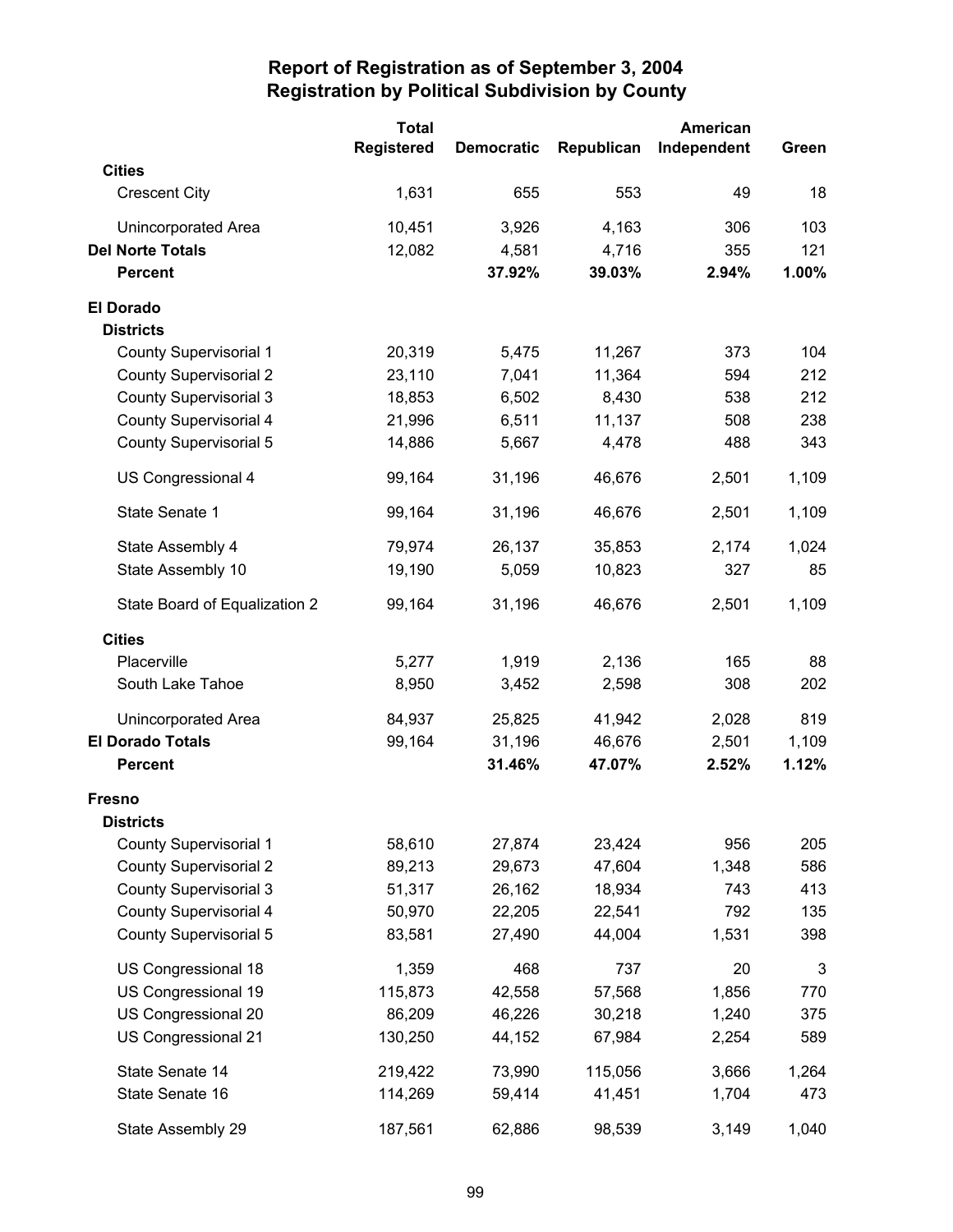# Report of Registration as of September 3, 2004
## Registration by Political Subdivision by County

| | Total Registered | Democratic | Republican | American Independent | Green |
|---|---|---|---|---|---|
| **Cities** | | | | | |
| Crescent City | 1,631 | 655 | 553 | 49 | 18 |
| Unincorporated Area | 10,451 | 3,926 | 4,163 | 306 | 103 |
| **Del Norte Totals** | 12,082 | 4,581 | 4,716 | 355 | 121 |
| **Percent** | | **37.92%** | **39.03%** | **2.94%** | **1.00%** |
| **El Dorado** | | | | | |
| **Districts** | | | | | |
| County Supervisorial 1 | 20,319 | 5,475 | 11,267 | 373 | 104 |
| County Supervisorial 2 | 23,110 | 7,041 | 11,364 | 594 | 212 |
| County Supervisorial 3 | 18,853 | 6,502 | 8,430 | 538 | 212 |
| County Supervisorial 4 | 21,996 | 6,511 | 11,137 | 508 | 238 |
| County Supervisorial 5 | 14,886 | 5,667 | 4,478 | 488 | 343 |
| US Congressional 4 | 99,164 | 31,196 | 46,676 | 2,501 | 1,109 |
| State Senate 1 | 99,164 | 31,196 | 46,676 | 2,501 | 1,109 |
| State Assembly 4 | 79,974 | 26,137 | 35,853 | 2,174 | 1,024 |
| State Assembly 10 | 19,190 | 5,059 | 10,823 | 327 | 85 |
| State Board of Equalization 2 | 99,164 | 31,196 | 46,676 | 2,501 | 1,109 |
| **Cities** | | | | | |
| Placerville | 5,277 | 1,919 | 2,136 | 165 | 88 |
| South Lake Tahoe | 8,950 | 3,452 | 2,598 | 308 | 202 |
| Unincorporated Area | 84,937 | 25,825 | 41,942 | 2,028 | 819 |
| **El Dorado Totals** | 99,164 | 31,196 | 46,676 | 2,501 | 1,109 |
| **Percent** | | **31.46%** | **47.07%** | **2.52%** | **1.12%** |
| **Fresno** | | | | | |
| **Districts** | | | | | |
| County Supervisorial 1 | 58,610 | 27,874 | 23,424 | 956 | 205 |
| County Supervisorial 2 | 89,213 | 29,673 | 47,604 | 1,348 | 586 |
| County Supervisorial 3 | 51,317 | 26,162 | 18,934 | 743 | 413 |
| County Supervisorial 4 | 50,970 | 22,205 | 22,541 | 792 | 135 |
| County Supervisorial 5 | 83,581 | 27,490 | 44,004 | 1,531 | 398 |
| US Congressional 18 | 1,359 | 468 | 737 | 20 | 3 |
| US Congressional 19 | 115,873 | 42,558 | 57,568 | 1,856 | 770 |
| US Congressional 20 | 86,209 | 46,226 | 30,218 | 1,240 | 375 |
| US Congressional 21 | 130,250 | 44,152 | 67,984 | 2,254 | 589 |
| State Senate 14 | 219,422 | 73,990 | 115,056 | 3,666 | 1,264 |
| State Senate 16 | 114,269 | 59,414 | 41,451 | 1,704 | 473 |
| State Assembly 29 | 187,561 | 62,886 | 98,539 | 3,149 | 1,040 |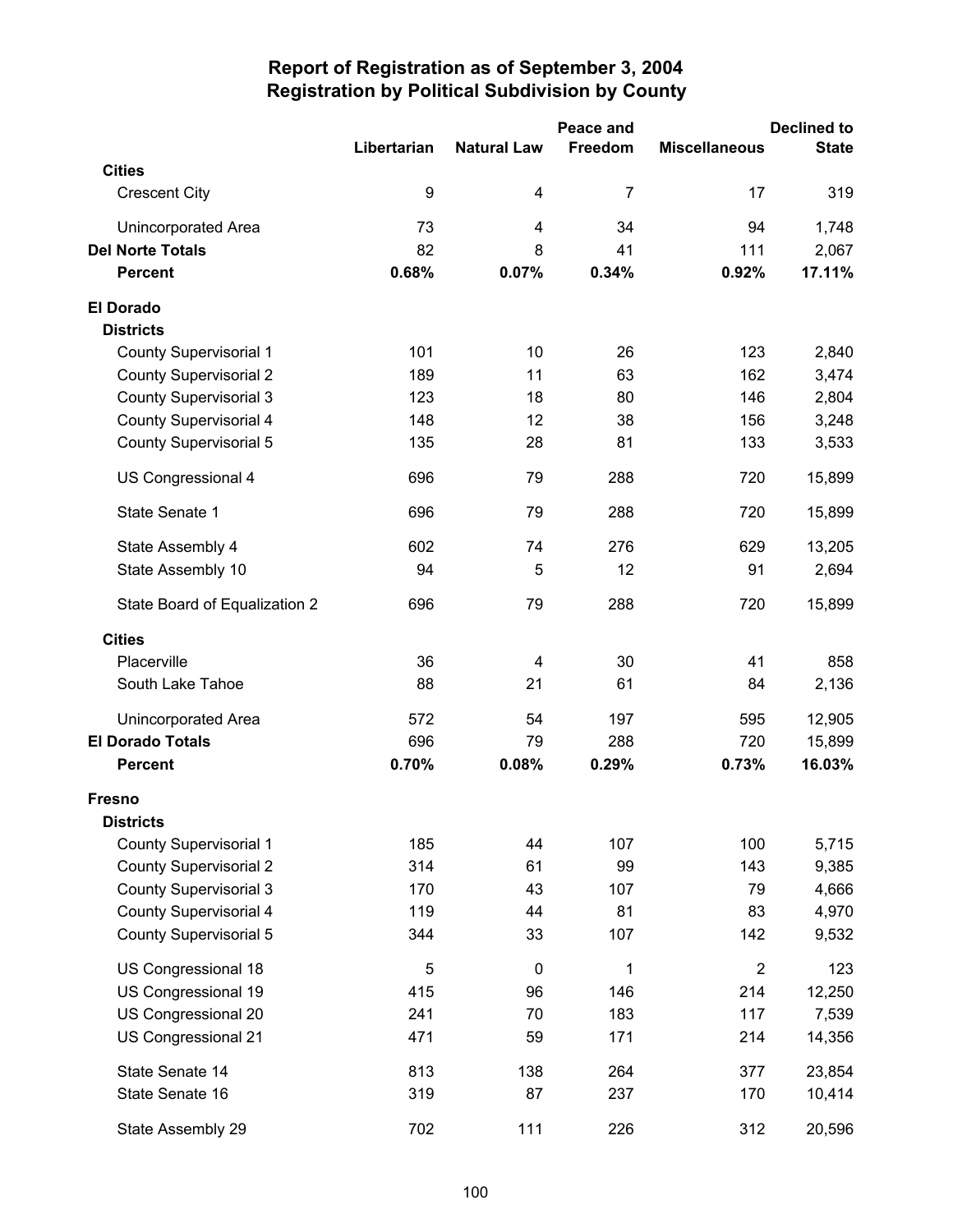# Report of Registration as of September 3, 2004
## Registration by Political Subdivision by County

| | Libertarian | Natural Law | Peace and Freedom | Miscellaneous | Declined to State |
|---|---|---|---|---|---|
| **Cities** | | | | | |
| Crescent City | 9 | 4 | 7 | 17 | 319 |
| Unincorporated Area | 73 | 4 | 34 | 94 | 1,748 |
| **Del Norte Totals** | 82 | 8 | 41 | 111 | 2,067 |
| **Percent** | **0.68%** | **0.07%** | **0.34%** | **0.92%** | **17.11%** |
| **El Dorado** | | | | | |
| **Districts** | | | | | |
| County Supervisorial 1 | 101 | 10 | 26 | 123 | 2,840 |
| County Supervisorial 2 | 189 | 11 | 63 | 162 | 3,474 |
| County Supervisorial 3 | 123 | 18 | 80 | 146 | 2,804 |
| County Supervisorial 4 | 148 | 12 | 38 | 156 | 3,248 |
| County Supervisorial 5 | 135 | 28 | 81 | 133 | 3,533 |
| US Congressional 4 | 696 | 79 | 288 | 720 | 15,899 |
| State Senate 1 | 696 | 79 | 288 | 720 | 15,899 |
| State Assembly 4 | 602 | 74 | 276 | 629 | 13,205 |
| State Assembly 10 | 94 | 5 | 12 | 91 | 2,694 |
| State Board of Equalization 2 | 696 | 79 | 288 | 720 | 15,899 |
| **Cities** | | | | | |
| Placerville | 36 | 4 | 30 | 41 | 858 |
| South Lake Tahoe | 88 | 21 | 61 | 84 | 2,136 |
| Unincorporated Area | 572 | 54 | 197 | 595 | 12,905 |
| **El Dorado Totals** | 696 | 79 | 288 | 720 | 15,899 |
| **Percent** | **0.70%** | **0.08%** | **0.29%** | **0.73%** | **16.03%** |
| **Fresno** | | | | | |
| **Districts** | | | | | |
| County Supervisorial 1 | 185 | 44 | 107 | 100 | 5,715 |
| County Supervisorial 2 | 314 | 61 | 99 | 143 | 9,385 |
| County Supervisorial 3 | 170 | 43 | 107 | 79 | 4,666 |
| County Supervisorial 4 | 119 | 44 | 81 | 83 | 4,970 |
| County Supervisorial 5 | 344 | 33 | 107 | 142 | 9,532 |
| US Congressional 18 | 5 | 0 | 1 | 2 | 123 |
| US Congressional 19 | 415 | 96 | 146 | 214 | 12,250 |
| US Congressional 20 | 241 | 70 | 183 | 117 | 7,539 |
| US Congressional 21 | 471 | 59 | 171 | 214 | 14,356 |
| State Senate 14 | 813 | 138 | 264 | 377 | 23,854 |
| State Senate 16 | 319 | 87 | 237 | 170 | 10,414 |
| State Assembly 29 | 702 | 111 | 226 | 312 | 20,596 |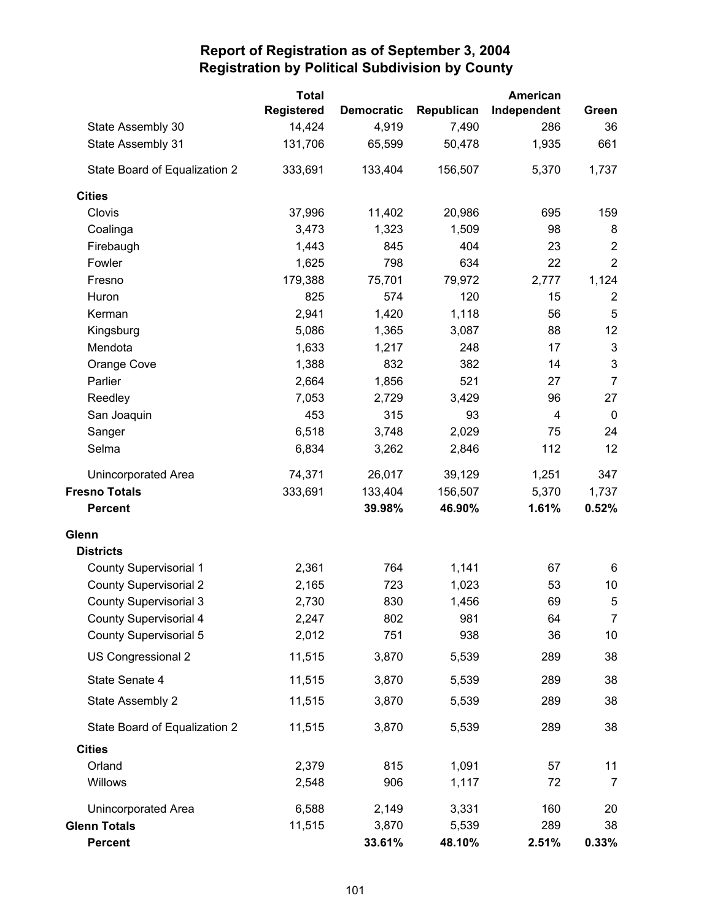# Report of Registration as of September 3, 2004
## Registration by Political Subdivision by County

| | Total Registered | Democratic | Republican | American Independent | Green |
|---|---|---|---|---|---|
| State Assembly 30 | 14,424 | 4,919 | 7,490 | 286 | 36 |
| State Assembly 31 | 131,706 | 65,599 | 50,478 | 1,935 | 661 |
| State Board of Equalization 2 | 333,691 | 133,404 | 156,507 | 5,370 | 1,737 |
| **Cities** | | | | | |
| Clovis | 37,996 | 11,402 | 20,986 | 695 | 159 |
| Coalinga | 3,473 | 1,323 | 1,509 | 98 | 8 |
| Firebaugh | 1,443 | 845 | 404 | 23 | 2 |
| Fowler | 1,625 | 798 | 634 | 22 | 2 |
| Fresno | 179,388 | 75,701 | 79,972 | 2,777 | 1,124 |
| Huron | 825 | 574 | 120 | 15 | 2 |
| Kerman | 2,941 | 1,420 | 1,118 | 56 | 5 |
| Kingsburg | 5,086 | 1,365 | 3,087 | 88 | 12 |
| Mendota | 1,633 | 1,217 | 248 | 17 | 3 |
| Orange Cove | 1,388 | 832 | 382 | 14 | 3 |
| Parlier | 2,664 | 1,856 | 521 | 27 | 7 |
| Reedley | 7,053 | 2,729 | 3,429 | 96 | 27 |
| San Joaquin | 453 | 315 | 93 | 4 | 0 |
| Sanger | 6,518 | 3,748 | 2,029 | 75 | 24 |
| Selma | 6,834 | 3,262 | 2,846 | 112 | 12 |
| Unincorporated Area | 74,371 | 26,017 | 39,129 | 1,251 | 347 |
| **Fresno Totals** | 333,691 | 133,404 | 156,507 | 5,370 | 1,737 |
| **Percent** | | **39.98%** | **46.90%** | **1.61%** | **0.52%** |
| **Glenn** | | | | | |
| **Districts** | | | | | |
| County Supervisorial 1 | 2,361 | 764 | 1,141 | 67 | 6 |
| County Supervisorial 2 | 2,165 | 723 | 1,023 | 53 | 10 |
| County Supervisorial 3 | 2,730 | 830 | 1,456 | 69 | 5 |
| County Supervisorial 4 | 2,247 | 802 | 981 | 64 | 7 |
| County Supervisorial 5 | 2,012 | 751 | 938 | 36 | 10 |
| US Congressional 2 | 11,515 | 3,870 | 5,539 | 289 | 38 |
| State Senate 4 | 11,515 | 3,870 | 5,539 | 289 | 38 |
| State Assembly 2 | 11,515 | 3,870 | 5,539 | 289 | 38 |
| State Board of Equalization 2 | 11,515 | 3,870 | 5,539 | 289 | 38 |
| **Cities** | | | | | |
| Orland | 2,379 | 815 | 1,091 | 57 | 11 |
| Willows | 2,548 | 906 | 1,117 | 72 | 7 |
| Unincorporated Area | 6,588 | 2,149 | 3,331 | 160 | 20 |
| **Glenn Totals** | 11,515 | 3,870 | 5,539 | 289 | 38 |
| **Percent** | | **33.61%** | **48.10%** | **2.51%** | **0.33%** |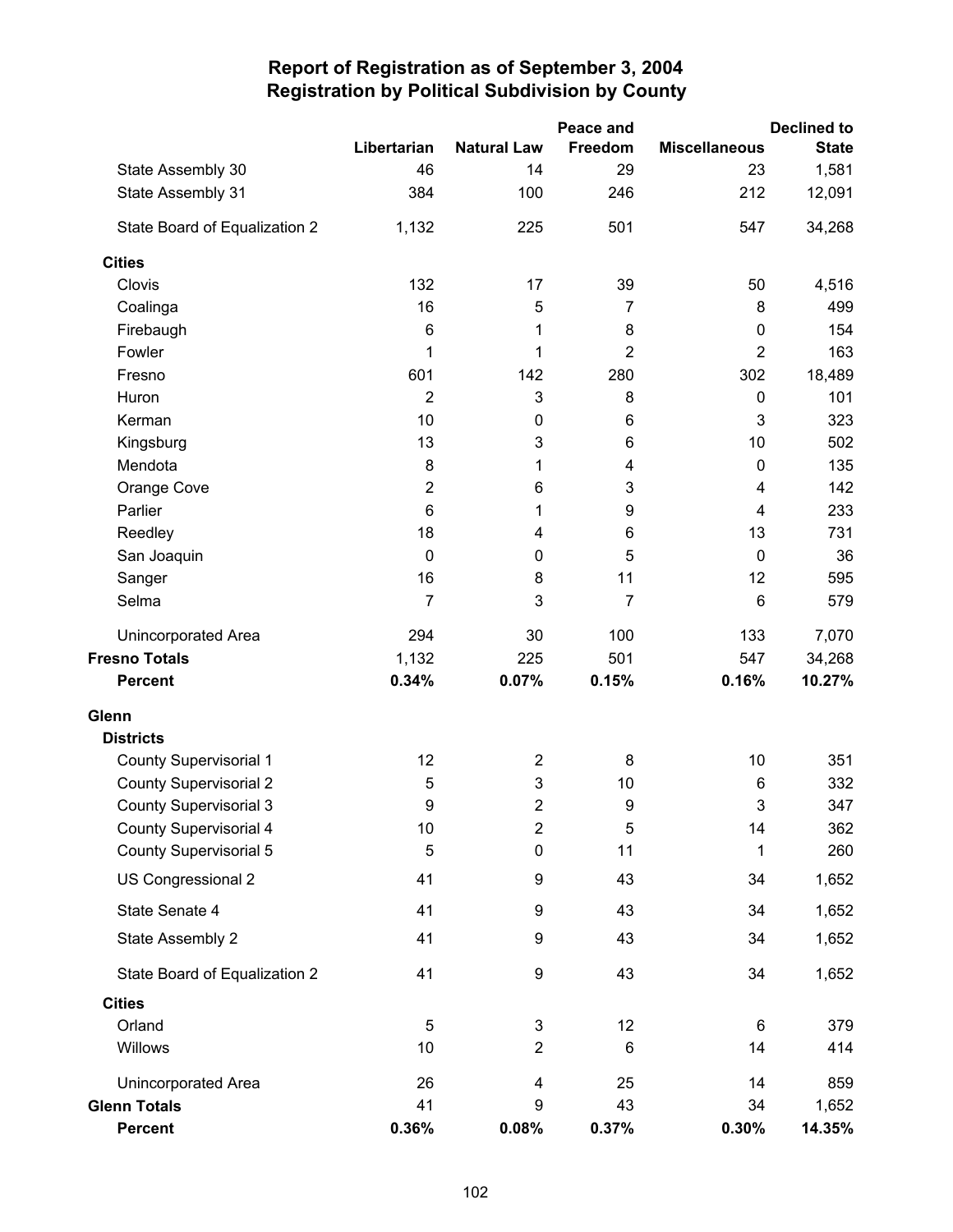# Report of Registration as of September 3, 2004
## Registration by Political Subdivision by County

| | Libertarian | Natural Law | Peace and Freedom | Miscellaneous | Declined to State |
|---|---|---|---|---|---|
| State Assembly 30 | 46 | 14 | 29 | 23 | 1,581 |
| State Assembly 31 | 384 | 100 | 246 | 212 | 12,091 |
| State Board of Equalization 2 | 1,132 | 225 | 501 | 547 | 34,268 |
| **Cities** | | | | | |
| Clovis | 132 | 17 | 39 | 50 | 4,516 |
| Coalinga | 16 | 5 | 7 | 8 | 499 |
| Firebaugh | 6 | 1 | 8 | 0 | 154 |
| Fowler | 1 | 1 | 2 | 2 | 163 |
| Fresno | 601 | 142 | 280 | 302 | 18,489 |
| Huron | 2 | 3 | 8 | 0 | 101 |
| Kerman | 10 | 0 | 6 | 3 | 323 |
| Kingsburg | 13 | 3 | 6 | 10 | 502 |
| Mendota | 8 | 1 | 4 | 0 | 135 |
| Orange Cove | 2 | 6 | 3 | 4 | 142 |
| Parlier | 6 | 1 | 9 | 4 | 233 |
| Reedley | 18 | 4 | 6 | 13 | 731 |
| San Joaquin | 0 | 0 | 5 | 0 | 36 |
| Sanger | 16 | 8 | 11 | 12 | 595 |
| Selma | 7 | 3 | 7 | 6 | 579 |
| Unincorporated Area | 294 | 30 | 100 | 133 | 7,070 |
| **Fresno Totals** | 1,132 | 225 | 501 | 547 | 34,268 |
| **Percent** | **0.34%** | **0.07%** | **0.15%** | **0.16%** | **10.27%** |
| **Glenn** | | | | | |
| **Districts** | | | | | |
| County Supervisorial 1 | 12 | 2 | 8 | 10 | 351 |
| County Supervisorial 2 | 5 | 3 | 10 | 6 | 332 |
| County Supervisorial 3 | 9 | 2 | 9 | 3 | 347 |
| County Supervisorial 4 | 10 | 2 | 5 | 14 | 362 |
| County Supervisorial 5 | 5 | 0 | 11 | 1 | 260 |
| US Congressional 2 | 41 | 9 | 43 | 34 | 1,652 |
| State Senate 4 | 41 | 9 | 43 | 34 | 1,652 |
| State Assembly 2 | 41 | 9 | 43 | 34 | 1,652 |
| State Board of Equalization 2 | 41 | 9 | 43 | 34 | 1,652 |
| **Cities** | | | | | |
| Orland | 5 | 3 | 12 | 6 | 379 |
| Willows | 10 | 2 | 6 | 14 | 414 |
| Unincorporated Area | 26 | 4 | 25 | 14 | 859 |
| **Glenn Totals** | 41 | 9 | 43 | 34 | 1,652 |
| **Percent** | **0.36%** | **0.08%** | **0.37%** | **0.30%** | **14.35%** |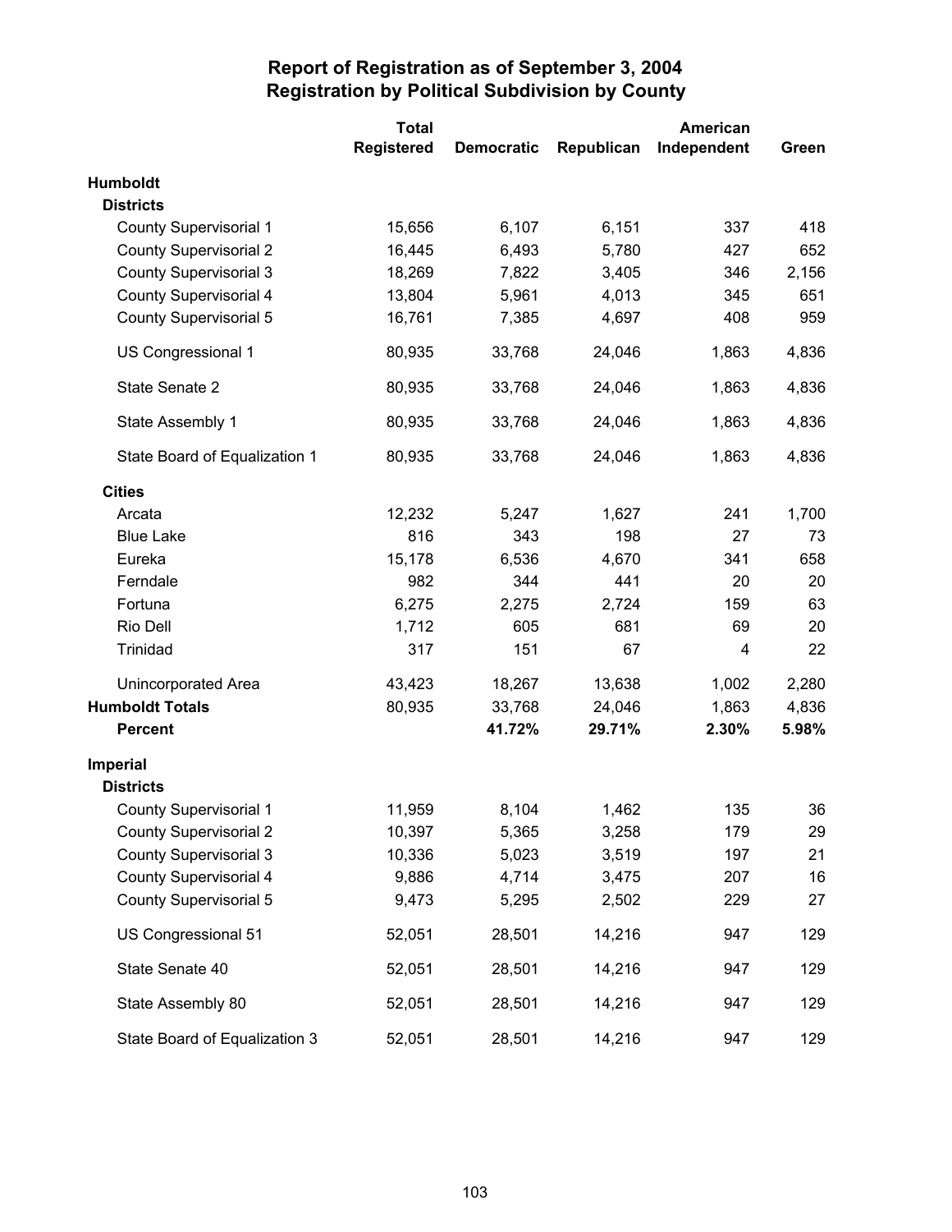# Report of Registration as of September 3, 2004
## Registration by Political Subdivision by County

| | Total Registered | Democratic | Republican | American Independent | Green |
|---|---|---|---|---|---|
| **Humboldt** | | | | | |
| **Districts** | | | | | |
| County Supervisorial 1 | 15,656 | 6,107 | 6,151 | 337 | 418 |
| County Supervisorial 2 | 16,445 | 6,493 | 5,780 | 427 | 652 |
| County Supervisorial 3 | 18,269 | 7,822 | 3,405 | 346 | 2,156 |
| County Supervisorial 4 | 13,804 | 5,961 | 4,013 | 345 | 651 |
| County Supervisorial 5 | 16,761 | 7,385 | 4,697 | 408 | 959 |
| US Congressional 1 | 80,935 | 33,768 | 24,046 | 1,863 | 4,836 |
| State Senate 2 | 80,935 | 33,768 | 24,046 | 1,863 | 4,836 |
| State Assembly 1 | 80,935 | 33,768 | 24,046 | 1,863 | 4,836 |
| State Board of Equalization 1 | 80,935 | 33,768 | 24,046 | 1,863 | 4,836 |
| **Cities** | | | | | |
| Arcata | 12,232 | 5,247 | 1,627 | 241 | 1,700 |
| Blue Lake | 816 | 343 | 198 | 27 | 73 |
| Eureka | 15,178 | 6,536 | 4,670 | 341 | 658 |
| Ferndale | 982 | 344 | 441 | 20 | 20 |
| Fortuna | 6,275 | 2,275 | 2,724 | 159 | 63 |
| Rio Dell | 1,712 | 605 | 681 | 69 | 20 |
| Trinidad | 317 | 151 | 67 | 4 | 22 |
| Unincorporated Area | 43,423 | 18,267 | 13,638 | 1,002 | 2,280 |
| **Humboldt Totals** | 80,935 | 33,768 | 24,046 | 1,863 | 4,836 |
| **Percent** | | **41.72%** | **29.71%** | **2.30%** | **5.98%** |
| **Imperial** | | | | | |
| **Districts** | | | | | |
| County Supervisorial 1 | 11,959 | 8,104 | 1,462 | 135 | 36 |
| County Supervisorial 2 | 10,397 | 5,365 | 3,258 | 179 | 29 |
| County Supervisorial 3 | 10,336 | 5,023 | 3,519 | 197 | 21 |
| County Supervisorial 4 | 9,886 | 4,714 | 3,475 | 207 | 16 |
| County Supervisorial 5 | 9,473 | 5,295 | 2,502 | 229 | 27 |
| US Congressional 51 | 52,051 | 28,501 | 14,216 | 947 | 129 |
| State Senate 40 | 52,051 | 28,501 | 14,216 | 947 | 129 |
| State Assembly 80 | 52,051 | 28,501 | 14,216 | 947 | 129 |
| State Board of Equalization 3 | 52,051 | 28,501 | 14,216 | 947 | 129 |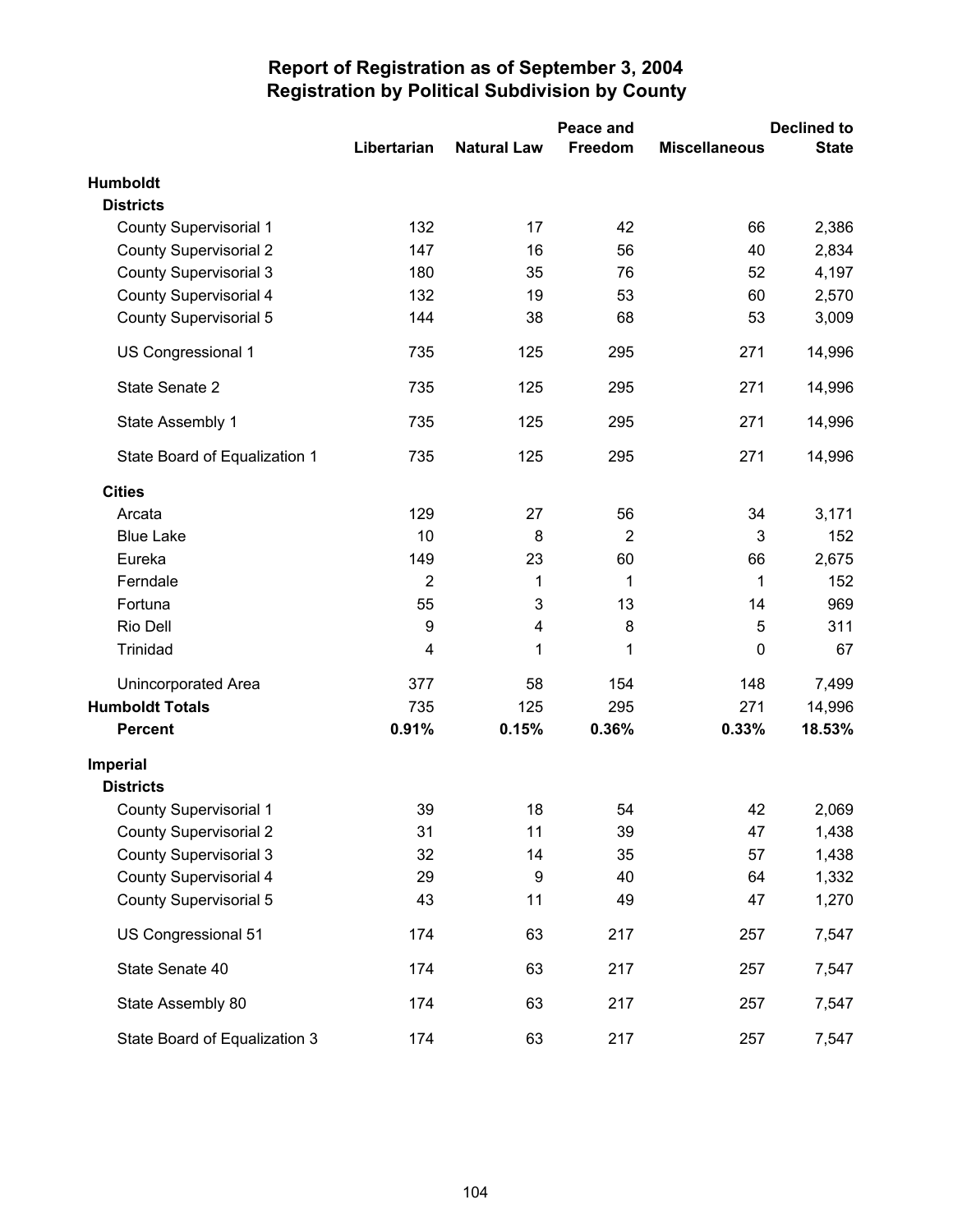# Report of Registration as of September 3, 2004
## Registration by Political Subdivision by County

| | Libertarian | Natural Law | Peace and Freedom | Miscellaneous | Declined to State |
|---|---|---|---|---|---|
| **Humboldt** | | | | | |
| **Districts** | | | | | |
| County Supervisorial 1 | 132 | 17 | 42 | 66 | 2,386 |
| County Supervisorial 2 | 147 | 16 | 56 | 40 | 2,834 |
| County Supervisorial 3 | 180 | 35 | 76 | 52 | 4,197 |
| County Supervisorial 4 | 132 | 19 | 53 | 60 | 2,570 |
| County Supervisorial 5 | 144 | 38 | 68 | 53 | 3,009 |
| US Congressional 1 | 735 | 125 | 295 | 271 | 14,996 |
| State Senate 2 | 735 | 125 | 295 | 271 | 14,996 |
| State Assembly 1 | 735 | 125 | 295 | 271 | 14,996 |
| State Board of Equalization 1 | 735 | 125 | 295 | 271 | 14,996 |
| **Cities** | | | | | |
| Arcata | 129 | 27 | 56 | 34 | 3,171 |
| Blue Lake | 10 | 8 | 2 | 3 | 152 |
| Eureka | 149 | 23 | 60 | 66 | 2,675 |
| Ferndale | 2 | 1 | 1 | 1 | 152 |
| Fortuna | 55 | 3 | 13 | 14 | 969 |
| Rio Dell | 9 | 4 | 8 | 5 | 311 |
| Trinidad | 4 | 1 | 1 | 0 | 67 |
| Unincorporated Area | 377 | 58 | 154 | 148 | 7,499 |
| **Humboldt Totals** | 735 | 125 | 295 | 271 | 14,996 |
| **Percent** | **0.91%** | **0.15%** | **0.36%** | **0.33%** | **18.53%** |
| **Imperial** | | | | | |
| **Districts** | | | | | |
| County Supervisorial 1 | 39 | 18 | 54 | 42 | 2,069 |
| County Supervisorial 2 | 31 | 11 | 39 | 47 | 1,438 |
| County Supervisorial 3 | 32 | 14 | 35 | 57 | 1,438 |
| County Supervisorial 4 | 29 | 9 | 40 | 64 | 1,332 |
| County Supervisorial 5 | 43 | 11 | 49 | 47 | 1,270 |
| US Congressional 51 | 174 | 63 | 217 | 257 | 7,547 |
| State Senate 40 | 174 | 63 | 217 | 257 | 7,547 |
| State Assembly 80 | 174 | 63 | 217 | 257 | 7,547 |
| State Board of Equalization 3 | 174 | 63 | 217 | 257 | 7,547 |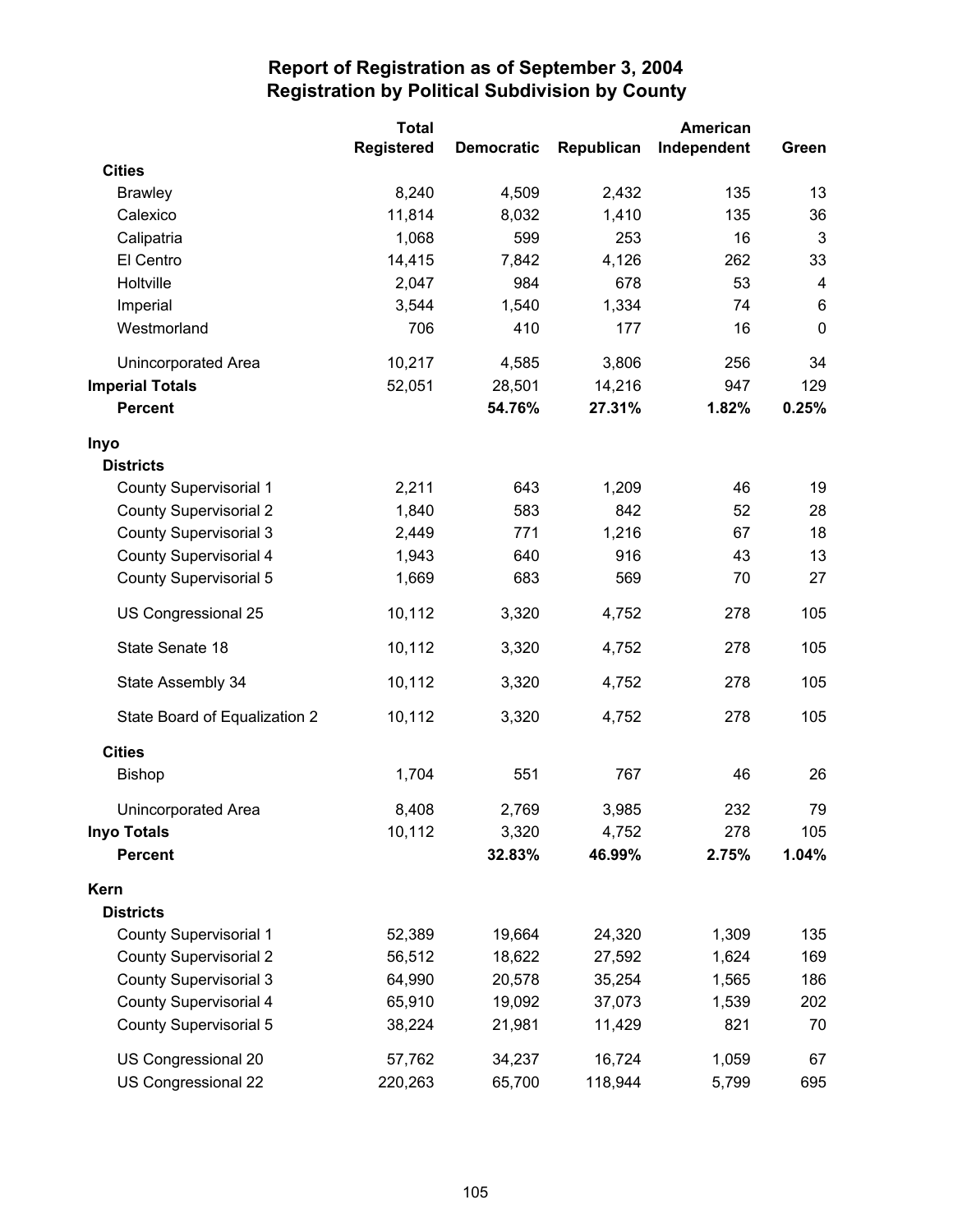# Report of Registration as of September 3, 2004
## Registration by Political Subdivision by County

| | Total Registered | Democratic | Republican | American Independent | Green |
|---|---|---|---|---|---|
| **Cities** | | | | | |
| Brawley | 8,240 | 4,509 | 2,432 | 135 | 13 |
| Calexico | 11,814 | 8,032 | 1,410 | 135 | 36 |
| Calipatria | 1,068 | 599 | 253 | 16 | 3 |
| El Centro | 14,415 | 7,842 | 4,126 | 262 | 33 |
| Holtville | 2,047 | 984 | 678 | 53 | 4 |
| Imperial | 3,544 | 1,540 | 1,334 | 74 | 6 |
| Westmorland | 706 | 410 | 177 | 16 | 0 |
| Unincorporated Area | 10,217 | 4,585 | 3,806 | 256 | 34 |
| **Imperial Totals** | 52,051 | 28,501 | 14,216 | 947 | 129 |
| **Percent** | | **54.76%** | **27.31%** | **1.82%** | **0.25%** |
| **Inyo** | | | | | |
| **Districts** | | | | | |
| County Supervisorial 1 | 2,211 | 643 | 1,209 | 46 | 19 |
| County Supervisorial 2 | 1,840 | 583 | 842 | 52 | 28 |
| County Supervisorial 3 | 2,449 | 771 | 1,216 | 67 | 18 |
| County Supervisorial 4 | 1,943 | 640 | 916 | 43 | 13 |
| County Supervisorial 5 | 1,669 | 683 | 569 | 70 | 27 |
| US Congressional 25 | 10,112 | 3,320 | 4,752 | 278 | 105 |
| State Senate 18 | 10,112 | 3,320 | 4,752 | 278 | 105 |
| State Assembly 34 | 10,112 | 3,320 | 4,752 | 278 | 105 |
| State Board of Equalization 2 | 10,112 | 3,320 | 4,752 | 278 | 105 |
| **Cities** | | | | | |
| Bishop | 1,704 | 551 | 767 | 46 | 26 |
| Unincorporated Area | 8,408 | 2,769 | 3,985 | 232 | 79 |
| **Inyo Totals** | 10,112 | 3,320 | 4,752 | 278 | 105 |
| **Percent** | | **32.83%** | **46.99%** | **2.75%** | **1.04%** |
| **Kern** | | | | | |
| **Districts** | | | | | |
| County Supervisorial 1 | 52,389 | 19,664 | 24,320 | 1,309 | 135 |
| County Supervisorial 2 | 56,512 | 18,622 | 27,592 | 1,624 | 169 |
| County Supervisorial 3 | 64,990 | 20,578 | 35,254 | 1,565 | 186 |
| County Supervisorial 4 | 65,910 | 19,092 | 37,073 | 1,539 | 202 |
| County Supervisorial 5 | 38,224 | 21,981 | 11,429 | 821 | 70 |
| US Congressional 20 | 57,762 | 34,237 | 16,724 | 1,059 | 67 |
| US Congressional 22 | 220,263 | 65,700 | 118,944 | 5,799 | 695 |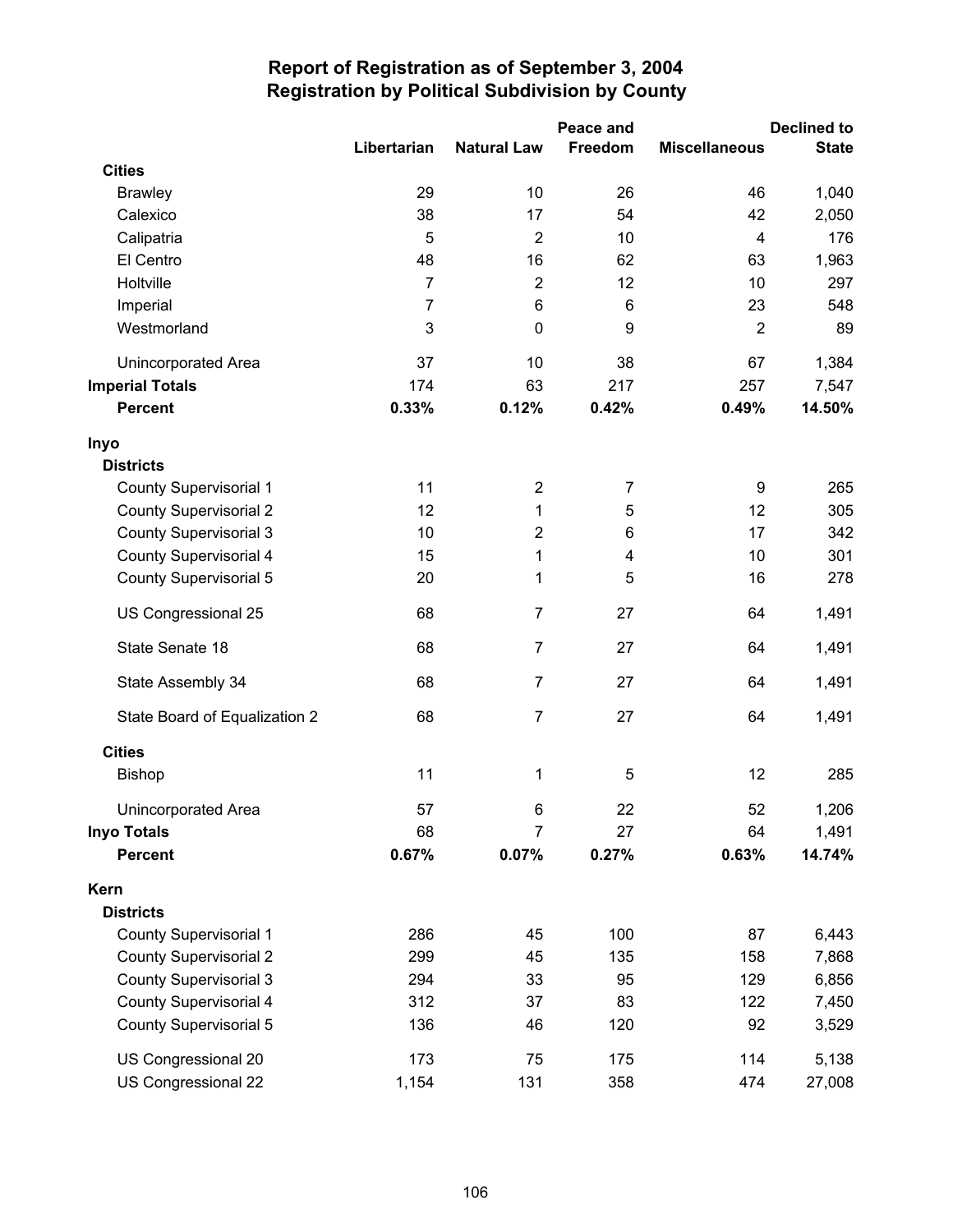# Report of Registration as of September 3, 2004
## Registration by Political Subdivision by County

| | Libertarian | Natural Law | Peace and Freedom | Miscellaneous | Declined to State |
|---|---|---|---|---|---|
| **Cities** | | | | | |
| Brawley | 29 | 10 | 26 | 46 | 1,040 |
| Calexico | 38 | 17 | 54 | 42 | 2,050 |
| Calipatria | 5 | 2 | 10 | 4 | 176 |
| El Centro | 48 | 16 | 62 | 63 | 1,963 |
| Holtville | 7 | 2 | 12 | 10 | 297 |
| Imperial | 7 | 6 | 6 | 23 | 548 |
| Westmorland | 3 | 0 | 9 | 2 | 89 |
| Unincorporated Area | 37 | 10 | 38 | 67 | 1,384 |
| **Imperial Totals** | 174 | 63 | 217 | 257 | 7,547 |
| **Percent** | **0.33%** | **0.12%** | **0.42%** | **0.49%** | **14.50%** |
| **Inyo** | | | | | |
| **Districts** | | | | | |
| County Supervisorial 1 | 11 | 2 | 7 | 9 | 265 |
| County Supervisorial 2 | 12 | 1 | 5 | 12 | 305 |
| County Supervisorial 3 | 10 | 2 | 6 | 17 | 342 |
| County Supervisorial 4 | 15 | 1 | 4 | 10 | 301 |
| County Supervisorial 5 | 20 | 1 | 5 | 16 | 278 |
| US Congressional 25 | 68 | 7 | 27 | 64 | 1,491 |
| State Senate 18 | 68 | 7 | 27 | 64 | 1,491 |
| State Assembly 34 | 68 | 7 | 27 | 64 | 1,491 |
| State Board of Equalization 2 | 68 | 7 | 27 | 64 | 1,491 |
| **Cities** | | | | | |
| Bishop | 11 | 1 | 5 | 12 | 285 |
| Unincorporated Area | 57 | 6 | 22 | 52 | 1,206 |
| **Inyo Totals** | 68 | 7 | 27 | 64 | 1,491 |
| **Percent** | **0.67%** | **0.07%** | **0.27%** | **0.63%** | **14.74%** |
| **Kern** | | | | | |
| **Districts** | | | | | |
| County Supervisorial 1 | 286 | 45 | 100 | 87 | 6,443 |
| County Supervisorial 2 | 299 | 45 | 135 | 158 | 7,868 |
| County Supervisorial 3 | 294 | 33 | 95 | 129 | 6,856 |
| County Supervisorial 4 | 312 | 37 | 83 | 122 | 7,450 |
| County Supervisorial 5 | 136 | 46 | 120 | 92 | 3,529 |
| US Congressional 20 | 173 | 75 | 175 | 114 | 5,138 |
| US Congressional 22 | 1,154 | 131 | 358 | 474 | 27,008 |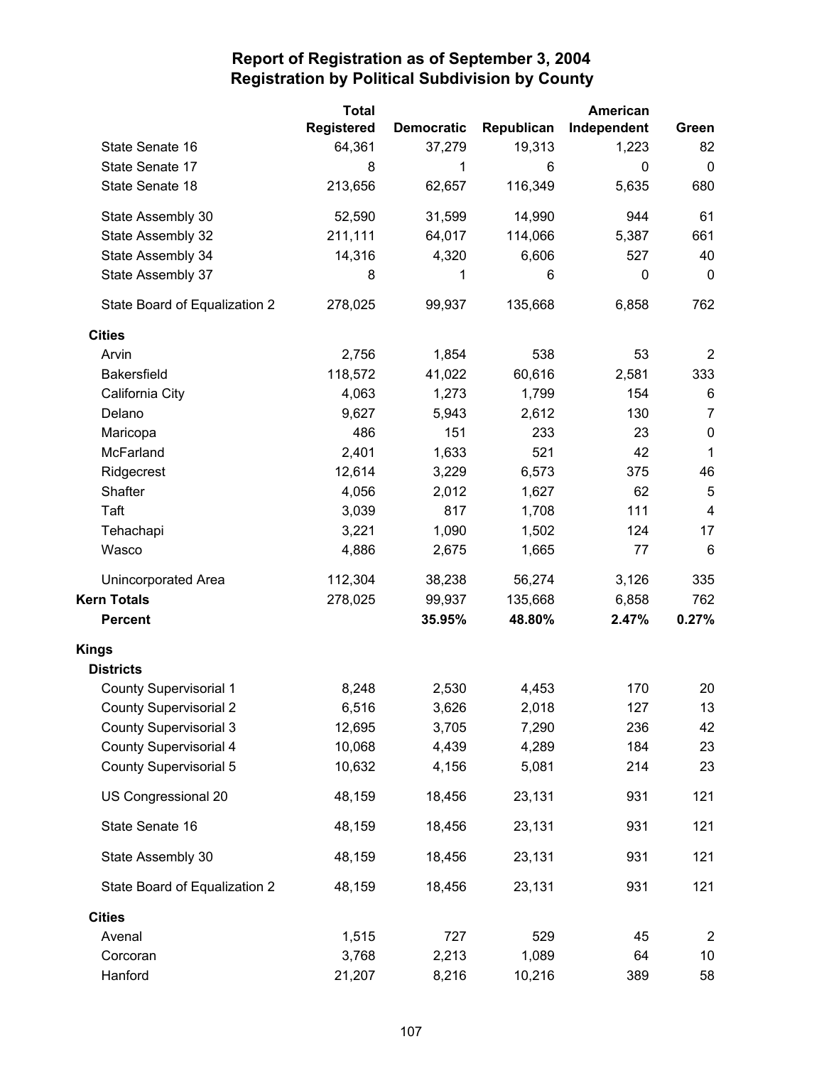## Report of Registration as of September 3, 2004
## Registration by Political Subdivision by County

| | Total Registered | Democratic | Republican | American Independent | Green |
|---|---|---|---|---|---|
| State Senate 16 | 64,361 | 37,279 | 19,313 | 1,223 | 82 |
| State Senate 17 | 8 | 1 | 6 | 0 | 0 |
| State Senate 18 | 213,656 | 62,657 | 116,349 | 5,635 | 680 |
| State Assembly 30 | 52,590 | 31,599 | 14,990 | 944 | 61 |
| State Assembly 32 | 211,111 | 64,017 | 114,066 | 5,387 | 661 |
| State Assembly 34 | 14,316 | 4,320 | 6,606 | 527 | 40 |
| State Assembly 37 | 8 | 1 | 6 | 0 | 0 |
| State Board of Equalization 2 | 278,025 | 99,937 | 135,668 | 6,858 | 762 |
| **Cities** | | | | | |
| Arvin | 2,756 | 1,854 | 538 | 53 | 2 |
| Bakersfield | 118,572 | 41,022 | 60,616 | 2,581 | 333 |
| California City | 4,063 | 1,273 | 1,799 | 154 | 6 |
| Delano | 9,627 | 5,943 | 2,612 | 130 | 7 |
| Maricopa | 486 | 151 | 233 | 23 | 0 |
| McFarland | 2,401 | 1,633 | 521 | 42 | 1 |
| Ridgecrest | 12,614 | 3,229 | 6,573 | 375 | 46 |
| Shafter | 4,056 | 2,012 | 1,627 | 62 | 5 |
| Taft | 3,039 | 817 | 1,708 | 111 | 4 |
| Tehachapi | 3,221 | 1,090 | 1,502 | 124 | 17 |
| Wasco | 4,886 | 2,675 | 1,665 | 77 | 6 |
| Unincorporated Area | 112,304 | 38,238 | 56,274 | 3,126 | 335 |
| **Kern Totals** | 278,025 | 99,937 | 135,668 | 6,858 | 762 |
| **Percent** | | **35.95%** | **48.80%** | **2.47%** | **0.27%** |
| **Kings** | | | | | |
| **Districts** | | | | | |
| County Supervisorial 1 | 8,248 | 2,530 | 4,453 | 170 | 20 |
| County Supervisorial 2 | 6,516 | 3,626 | 2,018 | 127 | 13 |
| County Supervisorial 3 | 12,695 | 3,705 | 7,290 | 236 | 42 |
| County Supervisorial 4 | 10,068 | 4,439 | 4,289 | 184 | 23 |
| County Supervisorial 5 | 10,632 | 4,156 | 5,081 | 214 | 23 |
| US Congressional 20 | 48,159 | 18,456 | 23,131 | 931 | 121 |
| State Senate 16 | 48,159 | 18,456 | 23,131 | 931 | 121 |
| State Assembly 30 | 48,159 | 18,456 | 23,131 | 931 | 121 |
| State Board of Equalization 2 | 48,159 | 18,456 | 23,131 | 931 | 121 |
| **Cities** | | | | | |
| Avenal | 1,515 | 727 | 529 | 45 | 2 |
| Corcoran | 3,768 | 2,213 | 1,089 | 64 | 10 |
| Hanford | 21,207 | 8,216 | 10,216 | 389 | 58 |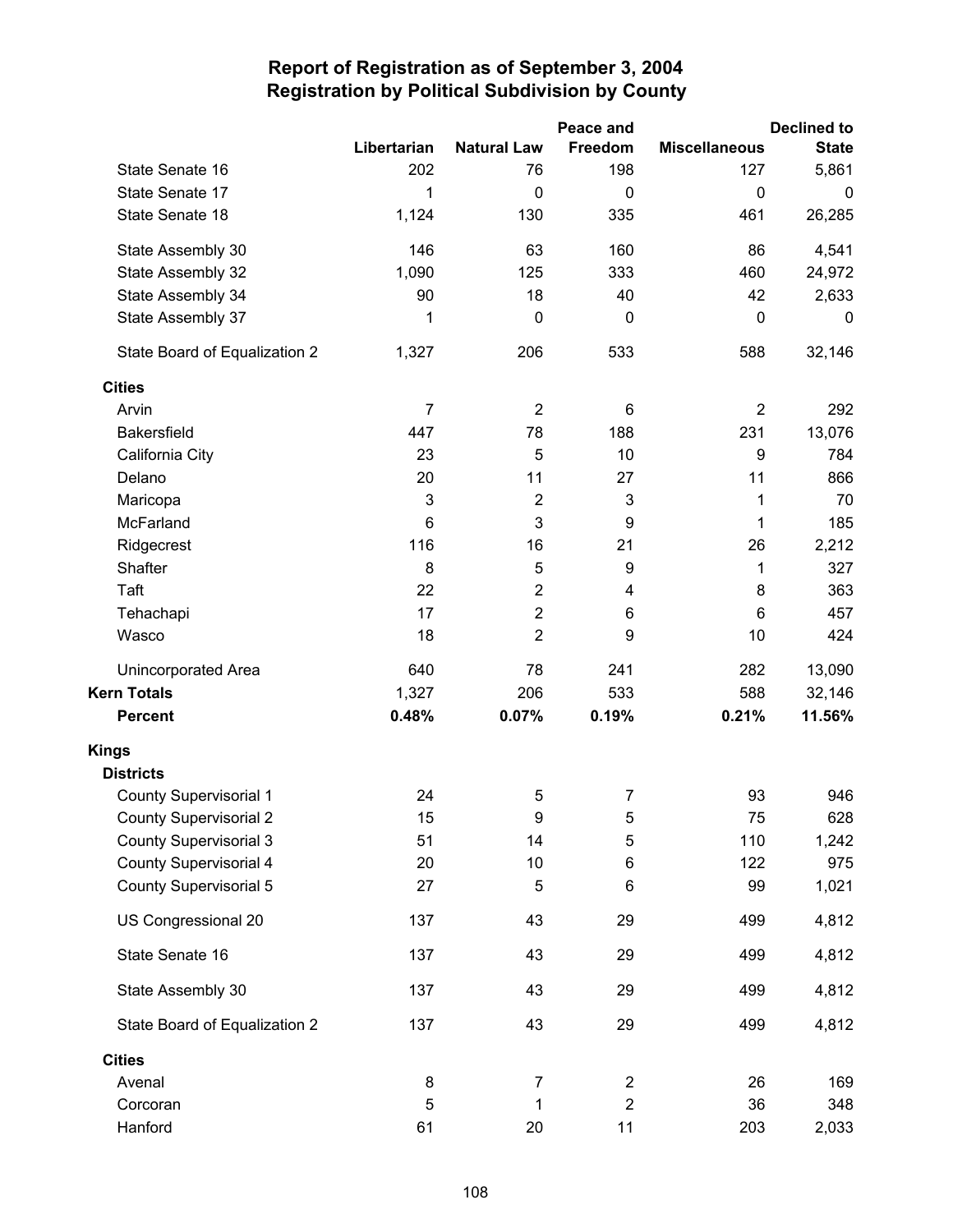# Report of Registration as of September 3, 2004
## Registration by Political Subdivision by County

| | Libertarian | Natural Law | Peace and Freedom | Miscellaneous | Declined to State |
|---|---|---|---|---|---|
| State Senate 16 | 202 | 76 | 198 | 127 | 5,861 |
| State Senate 17 | 1 | 0 | 0 | 0 | 0 |
| State Senate 18 | 1,124 | 130 | 335 | 461 | 26,285 |
| State Assembly 30 | 146 | 63 | 160 | 86 | 4,541 |
| State Assembly 32 | 1,090 | 125 | 333 | 460 | 24,972 |
| State Assembly 34 | 90 | 18 | 40 | 42 | 2,633 |
| State Assembly 37 | 1 | 0 | 0 | 0 | 0 |
| State Board of Equalization 2 | 1,327 | 206 | 533 | 588 | 32,146 |
| **Cities** | | | | | |
| Arvin | 7 | 2 | 6 | 2 | 292 |
| Bakersfield | 447 | 78 | 188 | 231 | 13,076 |
| California City | 23 | 5 | 10 | 9 | 784 |
| Delano | 20 | 11 | 27 | 11 | 866 |
| Maricopa | 3 | 2 | 3 | 1 | 70 |
| McFarland | 6 | 3 | 9 | 1 | 185 |
| Ridgecrest | 116 | 16 | 21 | 26 | 2,212 |
| Shafter | 8 | 5 | 9 | 1 | 327 |
| Taft | 22 | 2 | 4 | 8 | 363 |
| Tehachapi | 17 | 2 | 6 | 6 | 457 |
| Wasco | 18 | 2 | 9 | 10 | 424 |
| Unincorporated Area | 640 | 78 | 241 | 282 | 13,090 |
| **Kern Totals** | 1,327 | 206 | 533 | 588 | 32,146 |
| **Percent** | **0.48%** | **0.07%** | **0.19%** | **0.21%** | **11.56%** |
| **Kings** | | | | | |
| **Districts** | | | | | |
| County Supervisorial 1 | 24 | 5 | 7 | 93 | 946 |
| County Supervisorial 2 | 15 | 9 | 5 | 75 | 628 |
| County Supervisorial 3 | 51 | 14 | 5 | 110 | 1,242 |
| County Supervisorial 4 | 20 | 10 | 6 | 122 | 975 |
| County Supervisorial 5 | 27 | 5 | 6 | 99 | 1,021 |
| US Congressional 20 | 137 | 43 | 29 | 499 | 4,812 |
| State Senate 16 | 137 | 43 | 29 | 499 | 4,812 |
| State Assembly 30 | 137 | 43 | 29 | 499 | 4,812 |
| State Board of Equalization 2 | 137 | 43 | 29 | 499 | 4,812 |
| **Cities** | | | | | |
| Avenal | 8 | 7 | 2 | 26 | 169 |
| Corcoran | 5 | 1 | 2 | 36 | 348 |
| Hanford | 61 | 20 | 11 | 203 | 2,033 |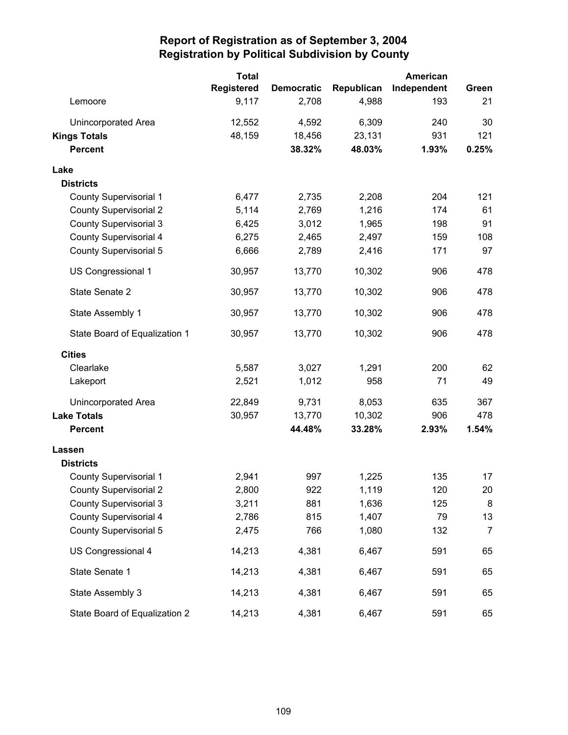# Report of Registration as of September 3, 2004
## Registration by Political Subdivision by County

| | Total Registered | Democratic | Republican | American Independent | Green |
|---|---|---|---|---|---|
| Lemoore | 9,117 | 2,708 | 4,988 | 193 | 21 |
| Unincorporated Area | 12,552 | 4,592 | 6,309 | 240 | 30 |
| **Kings Totals** | 48,159 | 18,456 | 23,131 | 931 | 121 |
| **Percent** | | **38.32%** | **48.03%** | **1.93%** | **0.25%** |
| **Lake** | | | | | |
| **Districts** | | | | | |
| County Supervisorial 1 | 6,477 | 2,735 | 2,208 | 204 | 121 |
| County Supervisorial 2 | 5,114 | 2,769 | 1,216 | 174 | 61 |
| County Supervisorial 3 | 6,425 | 3,012 | 1,965 | 198 | 91 |
| County Supervisorial 4 | 6,275 | 2,465 | 2,497 | 159 | 108 |
| County Supervisorial 5 | 6,666 | 2,789 | 2,416 | 171 | 97 |
| US Congressional 1 | 30,957 | 13,770 | 10,302 | 906 | 478 |
| State Senate 2 | 30,957 | 13,770 | 10,302 | 906 | 478 |
| State Assembly 1 | 30,957 | 13,770 | 10,302 | 906 | 478 |
| State Board of Equalization 1 | 30,957 | 13,770 | 10,302 | 906 | 478 |
| **Cities** | | | | | |
| Clearlake | 5,587 | 3,027 | 1,291 | 200 | 62 |
| Lakeport | 2,521 | 1,012 | 958 | 71 | 49 |
| Unincorporated Area | 22,849 | 9,731 | 8,053 | 635 | 367 |
| **Lake Totals** | 30,957 | 13,770 | 10,302 | 906 | 478 |
| **Percent** | | **44.48%** | **33.28%** | **2.93%** | **1.54%** |
| **Lassen** | | | | | |
| **Districts** | | | | | |
| County Supervisorial 1 | 2,941 | 997 | 1,225 | 135 | 17 |
| County Supervisorial 2 | 2,800 | 922 | 1,119 | 120 | 20 |
| County Supervisorial 3 | 3,211 | 881 | 1,636 | 125 | 8 |
| County Supervisorial 4 | 2,786 | 815 | 1,407 | 79 | 13 |
| County Supervisorial 5 | 2,475 | 766 | 1,080 | 132 | 7 |
| US Congressional 4 | 14,213 | 4,381 | 6,467 | 591 | 65 |
| State Senate 1 | 14,213 | 4,381 | 6,467 | 591 | 65 |
| State Assembly 3 | 14,213 | 4,381 | 6,467 | 591 | 65 |
| State Board of Equalization 2 | 14,213 | 4,381 | 6,467 | 591 | 65 |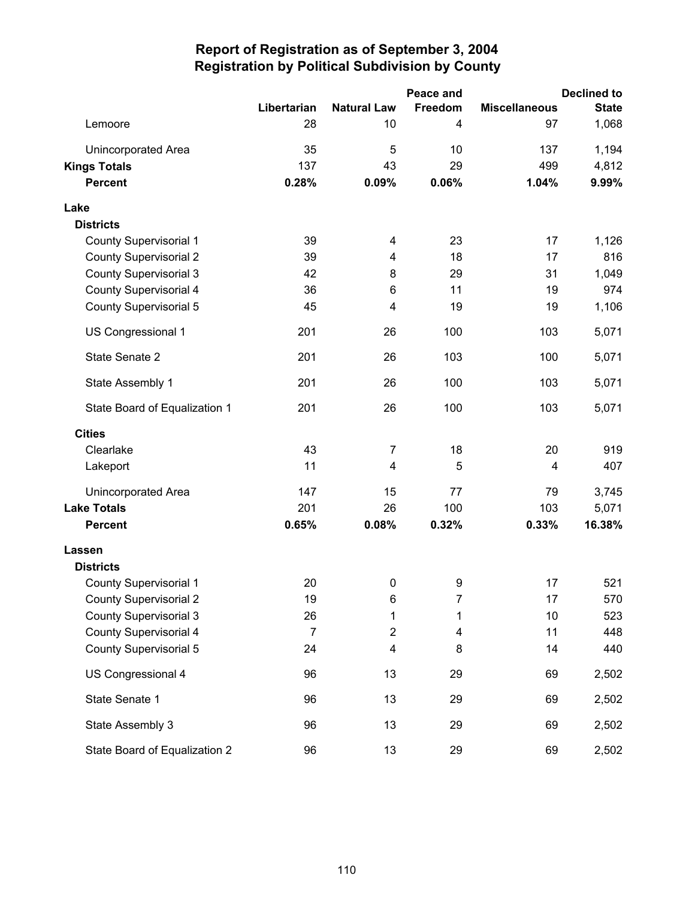# Report of Registration as of September 3, 2004
## Registration by Political Subdivision by County

| | Libertarian | Natural Law | Peace and Freedom | Miscellaneous | Declined to State |
|---|---|---|---|---|---|
| Lemoore | 28 | 10 | 4 | 97 | 1,068 |
| Unincorporated Area | 35 | 5 | 10 | 137 | 1,194 |
| **Kings Totals** | 137 | 43 | 29 | 499 | 4,812 |
| **Percent** | **0.28%** | **0.09%** | **0.06%** | **1.04%** | **9.99%** |
| **Lake** | | | | | |
| **Districts** | | | | | |
| County Supervisorial 1 | 39 | 4 | 23 | 17 | 1,126 |
| County Supervisorial 2 | 39 | 4 | 18 | 17 | 816 |
| County Supervisorial 3 | 42 | 8 | 29 | 31 | 1,049 |
| County Supervisorial 4 | 36 | 6 | 11 | 19 | 974 |
| County Supervisorial 5 | 45 | 4 | 19 | 19 | 1,106 |
| US Congressional 1 | 201 | 26 | 100 | 103 | 5,071 |
| State Senate 2 | 201 | 26 | 103 | 100 | 5,071 |
| State Assembly 1 | 201 | 26 | 100 | 103 | 5,071 |
| State Board of Equalization 1 | 201 | 26 | 100 | 103 | 5,071 |
| **Cities** | | | | | |
| Clearlake | 43 | 7 | 18 | 20 | 919 |
| Lakeport | 11 | 4 | 5 | 4 | 407 |
| Unincorporated Area | 147 | 15 | 77 | 79 | 3,745 |
| **Lake Totals** | 201 | 26 | 100 | 103 | 5,071 |
| **Percent** | **0.65%** | **0.08%** | **0.32%** | **0.33%** | **16.38%** |
| **Lassen** | | | | | |
| **Districts** | | | | | |
| County Supervisorial 1 | 20 | 0 | 9 | 17 | 521 |
| County Supervisorial 2 | 19 | 6 | 7 | 17 | 570 |
| County Supervisorial 3 | 26 | 1 | 1 | 10 | 523 |
| County Supervisorial 4 | 7 | 2 | 4 | 11 | 448 |
| County Supervisorial 5 | 24 | 4 | 8 | 14 | 440 |
| US Congressional 4 | 96 | 13 | 29 | 69 | 2,502 |
| State Senate 1 | 96 | 13 | 29 | 69 | 2,502 |
| State Assembly 3 | 96 | 13 | 29 | 69 | 2,502 |
| State Board of Equalization 2 | 96 | 13 | 29 | 69 | 2,502 |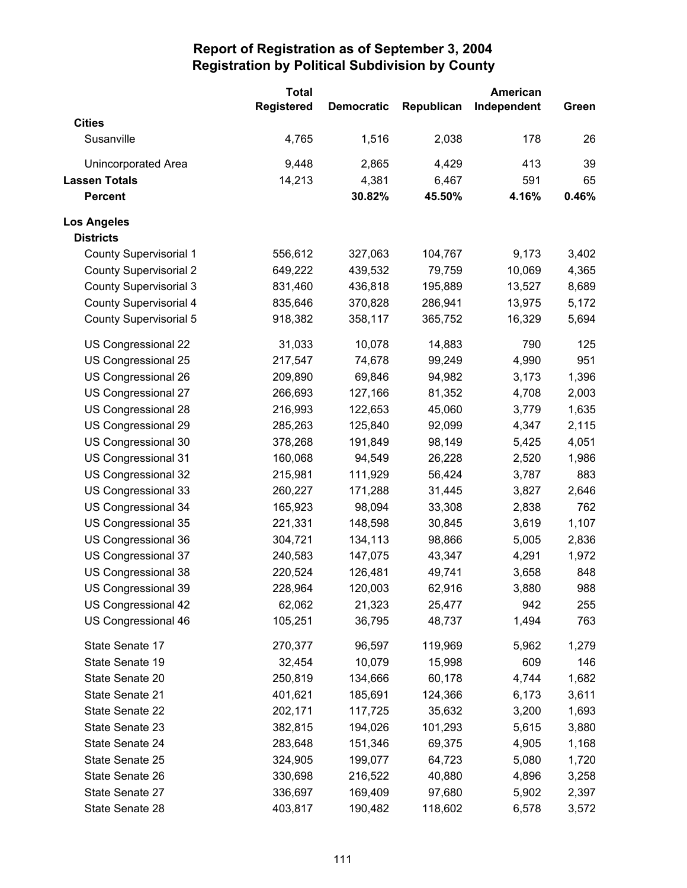# Report of Registration as of September 3, 2004
## Registration by Political Subdivision by County

| | Total Registered | Democratic | Republican | American Independent | Green |
|---|---|---|---|---|---|
| **Cities** | | | | | |
| Susanville | 4,765 | 1,516 | 2,038 | 178 | 26 |
| Unincorporated Area | 9,448 | 2,865 | 4,429 | 413 | 39 |
| **Lassen Totals** | 14,213 | 4,381 | 6,467 | 591 | 65 |
| **Percent** | | **30.82%** | **45.50%** | **4.16%** | **0.46%** |
| **Los Angeles** | | | | | |
| **Districts** | | | | | |
| County Supervisorial 1 | 556,612 | 327,063 | 104,767 | 9,173 | 3,402 |
| County Supervisorial 2 | 649,222 | 439,532 | 79,759 | 10,069 | 4,365 |
| County Supervisorial 3 | 831,460 | 436,818 | 195,889 | 13,527 | 8,689 |
| County Supervisorial 4 | 835,646 | 370,828 | 286,941 | 13,975 | 5,172 |
| County Supervisorial 5 | 918,382 | 358,117 | 365,752 | 16,329 | 5,694 |
| US Congressional 22 | 31,033 | 10,078 | 14,883 | 790 | 125 |
| US Congressional 25 | 217,547 | 74,678 | 99,249 | 4,990 | 951 |
| US Congressional 26 | 209,890 | 69,846 | 94,982 | 3,173 | 1,396 |
| US Congressional 27 | 266,693 | 127,166 | 81,352 | 4,708 | 2,003 |
| US Congressional 28 | 216,993 | 122,653 | 45,060 | 3,779 | 1,635 |
| US Congressional 29 | 285,263 | 125,840 | 92,099 | 4,347 | 2,115 |
| US Congressional 30 | 378,268 | 191,849 | 98,149 | 5,425 | 4,051 |
| US Congressional 31 | 160,068 | 94,549 | 26,228 | 2,520 | 1,986 |
| US Congressional 32 | 215,981 | 111,929 | 56,424 | 3,787 | 883 |
| US Congressional 33 | 260,227 | 171,288 | 31,445 | 3,827 | 2,646 |
| US Congressional 34 | 165,923 | 98,094 | 33,308 | 2,838 | 762 |
| US Congressional 35 | 221,331 | 148,598 | 30,845 | 3,619 | 1,107 |
| US Congressional 36 | 304,721 | 134,113 | 98,866 | 5,005 | 2,836 |
| US Congressional 37 | 240,583 | 147,075 | 43,347 | 4,291 | 1,972 |
| US Congressional 38 | 220,524 | 126,481 | 49,741 | 3,658 | 848 |
| US Congressional 39 | 228,964 | 120,003 | 62,916 | 3,880 | 988 |
| US Congressional 42 | 62,062 | 21,323 | 25,477 | 942 | 255 |
| US Congressional 46 | 105,251 | 36,795 | 48,737 | 1,494 | 763 |
| State Senate 17 | 270,377 | 96,597 | 119,969 | 5,962 | 1,279 |
| State Senate 19 | 32,454 | 10,079 | 15,998 | 609 | 146 |
| State Senate 20 | 250,819 | 134,666 | 60,178 | 4,744 | 1,682 |
| State Senate 21 | 401,621 | 185,691 | 124,366 | 6,173 | 3,611 |
| State Senate 22 | 202,171 | 117,725 | 35,632 | 3,200 | 1,693 |
| State Senate 23 | 382,815 | 194,026 | 101,293 | 5,615 | 3,880 |
| State Senate 24 | 283,648 | 151,346 | 69,375 | 4,905 | 1,168 |
| State Senate 25 | 324,905 | 199,077 | 64,723 | 5,080 | 1,720 |
| State Senate 26 | 330,698 | 216,522 | 40,880 | 4,896 | 3,258 |
| State Senate 27 | 336,697 | 169,409 | 97,680 | 5,902 | 2,397 |
| State Senate 28 | 403,817 | 190,482 | 118,602 | 6,578 | 3,572 |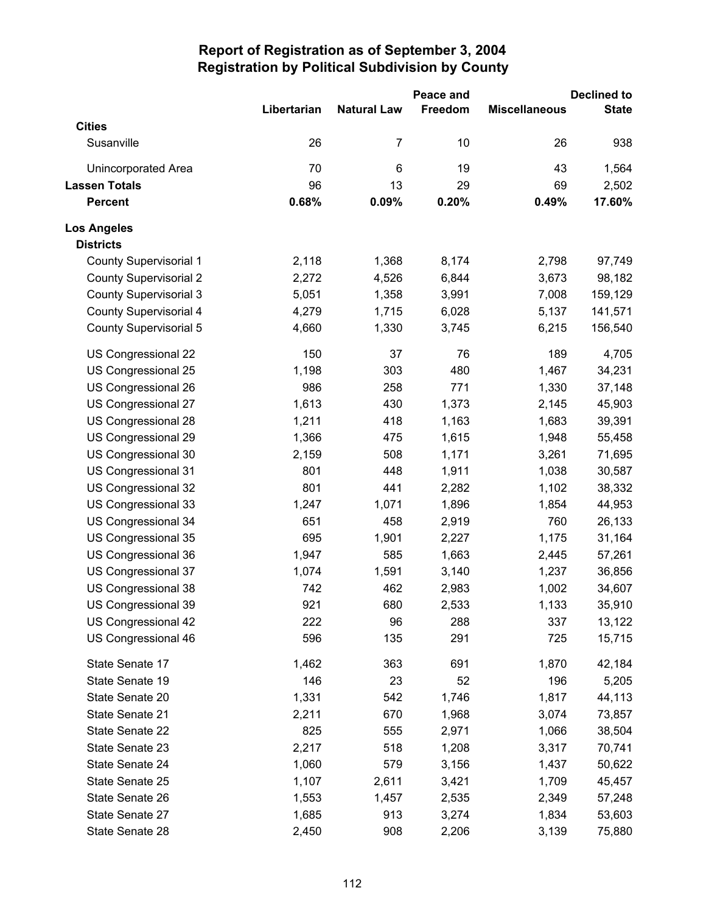# Report of Registration as of September 3, 2004
## Registration by Political Subdivision by County

| | Libertarian | Natural Law | Peace and Freedom | Miscellaneous | Declined to State |
|---|---|---|---|---|---|
| **Cities** | | | | | |
| Susanville | 26 | 7 | 10 | 26 | 938 |
| Unincorporated Area | 70 | 6 | 19 | 43 | 1,564 |
| **Lassen Totals** | 96 | 13 | 29 | 69 | 2,502 |
| **Percent** | **0.68%** | **0.09%** | **0.20%** | **0.49%** | **17.60%** |
| **Los Angeles** | | | | | |
| **Districts** | | | | | |
| County Supervisorial 1 | 2,118 | 1,368 | 8,174 | 2,798 | 97,749 |
| County Supervisorial 2 | 2,272 | 4,526 | 6,844 | 3,673 | 98,182 |
| County Supervisorial 3 | 5,051 | 1,358 | 3,991 | 7,008 | 159,129 |
| County Supervisorial 4 | 4,279 | 1,715 | 6,028 | 5,137 | 141,571 |
| County Supervisorial 5 | 4,660 | 1,330 | 3,745 | 6,215 | 156,540 |
| US Congressional 22 | 150 | 37 | 76 | 189 | 4,705 |
| US Congressional 25 | 1,198 | 303 | 480 | 1,467 | 34,231 |
| US Congressional 26 | 986 | 258 | 771 | 1,330 | 37,148 |
| US Congressional 27 | 1,613 | 430 | 1,373 | 2,145 | 45,903 |
| US Congressional 28 | 1,211 | 418 | 1,163 | 1,683 | 39,391 |
| US Congressional 29 | 1,366 | 475 | 1,615 | 1,948 | 55,458 |
| US Congressional 30 | 2,159 | 508 | 1,171 | 3,261 | 71,695 |
| US Congressional 31 | 801 | 448 | 1,911 | 1,038 | 30,587 |
| US Congressional 32 | 801 | 441 | 2,282 | 1,102 | 38,332 |
| US Congressional 33 | 1,247 | 1,071 | 1,896 | 1,854 | 44,953 |
| US Congressional 34 | 651 | 458 | 2,919 | 760 | 26,133 |
| US Congressional 35 | 695 | 1,901 | 2,227 | 1,175 | 31,164 |
| US Congressional 36 | 1,947 | 585 | 1,663 | 2,445 | 57,261 |
| US Congressional 37 | 1,074 | 1,591 | 3,140 | 1,237 | 36,856 |
| US Congressional 38 | 742 | 462 | 2,983 | 1,002 | 34,607 |
| US Congressional 39 | 921 | 680 | 2,533 | 1,133 | 35,910 |
| US Congressional 42 | 222 | 96 | 288 | 337 | 13,122 |
| US Congressional 46 | 596 | 135 | 291 | 725 | 15,715 |
| State Senate 17 | 1,462 | 363 | 691 | 1,870 | 42,184 |
| State Senate 19 | 146 | 23 | 52 | 196 | 5,205 |
| State Senate 20 | 1,331 | 542 | 1,746 | 1,817 | 44,113 |
| State Senate 21 | 2,211 | 670 | 1,968 | 3,074 | 73,857 |
| State Senate 22 | 825 | 555 | 2,971 | 1,066 | 38,504 |
| State Senate 23 | 2,217 | 518 | 1,208 | 3,317 | 70,741 |
| State Senate 24 | 1,060 | 579 | 3,156 | 1,437 | 50,622 |
| State Senate 25 | 1,107 | 2,611 | 3,421 | 1,709 | 45,457 |
| State Senate 26 | 1,553 | 1,457 | 2,535 | 2,349 | 57,248 |
| State Senate 27 | 1,685 | 913 | 3,274 | 1,834 | 53,603 |
| State Senate 28 | 2,450 | 908 | 2,206 | 3,139 | 75,880 |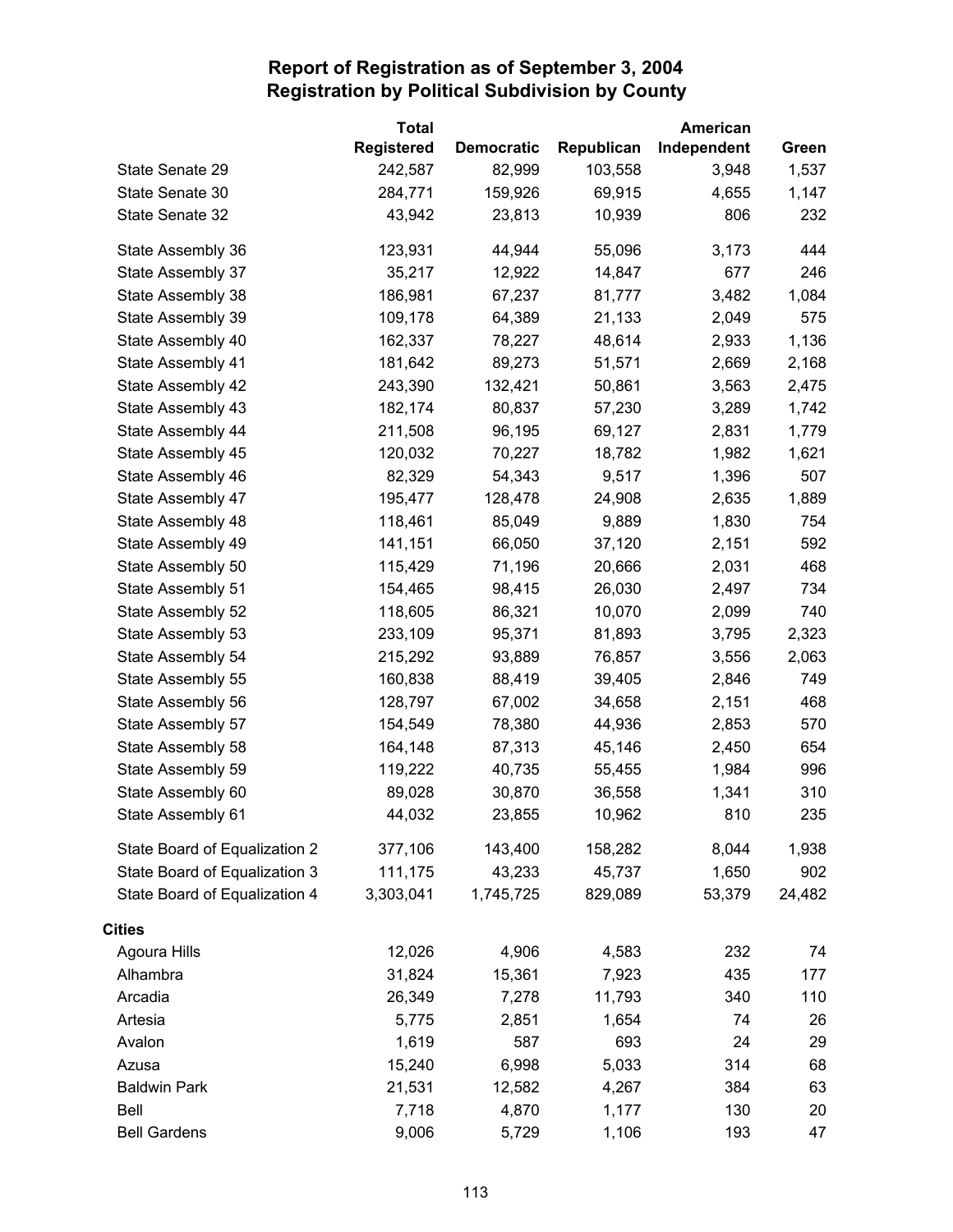# Report of Registration as of September 3, 2004
## Registration by Political Subdivision by County

| | Total Registered | Democratic | Republican | American Independent | Green |
|---|---|---|---|---|---|
| State Senate 29 | 242,587 | 82,999 | 103,558 | 3,948 | 1,537 |
| State Senate 30 | 284,771 | 159,926 | 69,915 | 4,655 | 1,147 |
| State Senate 32 | 43,942 | 23,813 | 10,939 | 806 | 232 |
| State Assembly 36 | 123,931 | 44,944 | 55,096 | 3,173 | 444 |
| State Assembly 37 | 35,217 | 12,922 | 14,847 | 677 | 246 |
| State Assembly 38 | 186,981 | 67,237 | 81,777 | 3,482 | 1,084 |
| State Assembly 39 | 109,178 | 64,389 | 21,133 | 2,049 | 575 |
| State Assembly 40 | 162,337 | 78,227 | 48,614 | 2,933 | 1,136 |
| State Assembly 41 | 181,642 | 89,273 | 51,571 | 2,669 | 2,168 |
| State Assembly 42 | 243,390 | 132,421 | 50,861 | 3,563 | 2,475 |
| State Assembly 43 | 182,174 | 80,837 | 57,230 | 3,289 | 1,742 |
| State Assembly 44 | 211,508 | 96,195 | 69,127 | 2,831 | 1,779 |
| State Assembly 45 | 120,032 | 70,227 | 18,782 | 1,982 | 1,621 |
| State Assembly 46 | 82,329 | 54,343 | 9,517 | 1,396 | 507 |
| State Assembly 47 | 195,477 | 128,478 | 24,908 | 2,635 | 1,889 |
| State Assembly 48 | 118,461 | 85,049 | 9,889 | 1,830 | 754 |
| State Assembly 49 | 141,151 | 66,050 | 37,120 | 2,151 | 592 |
| State Assembly 50 | 115,429 | 71,196 | 20,666 | 2,031 | 468 |
| State Assembly 51 | 154,465 | 98,415 | 26,030 | 2,497 | 734 |
| State Assembly 52 | 118,605 | 86,321 | 10,070 | 2,099 | 740 |
| State Assembly 53 | 233,109 | 95,371 | 81,893 | 3,795 | 2,323 |
| State Assembly 54 | 215,292 | 93,889 | 76,857 | 3,556 | 2,063 |
| State Assembly 55 | 160,838 | 88,419 | 39,405 | 2,846 | 749 |
| State Assembly 56 | 128,797 | 67,002 | 34,658 | 2,151 | 468 |
| State Assembly 57 | 154,549 | 78,380 | 44,936 | 2,853 | 570 |
| State Assembly 58 | 164,148 | 87,313 | 45,146 | 2,450 | 654 |
| State Assembly 59 | 119,222 | 40,735 | 55,455 | 1,984 | 996 |
| State Assembly 60 | 89,028 | 30,870 | 36,558 | 1,341 | 310 |
| State Assembly 61 | 44,032 | 23,855 | 10,962 | 810 | 235 |
| State Board of Equalization 2 | 377,106 | 143,400 | 158,282 | 8,044 | 1,938 |
| State Board of Equalization 3 | 111,175 | 43,233 | 45,737 | 1,650 | 902 |
| State Board of Equalization 4 | 3,303,041 | 1,745,725 | 829,089 | 53,379 | 24,482 |
| **Cities** | | | | | |
| Agoura Hills | 12,026 | 4,906 | 4,583 | 232 | 74 |
| Alhambra | 31,824 | 15,361 | 7,923 | 435 | 177 |
| Arcadia | 26,349 | 7,278 | 11,793 | 340 | 110 |
| Artesia | 5,775 | 2,851 | 1,654 | 74 | 26 |
| Avalon | 1,619 | 587 | 693 | 24 | 29 |
| Azusa | 15,240 | 6,998 | 5,033 | 314 | 68 |
| Baldwin Park | 21,531 | 12,582 | 4,267 | 384 | 63 |
| Bell | 7,718 | 4,870 | 1,177 | 130 | 20 |
| Bell Gardens | 9,006 | 5,729 | 1,106 | 193 | 47 |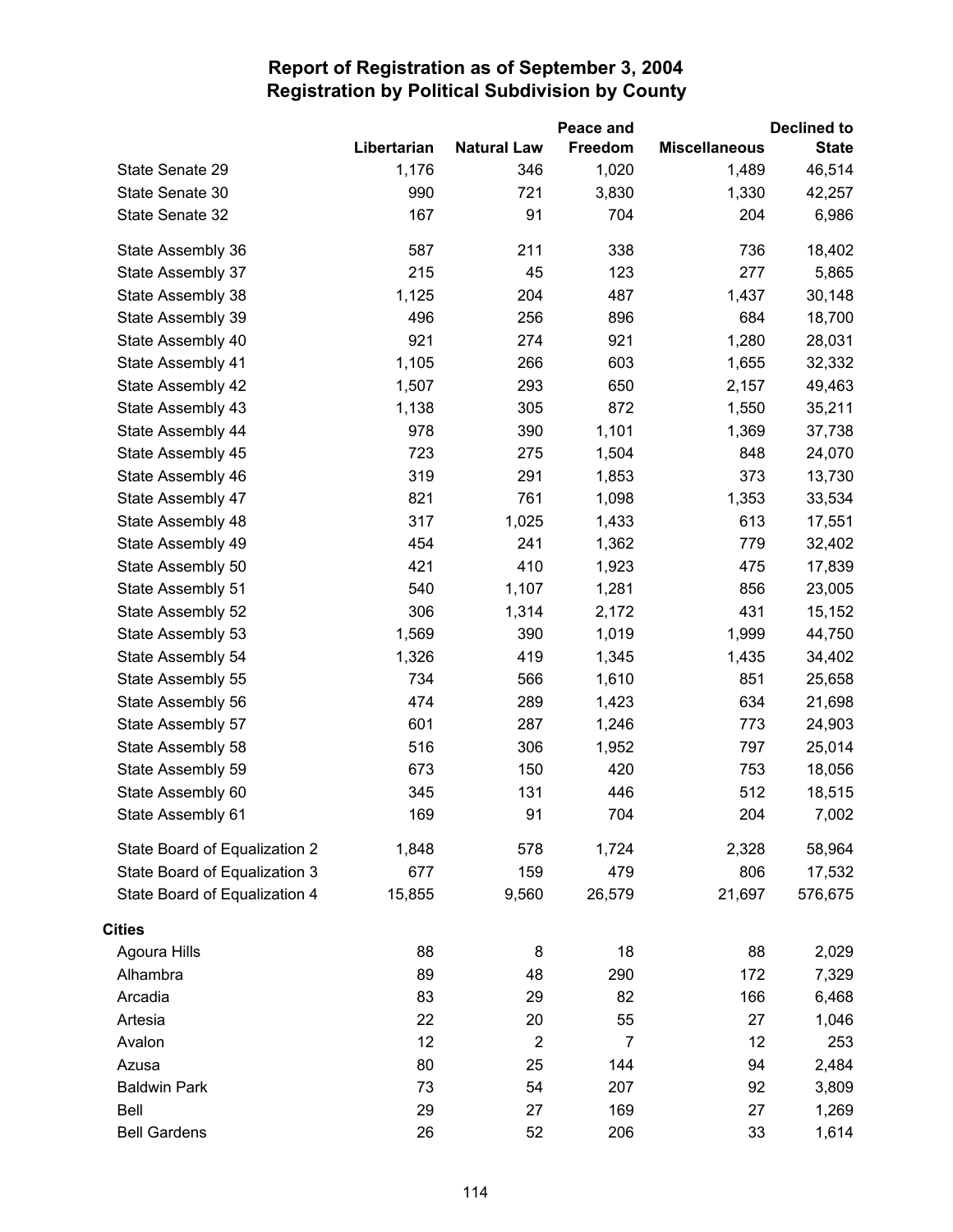# Report of Registration as of September 3, 2004
## Registration by Political Subdivision by County

| | Libertarian | Natural Law | Peace and Freedom | Miscellaneous | Declined to State |
|---|---|---|---|---|---|
| State Senate 29 | 1,176 | 346 | 1,020 | 1,489 | 46,514 |
| State Senate 30 | 990 | 721 | 3,830 | 1,330 | 42,257 |
| State Senate 32 | 167 | 91 | 704 | 204 | 6,986 |
| State Assembly 36 | 587 | 211 | 338 | 736 | 18,402 |
| State Assembly 37 | 215 | 45 | 123 | 277 | 5,865 |
| State Assembly 38 | 1,125 | 204 | 487 | 1,437 | 30,148 |
| State Assembly 39 | 496 | 256 | 896 | 684 | 18,700 |
| State Assembly 40 | 921 | 274 | 921 | 1,280 | 28,031 |
| State Assembly 41 | 1,105 | 266 | 603 | 1,655 | 32,332 |
| State Assembly 42 | 1,507 | 293 | 650 | 2,157 | 49,463 |
| State Assembly 43 | 1,138 | 305 | 872 | 1,550 | 35,211 |
| State Assembly 44 | 978 | 390 | 1,101 | 1,369 | 37,738 |
| State Assembly 45 | 723 | 275 | 1,504 | 848 | 24,070 |
| State Assembly 46 | 319 | 291 | 1,853 | 373 | 13,730 |
| State Assembly 47 | 821 | 761 | 1,098 | 1,353 | 33,534 |
| State Assembly 48 | 317 | 1,025 | 1,433 | 613 | 17,551 |
| State Assembly 49 | 454 | 241 | 1,362 | 779 | 32,402 |
| State Assembly 50 | 421 | 410 | 1,923 | 475 | 17,839 |
| State Assembly 51 | 540 | 1,107 | 1,281 | 856 | 23,005 |
| State Assembly 52 | 306 | 1,314 | 2,172 | 431 | 15,152 |
| State Assembly 53 | 1,569 | 390 | 1,019 | 1,999 | 44,750 |
| State Assembly 54 | 1,326 | 419 | 1,345 | 1,435 | 34,402 |
| State Assembly 55 | 734 | 566 | 1,610 | 851 | 25,658 |
| State Assembly 56 | 474 | 289 | 1,423 | 634 | 21,698 |
| State Assembly 57 | 601 | 287 | 1,246 | 773 | 24,903 |
| State Assembly 58 | 516 | 306 | 1,952 | 797 | 25,014 |
| State Assembly 59 | 673 | 150 | 420 | 753 | 18,056 |
| State Assembly 60 | 345 | 131 | 446 | 512 | 18,515 |
| State Assembly 61 | 169 | 91 | 704 | 204 | 7,002 |
| State Board of Equalization 2 | 1,848 | 578 | 1,724 | 2,328 | 58,964 |
| State Board of Equalization 3 | 677 | 159 | 479 | 806 | 17,532 |
| State Board of Equalization 4 | 15,855 | 9,560 | 26,579 | 21,697 | 576,675 |
| **Cities** | | | | | |
| Agoura Hills | 88 | 8 | 18 | 88 | 2,029 |
| Alhambra | 89 | 48 | 290 | 172 | 7,329 |
| Arcadia | 83 | 29 | 82 | 166 | 6,468 |
| Artesia | 22 | 20 | 55 | 27 | 1,046 |
| Avalon | 12 | 2 | 7 | 12 | 253 |
| Azusa | 80 | 25 | 144 | 94 | 2,484 |
| Baldwin Park | 73 | 54 | 207 | 92 | 3,809 |
| Bell | 29 | 27 | 169 | 27 | 1,269 |
| Bell Gardens | 26 | 52 | 206 | 33 | 1,614 |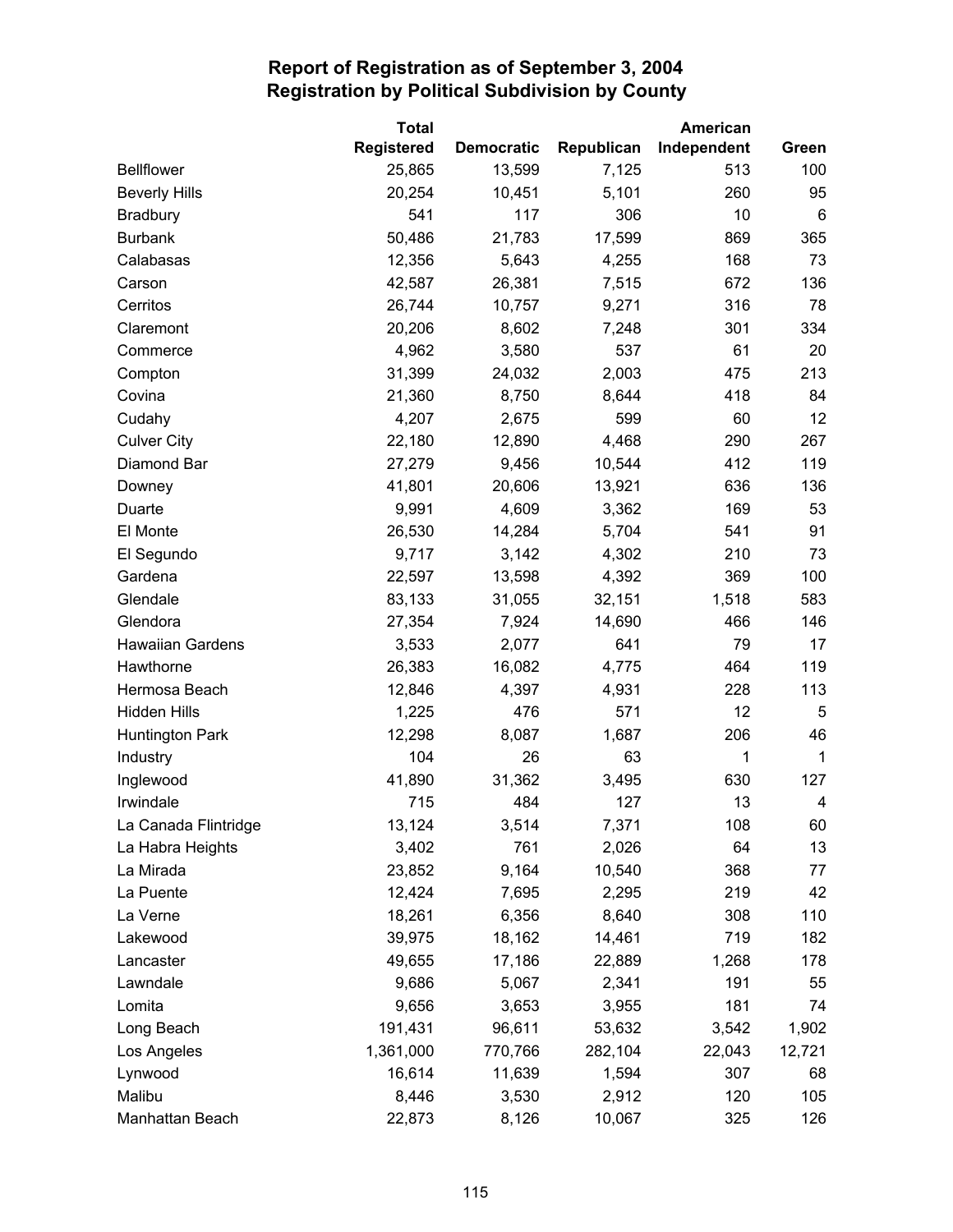# Report of Registration as of September 3, 2004
## Registration by Political Subdivision by County

| | Total Registered | Democratic | Republican | American Independent | Green |
|---|---|---|---|---|---|
| Bellflower | 25,865 | 13,599 | 7,125 | 513 | 100 |
| Beverly Hills | 20,254 | 10,451 | 5,101 | 260 | 95 |
| Bradbury | 541 | 117 | 306 | 10 | 6 |
| Burbank | 50,486 | 21,783 | 17,599 | 869 | 365 |
| Calabasas | 12,356 | 5,643 | 4,255 | 168 | 73 |
| Carson | 42,587 | 26,381 | 7,515 | 672 | 136 |
| Cerritos | 26,744 | 10,757 | 9,271 | 316 | 78 |
| Claremont | 20,206 | 8,602 | 7,248 | 301 | 334 |
| Commerce | 4,962 | 3,580 | 537 | 61 | 20 |
| Compton | 31,399 | 24,032 | 2,003 | 475 | 213 |
| Covina | 21,360 | 8,750 | 8,644 | 418 | 84 |
| Cudahy | 4,207 | 2,675 | 599 | 60 | 12 |
| Culver City | 22,180 | 12,890 | 4,468 | 290 | 267 |
| Diamond Bar | 27,279 | 9,456 | 10,544 | 412 | 119 |
| Downey | 41,801 | 20,606 | 13,921 | 636 | 136 |
| Duarte | 9,991 | 4,609 | 3,362 | 169 | 53 |
| El Monte | 26,530 | 14,284 | 5,704 | 541 | 91 |
| El Segundo | 9,717 | 3,142 | 4,302 | 210 | 73 |
| Gardena | 22,597 | 13,598 | 4,392 | 369 | 100 |
| Glendale | 83,133 | 31,055 | 32,151 | 1,518 | 583 |
| Glendora | 27,354 | 7,924 | 14,690 | 466 | 146 |
| Hawaiian Gardens | 3,533 | 2,077 | 641 | 79 | 17 |
| Hawthorne | 26,383 | 16,082 | 4,775 | 464 | 119 |
| Hermosa Beach | 12,846 | 4,397 | 4,931 | 228 | 113 |
| Hidden Hills | 1,225 | 476 | 571 | 12 | 5 |
| Huntington Park | 12,298 | 8,087 | 1,687 | 206 | 46 |
| Industry | 104 | 26 | 63 | 1 | 1 |
| Inglewood | 41,890 | 31,362 | 3,495 | 630 | 127 |
| Irwindale | 715 | 484 | 127 | 13 | 4 |
| La Canada Flintridge | 13,124 | 3,514 | 7,371 | 108 | 60 |
| La Habra Heights | 3,402 | 761 | 2,026 | 64 | 13 |
| La Mirada | 23,852 | 9,164 | 10,540 | 368 | 77 |
| La Puente | 12,424 | 7,695 | 2,295 | 219 | 42 |
| La Verne | 18,261 | 6,356 | 8,640 | 308 | 110 |
| Lakewood | 39,975 | 18,162 | 14,461 | 719 | 182 |
| Lancaster | 49,655 | 17,186 | 22,889 | 1,268 | 178 |
| Lawndale | 9,686 | 5,067 | 2,341 | 191 | 55 |
| Lomita | 9,656 | 3,653 | 3,955 | 181 | 74 |
| Long Beach | 191,431 | 96,611 | 53,632 | 3,542 | 1,902 |
| Los Angeles | 1,361,000 | 770,766 | 282,104 | 22,043 | 12,721 |
| Lynwood | 16,614 | 11,639 | 1,594 | 307 | 68 |
| Malibu | 8,446 | 3,530 | 2,912 | 120 | 105 |
| Manhattan Beach | 22,873 | 8,126 | 10,067 | 325 | 126 |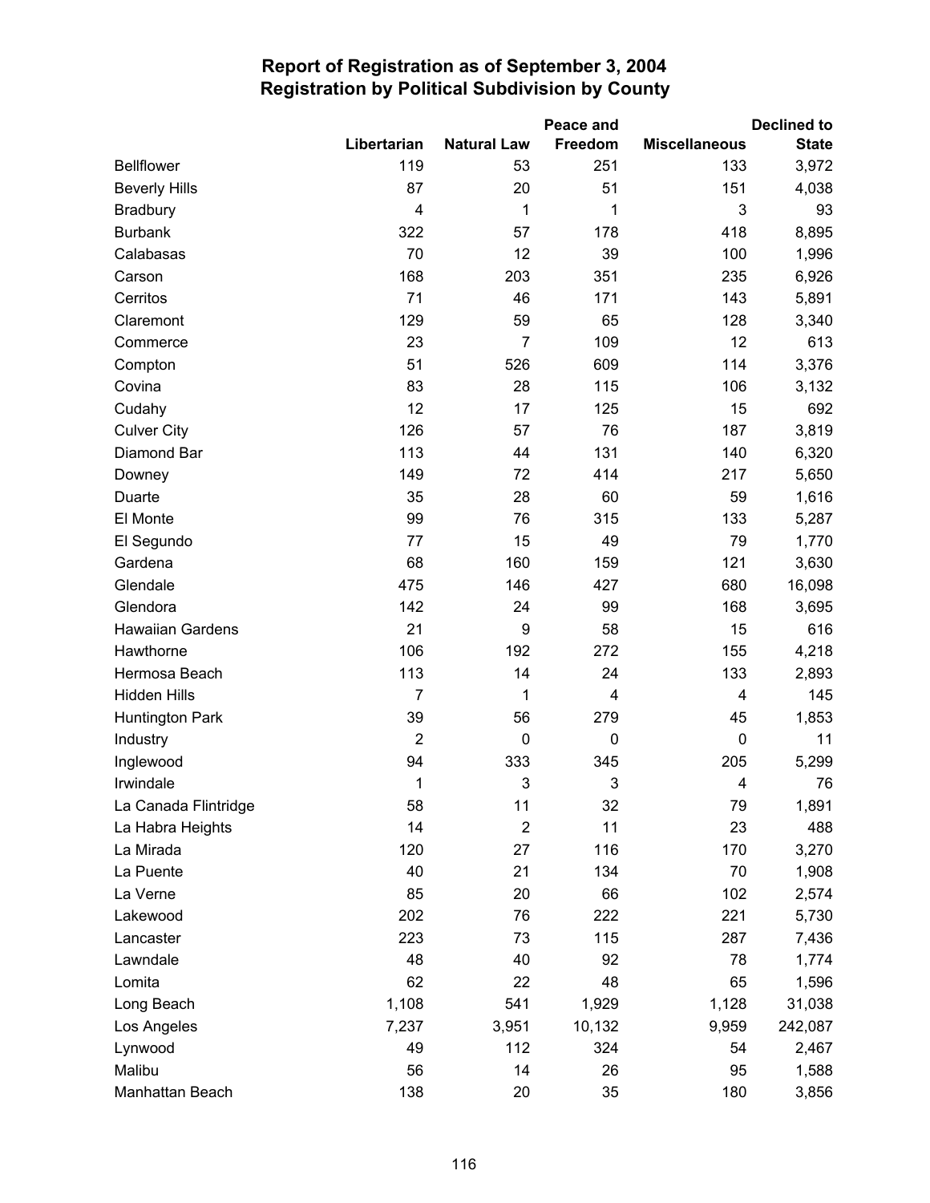# Report of Registration as of September 3, 2004
## Registration by Political Subdivision by County

| | Libertarian | Natural Law | Peace and Freedom | Miscellaneous | Declined to State |
|---|---|---|---|---|---|
| Bellflower | 119 | 53 | 251 | 133 | 3,972 |
| Beverly Hills | 87 | 20 | 51 | 151 | 4,038 |
| Bradbury | 4 | 1 | 1 | 3 | 93 |
| Burbank | 322 | 57 | 178 | 418 | 8,895 |
| Calabasas | 70 | 12 | 39 | 100 | 1,996 |
| Carson | 168 | 203 | 351 | 235 | 6,926 |
| Cerritos | 71 | 46 | 171 | 143 | 5,891 |
| Claremont | 129 | 59 | 65 | 128 | 3,340 |
| Commerce | 23 | 7 | 109 | 12 | 613 |
| Compton | 51 | 526 | 609 | 114 | 3,376 |
| Covina | 83 | 28 | 115 | 106 | 3,132 |
| Cudahy | 12 | 17 | 125 | 15 | 692 |
| Culver City | 126 | 57 | 76 | 187 | 3,819 |
| Diamond Bar | 113 | 44 | 131 | 140 | 6,320 |
| Downey | 149 | 72 | 414 | 217 | 5,650 |
| Duarte | 35 | 28 | 60 | 59 | 1,616 |
| El Monte | 99 | 76 | 315 | 133 | 5,287 |
| El Segundo | 77 | 15 | 49 | 79 | 1,770 |
| Gardena | 68 | 160 | 159 | 121 | 3,630 |
| Glendale | 475 | 146 | 427 | 680 | 16,098 |
| Glendora | 142 | 24 | 99 | 168 | 3,695 |
| Hawaiian Gardens | 21 | 9 | 58 | 15 | 616 |
| Hawthorne | 106 | 192 | 272 | 155 | 4,218 |
| Hermosa Beach | 113 | 14 | 24 | 133 | 2,893 |
| Hidden Hills | 7 | 1 | 4 | 4 | 145 |
| Huntington Park | 39 | 56 | 279 | 45 | 1,853 |
| Industry | 2 | 0 | 0 | 0 | 11 |
| Inglewood | 94 | 333 | 345 | 205 | 5,299 |
| Irwindale | 1 | 3 | 3 | 4 | 76 |
| La Canada Flintridge | 58 | 11 | 32 | 79 | 1,891 |
| La Habra Heights | 14 | 2 | 11 | 23 | 488 |
| La Mirada | 120 | 27 | 116 | 170 | 3,270 |
| La Puente | 40 | 21 | 134 | 70 | 1,908 |
| La Verne | 85 | 20 | 66 | 102 | 2,574 |
| Lakewood | 202 | 76 | 222 | 221 | 5,730 |
| Lancaster | 223 | 73 | 115 | 287 | 7,436 |
| Lawndale | 48 | 40 | 92 | 78 | 1,774 |
| Lomita | 62 | 22 | 48 | 65 | 1,596 |
| Long Beach | 1,108 | 541 | 1,929 | 1,128 | 31,038 |
| Los Angeles | 7,237 | 3,951 | 10,132 | 9,959 | 242,087 |
| Lynwood | 49 | 112 | 324 | 54 | 2,467 |
| Malibu | 56 | 14 | 26 | 95 | 1,588 |
| Manhattan Beach | 138 | 20 | 35 | 180 | 3,856 |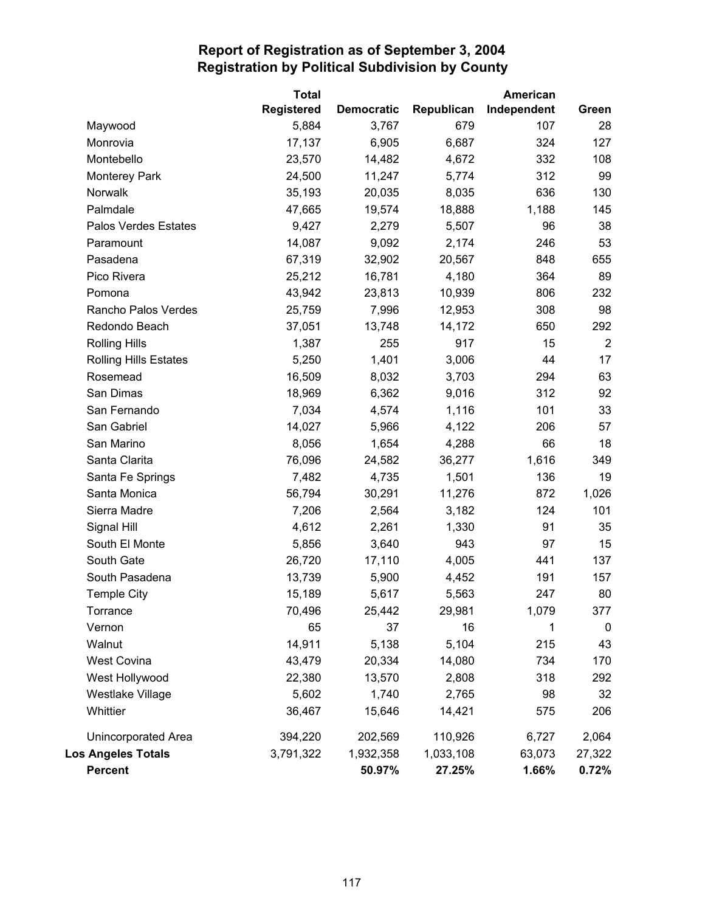# Report of Registration as of September 3, 2004
## Registration by Political Subdivision by County

| | Total Registered | Democratic | Republican | American Independent | Green |
|---|---|---|---|---|---|
| Maywood | 5,884 | 3,767 | 679 | 107 | 28 |
| Monrovia | 17,137 | 6,905 | 6,687 | 324 | 127 |
| Montebello | 23,570 | 14,482 | 4,672 | 332 | 108 |
| Monterey Park | 24,500 | 11,247 | 5,774 | 312 | 99 |
| Norwalk | 35,193 | 20,035 | 8,035 | 636 | 130 |
| Palmdale | 47,665 | 19,574 | 18,888 | 1,188 | 145 |
| Palos Verdes Estates | 9,427 | 2,279 | 5,507 | 96 | 38 |
| Paramount | 14,087 | 9,092 | 2,174 | 246 | 53 |
| Pasadena | 67,319 | 32,902 | 20,567 | 848 | 655 |
| Pico Rivera | 25,212 | 16,781 | 4,180 | 364 | 89 |
| Pomona | 43,942 | 23,813 | 10,939 | 806 | 232 |
| Rancho Palos Verdes | 25,759 | 7,996 | 12,953 | 308 | 98 |
| Redondo Beach | 37,051 | 13,748 | 14,172 | 650 | 292 |
| Rolling Hills | 1,387 | 255 | 917 | 15 | 2 |
| Rolling Hills Estates | 5,250 | 1,401 | 3,006 | 44 | 17 |
| Rosemead | 16,509 | 8,032 | 3,703 | 294 | 63 |
| San Dimas | 18,969 | 6,362 | 9,016 | 312 | 92 |
| San Fernando | 7,034 | 4,574 | 1,116 | 101 | 33 |
| San Gabriel | 14,027 | 5,966 | 4,122 | 206 | 57 |
| San Marino | 8,056 | 1,654 | 4,288 | 66 | 18 |
| Santa Clarita | 76,096 | 24,582 | 36,277 | 1,616 | 349 |
| Santa Fe Springs | 7,482 | 4,735 | 1,501 | 136 | 19 |
| Santa Monica | 56,794 | 30,291 | 11,276 | 872 | 1,026 |
| Sierra Madre | 7,206 | 2,564 | 3,182 | 124 | 101 |
| Signal Hill | 4,612 | 2,261 | 1,330 | 91 | 35 |
| South El Monte | 5,856 | 3,640 | 943 | 97 | 15 |
| South Gate | 26,720 | 17,110 | 4,005 | 441 | 137 |
| South Pasadena | 13,739 | 5,900 | 4,452 | 191 | 157 |
| Temple City | 15,189 | 5,617 | 5,563 | 247 | 80 |
| Torrance | 70,496 | 25,442 | 29,981 | 1,079 | 377 |
| Vernon | 65 | 37 | 16 | 1 | 0 |
| Walnut | 14,911 | 5,138 | 5,104 | 215 | 43 |
| West Covina | 43,479 | 20,334 | 14,080 | 734 | 170 |
| West Hollywood | 22,380 | 13,570 | 2,808 | 318 | 292 |
| Westlake Village | 5,602 | 1,740 | 2,765 | 98 | 32 |
| Whittier | 36,467 | 15,646 | 14,421 | 575 | 206 |
| Unincorporated Area | 394,220 | 202,569 | 110,926 | 6,727 | 2,064 |
| **Los Angeles Totals** | 3,791,322 | 1,932,358 | 1,033,108 | 63,073 | 27,322 |
| **Percent** | | **50.97%** | **27.25%** | **1.66%** | **0.72%** |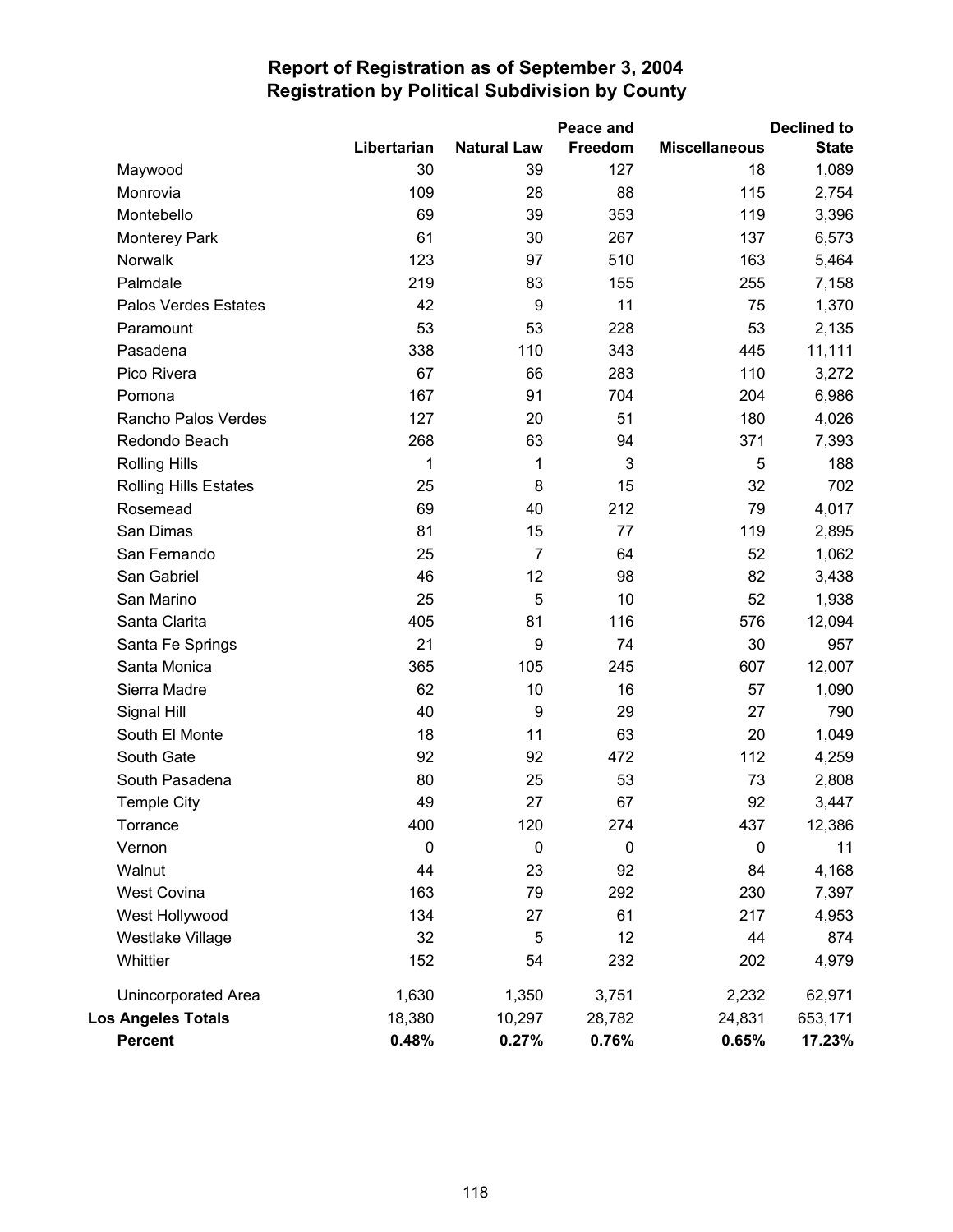# Report of Registration as of September 3, 2004
## Registration by Political Subdivision by County

| | Libertarian | Natural Law | Peace and Freedom | Miscellaneous | Declined to State |
|---|---|---|---|---|---|
| Maywood | 30 | 39 | 127 | 18 | 1,089 |
| Monrovia | 109 | 28 | 88 | 115 | 2,754 |
| Montebello | 69 | 39 | 353 | 119 | 3,396 |
| Monterey Park | 61 | 30 | 267 | 137 | 6,573 |
| Norwalk | 123 | 97 | 510 | 163 | 5,464 |
| Palmdale | 219 | 83 | 155 | 255 | 7,158 |
| Palos Verdes Estates | 42 | 9 | 11 | 75 | 1,370 |
| Paramount | 53 | 53 | 228 | 53 | 2,135 |
| Pasadena | 338 | 110 | 343 | 445 | 11,111 |
| Pico Rivera | 67 | 66 | 283 | 110 | 3,272 |
| Pomona | 167 | 91 | 704 | 204 | 6,986 |
| Rancho Palos Verdes | 127 | 20 | 51 | 180 | 4,026 |
| Redondo Beach | 268 | 63 | 94 | 371 | 7,393 |
| Rolling Hills | 1 | 1 | 3 | 5 | 188 |
| Rolling Hills Estates | 25 | 8 | 15 | 32 | 702 |
| Rosemead | 69 | 40 | 212 | 79 | 4,017 |
| San Dimas | 81 | 15 | 77 | 119 | 2,895 |
| San Fernando | 25 | 7 | 64 | 52 | 1,062 |
| San Gabriel | 46 | 12 | 98 | 82 | 3,438 |
| San Marino | 25 | 5 | 10 | 52 | 1,938 |
| Santa Clarita | 405 | 81 | 116 | 576 | 12,094 |
| Santa Fe Springs | 21 | 9 | 74 | 30 | 957 |
| Santa Monica | 365 | 105 | 245 | 607 | 12,007 |
| Sierra Madre | 62 | 10 | 16 | 57 | 1,090 |
| Signal Hill | 40 | 9 | 29 | 27 | 790 |
| South El Monte | 18 | 11 | 63 | 20 | 1,049 |
| South Gate | 92 | 92 | 472 | 112 | 4,259 |
| South Pasadena | 80 | 25 | 53 | 73 | 2,808 |
| Temple City | 49 | 27 | 67 | 92 | 3,447 |
| Torrance | 400 | 120 | 274 | 437 | 12,386 |
| Vernon | 0 | 0 | 0 | 0 | 11 |
| Walnut | 44 | 23 | 92 | 84 | 4,168 |
| West Covina | 163 | 79 | 292 | 230 | 7,397 |
| West Hollywood | 134 | 27 | 61 | 217 | 4,953 |
| Westlake Village | 32 | 5 | 12 | 44 | 874 |
| Whittier | 152 | 54 | 232 | 202 | 4,979 |
| Unincorporated Area | 1,630 | 1,350 | 3,751 | 2,232 | 62,971 |
| **Los Angeles Totals** | 18,380 | 10,297 | 28,782 | 24,831 | 653,171 |
| **Percent** | **0.48%** | **0.27%** | **0.76%** | **0.65%** | **17.23%** |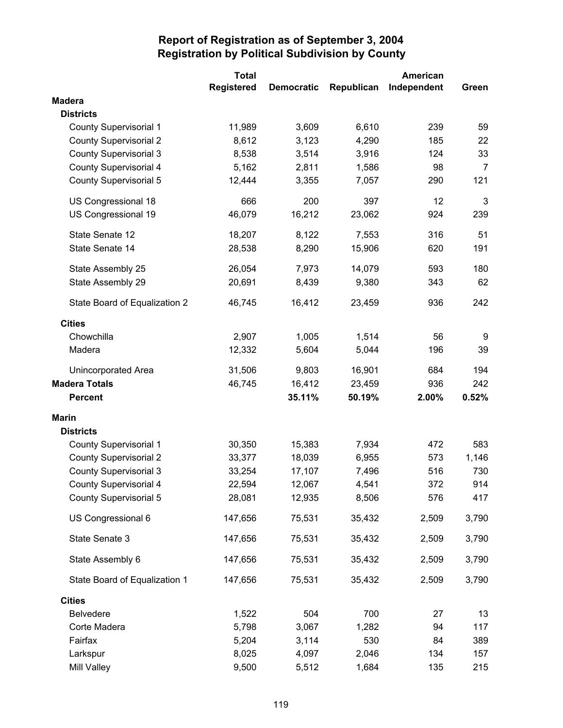# Report of Registration as of September 3, 2004
## Registration by Political Subdivision by County

| | Total Registered | Democratic | Republican | American Independent | Green |
|---|---|---|---|---|---|
| **Madera** | | | | | |
| **Districts** | | | | | |
| County Supervisorial 1 | 11,989 | 3,609 | 6,610 | 239 | 59 |
| County Supervisorial 2 | 8,612 | 3,123 | 4,290 | 185 | 22 |
| County Supervisorial 3 | 8,538 | 3,514 | 3,916 | 124 | 33 |
| County Supervisorial 4 | 5,162 | 2,811 | 1,586 | 98 | 7 |
| County Supervisorial 5 | 12,444 | 3,355 | 7,057 | 290 | 121 |
| US Congressional 18 | 666 | 200 | 397 | 12 | 3 |
| US Congressional 19 | 46,079 | 16,212 | 23,062 | 924 | 239 |
| State Senate 12 | 18,207 | 8,122 | 7,553 | 316 | 51 |
| State Senate 14 | 28,538 | 8,290 | 15,906 | 620 | 191 |
| State Assembly 25 | 26,054 | 7,973 | 14,079 | 593 | 180 |
| State Assembly 29 | 20,691 | 8,439 | 9,380 | 343 | 62 |
| State Board of Equalization 2 | 46,745 | 16,412 | 23,459 | 936 | 242 |
| **Cities** | | | | | |
| Chowchilla | 2,907 | 1,005 | 1,514 | 56 | 9 |
| Madera | 12,332 | 5,604 | 5,044 | 196 | 39 |
| Unincorporated Area | 31,506 | 9,803 | 16,901 | 684 | 194 |
| **Madera Totals** | 46,745 | 16,412 | 23,459 | 936 | 242 |
| **Percent** | | **35.11%** | **50.19%** | **2.00%** | **0.52%** |
| **Marin** | | | | | |
| **Districts** | | | | | |
| County Supervisorial 1 | 30,350 | 15,383 | 7,934 | 472 | 583 |
| County Supervisorial 2 | 33,377 | 18,039 | 6,955 | 573 | 1,146 |
| County Supervisorial 3 | 33,254 | 17,107 | 7,496 | 516 | 730 |
| County Supervisorial 4 | 22,594 | 12,067 | 4,541 | 372 | 914 |
| County Supervisorial 5 | 28,081 | 12,935 | 8,506 | 576 | 417 |
| US Congressional 6 | 147,656 | 75,531 | 35,432 | 2,509 | 3,790 |
| State Senate 3 | 147,656 | 75,531 | 35,432 | 2,509 | 3,790 |
| State Assembly 6 | 147,656 | 75,531 | 35,432 | 2,509 | 3,790 |
| State Board of Equalization 1 | 147,656 | 75,531 | 35,432 | 2,509 | 3,790 |
| **Cities** | | | | | |
| Belvedere | 1,522 | 504 | 700 | 27 | 13 |
| Corte Madera | 5,798 | 3,067 | 1,282 | 94 | 117 |
| Fairfax | 5,204 | 3,114 | 530 | 84 | 389 |
| Larkspur | 8,025 | 4,097 | 2,046 | 134 | 157 |
| Mill Valley | 9,500 | 5,512 | 1,684 | 135 | 215 |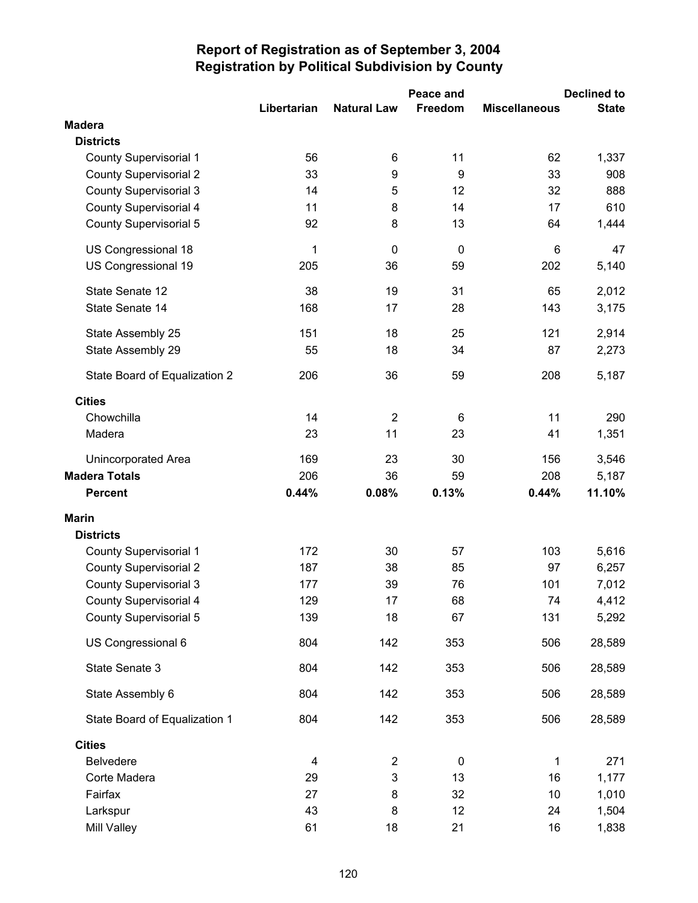# Report of Registration as of September 3, 2004
## Registration by Political Subdivision by County

| | Libertarian | Natural Law | Peace and Freedom | Miscellaneous | Declined to State |
|---|---|---|---|---|---|
| **Madera** | | | | | |
| **Districts** | | | | | |
| County Supervisorial 1 | 56 | 6 | 11 | 62 | 1,337 |
| County Supervisorial 2 | 33 | 9 | 9 | 33 | 908 |
| County Supervisorial 3 | 14 | 5 | 12 | 32 | 888 |
| County Supervisorial 4 | 11 | 8 | 14 | 17 | 610 |
| County Supervisorial 5 | 92 | 8 | 13 | 64 | 1,444 |
| US Congressional 18 | 1 | 0 | 0 | 6 | 47 |
| US Congressional 19 | 205 | 36 | 59 | 202 | 5,140 |
| State Senate 12 | 38 | 19 | 31 | 65 | 2,012 |
| State Senate 14 | 168 | 17 | 28 | 143 | 3,175 |
| State Assembly 25 | 151 | 18 | 25 | 121 | 2,914 |
| State Assembly 29 | 55 | 18 | 34 | 87 | 2,273 |
| State Board of Equalization 2 | 206 | 36 | 59 | 208 | 5,187 |
| **Cities** | | | | | |
| Chowchilla | 14 | 2 | 6 | 11 | 290 |
| Madera | 23 | 11 | 23 | 41 | 1,351 |
| Unincorporated Area | 169 | 23 | 30 | 156 | 3,546 |
| **Madera Totals** | 206 | 36 | 59 | 208 | 5,187 |
| **Percent** | **0.44%** | **0.08%** | **0.13%** | **0.44%** | **11.10%** |
| **Marin** | | | | | |
| **Districts** | | | | | |
| County Supervisorial 1 | 172 | 30 | 57 | 103 | 5,616 |
| County Supervisorial 2 | 187 | 38 | 85 | 97 | 6,257 |
| County Supervisorial 3 | 177 | 39 | 76 | 101 | 7,012 |
| County Supervisorial 4 | 129 | 17 | 68 | 74 | 4,412 |
| County Supervisorial 5 | 139 | 18 | 67 | 131 | 5,292 |
| US Congressional 6 | 804 | 142 | 353 | 506 | 28,589 |
| State Senate 3 | 804 | 142 | 353 | 506 | 28,589 |
| State Assembly 6 | 804 | 142 | 353 | 506 | 28,589 |
| State Board of Equalization 1 | 804 | 142 | 353 | 506 | 28,589 |
| **Cities** | | | | | |
| Belvedere | 4 | 2 | 0 | 1 | 271 |
| Corte Madera | 29 | 3 | 13 | 16 | 1,177 |
| Fairfax | 27 | 8 | 32 | 10 | 1,010 |
| Larkspur | 43 | 8 | 12 | 24 | 1,504 |
| Mill Valley | 61 | 18 | 21 | 16 | 1,838 |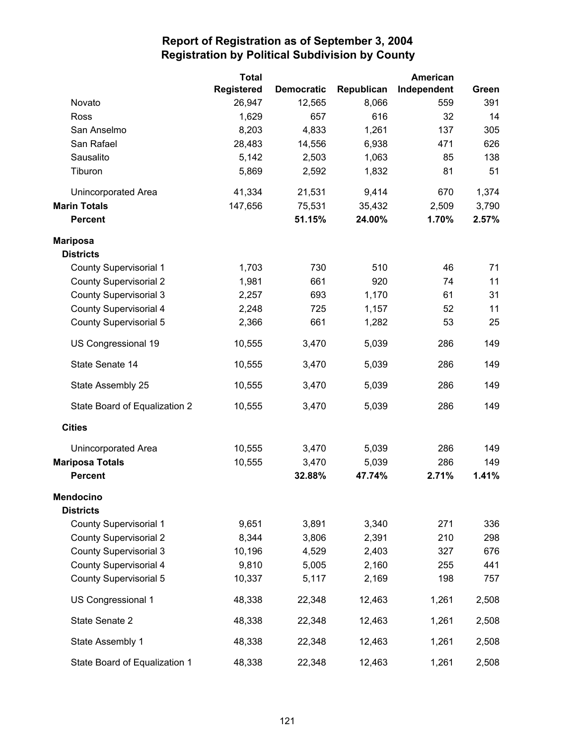# Report of Registration as of September 3, 2004
## Registration by Political Subdivision by County

| | Total Registered | Democratic | Republican | American Independent | Green |
|---|---|---|---|---|---|
| Novato | 26,947 | 12,565 | 8,066 | 559 | 391 |
| Ross | 1,629 | 657 | 616 | 32 | 14 |
| San Anselmo | 8,203 | 4,833 | 1,261 | 137 | 305 |
| San Rafael | 28,483 | 14,556 | 6,938 | 471 | 626 |
| Sausalito | 5,142 | 2,503 | 1,063 | 85 | 138 |
| Tiburon | 5,869 | 2,592 | 1,832 | 81 | 51 |
| Unincorporated Area | 41,334 | 21,531 | 9,414 | 670 | 1,374 |
| **Marin Totals** | 147,656 | 75,531 | 35,432 | 2,509 | 3,790 |
| **Percent** | | **51.15%** | **24.00%** | **1.70%** | **2.57%** |
| **Mariposa** | | | | | |
| **Districts** | | | | | |
| County Supervisorial 1 | 1,703 | 730 | 510 | 46 | 71 |
| County Supervisorial 2 | 1,981 | 661 | 920 | 74 | 11 |
| County Supervisorial 3 | 2,257 | 693 | 1,170 | 61 | 31 |
| County Supervisorial 4 | 2,248 | 725 | 1,157 | 52 | 11 |
| County Supervisorial 5 | 2,366 | 661 | 1,282 | 53 | 25 |
| US Congressional 19 | 10,555 | 3,470 | 5,039 | 286 | 149 |
| State Senate 14 | 10,555 | 3,470 | 5,039 | 286 | 149 |
| State Assembly 25 | 10,555 | 3,470 | 5,039 | 286 | 149 |
| State Board of Equalization 2 | 10,555 | 3,470 | 5,039 | 286 | 149 |
| **Cities** | | | | | |
| Unincorporated Area | 10,555 | 3,470 | 5,039 | 286 | 149 |
| **Mariposa Totals** | 10,555 | 3,470 | 5,039 | 286 | 149 |
| **Percent** | | **32.88%** | **47.74%** | **2.71%** | **1.41%** |
| **Mendocino** | | | | | |
| **Districts** | | | | | |
| County Supervisorial 1 | 9,651 | 3,891 | 3,340 | 271 | 336 |
| County Supervisorial 2 | 8,344 | 3,806 | 2,391 | 210 | 298 |
| County Supervisorial 3 | 10,196 | 4,529 | 2,403 | 327 | 676 |
| County Supervisorial 4 | 9,810 | 5,005 | 2,160 | 255 | 441 |
| County Supervisorial 5 | 10,337 | 5,117 | 2,169 | 198 | 757 |
| US Congressional 1 | 48,338 | 22,348 | 12,463 | 1,261 | 2,508 |
| State Senate 2 | 48,338 | 22,348 | 12,463 | 1,261 | 2,508 |
| State Assembly 1 | 48,338 | 22,348 | 12,463 | 1,261 | 2,508 |
| State Board of Equalization 1 | 48,338 | 22,348 | 12,463 | 1,261 | 2,508 |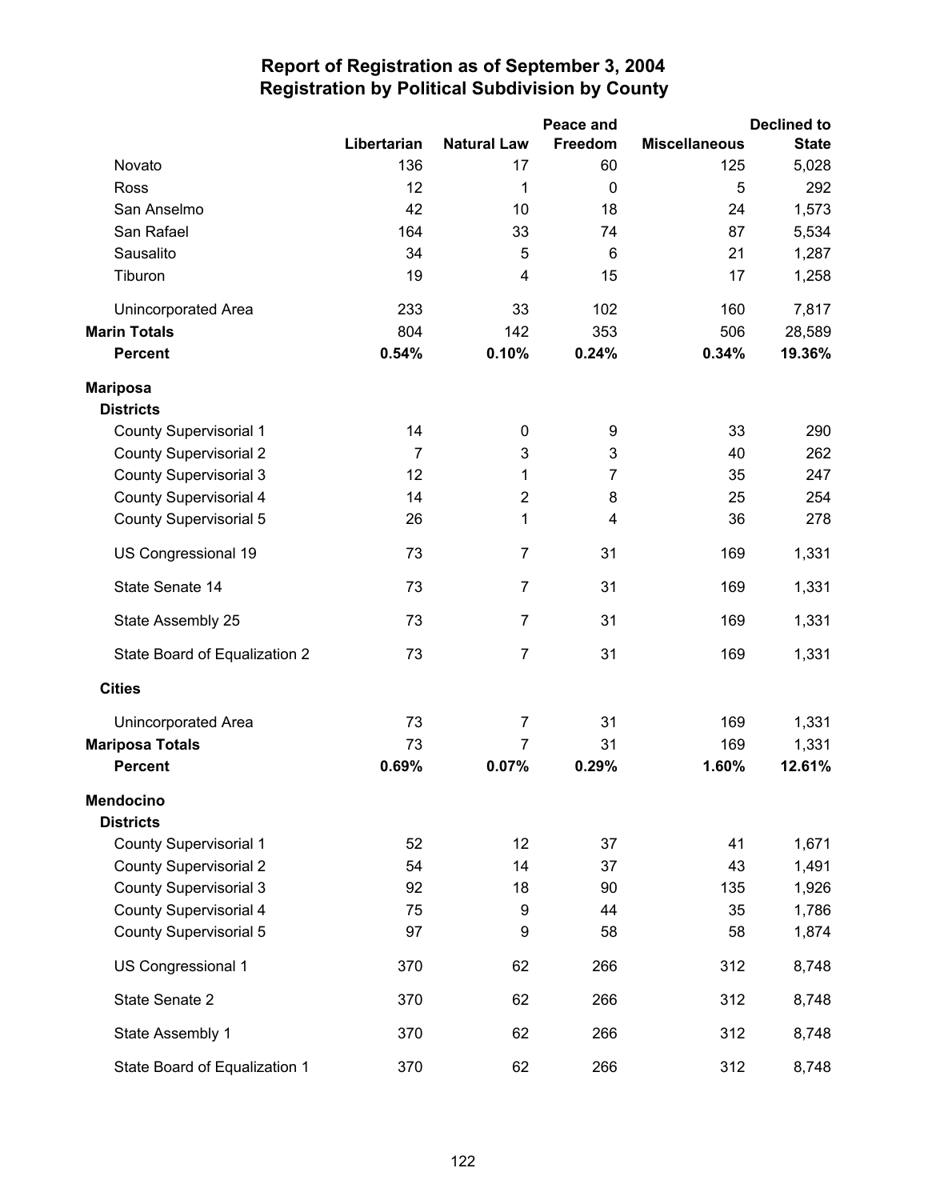# Report of Registration as of September 3, 2004
## Registration by Political Subdivision by County

| | Libertarian | Natural Law | Peace and Freedom | Miscellaneous | Declined to State |
|---|---|---|---|---|---|
| Novato | 136 | 17 | 60 | 125 | 5,028 |
| Ross | 12 | 1 | 0 | 5 | 292 |
| San Anselmo | 42 | 10 | 18 | 24 | 1,573 |
| San Rafael | 164 | 33 | 74 | 87 | 5,534 |
| Sausalito | 34 | 5 | 6 | 21 | 1,287 |
| Tiburon | 19 | 4 | 15 | 17 | 1,258 |
| Unincorporated Area | 233 | 33 | 102 | 160 | 7,817 |
| **Marin Totals** | 804 | 142 | 353 | 506 | 28,589 |
| **Percent** | **0.54%** | **0.10%** | **0.24%** | **0.34%** | **19.36%** |
| **Mariposa** | | | | | |
| **Districts** | | | | | |
| County Supervisorial 1 | 14 | 0 | 9 | 33 | 290 |
| County Supervisorial 2 | 7 | 3 | 3 | 40 | 262 |
| County Supervisorial 3 | 12 | 1 | 7 | 35 | 247 |
| County Supervisorial 4 | 14 | 2 | 8 | 25 | 254 |
| County Supervisorial 5 | 26 | 1 | 4 | 36 | 278 |
| US Congressional 19 | 73 | 7 | 31 | 169 | 1,331 |
| State Senate 14 | 73 | 7 | 31 | 169 | 1,331 |
| State Assembly 25 | 73 | 7 | 31 | 169 | 1,331 |
| State Board of Equalization 2 | 73 | 7 | 31 | 169 | 1,331 |
| **Cities** | | | | | |
| Unincorporated Area | 73 | 7 | 31 | 169 | 1,331 |
| **Mariposa Totals** | 73 | 7 | 31 | 169 | 1,331 |
| **Percent** | **0.69%** | **0.07%** | **0.29%** | **1.60%** | **12.61%** |
| **Mendocino** | | | | | |
| **Districts** | | | | | |
| County Supervisorial 1 | 52 | 12 | 37 | 41 | 1,671 |
| County Supervisorial 2 | 54 | 14 | 37 | 43 | 1,491 |
| County Supervisorial 3 | 92 | 18 | 90 | 135 | 1,926 |
| County Supervisorial 4 | 75 | 9 | 44 | 35 | 1,786 |
| County Supervisorial 5 | 97 | 9 | 58 | 58 | 1,874 |
| US Congressional 1 | 370 | 62 | 266 | 312 | 8,748 |
| State Senate 2 | 370 | 62 | 266 | 312 | 8,748 |
| State Assembly 1 | 370 | 62 | 266 | 312 | 8,748 |
| State Board of Equalization 1 | 370 | 62 | 266 | 312 | 8,748 |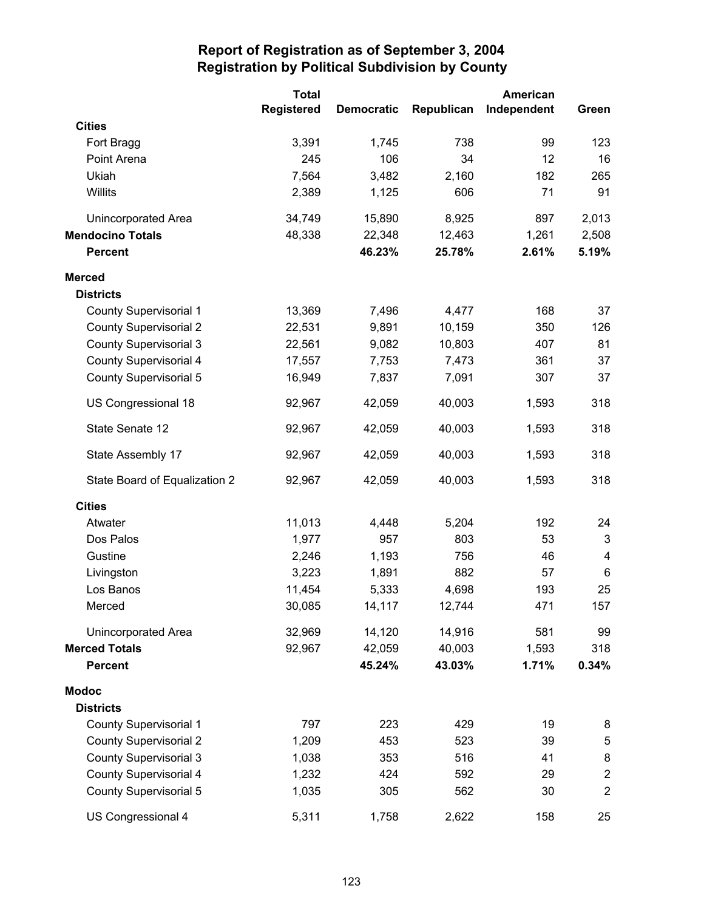# Report of Registration as of September 3, 2004
## Registration by Political Subdivision by County

| | Total Registered | Democratic | Republican | American Independent | Green |
|---|---|---|---|---|---|
| **Cities** | | | | | |
| Fort Bragg | 3,391 | 1,745 | 738 | 99 | 123 |
| Point Arena | 245 | 106 | 34 | 12 | 16 |
| Ukiah | 7,564 | 3,482 | 2,160 | 182 | 265 |
| Willits | 2,389 | 1,125 | 606 | 71 | 91 |
| Unincorporated Area | 34,749 | 15,890 | 8,925 | 897 | 2,013 |
| **Mendocino Totals** | 48,338 | 22,348 | 12,463 | 1,261 | 2,508 |
| **Percent** | | **46.23%** | **25.78%** | **2.61%** | **5.19%** |
| **Merced** | | | | | |
| **Districts** | | | | | |
| County Supervisorial 1 | 13,369 | 7,496 | 4,477 | 168 | 37 |
| County Supervisorial 2 | 22,531 | 9,891 | 10,159 | 350 | 126 |
| County Supervisorial 3 | 22,561 | 9,082 | 10,803 | 407 | 81 |
| County Supervisorial 4 | 17,557 | 7,753 | 7,473 | 361 | 37 |
| County Supervisorial 5 | 16,949 | 7,837 | 7,091 | 307 | 37 |
| US Congressional 18 | 92,967 | 42,059 | 40,003 | 1,593 | 318 |
| State Senate 12 | 92,967 | 42,059 | 40,003 | 1,593 | 318 |
| State Assembly 17 | 92,967 | 42,059 | 40,003 | 1,593 | 318 |
| State Board of Equalization 2 | 92,967 | 42,059 | 40,003 | 1,593 | 318 |
| **Cities** | | | | | |
| Atwater | 11,013 | 4,448 | 5,204 | 192 | 24 |
| Dos Palos | 1,977 | 957 | 803 | 53 | 3 |
| Gustine | 2,246 | 1,193 | 756 | 46 | 4 |
| Livingston | 3,223 | 1,891 | 882 | 57 | 6 |
| Los Banos | 11,454 | 5,333 | 4,698 | 193 | 25 |
| Merced | 30,085 | 14,117 | 12,744 | 471 | 157 |
| Unincorporated Area | 32,969 | 14,120 | 14,916 | 581 | 99 |
| **Merced Totals** | 92,967 | 42,059 | 40,003 | 1,593 | 318 |
| **Percent** | | **45.24%** | **43.03%** | **1.71%** | **0.34%** |
| **Modoc** | | | | | |
| **Districts** | | | | | |
| County Supervisorial 1 | 797 | 223 | 429 | 19 | 8 |
| County Supervisorial 2 | 1,209 | 453 | 523 | 39 | 5 |
| County Supervisorial 3 | 1,038 | 353 | 516 | 41 | 8 |
| County Supervisorial 4 | 1,232 | 424 | 592 | 29 | 2 |
| County Supervisorial 5 | 1,035 | 305 | 562 | 30 | 2 |
| US Congressional 4 | 5,311 | 1,758 | 2,622 | 158 | 25 |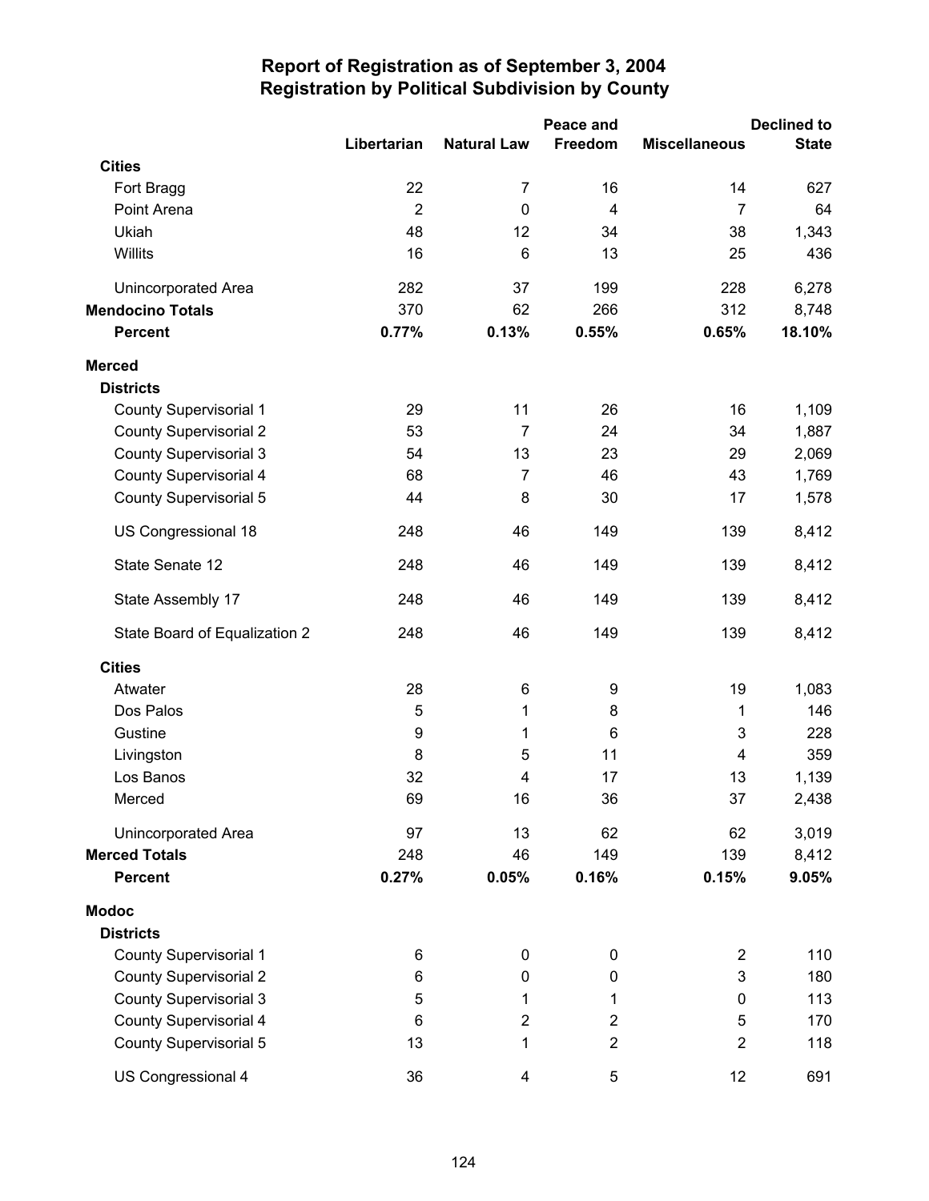# Report of Registration as of September 3, 2004
## Registration by Political Subdivision by County

| | Libertarian | Natural Law | Peace and Freedom | Miscellaneous | Declined to State |
|---|---|---|---|---|---|
| **Cities** | | | | | |
| Fort Bragg | 22 | 7 | 16 | 14 | 627 |
| Point Arena | 2 | 0 | 4 | 7 | 64 |
| Ukiah | 48 | 12 | 34 | 38 | 1,343 |
| Willits | 16 | 6 | 13 | 25 | 436 |
| Unincorporated Area | 282 | 37 | 199 | 228 | 6,278 |
| **Mendocino Totals** | 370 | 62 | 266 | 312 | 8,748 |
| **Percent** | **0.77%** | **0.13%** | **0.55%** | **0.65%** | **18.10%** |
| **Merced** | | | | | |
| **Districts** | | | | | |
| County Supervisorial 1 | 29 | 11 | 26 | 16 | 1,109 |
| County Supervisorial 2 | 53 | 7 | 24 | 34 | 1,887 |
| County Supervisorial 3 | 54 | 13 | 23 | 29 | 2,069 |
| County Supervisorial 4 | 68 | 7 | 46 | 43 | 1,769 |
| County Supervisorial 5 | 44 | 8 | 30 | 17 | 1,578 |
| US Congressional 18 | 248 | 46 | 149 | 139 | 8,412 |
| State Senate 12 | 248 | 46 | 149 | 139 | 8,412 |
| State Assembly 17 | 248 | 46 | 149 | 139 | 8,412 |
| State Board of Equalization 2 | 248 | 46 | 149 | 139 | 8,412 |
| **Cities** | | | | | |
| Atwater | 28 | 6 | 9 | 19 | 1,083 |
| Dos Palos | 5 | 1 | 8 | 1 | 146 |
| Gustine | 9 | 1 | 6 | 3 | 228 |
| Livingston | 8 | 5 | 11 | 4 | 359 |
| Los Banos | 32 | 4 | 17 | 13 | 1,139 |
| Merced | 69 | 16 | 36 | 37 | 2,438 |
| Unincorporated Area | 97 | 13 | 62 | 62 | 3,019 |
| **Merced Totals** | 248 | 46 | 149 | 139 | 8,412 |
| **Percent** | **0.27%** | **0.05%** | **0.16%** | **0.15%** | **9.05%** |
| **Modoc** | | | | | |
| **Districts** | | | | | |
| County Supervisorial 1 | 6 | 0 | 0 | 2 | 110 |
| County Supervisorial 2 | 6 | 0 | 0 | 3 | 180 |
| County Supervisorial 3 | 5 | 1 | 1 | 0 | 113 |
| County Supervisorial 4 | 6 | 2 | 2 | 5 | 170 |
| County Supervisorial 5 | 13 | 1 | 2 | 2 | 118 |
| US Congressional 4 | 36 | 4 | 5 | 12 | 691 |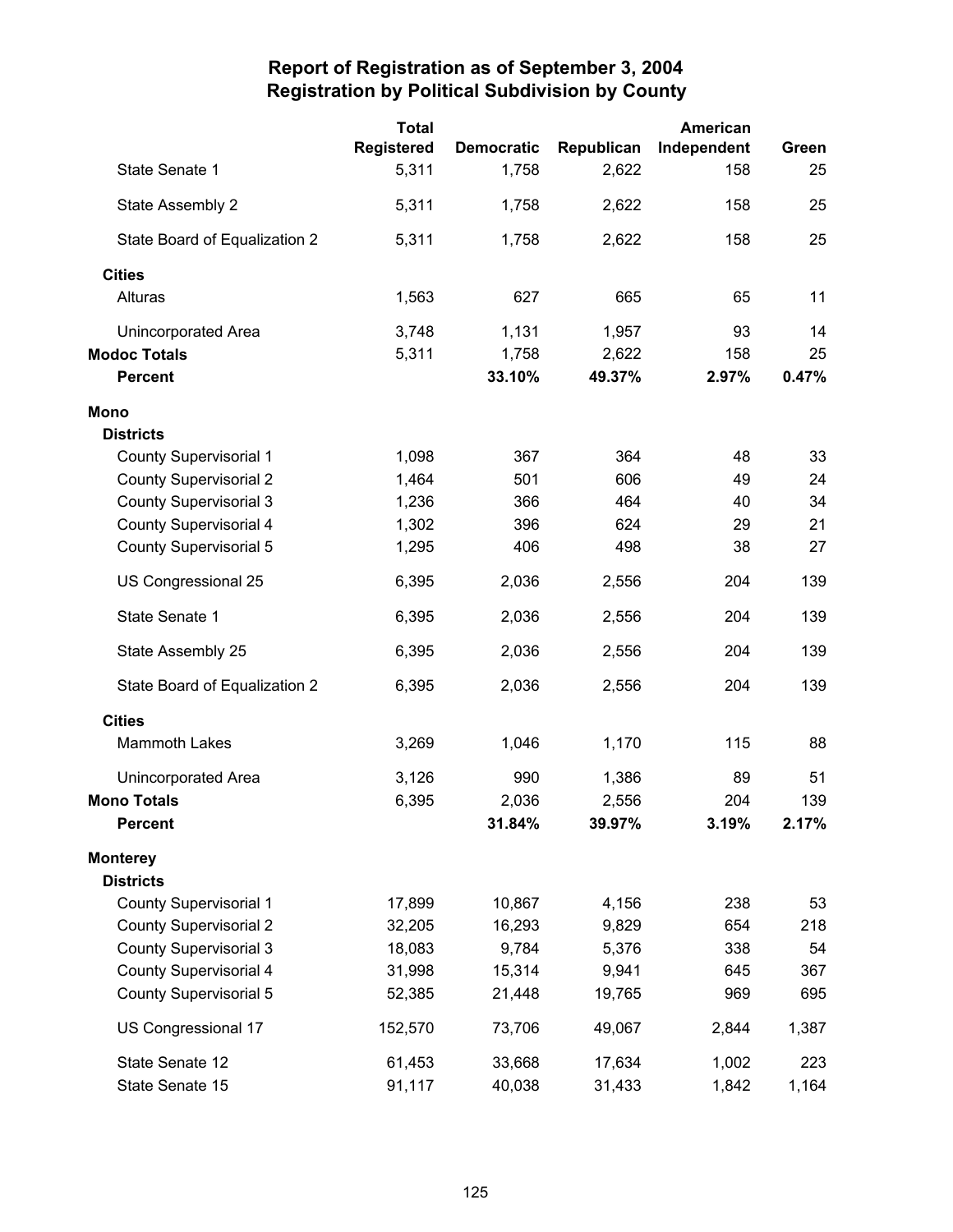# Report of Registration as of September 3, 2004
## Registration by Political Subdivision by County

| | Total Registered | Democratic | Republican | American Independent | Green |
|---|---|---|---|---|---|
| State Senate 1 | 5,311 | 1,758 | 2,622 | 158 | 25 |
| State Assembly 2 | 5,311 | 1,758 | 2,622 | 158 | 25 |
| State Board of Equalization 2 | 5,311 | 1,758 | 2,622 | 158 | 25 |
| **Cities** | | | | | |
| Alturas | 1,563 | 627 | 665 | 65 | 11 |
| Unincorporated Area | 3,748 | 1,131 | 1,957 | 93 | 14 |
| **Modoc Totals** | 5,311 | 1,758 | 2,622 | 158 | 25 |
| **Percent** | | **33.10%** | **49.37%** | **2.97%** | **0.47%** |
| **Mono** | | | | | |
| **Districts** | | | | | |
| County Supervisorial 1 | 1,098 | 367 | 364 | 48 | 33 |
| County Supervisorial 2 | 1,464 | 501 | 606 | 49 | 24 |
| County Supervisorial 3 | 1,236 | 366 | 464 | 40 | 34 |
| County Supervisorial 4 | 1,302 | 396 | 624 | 29 | 21 |
| County Supervisorial 5 | 1,295 | 406 | 498 | 38 | 27 |
| US Congressional 25 | 6,395 | 2,036 | 2,556 | 204 | 139 |
| State Senate 1 | 6,395 | 2,036 | 2,556 | 204 | 139 |
| State Assembly 25 | 6,395 | 2,036 | 2,556 | 204 | 139 |
| State Board of Equalization 2 | 6,395 | 2,036 | 2,556 | 204 | 139 |
| **Cities** | | | | | |
| Mammoth Lakes | 3,269 | 1,046 | 1,170 | 115 | 88 |
| Unincorporated Area | 3,126 | 990 | 1,386 | 89 | 51 |
| **Mono Totals** | 6,395 | 2,036 | 2,556 | 204 | 139 |
| **Percent** | | **31.84%** | **39.97%** | **3.19%** | **2.17%** |
| **Monterey** | | | | | |
| **Districts** | | | | | |
| County Supervisorial 1 | 17,899 | 10,867 | 4,156 | 238 | 53 |
| County Supervisorial 2 | 32,205 | 16,293 | 9,829 | 654 | 218 |
| County Supervisorial 3 | 18,083 | 9,784 | 5,376 | 338 | 54 |
| County Supervisorial 4 | 31,998 | 15,314 | 9,941 | 645 | 367 |
| County Supervisorial 5 | 52,385 | 21,448 | 19,765 | 969 | 695 |
| US Congressional 17 | 152,570 | 73,706 | 49,067 | 2,844 | 1,387 |
| State Senate 12 | 61,453 | 33,668 | 17,634 | 1,002 | 223 |
| State Senate 15 | 91,117 | 40,038 | 31,433 | 1,842 | 1,164 |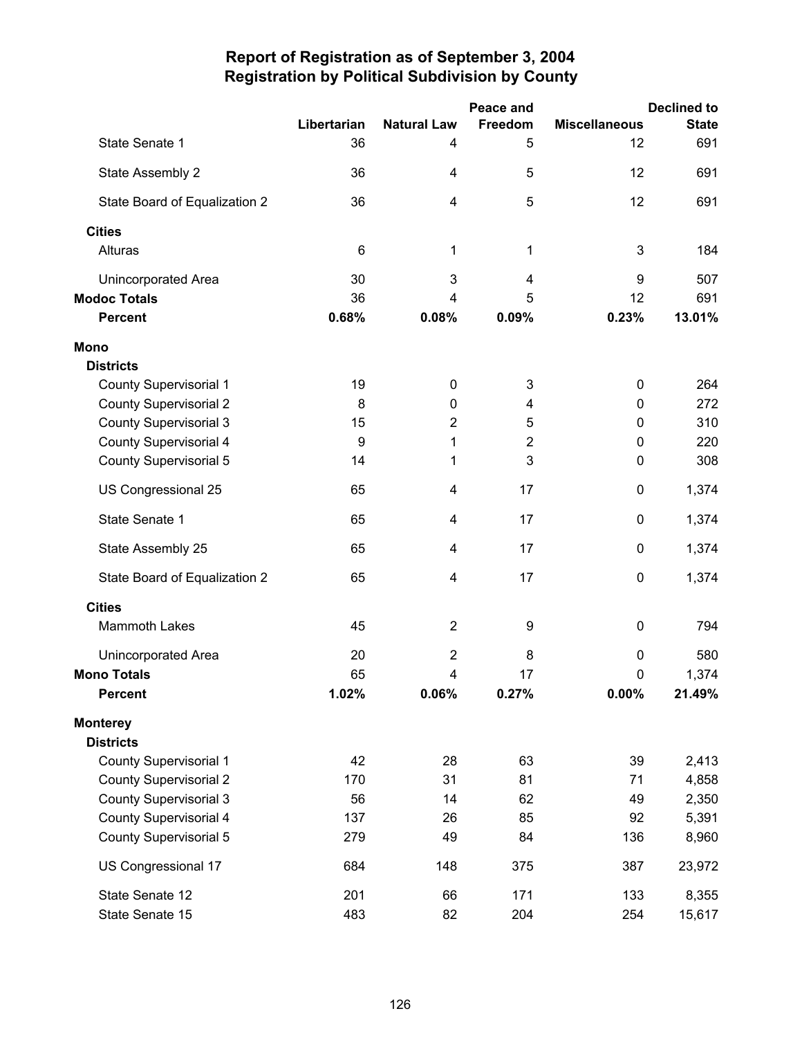# Report of Registration as of September 3, 2004
## Registration by Political Subdivision by County

| | Libertarian | Natural Law | Peace and Freedom | Miscellaneous | Declined to State |
|---|---|---|---|---|---|
| State Senate 1 | 36 | 4 | 5 | 12 | 691 |
| State Assembly 2 | 36 | 4 | 5 | 12 | 691 |
| State Board of Equalization 2 | 36 | 4 | 5 | 12 | 691 |
| **Cities** | | | | | |
| Alturas | 6 | 1 | 1 | 3 | 184 |
| Unincorporated Area | 30 | 3 | 4 | 9 | 507 |
| **Modoc Totals** | 36 | 4 | 5 | 12 | 691 |
| **Percent** | **0.68%** | **0.08%** | **0.09%** | **0.23%** | **13.01%** |
| **Mono** | | | | | |
| **Districts** | | | | | |
| County Supervisorial 1 | 19 | 0 | 3 | 0 | 264 |
| County Supervisorial 2 | 8 | 0 | 4 | 0 | 272 |
| County Supervisorial 3 | 15 | 2 | 5 | 0 | 310 |
| County Supervisorial 4 | 9 | 1 | 2 | 0 | 220 |
| County Supervisorial 5 | 14 | 1 | 3 | 0 | 308 |
| US Congressional 25 | 65 | 4 | 17 | 0 | 1,374 |
| State Senate 1 | 65 | 4 | 17 | 0 | 1,374 |
| State Assembly 25 | 65 | 4 | 17 | 0 | 1,374 |
| State Board of Equalization 2 | 65 | 4 | 17 | 0 | 1,374 |
| **Cities** | | | | | |
| Mammoth Lakes | 45 | 2 | 9 | 0 | 794 |
| Unincorporated Area | 20 | 2 | 8 | 0 | 580 |
| **Mono Totals** | 65 | 4 | 17 | 0 | 1,374 |
| **Percent** | **1.02%** | **0.06%** | **0.27%** | **0.00%** | **21.49%** |
| **Monterey** | | | | | |
| **Districts** | | | | | |
| County Supervisorial 1 | 42 | 28 | 63 | 39 | 2,413 |
| County Supervisorial 2 | 170 | 31 | 81 | 71 | 4,858 |
| County Supervisorial 3 | 56 | 14 | 62 | 49 | 2,350 |
| County Supervisorial 4 | 137 | 26 | 85 | 92 | 5,391 |
| County Supervisorial 5 | 279 | 49 | 84 | 136 | 8,960 |
| US Congressional 17 | 684 | 148 | 375 | 387 | 23,972 |
| State Senate 12 | 201 | 66 | 171 | 133 | 8,355 |
| State Senate 15 | 483 | 82 | 204 | 254 | 15,617 |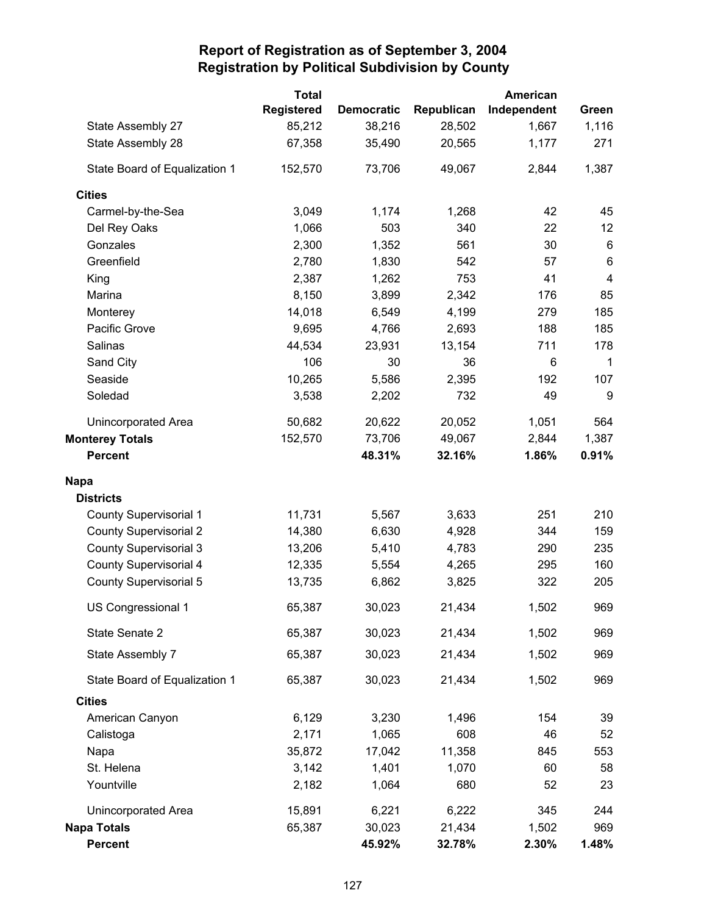# Report of Registration as of September 3, 2004
## Registration by Political Subdivision by County

| | Total Registered | Democratic | Republican | American Independent | Green |
|---|---|---|---|---|---|
| State Assembly 27 | 85,212 | 38,216 | 28,502 | 1,667 | 1,116 |
| State Assembly 28 | 67,358 | 35,490 | 20,565 | 1,177 | 271 |
| State Board of Equalization 1 | 152,570 | 73,706 | 49,067 | 2,844 | 1,387 |
| **Cities** | | | | | |
| Carmel-by-the-Sea | 3,049 | 1,174 | 1,268 | 42 | 45 |
| Del Rey Oaks | 1,066 | 503 | 340 | 22 | 12 |
| Gonzales | 2,300 | 1,352 | 561 | 30 | 6 |
| Greenfield | 2,780 | 1,830 | 542 | 57 | 6 |
| King | 2,387 | 1,262 | 753 | 41 | 4 |
| Marina | 8,150 | 3,899 | 2,342 | 176 | 85 |
| Monterey | 14,018 | 6,549 | 4,199 | 279 | 185 |
| Pacific Grove | 9,695 | 4,766 | 2,693 | 188 | 185 |
| Salinas | 44,534 | 23,931 | 13,154 | 711 | 178 |
| Sand City | 106 | 30 | 36 | 6 | 1 |
| Seaside | 10,265 | 5,586 | 2,395 | 192 | 107 |
| Soledad | 3,538 | 2,202 | 732 | 49 | 9 |
| Unincorporated Area | 50,682 | 20,622 | 20,052 | 1,051 | 564 |
| **Monterey Totals** | 152,570 | 73,706 | 49,067 | 2,844 | 1,387 |
| **Percent** | | **48.31%** | **32.16%** | **1.86%** | **0.91%** |
| **Napa** | | | | | |
| **Districts** | | | | | |
| County Supervisorial 1 | 11,731 | 5,567 | 3,633 | 251 | 210 |
| County Supervisorial 2 | 14,380 | 6,630 | 4,928 | 344 | 159 |
| County Supervisorial 3 | 13,206 | 5,410 | 4,783 | 290 | 235 |
| County Supervisorial 4 | 12,335 | 5,554 | 4,265 | 295 | 160 |
| County Supervisorial 5 | 13,735 | 6,862 | 3,825 | 322 | 205 |
| US Congressional 1 | 65,387 | 30,023 | 21,434 | 1,502 | 969 |
| State Senate 2 | 65,387 | 30,023 | 21,434 | 1,502 | 969 |
| State Assembly 7 | 65,387 | 30,023 | 21,434 | 1,502 | 969 |
| State Board of Equalization 1 | 65,387 | 30,023 | 21,434 | 1,502 | 969 |
| **Cities** | | | | | |
| American Canyon | 6,129 | 3,230 | 1,496 | 154 | 39 |
| Calistoga | 2,171 | 1,065 | 608 | 46 | 52 |
| Napa | 35,872 | 17,042 | 11,358 | 845 | 553 |
| St. Helena | 3,142 | 1,401 | 1,070 | 60 | 58 |
| Yountville | 2,182 | 1,064 | 680 | 52 | 23 |
| Unincorporated Area | 15,891 | 6,221 | 6,222 | 345 | 244 |
| **Napa Totals** | 65,387 | 30,023 | 21,434 | 1,502 | 969 |
| **Percent** | | **45.92%** | **32.78%** | **2.30%** | **1.48%** |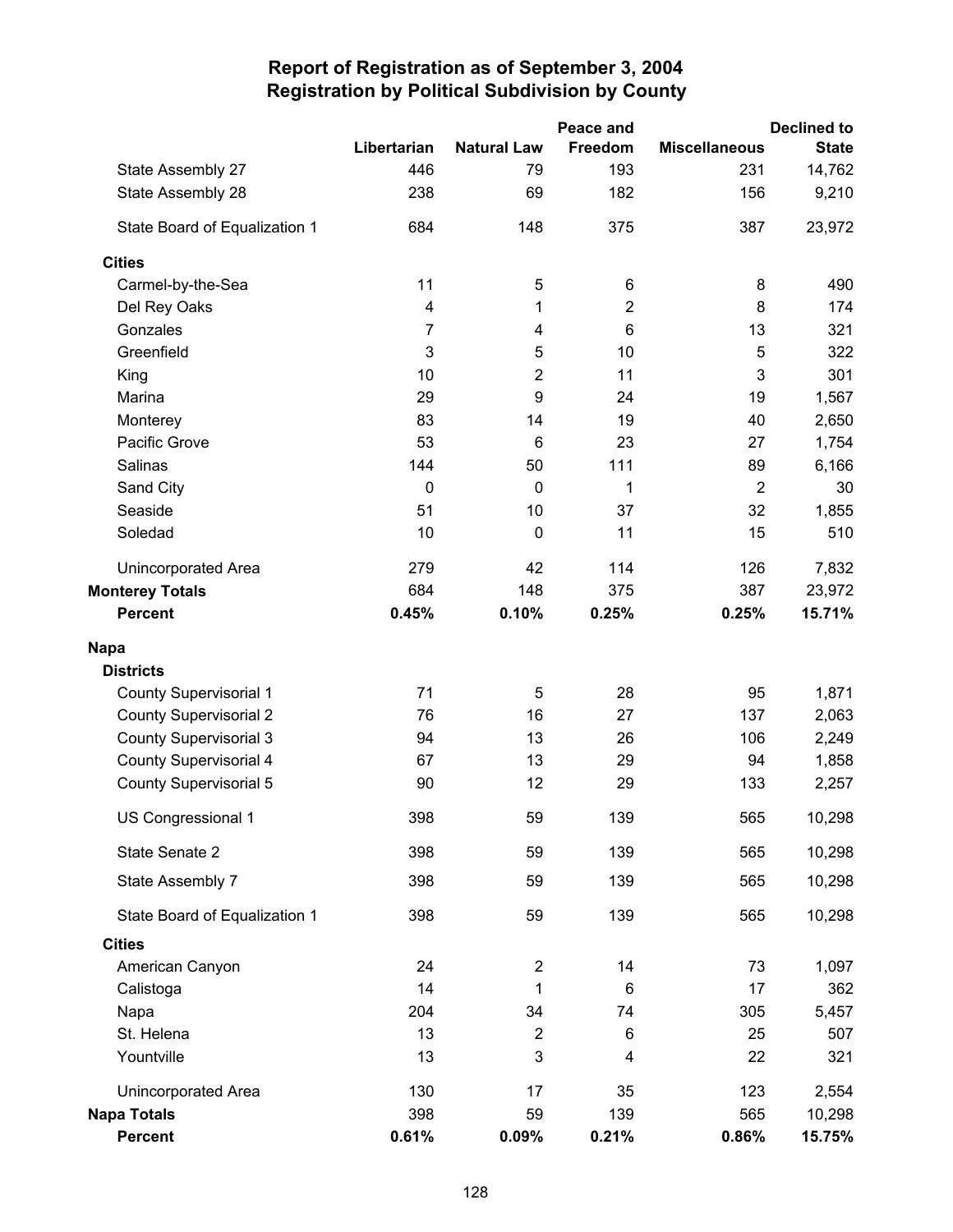# Report of Registration as of September 3, 2004
## Registration by Political Subdivision by County

| | Libertarian | Natural Law | Peace and Freedom | Miscellaneous | Declined to State |
|---|---|---|---|---|---|
| State Assembly 27 | 446 | 79 | 193 | 231 | 14,762 |
| State Assembly 28 | 238 | 69 | 182 | 156 | 9,210 |
| State Board of Equalization 1 | 684 | 148 | 375 | 387 | 23,972 |
| **Cities** | | | | | |
| Carmel-by-the-Sea | 11 | 5 | 6 | 8 | 490 |
| Del Rey Oaks | 4 | 1 | 2 | 8 | 174 |
| Gonzales | 7 | 4 | 6 | 13 | 321 |
| Greenfield | 3 | 5 | 10 | 5 | 322 |
| King | 10 | 2 | 11 | 3 | 301 |
| Marina | 29 | 9 | 24 | 19 | 1,567 |
| Monterey | 83 | 14 | 19 | 40 | 2,650 |
| Pacific Grove | 53 | 6 | 23 | 27 | 1,754 |
| Salinas | 144 | 50 | 111 | 89 | 6,166 |
| Sand City | 0 | 0 | 1 | 2 | 30 |
| Seaside | 51 | 10 | 37 | 32 | 1,855 |
| Soledad | 10 | 0 | 11 | 15 | 510 |
| Unincorporated Area | 279 | 42 | 114 | 126 | 7,832 |
| **Monterey Totals** | 684 | 148 | 375 | 387 | 23,972 |
| **Percent** | **0.45%** | **0.10%** | **0.25%** | **0.25%** | **15.71%** |
| **Napa** | | | | | |
| **Districts** | | | | | |
| County Supervisorial 1 | 71 | 5 | 28 | 95 | 1,871 |
| County Supervisorial 2 | 76 | 16 | 27 | 137 | 2,063 |
| County Supervisorial 3 | 94 | 13 | 26 | 106 | 2,249 |
| County Supervisorial 4 | 67 | 13 | 29 | 94 | 1,858 |
| County Supervisorial 5 | 90 | 12 | 29 | 133 | 2,257 |
| US Congressional 1 | 398 | 59 | 139 | 565 | 10,298 |
| State Senate 2 | 398 | 59 | 139 | 565 | 10,298 |
| State Assembly 7 | 398 | 59 | 139 | 565 | 10,298 |
| State Board of Equalization 1 | 398 | 59 | 139 | 565 | 10,298 |
| **Cities** | | | | | |
| American Canyon | 24 | 2 | 14 | 73 | 1,097 |
| Calistoga | 14 | 1 | 6 | 17 | 362 |
| Napa | 204 | 34 | 74 | 305 | 5,457 |
| St. Helena | 13 | 2 | 6 | 25 | 507 |
| Yountville | 13 | 3 | 4 | 22 | 321 |
| Unincorporated Area | 130 | 17 | 35 | 123 | 2,554 |
| **Napa Totals** | 398 | 59 | 139 | 565 | 10,298 |
| **Percent** | **0.61%** | **0.09%** | **0.21%** | **0.86%** | **15.75%** |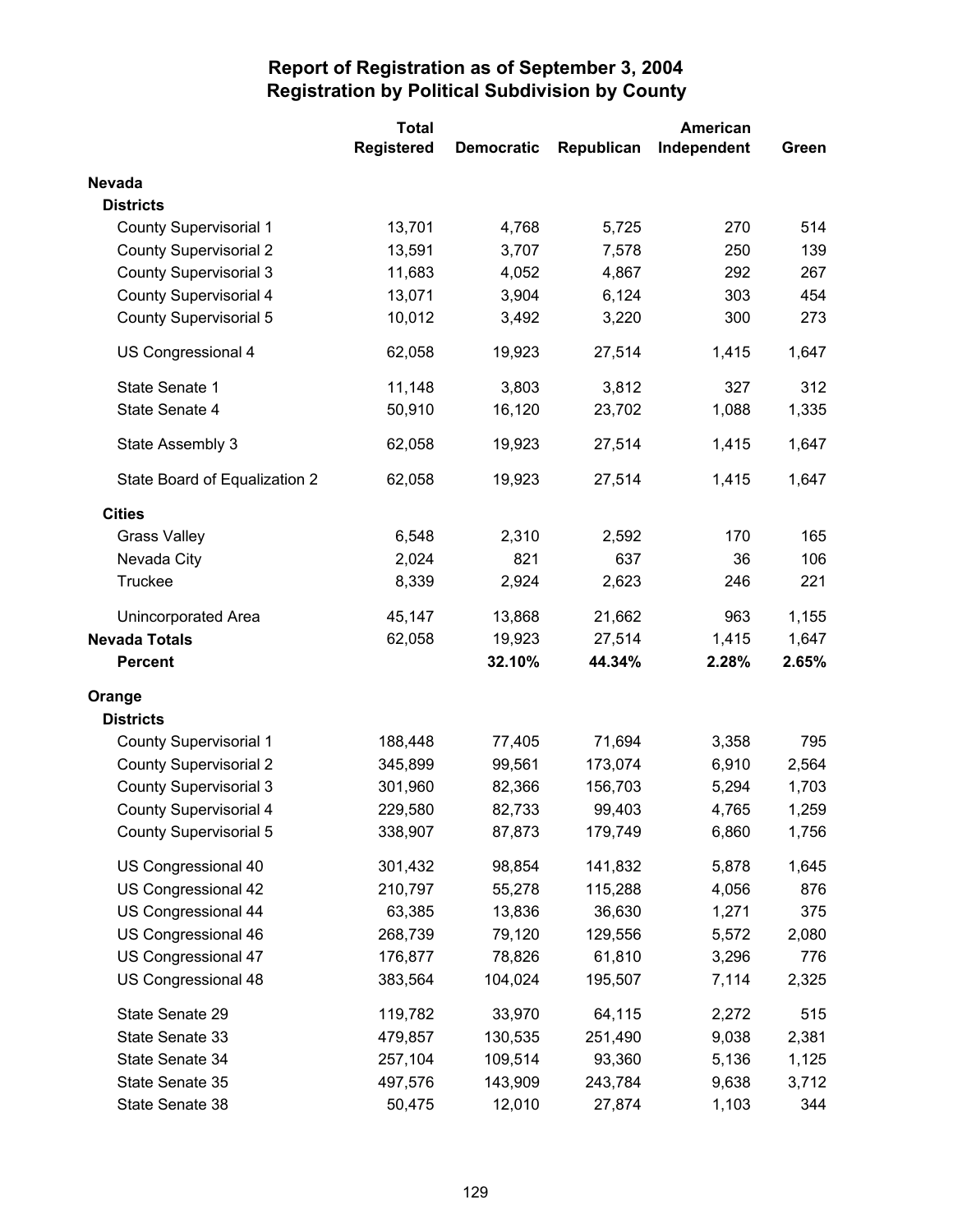# Report of Registration as of September 3, 2004
## Registration by Political Subdivision by County

| | Total Registered | Democratic | Republican | American Independent | Green |
|---|---|---|---|---|---|
| **Nevada** | | | | | |
| **Districts** | | | | | |
| County Supervisorial 1 | 13,701 | 4,768 | 5,725 | 270 | 514 |
| County Supervisorial 2 | 13,591 | 3,707 | 7,578 | 250 | 139 |
| County Supervisorial 3 | 11,683 | 4,052 | 4,867 | 292 | 267 |
| County Supervisorial 4 | 13,071 | 3,904 | 6,124 | 303 | 454 |
| County Supervisorial 5 | 10,012 | 3,492 | 3,220 | 300 | 273 |
| US Congressional 4 | 62,058 | 19,923 | 27,514 | 1,415 | 1,647 |
| State Senate 1 | 11,148 | 3,803 | 3,812 | 327 | 312 |
| State Senate 4 | 50,910 | 16,120 | 23,702 | 1,088 | 1,335 |
| State Assembly 3 | 62,058 | 19,923 | 27,514 | 1,415 | 1,647 |
| State Board of Equalization 2 | 62,058 | 19,923 | 27,514 | 1,415 | 1,647 |
| **Cities** | | | | | |
| Grass Valley | 6,548 | 2,310 | 2,592 | 170 | 165 |
| Nevada City | 2,024 | 821 | 637 | 36 | 106 |
| Truckee | 8,339 | 2,924 | 2,623 | 246 | 221 |
| Unincorporated Area | 45,147 | 13,868 | 21,662 | 963 | 1,155 |
| **Nevada Totals** | 62,058 | 19,923 | 27,514 | 1,415 | 1,647 |
| **Percent** | | **32.10%** | **44.34%** | **2.28%** | **2.65%** |
| **Orange** | | | | | |
| **Districts** | | | | | |
| County Supervisorial 1 | 188,448 | 77,405 | 71,694 | 3,358 | 795 |
| County Supervisorial 2 | 345,899 | 99,561 | 173,074 | 6,910 | 2,564 |
| County Supervisorial 3 | 301,960 | 82,366 | 156,703 | 5,294 | 1,703 |
| County Supervisorial 4 | 229,580 | 82,733 | 99,403 | 4,765 | 1,259 |
| County Supervisorial 5 | 338,907 | 87,873 | 179,749 | 6,860 | 1,756 |
| US Congressional 40 | 301,432 | 98,854 | 141,832 | 5,878 | 1,645 |
| US Congressional 42 | 210,797 | 55,278 | 115,288 | 4,056 | 876 |
| US Congressional 44 | 63,385 | 13,836 | 36,630 | 1,271 | 375 |
| US Congressional 46 | 268,739 | 79,120 | 129,556 | 5,572 | 2,080 |
| US Congressional 47 | 176,877 | 78,826 | 61,810 | 3,296 | 776 |
| US Congressional 48 | 383,564 | 104,024 | 195,507 | 7,114 | 2,325 |
| State Senate 29 | 119,782 | 33,970 | 64,115 | 2,272 | 515 |
| State Senate 33 | 479,857 | 130,535 | 251,490 | 9,038 | 2,381 |
| State Senate 34 | 257,104 | 109,514 | 93,360 | 5,136 | 1,125 |
| State Senate 35 | 497,576 | 143,909 | 243,784 | 9,638 | 3,712 |
| State Senate 38 | 50,475 | 12,010 | 27,874 | 1,103 | 344 |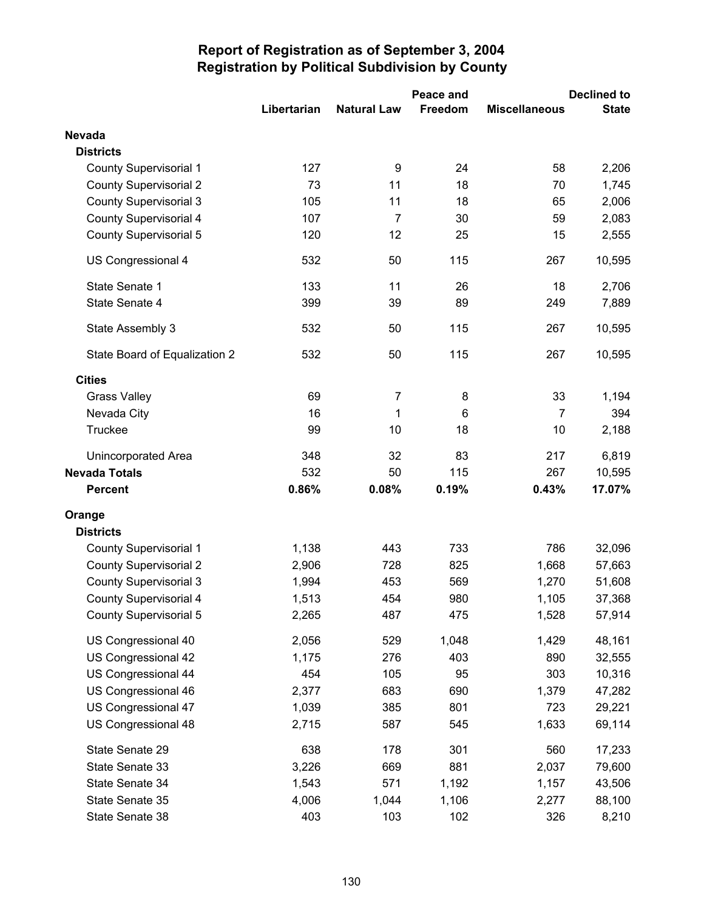# Report of Registration as of September 3, 2004
## Registration by Political Subdivision by County

| | Libertarian | Natural Law | Peace and Freedom | Miscellaneous | Declined to State |
|---|---|---|---|---|---|
| **Nevada** | | | | | |
| **Districts** | | | | | |
| County Supervisorial 1 | 127 | 9 | 24 | 58 | 2,206 |
| County Supervisorial 2 | 73 | 11 | 18 | 70 | 1,745 |
| County Supervisorial 3 | 105 | 11 | 18 | 65 | 2,006 |
| County Supervisorial 4 | 107 | 7 | 30 | 59 | 2,083 |
| County Supervisorial 5 | 120 | 12 | 25 | 15 | 2,555 |
| US Congressional 4 | 532 | 50 | 115 | 267 | 10,595 |
| State Senate 1 | 133 | 11 | 26 | 18 | 2,706 |
| State Senate 4 | 399 | 39 | 89 | 249 | 7,889 |
| State Assembly 3 | 532 | 50 | 115 | 267 | 10,595 |
| State Board of Equalization 2 | 532 | 50 | 115 | 267 | 10,595 |
| **Cities** | | | | | |
| Grass Valley | 69 | 7 | 8 | 33 | 1,194 |
| Nevada City | 16 | 1 | 6 | 7 | 394 |
| Truckee | 99 | 10 | 18 | 10 | 2,188 |
| Unincorporated Area | 348 | 32 | 83 | 217 | 6,819 |
| **Nevada Totals** | 532 | 50 | 115 | 267 | 10,595 |
| **Percent** | **0.86%** | **0.08%** | **0.19%** | **0.43%** | **17.07%** |
| **Orange** | | | | | |
| **Districts** | | | | | |
| County Supervisorial 1 | 1,138 | 443 | 733 | 786 | 32,096 |
| County Supervisorial 2 | 2,906 | 728 | 825 | 1,668 | 57,663 |
| County Supervisorial 3 | 1,994 | 453 | 569 | 1,270 | 51,608 |
| County Supervisorial 4 | 1,513 | 454 | 980 | 1,105 | 37,368 |
| County Supervisorial 5 | 2,265 | 487 | 475 | 1,528 | 57,914 |
| US Congressional 40 | 2,056 | 529 | 1,048 | 1,429 | 48,161 |
| US Congressional 42 | 1,175 | 276 | 403 | 890 | 32,555 |
| US Congressional 44 | 454 | 105 | 95 | 303 | 10,316 |
| US Congressional 46 | 2,377 | 683 | 690 | 1,379 | 47,282 |
| US Congressional 47 | 1,039 | 385 | 801 | 723 | 29,221 |
| US Congressional 48 | 2,715 | 587 | 545 | 1,633 | 69,114 |
| State Senate 29 | 638 | 178 | 301 | 560 | 17,233 |
| State Senate 33 | 3,226 | 669 | 881 | 2,037 | 79,600 |
| State Senate 34 | 1,543 | 571 | 1,192 | 1,157 | 43,506 |
| State Senate 35 | 4,006 | 1,044 | 1,106 | 2,277 | 88,100 |
| State Senate 38 | 403 | 103 | 102 | 326 | 8,210 |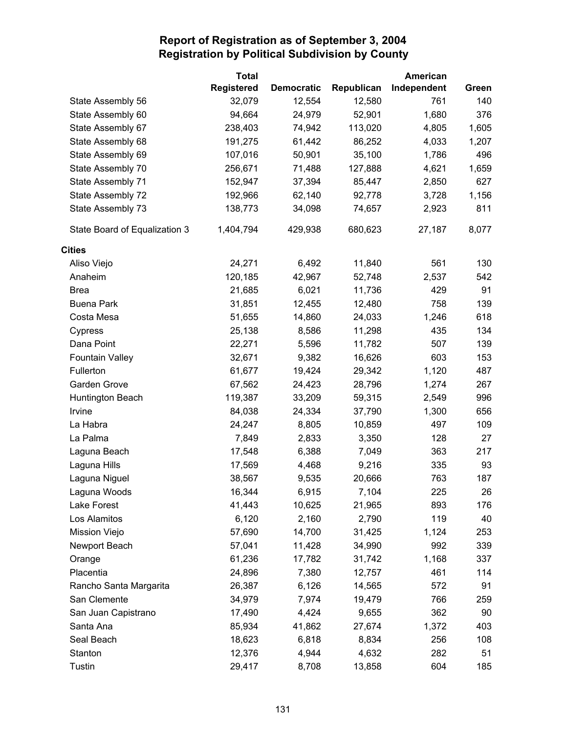## Report of Registration as of September 3, 2004
## Registration by Political Subdivision by County

| | Total Registered | Democratic | Republican | American Independent | Green |
|---|---|---|---|---|---|
| State Assembly 56 | 32,079 | 12,554 | 12,580 | 761 | 140 |
| State Assembly 60 | 94,664 | 24,979 | 52,901 | 1,680 | 376 |
| State Assembly 67 | 238,403 | 74,942 | 113,020 | 4,805 | 1,605 |
| State Assembly 68 | 191,275 | 61,442 | 86,252 | 4,033 | 1,207 |
| State Assembly 69 | 107,016 | 50,901 | 35,100 | 1,786 | 496 |
| State Assembly 70 | 256,671 | 71,488 | 127,888 | 4,621 | 1,659 |
| State Assembly 71 | 152,947 | 37,394 | 85,447 | 2,850 | 627 |
| State Assembly 72 | 192,966 | 62,140 | 92,778 | 3,728 | 1,156 |
| State Assembly 73 | 138,773 | 34,098 | 74,657 | 2,923 | 811 |
| State Board of Equalization 3 | 1,404,794 | 429,938 | 680,623 | 27,187 | 8,077 |
| **Cities** | | | | | |
| Aliso Viejo | 24,271 | 6,492 | 11,840 | 561 | 130 |
| Anaheim | 120,185 | 42,967 | 52,748 | 2,537 | 542 |
| Brea | 21,685 | 6,021 | 11,736 | 429 | 91 |
| Buena Park | 31,851 | 12,455 | 12,480 | 758 | 139 |
| Costa Mesa | 51,655 | 14,860 | 24,033 | 1,246 | 618 |
| Cypress | 25,138 | 8,586 | 11,298 | 435 | 134 |
| Dana Point | 22,271 | 5,596 | 11,782 | 507 | 139 |
| Fountain Valley | 32,671 | 9,382 | 16,626 | 603 | 153 |
| Fullerton | 61,677 | 19,424 | 29,342 | 1,120 | 487 |
| Garden Grove | 67,562 | 24,423 | 28,796 | 1,274 | 267 |
| Huntington Beach | 119,387 | 33,209 | 59,315 | 2,549 | 996 |
| Irvine | 84,038 | 24,334 | 37,790 | 1,300 | 656 |
| La Habra | 24,247 | 8,805 | 10,859 | 497 | 109 |
| La Palma | 7,849 | 2,833 | 3,350 | 128 | 27 |
| Laguna Beach | 17,548 | 6,388 | 7,049 | 363 | 217 |
| Laguna Hills | 17,569 | 4,468 | 9,216 | 335 | 93 |
| Laguna Niguel | 38,567 | 9,535 | 20,666 | 763 | 187 |
| Laguna Woods | 16,344 | 6,915 | 7,104 | 225 | 26 |
| Lake Forest | 41,443 | 10,625 | 21,965 | 893 | 176 |
| Los Alamitos | 6,120 | 2,160 | 2,790 | 119 | 40 |
| Mission Viejo | 57,690 | 14,700 | 31,425 | 1,124 | 253 |
| Newport Beach | 57,041 | 11,428 | 34,990 | 992 | 339 |
| Orange | 61,236 | 17,782 | 31,742 | 1,168 | 337 |
| Placentia | 24,896 | 7,380 | 12,757 | 461 | 114 |
| Rancho Santa Margarita | 26,387 | 6,126 | 14,565 | 572 | 91 |
| San Clemente | 34,979 | 7,974 | 19,479 | 766 | 259 |
| San Juan Capistrano | 17,490 | 4,424 | 9,655 | 362 | 90 |
| Santa Ana | 85,934 | 41,862 | 27,674 | 1,372 | 403 |
| Seal Beach | 18,623 | 6,818 | 8,834 | 256 | 108 |
| Stanton | 12,376 | 4,944 | 4,632 | 282 | 51 |
| Tustin | 29,417 | 8,708 | 13,858 | 604 | 185 |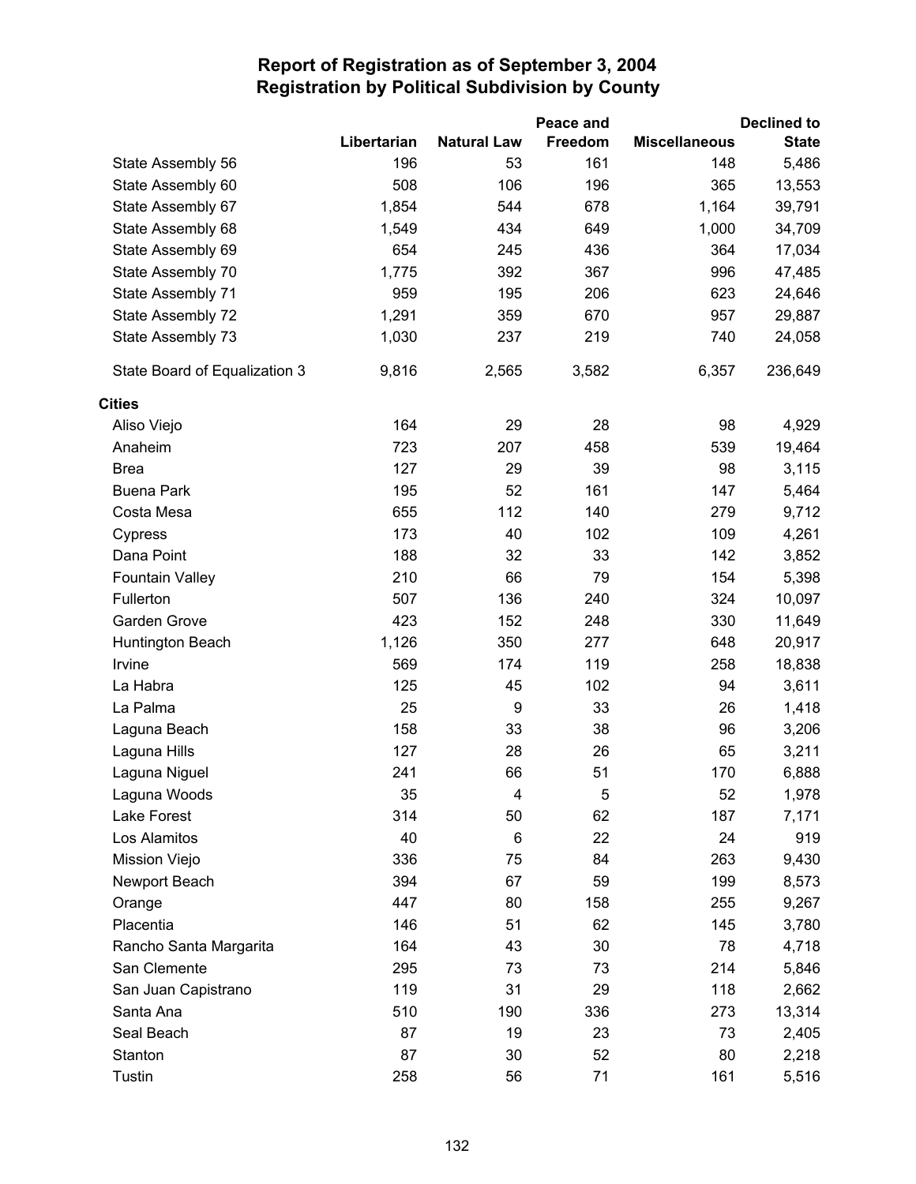# Report of Registration as of September 3, 2004
## Registration by Political Subdivision by County

| | Libertarian | Natural Law | Peace and Freedom | Miscellaneous | Declined to State |
|---|---|---|---|---|---|
| State Assembly 56 | 196 | 53 | 161 | 148 | 5,486 |
| State Assembly 60 | 508 | 106 | 196 | 365 | 13,553 |
| State Assembly 67 | 1,854 | 544 | 678 | 1,164 | 39,791 |
| State Assembly 68 | 1,549 | 434 | 649 | 1,000 | 34,709 |
| State Assembly 69 | 654 | 245 | 436 | 364 | 17,034 |
| State Assembly 70 | 1,775 | 392 | 367 | 996 | 47,485 |
| State Assembly 71 | 959 | 195 | 206 | 623 | 24,646 |
| State Assembly 72 | 1,291 | 359 | 670 | 957 | 29,887 |
| State Assembly 73 | 1,030 | 237 | 219 | 740 | 24,058 |
| State Board of Equalization 3 | 9,816 | 2,565 | 3,582 | 6,357 | 236,649 |
| **Cities** | | | | | |
| Aliso Viejo | 164 | 29 | 28 | 98 | 4,929 |
| Anaheim | 723 | 207 | 458 | 539 | 19,464 |
| Brea | 127 | 29 | 39 | 98 | 3,115 |
| Buena Park | 195 | 52 | 161 | 147 | 5,464 |
| Costa Mesa | 655 | 112 | 140 | 279 | 9,712 |
| Cypress | 173 | 40 | 102 | 109 | 4,261 |
| Dana Point | 188 | 32 | 33 | 142 | 3,852 |
| Fountain Valley | 210 | 66 | 79 | 154 | 5,398 |
| Fullerton | 507 | 136 | 240 | 324 | 10,097 |
| Garden Grove | 423 | 152 | 248 | 330 | 11,649 |
| Huntington Beach | 1,126 | 350 | 277 | 648 | 20,917 |
| Irvine | 569 | 174 | 119 | 258 | 18,838 |
| La Habra | 125 | 45 | 102 | 94 | 3,611 |
| La Palma | 25 | 9 | 33 | 26 | 1,418 |
| Laguna Beach | 158 | 33 | 38 | 96 | 3,206 |
| Laguna Hills | 127 | 28 | 26 | 65 | 3,211 |
| Laguna Niguel | 241 | 66 | 51 | 170 | 6,888 |
| Laguna Woods | 35 | 4 | 5 | 52 | 1,978 |
| Lake Forest | 314 | 50 | 62 | 187 | 7,171 |
| Los Alamitos | 40 | 6 | 22 | 24 | 919 |
| Mission Viejo | 336 | 75 | 84 | 263 | 9,430 |
| Newport Beach | 394 | 67 | 59 | 199 | 8,573 |
| Orange | 447 | 80 | 158 | 255 | 9,267 |
| Placentia | 146 | 51 | 62 | 145 | 3,780 |
| Rancho Santa Margarita | 164 | 43 | 30 | 78 | 4,718 |
| San Clemente | 295 | 73 | 73 | 214 | 5,846 |
| San Juan Capistrano | 119 | 31 | 29 | 118 | 2,662 |
| Santa Ana | 510 | 190 | 336 | 273 | 13,314 |
| Seal Beach | 87 | 19 | 23 | 73 | 2,405 |
| Stanton | 87 | 30 | 52 | 80 | 2,218 |
| Tustin | 258 | 56 | 71 | 161 | 5,516 |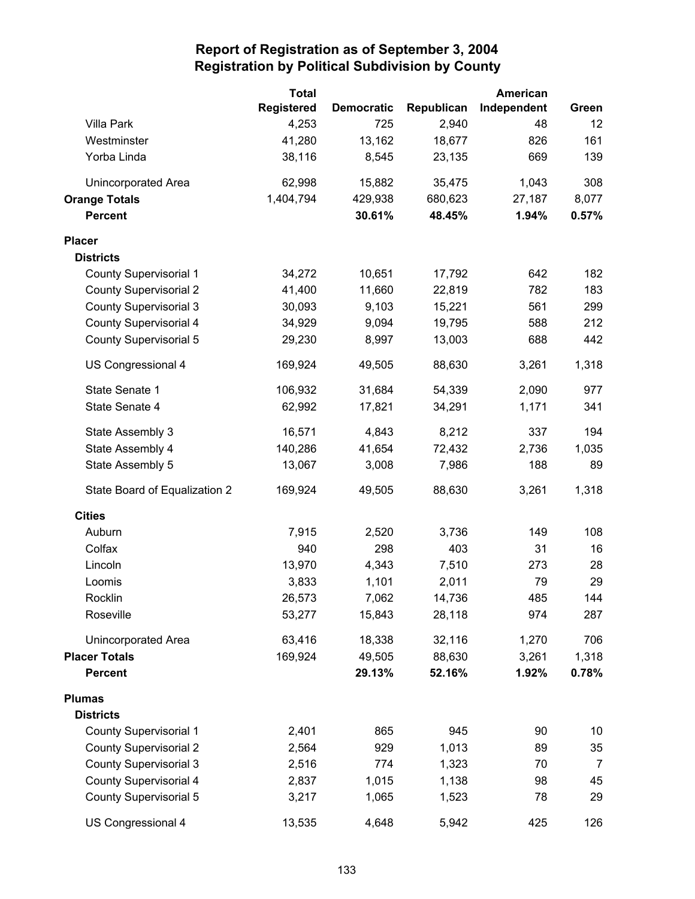# Report of Registration as of September 3, 2004
## Registration by Political Subdivision by County

| | Total Registered | Democratic | Republican | American Independent | Green |
|---|---|---|---|---|---|
| Villa Park | 4,253 | 725 | 2,940 | 48 | 12 |
| Westminster | 41,280 | 13,162 | 18,677 | 826 | 161 |
| Yorba Linda | 38,116 | 8,545 | 23,135 | 669 | 139 |
| Unincorporated Area | 62,998 | 15,882 | 35,475 | 1,043 | 308 |
| **Orange Totals** | 1,404,794 | 429,938 | 680,623 | 27,187 | 8,077 |
| **Percent** | | **30.61%** | **48.45%** | **1.94%** | **0.57%** |
| **Placer** | | | | | |
| **Districts** | | | | | |
| County Supervisorial 1 | 34,272 | 10,651 | 17,792 | 642 | 182 |
| County Supervisorial 2 | 41,400 | 11,660 | 22,819 | 782 | 183 |
| County Supervisorial 3 | 30,093 | 9,103 | 15,221 | 561 | 299 |
| County Supervisorial 4 | 34,929 | 9,094 | 19,795 | 588 | 212 |
| County Supervisorial 5 | 29,230 | 8,997 | 13,003 | 688 | 442 |
| US Congressional 4 | 169,924 | 49,505 | 88,630 | 3,261 | 1,318 |
| State Senate 1 | 106,932 | 31,684 | 54,339 | 2,090 | 977 |
| State Senate 4 | 62,992 | 17,821 | 34,291 | 1,171 | 341 |
| State Assembly 3 | 16,571 | 4,843 | 8,212 | 337 | 194 |
| State Assembly 4 | 140,286 | 41,654 | 72,432 | 2,736 | 1,035 |
| State Assembly 5 | 13,067 | 3,008 | 7,986 | 188 | 89 |
| State Board of Equalization 2 | 169,924 | 49,505 | 88,630 | 3,261 | 1,318 |
| **Cities** | | | | | |
| Auburn | 7,915 | 2,520 | 3,736 | 149 | 108 |
| Colfax | 940 | 298 | 403 | 31 | 16 |
| Lincoln | 13,970 | 4,343 | 7,510 | 273 | 28 |
| Loomis | 3,833 | 1,101 | 2,011 | 79 | 29 |
| Rocklin | 26,573 | 7,062 | 14,736 | 485 | 144 |
| Roseville | 53,277 | 15,843 | 28,118 | 974 | 287 |
| Unincorporated Area | 63,416 | 18,338 | 32,116 | 1,270 | 706 |
| **Placer Totals** | 169,924 | 49,505 | 88,630 | 3,261 | 1,318 |
| **Percent** | | **29.13%** | **52.16%** | **1.92%** | **0.78%** |
| **Plumas** | | | | | |
| **Districts** | | | | | |
| County Supervisorial 1 | 2,401 | 865 | 945 | 90 | 10 |
| County Supervisorial 2 | 2,564 | 929 | 1,013 | 89 | 35 |
| County Supervisorial 3 | 2,516 | 774 | 1,323 | 70 | 7 |
| County Supervisorial 4 | 2,837 | 1,015 | 1,138 | 98 | 45 |
| County Supervisorial 5 | 3,217 | 1,065 | 1,523 | 78 | 29 |
| US Congressional 4 | 13,535 | 4,648 | 5,942 | 425 | 126 |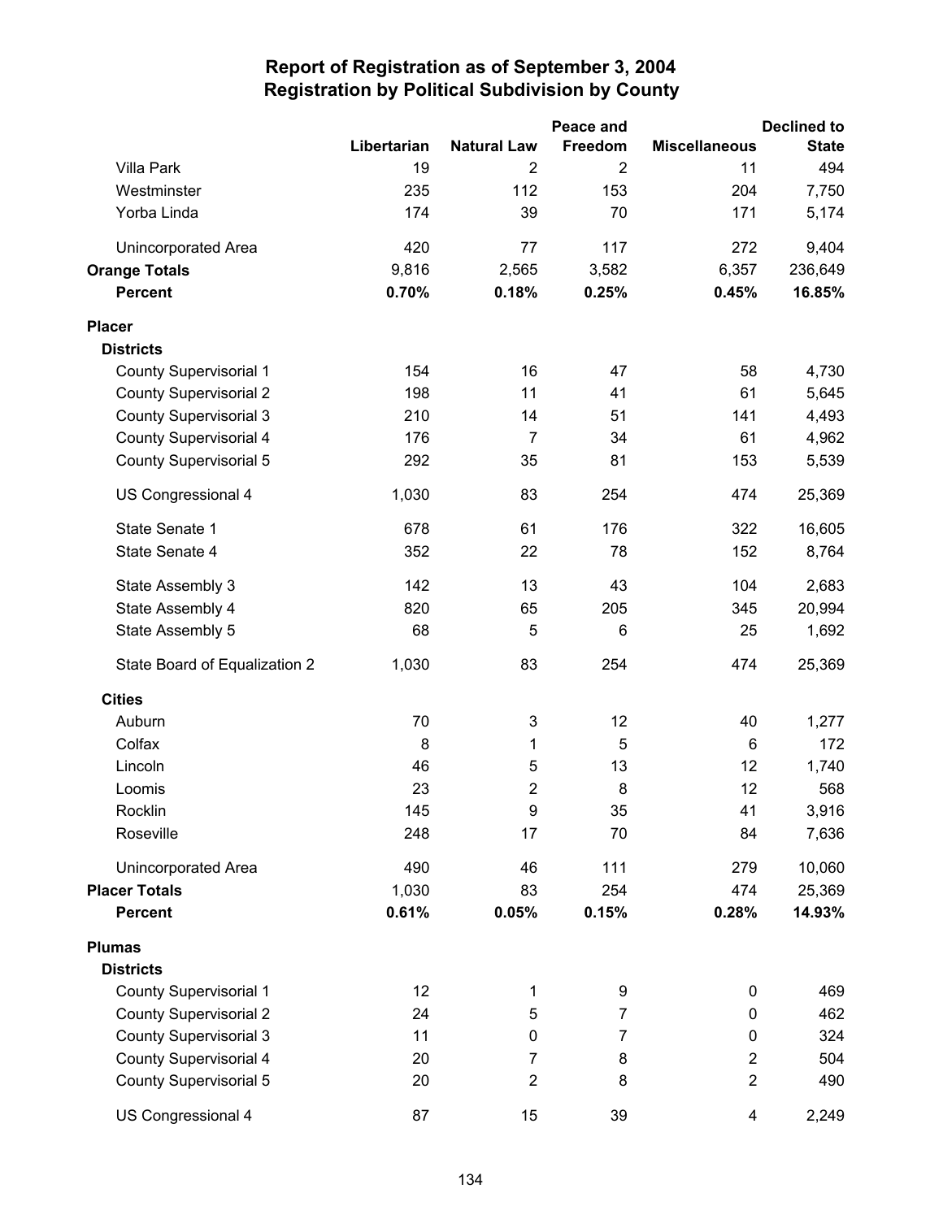# Report of Registration as of September 3, 2004
## Registration by Political Subdivision by County

| | Libertarian | Natural Law | Peace and Freedom | Miscellaneous | Declined to State |
|---|---|---|---|---|---|
| Villa Park | 19 | 2 | 2 | 11 | 494 |
| Westminster | 235 | 112 | 153 | 204 | 7,750 |
| Yorba Linda | 174 | 39 | 70 | 171 | 5,174 |
| Unincorporated Area | 420 | 77 | 117 | 272 | 9,404 |
| **Orange Totals** | 9,816 | 2,565 | 3,582 | 6,357 | 236,649 |
| **Percent** | **0.70%** | **0.18%** | **0.25%** | **0.45%** | **16.85%** |
| **Placer** | | | | | |
| **Districts** | | | | | |
| County Supervisorial 1 | 154 | 16 | 47 | 58 | 4,730 |
| County Supervisorial 2 | 198 | 11 | 41 | 61 | 5,645 |
| County Supervisorial 3 | 210 | 14 | 51 | 141 | 4,493 |
| County Supervisorial 4 | 176 | 7 | 34 | 61 | 4,962 |
| County Supervisorial 5 | 292 | 35 | 81 | 153 | 5,539 |
| US Congressional 4 | 1,030 | 83 | 254 | 474 | 25,369 |
| State Senate 1 | 678 | 61 | 176 | 322 | 16,605 |
| State Senate 4 | 352 | 22 | 78 | 152 | 8,764 |
| State Assembly 3 | 142 | 13 | 43 | 104 | 2,683 |
| State Assembly 4 | 820 | 65 | 205 | 345 | 20,994 |
| State Assembly 5 | 68 | 5 | 6 | 25 | 1,692 |
| State Board of Equalization 2 | 1,030 | 83 | 254 | 474 | 25,369 |
| **Cities** | | | | | |
| Auburn | 70 | 3 | 12 | 40 | 1,277 |
| Colfax | 8 | 1 | 5 | 6 | 172 |
| Lincoln | 46 | 5 | 13 | 12 | 1,740 |
| Loomis | 23 | 2 | 8 | 12 | 568 |
| Rocklin | 145 | 9 | 35 | 41 | 3,916 |
| Roseville | 248 | 17 | 70 | 84 | 7,636 |
| Unincorporated Area | 490 | 46 | 111 | 279 | 10,060 |
| **Placer Totals** | 1,030 | 83 | 254 | 474 | 25,369 |
| **Percent** | **0.61%** | **0.05%** | **0.15%** | **0.28%** | **14.93%** |
| **Plumas** | | | | | |
| **Districts** | | | | | |
| County Supervisorial 1 | 12 | 1 | 9 | 0 | 469 |
| County Supervisorial 2 | 24 | 5 | 7 | 0 | 462 |
| County Supervisorial 3 | 11 | 0 | 7 | 0 | 324 |
| County Supervisorial 4 | 20 | 7 | 8 | 2 | 504 |
| County Supervisorial 5 | 20 | 2 | 8 | 2 | 490 |
| US Congressional 4 | 87 | 15 | 39 | 4 | 2,249 |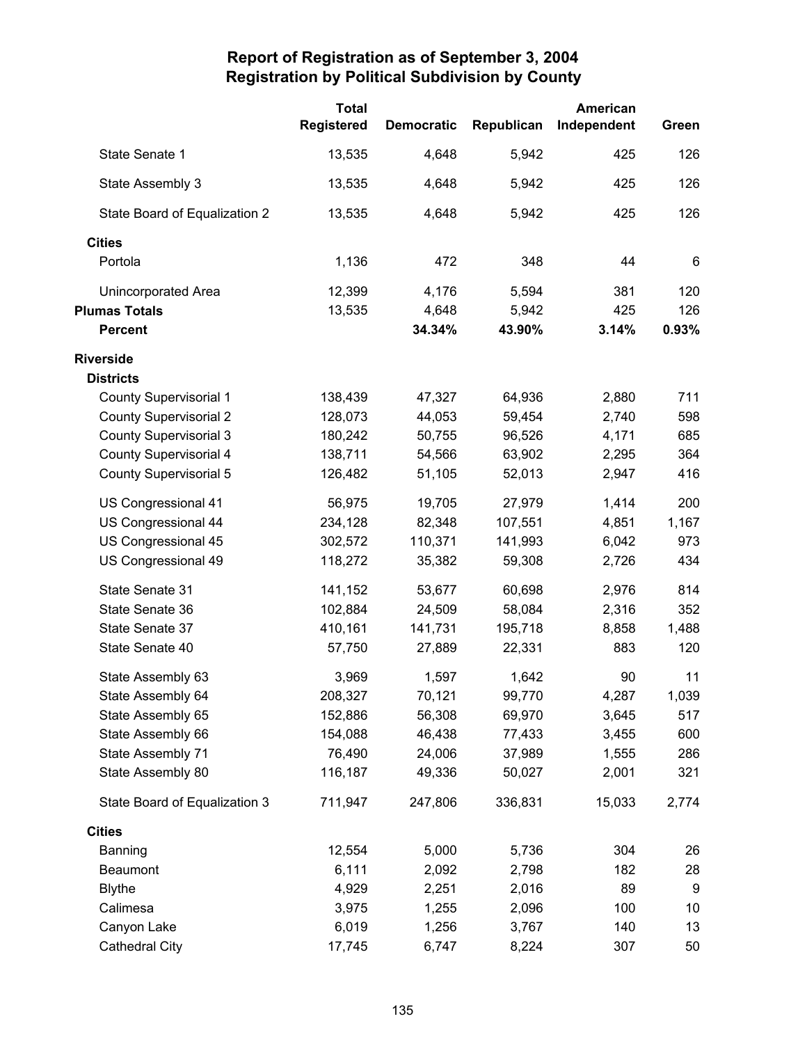# Report of Registration as of September 3, 2004
## Registration by Political Subdivision by County

| | Total Registered | Democratic | Republican | American Independent | Green |
|---|---|---|---|---|---|
| State Senate 1 | 13,535 | 4,648 | 5,942 | 425 | 126 |
| State Assembly 3 | 13,535 | 4,648 | 5,942 | 425 | 126 |
| State Board of Equalization 2 | 13,535 | 4,648 | 5,942 | 425 | 126 |
| **Cities** | | | | | |
| Portola | 1,136 | 472 | 348 | 44 | 6 |
| Unincorporated Area | 12,399 | 4,176 | 5,594 | 381 | 120 |
| **Plumas Totals** | 13,535 | 4,648 | 5,942 | 425 | 126 |
| **Percent** | | **34.34%** | **43.90%** | **3.14%** | **0.93%** |
| **Riverside** | | | | | |
| **Districts** | | | | | |
| County Supervisorial 1 | 138,439 | 47,327 | 64,936 | 2,880 | 711 |
| County Supervisorial 2 | 128,073 | 44,053 | 59,454 | 2,740 | 598 |
| County Supervisorial 3 | 180,242 | 50,755 | 96,526 | 4,171 | 685 |
| County Supervisorial 4 | 138,711 | 54,566 | 63,902 | 2,295 | 364 |
| County Supervisorial 5 | 126,482 | 51,105 | 52,013 | 2,947 | 416 |
| US Congressional 41 | 56,975 | 19,705 | 27,979 | 1,414 | 200 |
| US Congressional 44 | 234,128 | 82,348 | 107,551 | 4,851 | 1,167 |
| US Congressional 45 | 302,572 | 110,371 | 141,993 | 6,042 | 973 |
| US Congressional 49 | 118,272 | 35,382 | 59,308 | 2,726 | 434 |
| State Senate 31 | 141,152 | 53,677 | 60,698 | 2,976 | 814 |
| State Senate 36 | 102,884 | 24,509 | 58,084 | 2,316 | 352 |
| State Senate 37 | 410,161 | 141,731 | 195,718 | 8,858 | 1,488 |
| State Senate 40 | 57,750 | 27,889 | 22,331 | 883 | 120 |
| State Assembly 63 | 3,969 | 1,597 | 1,642 | 90 | 11 |
| State Assembly 64 | 208,327 | 70,121 | 99,770 | 4,287 | 1,039 |
| State Assembly 65 | 152,886 | 56,308 | 69,970 | 3,645 | 517 |
| State Assembly 66 | 154,088 | 46,438 | 77,433 | 3,455 | 600 |
| State Assembly 71 | 76,490 | 24,006 | 37,989 | 1,555 | 286 |
| State Assembly 80 | 116,187 | 49,336 | 50,027 | 2,001 | 321 |
| State Board of Equalization 3 | 711,947 | 247,806 | 336,831 | 15,033 | 2,774 |
| **Cities** | | | | | |
| Banning | 12,554 | 5,000 | 5,736 | 304 | 26 |
| Beaumont | 6,111 | 2,092 | 2,798 | 182 | 28 |
| Blythe | 4,929 | 2,251 | 2,016 | 89 | 9 |
| Calimesa | 3,975 | 1,255 | 2,096 | 100 | 10 |
| Canyon Lake | 6,019 | 1,256 | 3,767 | 140 | 13 |
| Cathedral City | 17,745 | 6,747 | 8,224 | 307 | 50 |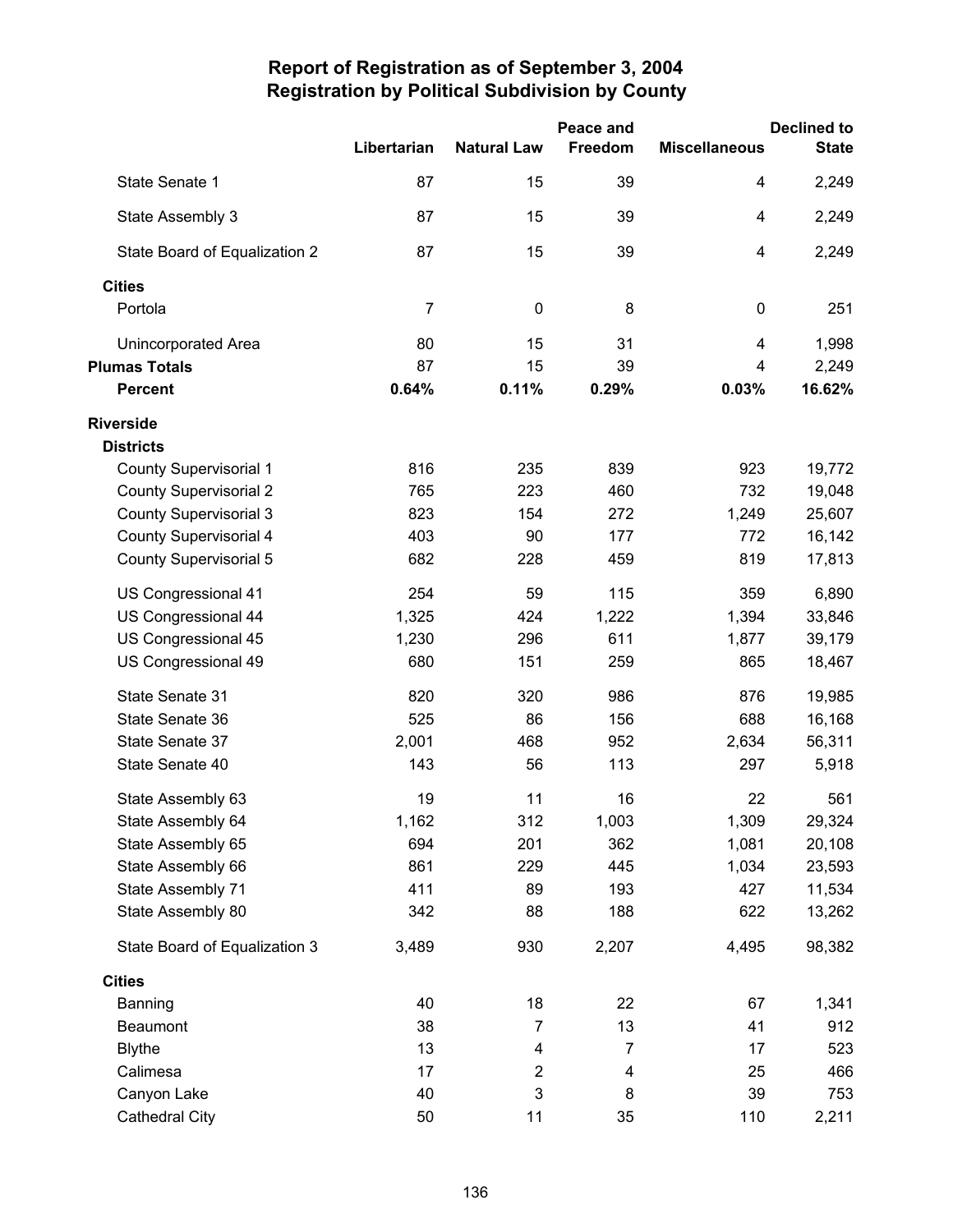# Report of Registration as of September 3, 2004
## Registration by Political Subdivision by County

| | Libertarian | Natural Law | Peace and Freedom | Miscellaneous | Declined to State |
|---|---|---|---|---|---|
| State Senate 1 | 87 | 15 | 39 | 4 | 2,249 |
| State Assembly 3 | 87 | 15 | 39 | 4 | 2,249 |
| State Board of Equalization 2 | 87 | 15 | 39 | 4 | 2,249 |
| **Cities** | | | | | |
| Portola | 7 | 0 | 8 | 0 | 251 |
| Unincorporated Area | 80 | 15 | 31 | 4 | 1,998 |
| **Plumas Totals** | 87 | 15 | 39 | 4 | 2,249 |
| **Percent** | **0.64%** | **0.11%** | **0.29%** | **0.03%** | **16.62%** |
| **Riverside** | | | | | |
| **Districts** | | | | | |
| County Supervisorial 1 | 816 | 235 | 839 | 923 | 19,772 |
| County Supervisorial 2 | 765 | 223 | 460 | 732 | 19,048 |
| County Supervisorial 3 | 823 | 154 | 272 | 1,249 | 25,607 |
| County Supervisorial 4 | 403 | 90 | 177 | 772 | 16,142 |
| County Supervisorial 5 | 682 | 228 | 459 | 819 | 17,813 |
| US Congressional 41 | 254 | 59 | 115 | 359 | 6,890 |
| US Congressional 44 | 1,325 | 424 | 1,222 | 1,394 | 33,846 |
| US Congressional 45 | 1,230 | 296 | 611 | 1,877 | 39,179 |
| US Congressional 49 | 680 | 151 | 259 | 865 | 18,467 |
| State Senate 31 | 820 | 320 | 986 | 876 | 19,985 |
| State Senate 36 | 525 | 86 | 156 | 688 | 16,168 |
| State Senate 37 | 2,001 | 468 | 952 | 2,634 | 56,311 |
| State Senate 40 | 143 | 56 | 113 | 297 | 5,918 |
| State Assembly 63 | 19 | 11 | 16 | 22 | 561 |
| State Assembly 64 | 1,162 | 312 | 1,003 | 1,309 | 29,324 |
| State Assembly 65 | 694 | 201 | 362 | 1,081 | 20,108 |
| State Assembly 66 | 861 | 229 | 445 | 1,034 | 23,593 |
| State Assembly 71 | 411 | 89 | 193 | 427 | 11,534 |
| State Assembly 80 | 342 | 88 | 188 | 622 | 13,262 |
| State Board of Equalization 3 | 3,489 | 930 | 2,207 | 4,495 | 98,382 |
| **Cities** | | | | | |
| Banning | 40 | 18 | 22 | 67 | 1,341 |
| Beaumont | 38 | 7 | 13 | 41 | 912 |
| Blythe | 13 | 4 | 7 | 17 | 523 |
| Calimesa | 17 | 2 | 4 | 25 | 466 |
| Canyon Lake | 40 | 3 | 8 | 39 | 753 |
| Cathedral City | 50 | 11 | 35 | 110 | 2,211 |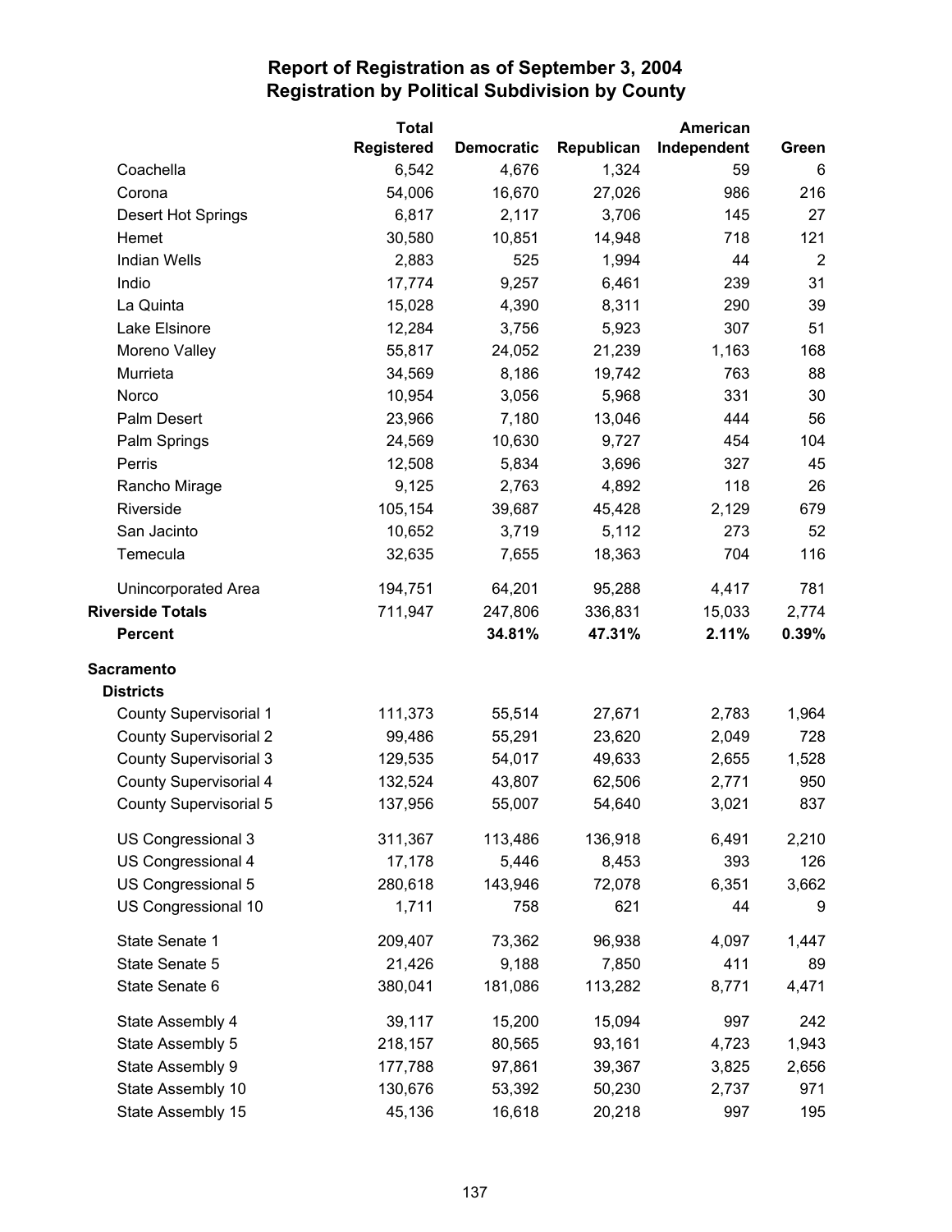# Report of Registration as of September 3, 2004
## Registration by Political Subdivision by County

| | Total Registered | Democratic | Republican | American Independent | Green |
|---|---|---|---|---|---|
| Coachella | 6,542 | 4,676 | 1,324 | 59 | 6 |
| Corona | 54,006 | 16,670 | 27,026 | 986 | 216 |
| Desert Hot Springs | 6,817 | 2,117 | 3,706 | 145 | 27 |
| Hemet | 30,580 | 10,851 | 14,948 | 718 | 121 |
| Indian Wells | 2,883 | 525 | 1,994 | 44 | 2 |
| Indio | 17,774 | 9,257 | 6,461 | 239 | 31 |
| La Quinta | 15,028 | 4,390 | 8,311 | 290 | 39 |
| Lake Elsinore | 12,284 | 3,756 | 5,923 | 307 | 51 |
| Moreno Valley | 55,817 | 24,052 | 21,239 | 1,163 | 168 |
| Murrieta | 34,569 | 8,186 | 19,742 | 763 | 88 |
| Norco | 10,954 | 3,056 | 5,968 | 331 | 30 |
| Palm Desert | 23,966 | 7,180 | 13,046 | 444 | 56 |
| Palm Springs | 24,569 | 10,630 | 9,727 | 454 | 104 |
| Perris | 12,508 | 5,834 | 3,696 | 327 | 45 |
| Rancho Mirage | 9,125 | 2,763 | 4,892 | 118 | 26 |
| Riverside | 105,154 | 39,687 | 45,428 | 2,129 | 679 |
| San Jacinto | 10,652 | 3,719 | 5,112 | 273 | 52 |
| Temecula | 32,635 | 7,655 | 18,363 | 704 | 116 |
| Unincorporated Area | 194,751 | 64,201 | 95,288 | 4,417 | 781 |
| **Riverside Totals** | 711,947 | 247,806 | 336,831 | 15,033 | 2,774 |
| **Percent** | | **34.81%** | **47.31%** | **2.11%** | **0.39%** |
| **Sacramento** | | | | | |
| **Districts** | | | | | |
| County Supervisorial 1 | 111,373 | 55,514 | 27,671 | 2,783 | 1,964 |
| County Supervisorial 2 | 99,486 | 55,291 | 23,620 | 2,049 | 728 |
| County Supervisorial 3 | 129,535 | 54,017 | 49,633 | 2,655 | 1,528 |
| County Supervisorial 4 | 132,524 | 43,807 | 62,506 | 2,771 | 950 |
| County Supervisorial 5 | 137,956 | 55,007 | 54,640 | 3,021 | 837 |
| US Congressional 3 | 311,367 | 113,486 | 136,918 | 6,491 | 2,210 |
| US Congressional 4 | 17,178 | 5,446 | 8,453 | 393 | 126 |
| US Congressional 5 | 280,618 | 143,946 | 72,078 | 6,351 | 3,662 |
| US Congressional 10 | 1,711 | 758 | 621 | 44 | 9 |
| State Senate 1 | 209,407 | 73,362 | 96,938 | 4,097 | 1,447 |
| State Senate 5 | 21,426 | 9,188 | 7,850 | 411 | 89 |
| State Senate 6 | 380,041 | 181,086 | 113,282 | 8,771 | 4,471 |
| State Assembly 4 | 39,117 | 15,200 | 15,094 | 997 | 242 |
| State Assembly 5 | 218,157 | 80,565 | 93,161 | 4,723 | 1,943 |
| State Assembly 9 | 177,788 | 97,861 | 39,367 | 3,825 | 2,656 |
| State Assembly 10 | 130,676 | 53,392 | 50,230 | 2,737 | 971 |
| State Assembly 15 | 45,136 | 16,618 | 20,218 | 997 | 195 |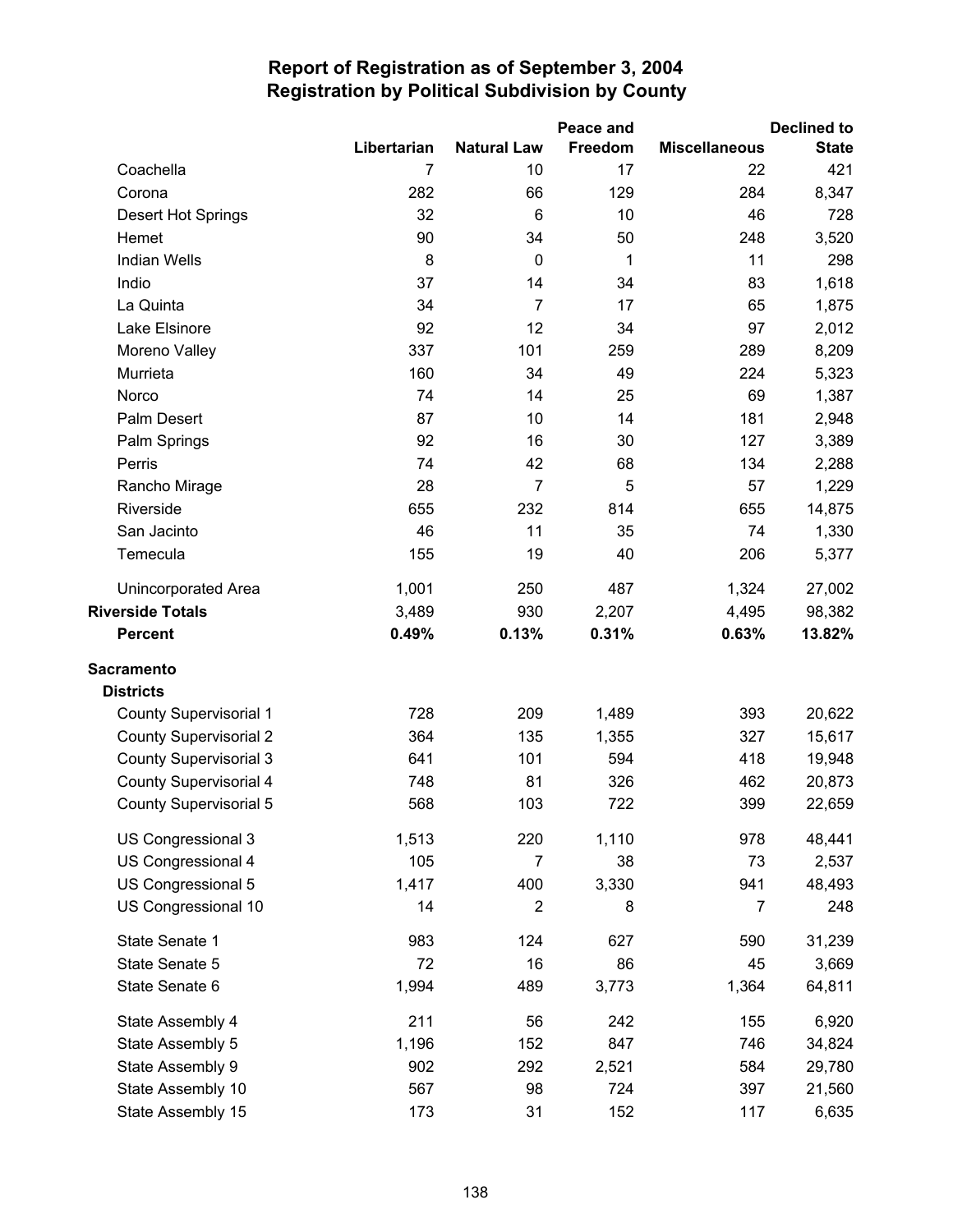# Report of Registration as of September 3, 2004
## Registration by Political Subdivision by County

| | Libertarian | Natural Law | Peace and Freedom | Miscellaneous | Declined to State |
|---|---|---|---|---|---|
| Coachella | 7 | 10 | 17 | 22 | 421 |
| Corona | 282 | 66 | 129 | 284 | 8,347 |
| Desert Hot Springs | 32 | 6 | 10 | 46 | 728 |
| Hemet | 90 | 34 | 50 | 248 | 3,520 |
| Indian Wells | 8 | 0 | 1 | 11 | 298 |
| Indio | 37 | 14 | 34 | 83 | 1,618 |
| La Quinta | 34 | 7 | 17 | 65 | 1,875 |
| Lake Elsinore | 92 | 12 | 34 | 97 | 2,012 |
| Moreno Valley | 337 | 101 | 259 | 289 | 8,209 |
| Murrieta | 160 | 34 | 49 | 224 | 5,323 |
| Norco | 74 | 14 | 25 | 69 | 1,387 |
| Palm Desert | 87 | 10 | 14 | 181 | 2,948 |
| Palm Springs | 92 | 16 | 30 | 127 | 3,389 |
| Perris | 74 | 42 | 68 | 134 | 2,288 |
| Rancho Mirage | 28 | 7 | 5 | 57 | 1,229 |
| Riverside | 655 | 232 | 814 | 655 | 14,875 |
| San Jacinto | 46 | 11 | 35 | 74 | 1,330 |
| Temecula | 155 | 19 | 40 | 206 | 5,377 |
| Unincorporated Area | 1,001 | 250 | 487 | 1,324 | 27,002 |
| **Riverside Totals** | 3,489 | 930 | 2,207 | 4,495 | 98,382 |
| **Percent** | **0.49%** | **0.13%** | **0.31%** | **0.63%** | **13.82%** |
| **Sacramento** | | | | | |
| **Districts** | | | | | |
| County Supervisorial 1 | 728 | 209 | 1,489 | 393 | 20,622 |
| County Supervisorial 2 | 364 | 135 | 1,355 | 327 | 15,617 |
| County Supervisorial 3 | 641 | 101 | 594 | 418 | 19,948 |
| County Supervisorial 4 | 748 | 81 | 326 | 462 | 20,873 |
| County Supervisorial 5 | 568 | 103 | 722 | 399 | 22,659 |
| US Congressional 3 | 1,513 | 220 | 1,110 | 978 | 48,441 |
| US Congressional 4 | 105 | 7 | 38 | 73 | 2,537 |
| US Congressional 5 | 1,417 | 400 | 3,330 | 941 | 48,493 |
| US Congressional 10 | 14 | 2 | 8 | 7 | 248 |
| State Senate 1 | 983 | 124 | 627 | 590 | 31,239 |
| State Senate 5 | 72 | 16 | 86 | 45 | 3,669 |
| State Senate 6 | 1,994 | 489 | 3,773 | 1,364 | 64,811 |
| State Assembly 4 | 211 | 56 | 242 | 155 | 6,920 |
| State Assembly 5 | 1,196 | 152 | 847 | 746 | 34,824 |
| State Assembly 9 | 902 | 292 | 2,521 | 584 | 29,780 |
| State Assembly 10 | 567 | 98 | 724 | 397 | 21,560 |
| State Assembly 15 | 173 | 31 | 152 | 117 | 6,635 |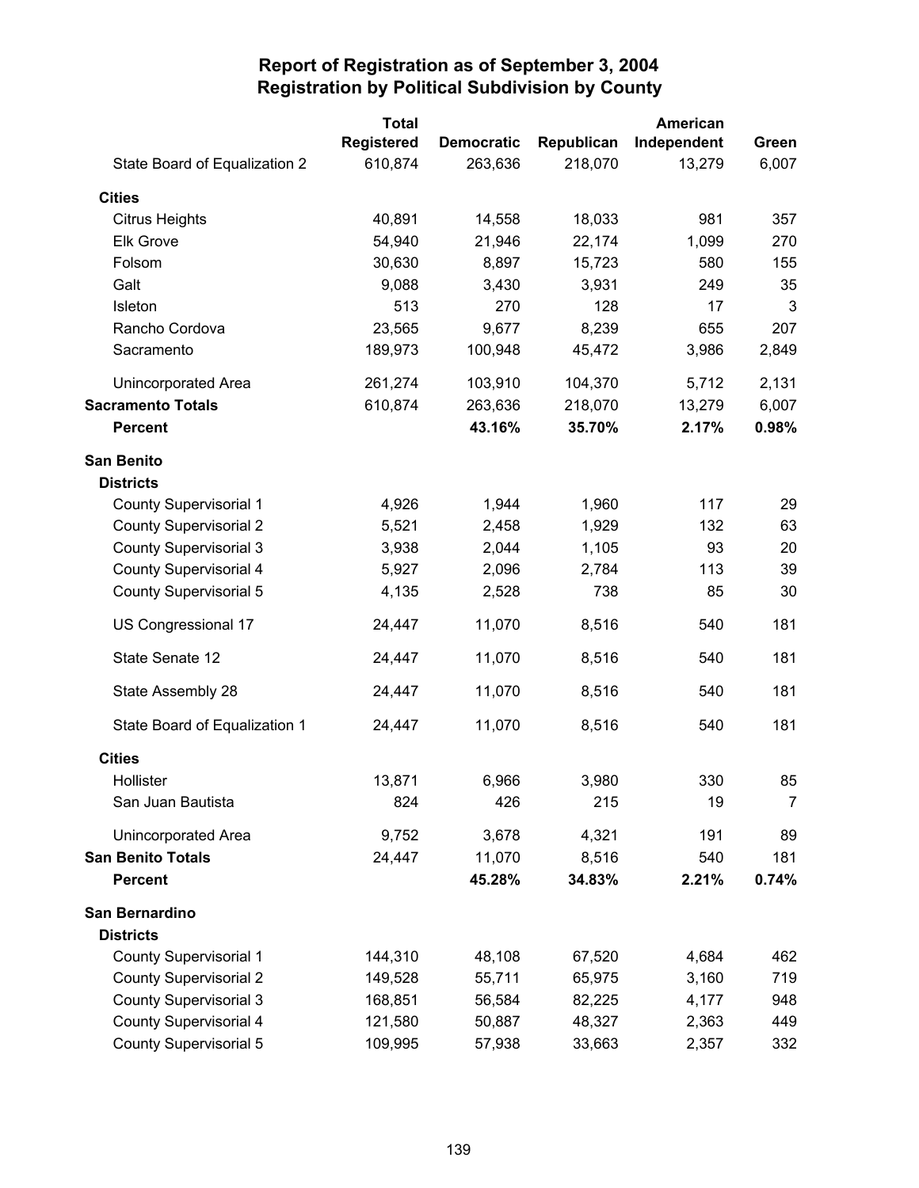# Report of Registration as of September 3, 2004
## Registration by Political Subdivision by County

| | Total Registered | Democratic | Republican | American Independent | Green |
|---|---|---|---|---|---|
| State Board of Equalization 2 | 610,874 | 263,636 | 218,070 | 13,279 | 6,007 |
| **Cities** | | | | | |
| Citrus Heights | 40,891 | 14,558 | 18,033 | 981 | 357 |
| Elk Grove | 54,940 | 21,946 | 22,174 | 1,099 | 270 |
| Folsom | 30,630 | 8,897 | 15,723 | 580 | 155 |
| Galt | 9,088 | 3,430 | 3,931 | 249 | 35 |
| Isleton | 513 | 270 | 128 | 17 | 3 |
| Rancho Cordova | 23,565 | 9,677 | 8,239 | 655 | 207 |
| Sacramento | 189,973 | 100,948 | 45,472 | 3,986 | 2,849 |
| Unincorporated Area | 261,274 | 103,910 | 104,370 | 5,712 | 2,131 |
| **Sacramento Totals** | 610,874 | 263,636 | 218,070 | 13,279 | 6,007 |
| **Percent** | | **43.16%** | **35.70%** | **2.17%** | **0.98%** |
| **San Benito** | | | | | |
| **Districts** | | | | | |
| County Supervisorial 1 | 4,926 | 1,944 | 1,960 | 117 | 29 |
| County Supervisorial 2 | 5,521 | 2,458 | 1,929 | 132 | 63 |
| County Supervisorial 3 | 3,938 | 2,044 | 1,105 | 93 | 20 |
| County Supervisorial 4 | 5,927 | 2,096 | 2,784 | 113 | 39 |
| County Supervisorial 5 | 4,135 | 2,528 | 738 | 85 | 30 |
| US Congressional 17 | 24,447 | 11,070 | 8,516 | 540 | 181 |
| State Senate 12 | 24,447 | 11,070 | 8,516 | 540 | 181 |
| State Assembly 28 | 24,447 | 11,070 | 8,516 | 540 | 181 |
| State Board of Equalization 1 | 24,447 | 11,070 | 8,516 | 540 | 181 |
| **Cities** | | | | | |
| Hollister | 13,871 | 6,966 | 3,980 | 330 | 85 |
| San Juan Bautista | 824 | 426 | 215 | 19 | 7 |
| Unincorporated Area | 9,752 | 3,678 | 4,321 | 191 | 89 |
| **San Benito Totals** | 24,447 | 11,070 | 8,516 | 540 | 181 |
| **Percent** | | **45.28%** | **34.83%** | **2.21%** | **0.74%** |
| **San Bernardino** | | | | | |
| **Districts** | | | | | |
| County Supervisorial 1 | 144,310 | 48,108 | 67,520 | 4,684 | 462 |
| County Supervisorial 2 | 149,528 | 55,711 | 65,975 | 3,160 | 719 |
| County Supervisorial 3 | 168,851 | 56,584 | 82,225 | 4,177 | 948 |
| County Supervisorial 4 | 121,580 | 50,887 | 48,327 | 2,363 | 449 |
| County Supervisorial 5 | 109,995 | 57,938 | 33,663 | 2,357 | 332 |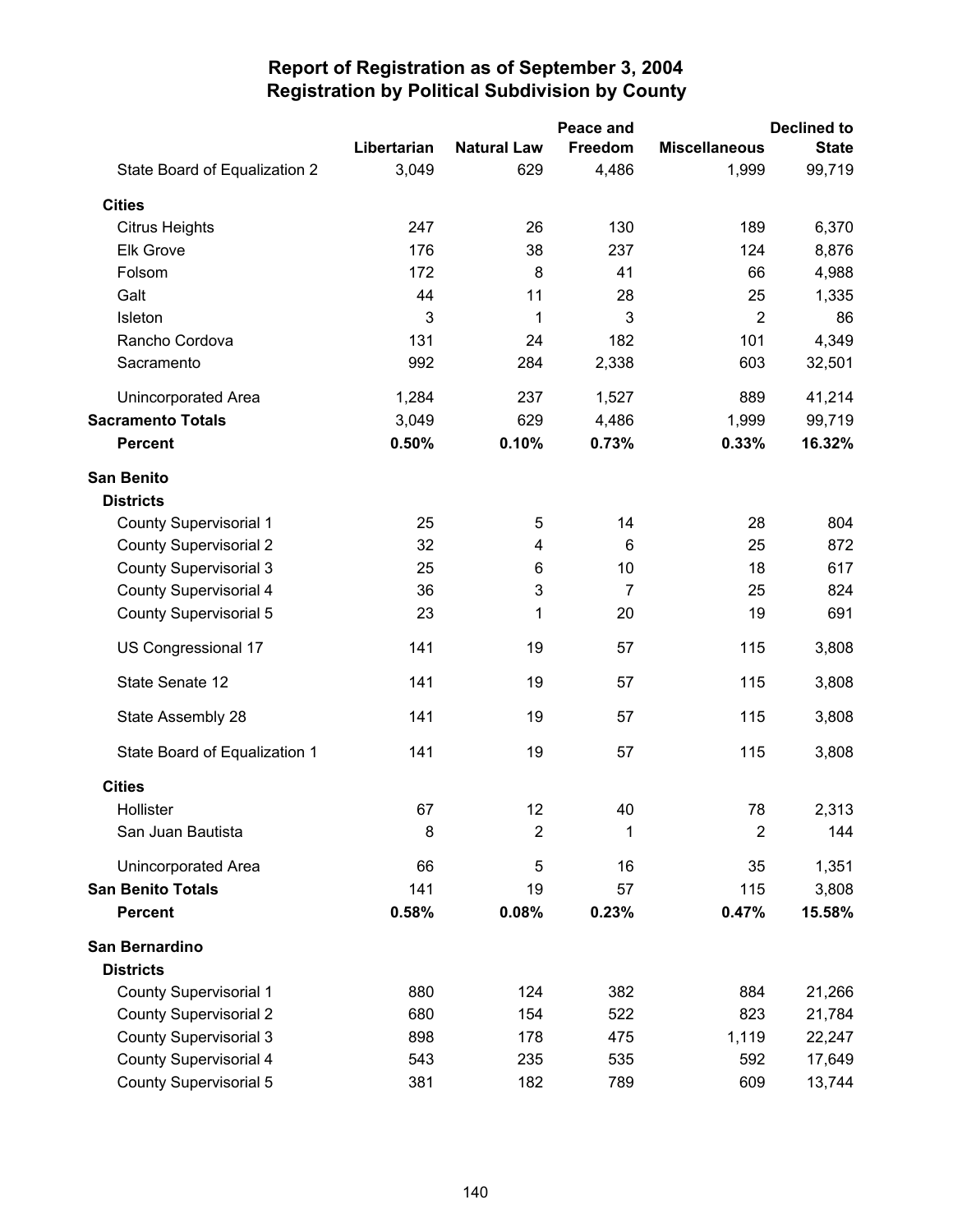# Report of Registration as of September 3, 2004
## Registration by Political Subdivision by County

| | Libertarian | Natural Law | Peace and Freedom | Miscellaneous | Declined to State |
|---|---|---|---|---|---|
| State Board of Equalization 2 | 3,049 | 629 | 4,486 | 1,999 | 99,719 |
| **Cities** | | | | | |
| Citrus Heights | 247 | 26 | 130 | 189 | 6,370 |
| Elk Grove | 176 | 38 | 237 | 124 | 8,876 |
| Folsom | 172 | 8 | 41 | 66 | 4,988 |
| Galt | 44 | 11 | 28 | 25 | 1,335 |
| Isleton | 3 | 1 | 3 | 2 | 86 |
| Rancho Cordova | 131 | 24 | 182 | 101 | 4,349 |
| Sacramento | 992 | 284 | 2,338 | 603 | 32,501 |
| Unincorporated Area | 1,284 | 237 | 1,527 | 889 | 41,214 |
| **Sacramento Totals** | 3,049 | 629 | 4,486 | 1,999 | 99,719 |
| **Percent** | **0.50%** | **0.10%** | **0.73%** | **0.33%** | **16.32%** |
| **San Benito** | | | | | |
| **Districts** | | | | | |
| County Supervisorial 1 | 25 | 5 | 14 | 28 | 804 |
| County Supervisorial 2 | 32 | 4 | 6 | 25 | 872 |
| County Supervisorial 3 | 25 | 6 | 10 | 18 | 617 |
| County Supervisorial 4 | 36 | 3 | 7 | 25 | 824 |
| County Supervisorial 5 | 23 | 1 | 20 | 19 | 691 |
| US Congressional 17 | 141 | 19 | 57 | 115 | 3,808 |
| State Senate 12 | 141 | 19 | 57 | 115 | 3,808 |
| State Assembly 28 | 141 | 19 | 57 | 115 | 3,808 |
| State Board of Equalization 1 | 141 | 19 | 57 | 115 | 3,808 |
| **Cities** | | | | | |
| Hollister | 67 | 12 | 40 | 78 | 2,313 |
| San Juan Bautista | 8 | 2 | 1 | 2 | 144 |
| Unincorporated Area | 66 | 5 | 16 | 35 | 1,351 |
| **San Benito Totals** | 141 | 19 | 57 | 115 | 3,808 |
| **Percent** | **0.58%** | **0.08%** | **0.23%** | **0.47%** | **15.58%** |
| **San Bernardino** | | | | | |
| **Districts** | | | | | |
| County Supervisorial 1 | 880 | 124 | 382 | 884 | 21,266 |
| County Supervisorial 2 | 680 | 154 | 522 | 823 | 21,784 |
| County Supervisorial 3 | 898 | 178 | 475 | 1,119 | 22,247 |
| County Supervisorial 4 | 543 | 235 | 535 | 592 | 17,649 |
| County Supervisorial 5 | 381 | 182 | 789 | 609 | 13,744 |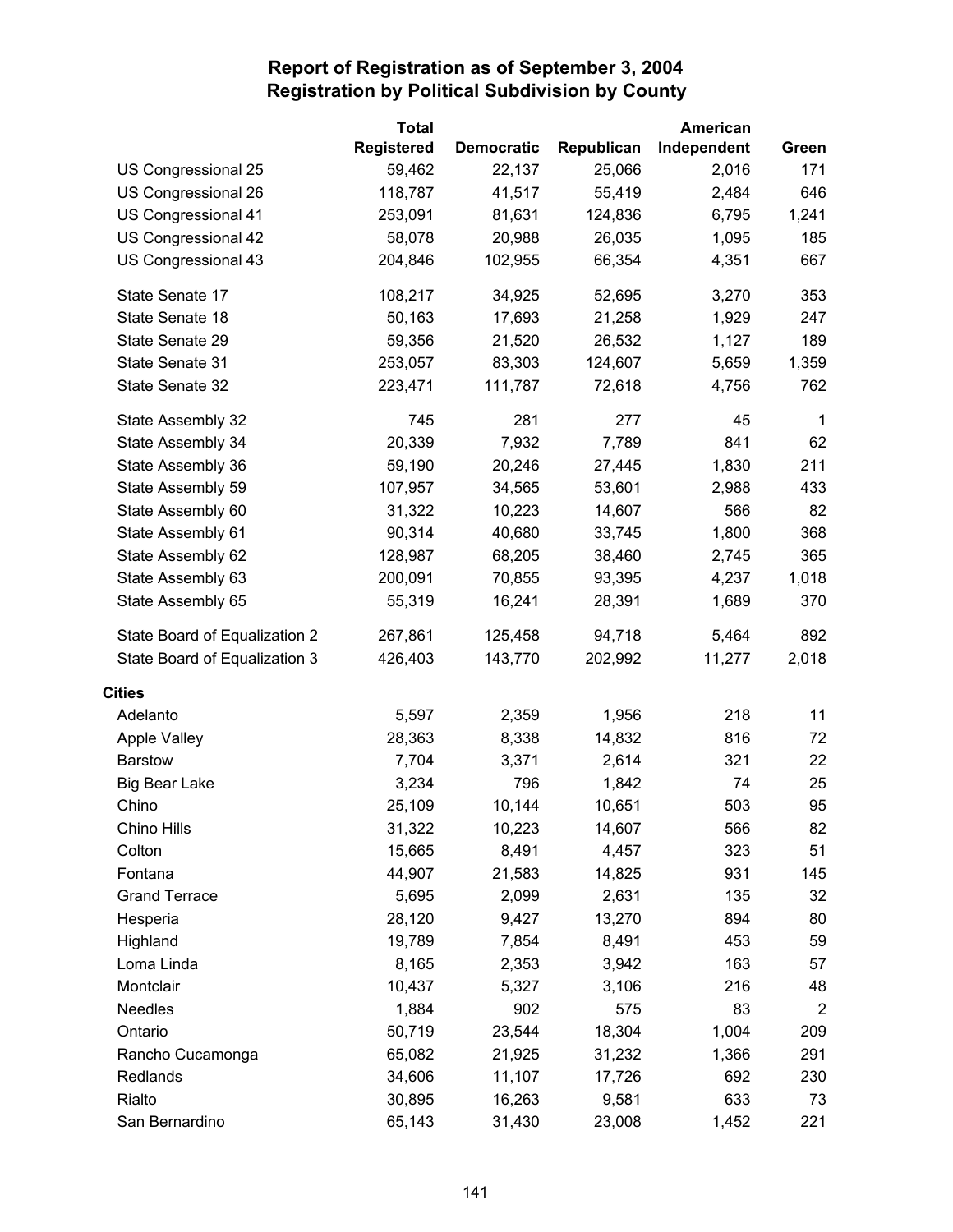# Report of Registration as of September 3, 2004
## Registration by Political Subdivision by County

| | Total Registered | Democratic | Republican | American Independent | Green |
|---|---|---|---|---|---|
| US Congressional 25 | 59,462 | 22,137 | 25,066 | 2,016 | 171 |
| US Congressional 26 | 118,787 | 41,517 | 55,419 | 2,484 | 646 |
| US Congressional 41 | 253,091 | 81,631 | 124,836 | 6,795 | 1,241 |
| US Congressional 42 | 58,078 | 20,988 | 26,035 | 1,095 | 185 |
| US Congressional 43 | 204,846 | 102,955 | 66,354 | 4,351 | 667 |
| State Senate 17 | 108,217 | 34,925 | 52,695 | 3,270 | 353 |
| State Senate 18 | 50,163 | 17,693 | 21,258 | 1,929 | 247 |
| State Senate 29 | 59,356 | 21,520 | 26,532 | 1,127 | 189 |
| State Senate 31 | 253,057 | 83,303 | 124,607 | 5,659 | 1,359 |
| State Senate 32 | 223,471 | 111,787 | 72,618 | 4,756 | 762 |
| State Assembly 32 | 745 | 281 | 277 | 45 | 1 |
| State Assembly 34 | 20,339 | 7,932 | 7,789 | 841 | 62 |
| State Assembly 36 | 59,190 | 20,246 | 27,445 | 1,830 | 211 |
| State Assembly 59 | 107,957 | 34,565 | 53,601 | 2,988 | 433 |
| State Assembly 60 | 31,322 | 10,223 | 14,607 | 566 | 82 |
| State Assembly 61 | 90,314 | 40,680 | 33,745 | 1,800 | 368 |
| State Assembly 62 | 128,987 | 68,205 | 38,460 | 2,745 | 365 |
| State Assembly 63 | 200,091 | 70,855 | 93,395 | 4,237 | 1,018 |
| State Assembly 65 | 55,319 | 16,241 | 28,391 | 1,689 | 370 |
| State Board of Equalization 2 | 267,861 | 125,458 | 94,718 | 5,464 | 892 |
| State Board of Equalization 3 | 426,403 | 143,770 | 202,992 | 11,277 | 2,018 |
| **Cities** | | | | | |
| Adelanto | 5,597 | 2,359 | 1,956 | 218 | 11 |
| Apple Valley | 28,363 | 8,338 | 14,832 | 816 | 72 |
| Barstow | 7,704 | 3,371 | 2,614 | 321 | 22 |
| Big Bear Lake | 3,234 | 796 | 1,842 | 74 | 25 |
| Chino | 25,109 | 10,144 | 10,651 | 503 | 95 |
| Chino Hills | 31,322 | 10,223 | 14,607 | 566 | 82 |
| Colton | 15,665 | 8,491 | 4,457 | 323 | 51 |
| Fontana | 44,907 | 21,583 | 14,825 | 931 | 145 |
| Grand Terrace | 5,695 | 2,099 | 2,631 | 135 | 32 |
| Hesperia | 28,120 | 9,427 | 13,270 | 894 | 80 |
| Highland | 19,789 | 7,854 | 8,491 | 453 | 59 |
| Loma Linda | 8,165 | 2,353 | 3,942 | 163 | 57 |
| Montclair | 10,437 | 5,327 | 3,106 | 216 | 48 |
| Needles | 1,884 | 902 | 575 | 83 | 2 |
| Ontario | 50,719 | 23,544 | 18,304 | 1,004 | 209 |
| Rancho Cucamonga | 65,082 | 21,925 | 31,232 | 1,366 | 291 |
| Redlands | 34,606 | 11,107 | 17,726 | 692 | 230 |
| Rialto | 30,895 | 16,263 | 9,581 | 633 | 73 |
| San Bernardino | 65,143 | 31,430 | 23,008 | 1,452 | 221 |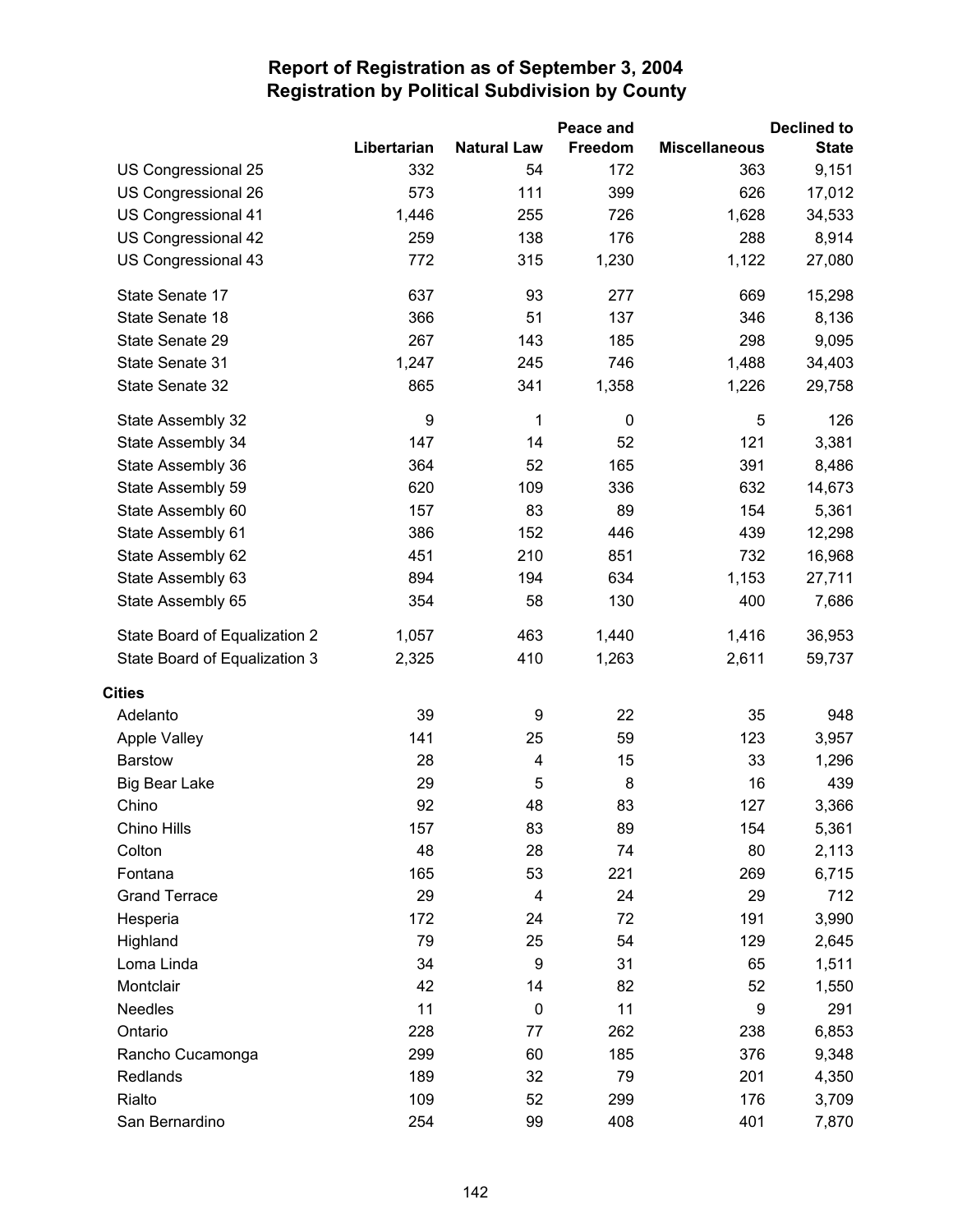# Report of Registration as of September 3, 2004
## Registration by Political Subdivision by County

| | Libertarian | Natural Law | Peace and Freedom | Miscellaneous | Declined to State |
|---|---|---|---|---|---|
| US Congressional 25 | 332 | 54 | 172 | 363 | 9,151 |
| US Congressional 26 | 573 | 111 | 399 | 626 | 17,012 |
| US Congressional 41 | 1,446 | 255 | 726 | 1,628 | 34,533 |
| US Congressional 42 | 259 | 138 | 176 | 288 | 8,914 |
| US Congressional 43 | 772 | 315 | 1,230 | 1,122 | 27,080 |
| State Senate 17 | 637 | 93 | 277 | 669 | 15,298 |
| State Senate 18 | 366 | 51 | 137 | 346 | 8,136 |
| State Senate 29 | 267 | 143 | 185 | 298 | 9,095 |
| State Senate 31 | 1,247 | 245 | 746 | 1,488 | 34,403 |
| State Senate 32 | 865 | 341 | 1,358 | 1,226 | 29,758 |
| State Assembly 32 | 9 | 1 | 0 | 5 | 126 |
| State Assembly 34 | 147 | 14 | 52 | 121 | 3,381 |
| State Assembly 36 | 364 | 52 | 165 | 391 | 8,486 |
| State Assembly 59 | 620 | 109 | 336 | 632 | 14,673 |
| State Assembly 60 | 157 | 83 | 89 | 154 | 5,361 |
| State Assembly 61 | 386 | 152 | 446 | 439 | 12,298 |
| State Assembly 62 | 451 | 210 | 851 | 732 | 16,968 |
| State Assembly 63 | 894 | 194 | 634 | 1,153 | 27,711 |
| State Assembly 65 | 354 | 58 | 130 | 400 | 7,686 |
| State Board of Equalization 2 | 1,057 | 463 | 1,440 | 1,416 | 36,953 |
| State Board of Equalization 3 | 2,325 | 410 | 1,263 | 2,611 | 59,737 |
| **Cities** | | | | | |
| Adelanto | 39 | 9 | 22 | 35 | 948 |
| Apple Valley | 141 | 25 | 59 | 123 | 3,957 |
| Barstow | 28 | 4 | 15 | 33 | 1,296 |
| Big Bear Lake | 29 | 5 | 8 | 16 | 439 |
| Chino | 92 | 48 | 83 | 127 | 3,366 |
| Chino Hills | 157 | 83 | 89 | 154 | 5,361 |
| Colton | 48 | 28 | 74 | 80 | 2,113 |
| Fontana | 165 | 53 | 221 | 269 | 6,715 |
| Grand Terrace | 29 | 4 | 24 | 29 | 712 |
| Hesperia | 172 | 24 | 72 | 191 | 3,990 |
| Highland | 79 | 25 | 54 | 129 | 2,645 |
| Loma Linda | 34 | 9 | 31 | 65 | 1,511 |
| Montclair | 42 | 14 | 82 | 52 | 1,550 |
| Needles | 11 | 0 | 11 | 9 | 291 |
| Ontario | 228 | 77 | 262 | 238 | 6,853 |
| Rancho Cucamonga | 299 | 60 | 185 | 376 | 9,348 |
| Redlands | 189 | 32 | 79 | 201 | 4,350 |
| Rialto | 109 | 52 | 299 | 176 | 3,709 |
| San Bernardino | 254 | 99 | 408 | 401 | 7,870 |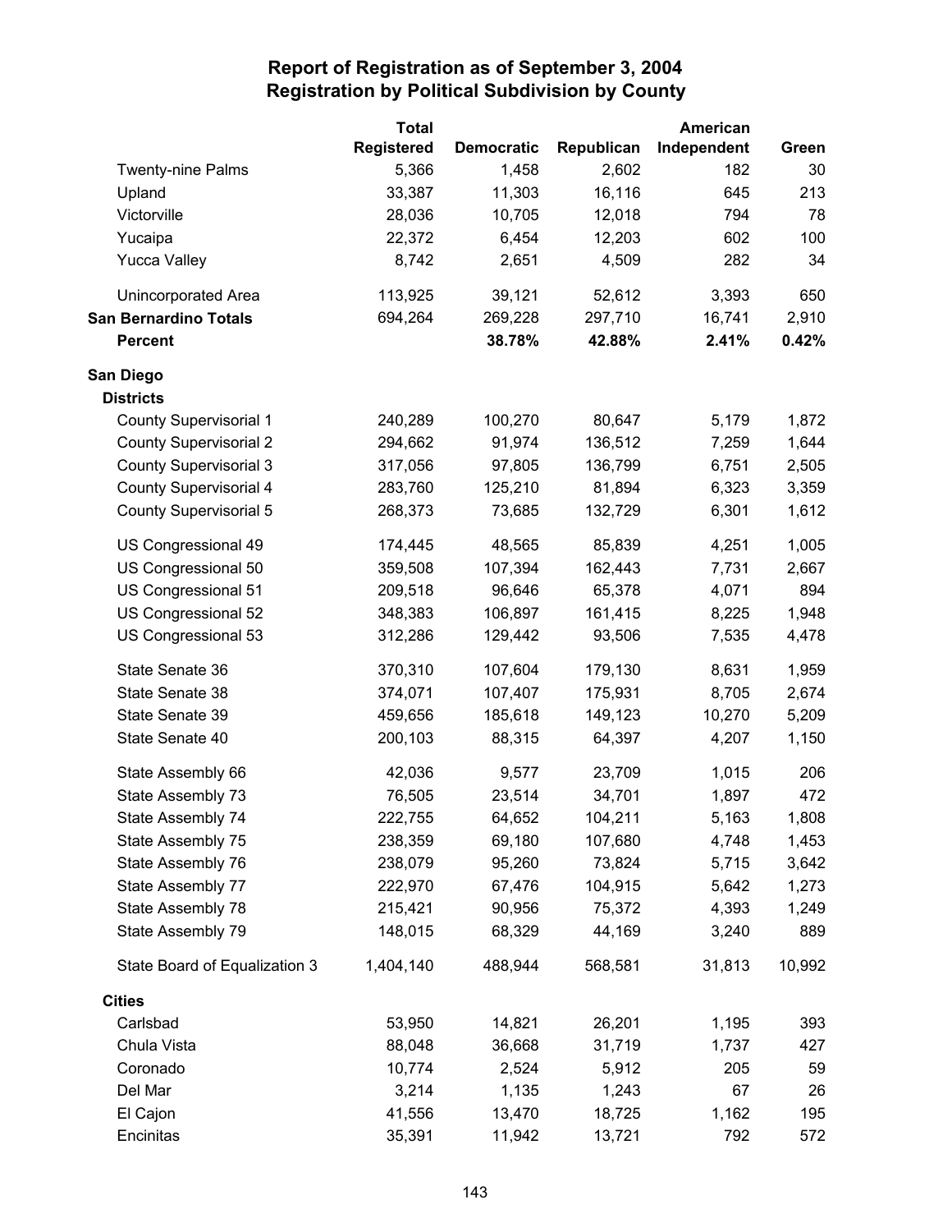# Report of Registration as of September 3, 2004
## Registration by Political Subdivision by County

| | Total Registered | Democratic | Republican | American Independent | Green |
|---|---|---|---|---|---|
| Twenty-nine Palms | 5,366 | 1,458 | 2,602 | 182 | 30 |
| Upland | 33,387 | 11,303 | 16,116 | 645 | 213 |
| Victorville | 28,036 | 10,705 | 12,018 | 794 | 78 |
| Yucaipa | 22,372 | 6,454 | 12,203 | 602 | 100 |
| Yucca Valley | 8,742 | 2,651 | 4,509 | 282 | 34 |
| Unincorporated Area | 113,925 | 39,121 | 52,612 | 3,393 | 650 |
| **San Bernardino Totals** | 694,264 | 269,228 | 297,710 | 16,741 | 2,910 |
| **Percent** | | **38.78%** | **42.88%** | **2.41%** | **0.42%** |
| **San Diego** | | | | | |
| **Districts** | | | | | |
| County Supervisorial 1 | 240,289 | 100,270 | 80,647 | 5,179 | 1,872 |
| County Supervisorial 2 | 294,662 | 91,974 | 136,512 | 7,259 | 1,644 |
| County Supervisorial 3 | 317,056 | 97,805 | 136,799 | 6,751 | 2,505 |
| County Supervisorial 4 | 283,760 | 125,210 | 81,894 | 6,323 | 3,359 |
| County Supervisorial 5 | 268,373 | 73,685 | 132,729 | 6,301 | 1,612 |
| US Congressional 49 | 174,445 | 48,565 | 85,839 | 4,251 | 1,005 |
| US Congressional 50 | 359,508 | 107,394 | 162,443 | 7,731 | 2,667 |
| US Congressional 51 | 209,518 | 96,646 | 65,378 | 4,071 | 894 |
| US Congressional 52 | 348,383 | 106,897 | 161,415 | 8,225 | 1,948 |
| US Congressional 53 | 312,286 | 129,442 | 93,506 | 7,535 | 4,478 |
| State Senate 36 | 370,310 | 107,604 | 179,130 | 8,631 | 1,959 |
| State Senate 38 | 374,071 | 107,407 | 175,931 | 8,705 | 2,674 |
| State Senate 39 | 459,656 | 185,618 | 149,123 | 10,270 | 5,209 |
| State Senate 40 | 200,103 | 88,315 | 64,397 | 4,207 | 1,150 |
| State Assembly 66 | 42,036 | 9,577 | 23,709 | 1,015 | 206 |
| State Assembly 73 | 76,505 | 23,514 | 34,701 | 1,897 | 472 |
| State Assembly 74 | 222,755 | 64,652 | 104,211 | 5,163 | 1,808 |
| State Assembly 75 | 238,359 | 69,180 | 107,680 | 4,748 | 1,453 |
| State Assembly 76 | 238,079 | 95,260 | 73,824 | 5,715 | 3,642 |
| State Assembly 77 | 222,970 | 67,476 | 104,915 | 5,642 | 1,273 |
| State Assembly 78 | 215,421 | 90,956 | 75,372 | 4,393 | 1,249 |
| State Assembly 79 | 148,015 | 68,329 | 44,169 | 3,240 | 889 |
| State Board of Equalization 3 | 1,404,140 | 488,944 | 568,581 | 31,813 | 10,992 |
| **Cities** | | | | | |
| Carlsbad | 53,950 | 14,821 | 26,201 | 1,195 | 393 |
| Chula Vista | 88,048 | 36,668 | 31,719 | 1,737 | 427 |
| Coronado | 10,774 | 2,524 | 5,912 | 205 | 59 |
| Del Mar | 3,214 | 1,135 | 1,243 | 67 | 26 |
| El Cajon | 41,556 | 13,470 | 18,725 | 1,162 | 195 |
| Encinitas | 35,391 | 11,942 | 13,721 | 792 | 572 |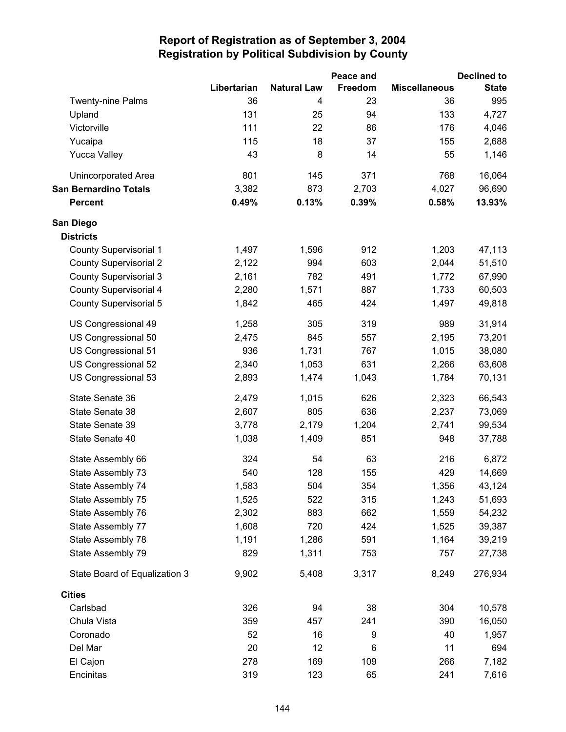# Report of Registration as of September 3, 2004
## Registration by Political Subdivision by County

| | Libertarian | Natural Law | Peace and Freedom | Miscellaneous | Declined to State |
|---|---|---|---|---|---|
| Twenty-nine Palms | 36 | 4 | 23 | 36 | 995 |
| Upland | 131 | 25 | 94 | 133 | 4,727 |
| Victorville | 111 | 22 | 86 | 176 | 4,046 |
| Yucaipa | 115 | 18 | 37 | 155 | 2,688 |
| Yucca Valley | 43 | 8 | 14 | 55 | 1,146 |
| Unincorporated Area | 801 | 145 | 371 | 768 | 16,064 |
| **San Bernardino Totals** | 3,382 | 873 | 2,703 | 4,027 | 96,690 |
| **Percent** | **0.49%** | **0.13%** | **0.39%** | **0.58%** | **13.93%** |
| **San Diego** | | | | | |
| **Districts** | | | | | |
| County Supervisorial 1 | 1,497 | 1,596 | 912 | 1,203 | 47,113 |
| County Supervisorial 2 | 2,122 | 994 | 603 | 2,044 | 51,510 |
| County Supervisorial 3 | 2,161 | 782 | 491 | 1,772 | 67,990 |
| County Supervisorial 4 | 2,280 | 1,571 | 887 | 1,733 | 60,503 |
| County Supervisorial 5 | 1,842 | 465 | 424 | 1,497 | 49,818 |
| US Congressional 49 | 1,258 | 305 | 319 | 989 | 31,914 |
| US Congressional 50 | 2,475 | 845 | 557 | 2,195 | 73,201 |
| US Congressional 51 | 936 | 1,731 | 767 | 1,015 | 38,080 |
| US Congressional 52 | 2,340 | 1,053 | 631 | 2,266 | 63,608 |
| US Congressional 53 | 2,893 | 1,474 | 1,043 | 1,784 | 70,131 |
| State Senate 36 | 2,479 | 1,015 | 626 | 2,323 | 66,543 |
| State Senate 38 | 2,607 | 805 | 636 | 2,237 | 73,069 |
| State Senate 39 | 3,778 | 2,179 | 1,204 | 2,741 | 99,534 |
| State Senate 40 | 1,038 | 1,409 | 851 | 948 | 37,788 |
| State Assembly 66 | 324 | 54 | 63 | 216 | 6,872 |
| State Assembly 73 | 540 | 128 | 155 | 429 | 14,669 |
| State Assembly 74 | 1,583 | 504 | 354 | 1,356 | 43,124 |
| State Assembly 75 | 1,525 | 522 | 315 | 1,243 | 51,693 |
| State Assembly 76 | 2,302 | 883 | 662 | 1,559 | 54,232 |
| State Assembly 77 | 1,608 | 720 | 424 | 1,525 | 39,387 |
| State Assembly 78 | 1,191 | 1,286 | 591 | 1,164 | 39,219 |
| State Assembly 79 | 829 | 1,311 | 753 | 757 | 27,738 |
| State Board of Equalization 3 | 9,902 | 5,408 | 3,317 | 8,249 | 276,934 |
| **Cities** | | | | | |
| Carlsbad | 326 | 94 | 38 | 304 | 10,578 |
| Chula Vista | 359 | 457 | 241 | 390 | 16,050 |
| Coronado | 52 | 16 | 9 | 40 | 1,957 |
| Del Mar | 20 | 12 | 6 | 11 | 694 |
| El Cajon | 278 | 169 | 109 | 266 | 7,182 |
| Encinitas | 319 | 123 | 65 | 241 | 7,616 |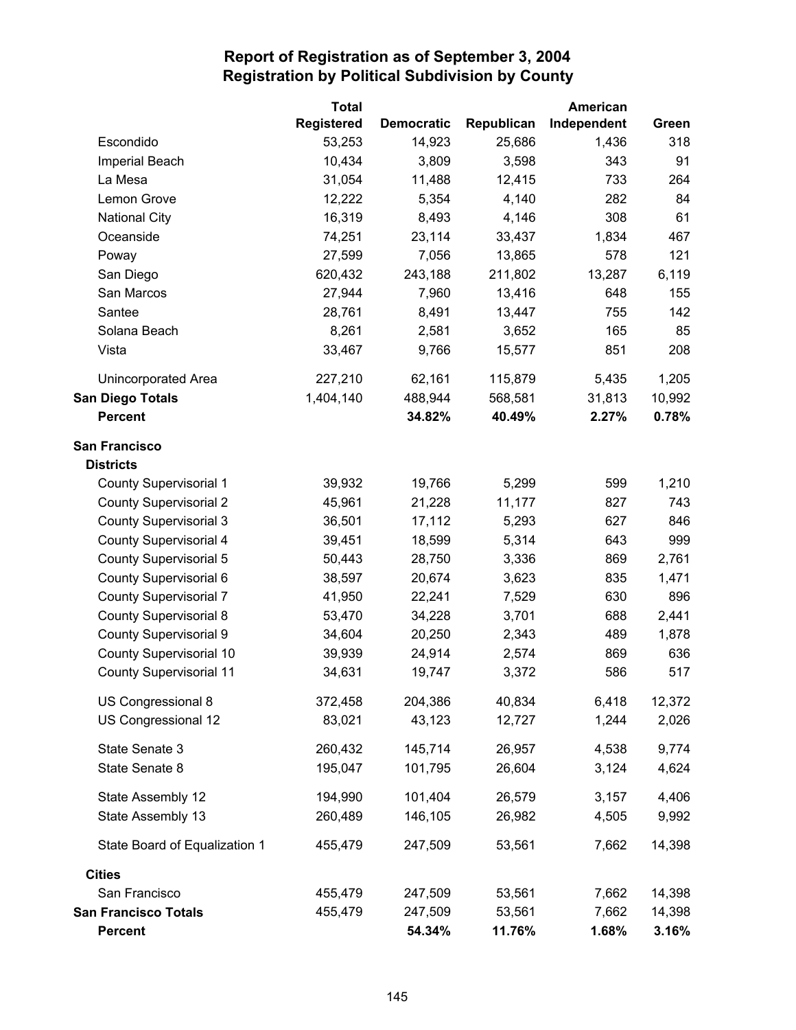# Report of Registration as of September 3, 2004
## Registration by Political Subdivision by County

| | Total Registered | Democratic | Republican | American Independent | Green |
|---|---|---|---|---|---|
| Escondido | 53,253 | 14,923 | 25,686 | 1,436 | 318 |
| Imperial Beach | 10,434 | 3,809 | 3,598 | 343 | 91 |
| La Mesa | 31,054 | 11,488 | 12,415 | 733 | 264 |
| Lemon Grove | 12,222 | 5,354 | 4,140 | 282 | 84 |
| National City | 16,319 | 8,493 | 4,146 | 308 | 61 |
| Oceanside | 74,251 | 23,114 | 33,437 | 1,834 | 467 |
| Poway | 27,599 | 7,056 | 13,865 | 578 | 121 |
| San Diego | 620,432 | 243,188 | 211,802 | 13,287 | 6,119 |
| San Marcos | 27,944 | 7,960 | 13,416 | 648 | 155 |
| Santee | 28,761 | 8,491 | 13,447 | 755 | 142 |
| Solana Beach | 8,261 | 2,581 | 3,652 | 165 | 85 |
| Vista | 33,467 | 9,766 | 15,577 | 851 | 208 |
| Unincorporated Area | 227,210 | 62,161 | 115,879 | 5,435 | 1,205 |
| **San Diego Totals** | 1,404,140 | 488,944 | 568,581 | 31,813 | 10,992 |
| **Percent** | | **34.82%** | **40.49%** | **2.27%** | **0.78%** |
| **San Francisco** | | | | | |
| **Districts** | | | | | |
| County Supervisorial 1 | 39,932 | 19,766 | 5,299 | 599 | 1,210 |
| County Supervisorial 2 | 45,961 | 21,228 | 11,177 | 827 | 743 |
| County Supervisorial 3 | 36,501 | 17,112 | 5,293 | 627 | 846 |
| County Supervisorial 4 | 39,451 | 18,599 | 5,314 | 643 | 999 |
| County Supervisorial 5 | 50,443 | 28,750 | 3,336 | 869 | 2,761 |
| County Supervisorial 6 | 38,597 | 20,674 | 3,623 | 835 | 1,471 |
| County Supervisorial 7 | 41,950 | 22,241 | 7,529 | 630 | 896 |
| County Supervisorial 8 | 53,470 | 34,228 | 3,701 | 688 | 2,441 |
| County Supervisorial 9 | 34,604 | 20,250 | 2,343 | 489 | 1,878 |
| County Supervisorial 10 | 39,939 | 24,914 | 2,574 | 869 | 636 |
| County Supervisorial 11 | 34,631 | 19,747 | 3,372 | 586 | 517 |
| US Congressional 8 | 372,458 | 204,386 | 40,834 | 6,418 | 12,372 |
| US Congressional 12 | 83,021 | 43,123 | 12,727 | 1,244 | 2,026 |
| State Senate 3 | 260,432 | 145,714 | 26,957 | 4,538 | 9,774 |
| State Senate 8 | 195,047 | 101,795 | 26,604 | 3,124 | 4,624 |
| State Assembly 12 | 194,990 | 101,404 | 26,579 | 3,157 | 4,406 |
| State Assembly 13 | 260,489 | 146,105 | 26,982 | 4,505 | 9,992 |
| State Board of Equalization 1 | 455,479 | 247,509 | 53,561 | 7,662 | 14,398 |
| **Cities** | | | | | |
| San Francisco | 455,479 | 247,509 | 53,561 | 7,662 | 14,398 |
| **San Francisco Totals** | 455,479 | 247,509 | 53,561 | 7,662 | 14,398 |
| **Percent** | | **54.34%** | **11.76%** | **1.68%** | **3.16%** |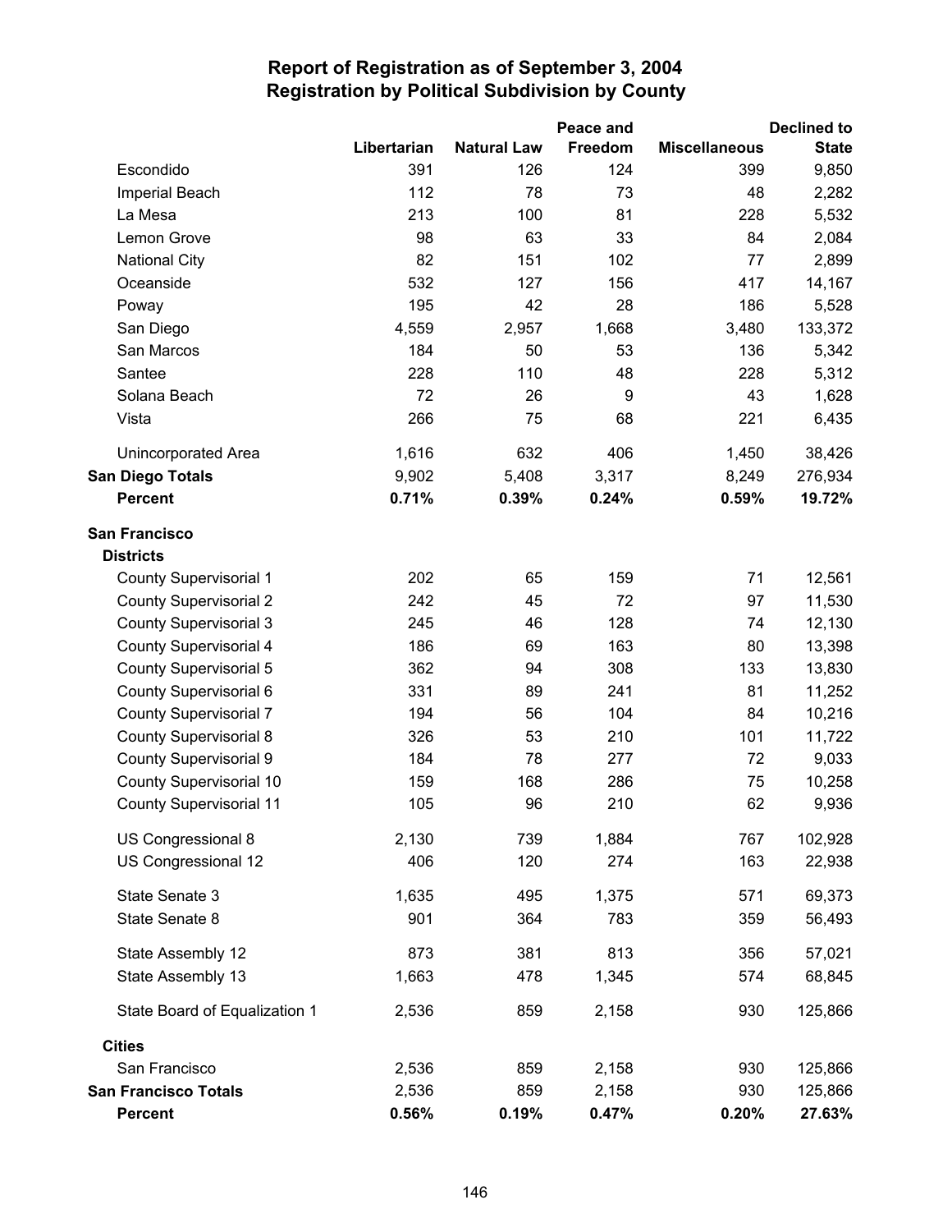# Report of Registration as of September 3, 2004
## Registration by Political Subdivision by County

| | Libertarian | Natural Law | Peace and Freedom | Miscellaneous | Declined to State |
|---|---|---|---|---|---|
| Escondido | 391 | 126 | 124 | 399 | 9,850 |
| Imperial Beach | 112 | 78 | 73 | 48 | 2,282 |
| La Mesa | 213 | 100 | 81 | 228 | 5,532 |
| Lemon Grove | 98 | 63 | 33 | 84 | 2,084 |
| National City | 82 | 151 | 102 | 77 | 2,899 |
| Oceanside | 532 | 127 | 156 | 417 | 14,167 |
| Poway | 195 | 42 | 28 | 186 | 5,528 |
| San Diego | 4,559 | 2,957 | 1,668 | 3,480 | 133,372 |
| San Marcos | 184 | 50 | 53 | 136 | 5,342 |
| Santee | 228 | 110 | 48 | 228 | 5,312 |
| Solana Beach | 72 | 26 | 9 | 43 | 1,628 |
| Vista | 266 | 75 | 68 | 221 | 6,435 |
| Unincorporated Area | 1,616 | 632 | 406 | 1,450 | 38,426 |
| **San Diego Totals** | 9,902 | 5,408 | 3,317 | 8,249 | 276,934 |
| **Percent** | **0.71%** | **0.39%** | **0.24%** | **0.59%** | **19.72%** |
| **San Francisco** | | | | | |
| **Districts** | | | | | |
| County Supervisorial 1 | 202 | 65 | 159 | 71 | 12,561 |
| County Supervisorial 2 | 242 | 45 | 72 | 97 | 11,530 |
| County Supervisorial 3 | 245 | 46 | 128 | 74 | 12,130 |
| County Supervisorial 4 | 186 | 69 | 163 | 80 | 13,398 |
| County Supervisorial 5 | 362 | 94 | 308 | 133 | 13,830 |
| County Supervisorial 6 | 331 | 89 | 241 | 81 | 11,252 |
| County Supervisorial 7 | 194 | 56 | 104 | 84 | 10,216 |
| County Supervisorial 8 | 326 | 53 | 210 | 101 | 11,722 |
| County Supervisorial 9 | 184 | 78 | 277 | 72 | 9,033 |
| County Supervisorial 10 | 159 | 168 | 286 | 75 | 10,258 |
| County Supervisorial 11 | 105 | 96 | 210 | 62 | 9,936 |
| US Congressional 8 | 2,130 | 739 | 1,884 | 767 | 102,928 |
| US Congressional 12 | 406 | 120 | 274 | 163 | 22,938 |
| State Senate 3 | 1,635 | 495 | 1,375 | 571 | 69,373 |
| State Senate 8 | 901 | 364 | 783 | 359 | 56,493 |
| State Assembly 12 | 873 | 381 | 813 | 356 | 57,021 |
| State Assembly 13 | 1,663 | 478 | 1,345 | 574 | 68,845 |
| State Board of Equalization 1 | 2,536 | 859 | 2,158 | 930 | 125,866 |
| **Cities** | | | | | |
| San Francisco | 2,536 | 859 | 2,158 | 930 | 125,866 |
| **San Francisco Totals** | 2,536 | 859 | 2,158 | 930 | 125,866 |
| **Percent** | **0.56%** | **0.19%** | **0.47%** | **0.20%** | **27.63%** |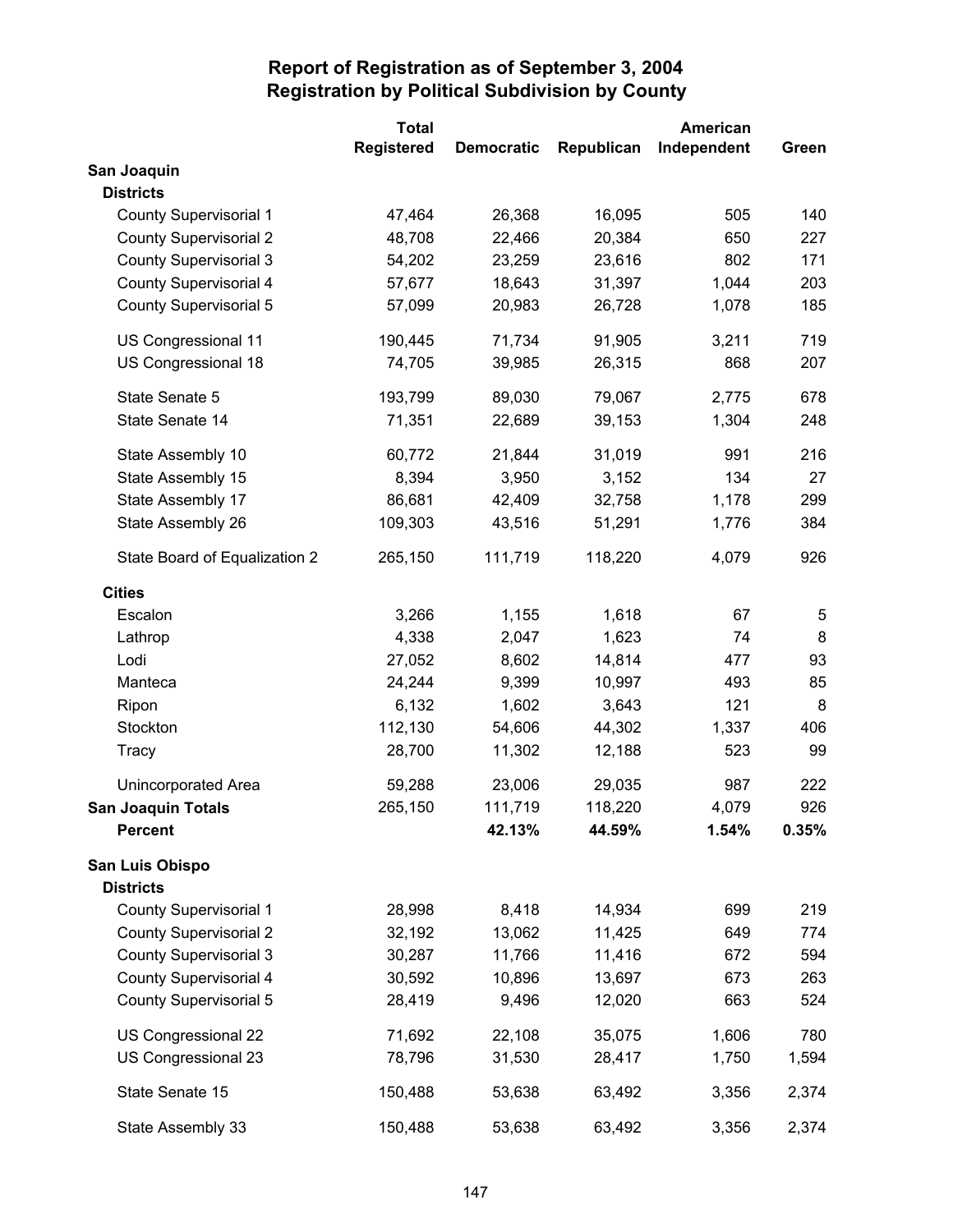# Report of Registration as of September 3, 2004
## Registration by Political Subdivision by County

| | Total Registered | Democratic | Republican | American Independent | Green |
|---|---|---|---|---|---|
| **San Joaquin** | | | | | |
| **Districts** | | | | | |
| County Supervisorial 1 | 47,464 | 26,368 | 16,095 | 505 | 140 |
| County Supervisorial 2 | 48,708 | 22,466 | 20,384 | 650 | 227 |
| County Supervisorial 3 | 54,202 | 23,259 | 23,616 | 802 | 171 |
| County Supervisorial 4 | 57,677 | 18,643 | 31,397 | 1,044 | 203 |
| County Supervisorial 5 | 57,099 | 20,983 | 26,728 | 1,078 | 185 |
| US Congressional 11 | 190,445 | 71,734 | 91,905 | 3,211 | 719 |
| US Congressional 18 | 74,705 | 39,985 | 26,315 | 868 | 207 |
| State Senate 5 | 193,799 | 89,030 | 79,067 | 2,775 | 678 |
| State Senate 14 | 71,351 | 22,689 | 39,153 | 1,304 | 248 |
| State Assembly 10 | 60,772 | 21,844 | 31,019 | 991 | 216 |
| State Assembly 15 | 8,394 | 3,950 | 3,152 | 134 | 27 |
| State Assembly 17 | 86,681 | 42,409 | 32,758 | 1,178 | 299 |
| State Assembly 26 | 109,303 | 43,516 | 51,291 | 1,776 | 384 |
| State Board of Equalization 2 | 265,150 | 111,719 | 118,220 | 4,079 | 926 |
| **Cities** | | | | | |
| Escalon | 3,266 | 1,155 | 1,618 | 67 | 5 |
| Lathrop | 4,338 | 2,047 | 1,623 | 74 | 8 |
| Lodi | 27,052 | 8,602 | 14,814 | 477 | 93 |
| Manteca | 24,244 | 9,399 | 10,997 | 493 | 85 |
| Ripon | 6,132 | 1,602 | 3,643 | 121 | 8 |
| Stockton | 112,130 | 54,606 | 44,302 | 1,337 | 406 |
| Tracy | 28,700 | 11,302 | 12,188 | 523 | 99 |
| Unincorporated Area | 59,288 | 23,006 | 29,035 | 987 | 222 |
| **San Joaquin Totals** | 265,150 | 111,719 | 118,220 | 4,079 | 926 |
| **Percent** | | **42.13%** | **44.59%** | **1.54%** | **0.35%** |
| **San Luis Obispo** | | | | | |
| **Districts** | | | | | |
| County Supervisorial 1 | 28,998 | 8,418 | 14,934 | 699 | 219 |
| County Supervisorial 2 | 32,192 | 13,062 | 11,425 | 649 | 774 |
| County Supervisorial 3 | 30,287 | 11,766 | 11,416 | 672 | 594 |
| County Supervisorial 4 | 30,592 | 10,896 | 13,697 | 673 | 263 |
| County Supervisorial 5 | 28,419 | 9,496 | 12,020 | 663 | 524 |
| US Congressional 22 | 71,692 | 22,108 | 35,075 | 1,606 | 780 |
| US Congressional 23 | 78,796 | 31,530 | 28,417 | 1,750 | 1,594 |
| State Senate 15 | 150,488 | 53,638 | 63,492 | 3,356 | 2,374 |
| State Assembly 33 | 150,488 | 53,638 | 63,492 | 3,356 | 2,374 |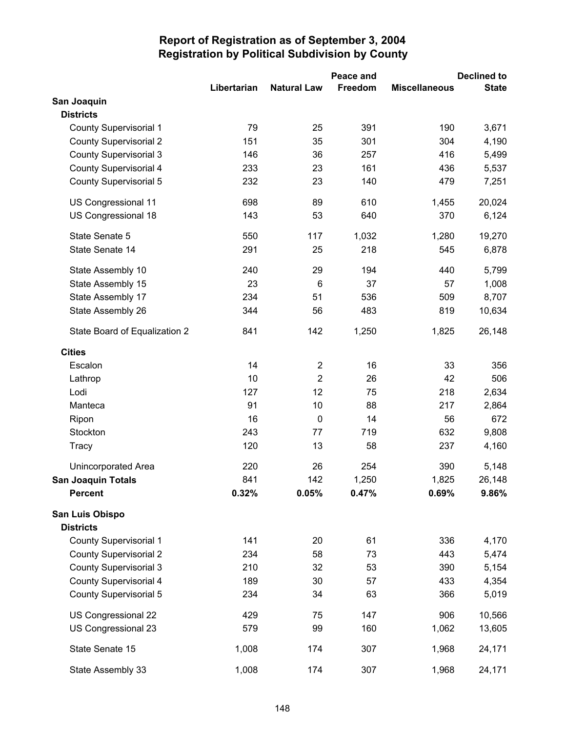# Report of Registration as of September 3, 2004
## Registration by Political Subdivision by County

| | Libertarian | Natural Law | Peace and Freedom | Miscellaneous | Declined to State |
|---|---|---|---|---|---|
| **San Joaquin** | | | | | |
| **Districts** | | | | | |
| County Supervisorial 1 | 79 | 25 | 391 | 190 | 3,671 |
| County Supervisorial 2 | 151 | 35 | 301 | 304 | 4,190 |
| County Supervisorial 3 | 146 | 36 | 257 | 416 | 5,499 |
| County Supervisorial 4 | 233 | 23 | 161 | 436 | 5,537 |
| County Supervisorial 5 | 232 | 23 | 140 | 479 | 7,251 |
| US Congressional 11 | 698 | 89 | 610 | 1,455 | 20,024 |
| US Congressional 18 | 143 | 53 | 640 | 370 | 6,124 |
| State Senate 5 | 550 | 117 | 1,032 | 1,280 | 19,270 |
| State Senate 14 | 291 | 25 | 218 | 545 | 6,878 |
| State Assembly 10 | 240 | 29 | 194 | 440 | 5,799 |
| State Assembly 15 | 23 | 6 | 37 | 57 | 1,008 |
| State Assembly 17 | 234 | 51 | 536 | 509 | 8,707 |
| State Assembly 26 | 344 | 56 | 483 | 819 | 10,634 |
| State Board of Equalization 2 | 841 | 142 | 1,250 | 1,825 | 26,148 |
| **Cities** | | | | | |
| Escalon | 14 | 2 | 16 | 33 | 356 |
| Lathrop | 10 | 2 | 26 | 42 | 506 |
| Lodi | 127 | 12 | 75 | 218 | 2,634 |
| Manteca | 91 | 10 | 88 | 217 | 2,864 |
| Ripon | 16 | 0 | 14 | 56 | 672 |
| Stockton | 243 | 77 | 719 | 632 | 9,808 |
| Tracy | 120 | 13 | 58 | 237 | 4,160 |
| Unincorporated Area | 220 | 26 | 254 | 390 | 5,148 |
| **San Joaquin Totals** | 841 | 142 | 1,250 | 1,825 | 26,148 |
| **Percent** | **0.32%** | **0.05%** | **0.47%** | **0.69%** | **9.86%** |
| **San Luis Obispo** | | | | | |
| **Districts** | | | | | |
| County Supervisorial 1 | 141 | 20 | 61 | 336 | 4,170 |
| County Supervisorial 2 | 234 | 58 | 73 | 443 | 5,474 |
| County Supervisorial 3 | 210 | 32 | 53 | 390 | 5,154 |
| County Supervisorial 4 | 189 | 30 | 57 | 433 | 4,354 |
| County Supervisorial 5 | 234 | 34 | 63 | 366 | 5,019 |
| US Congressional 22 | 429 | 75 | 147 | 906 | 10,566 |
| US Congressional 23 | 579 | 99 | 160 | 1,062 | 13,605 |
| State Senate 15 | 1,008 | 174 | 307 | 1,968 | 24,171 |
| State Assembly 33 | 1,008 | 174 | 307 | 1,968 | 24,171 |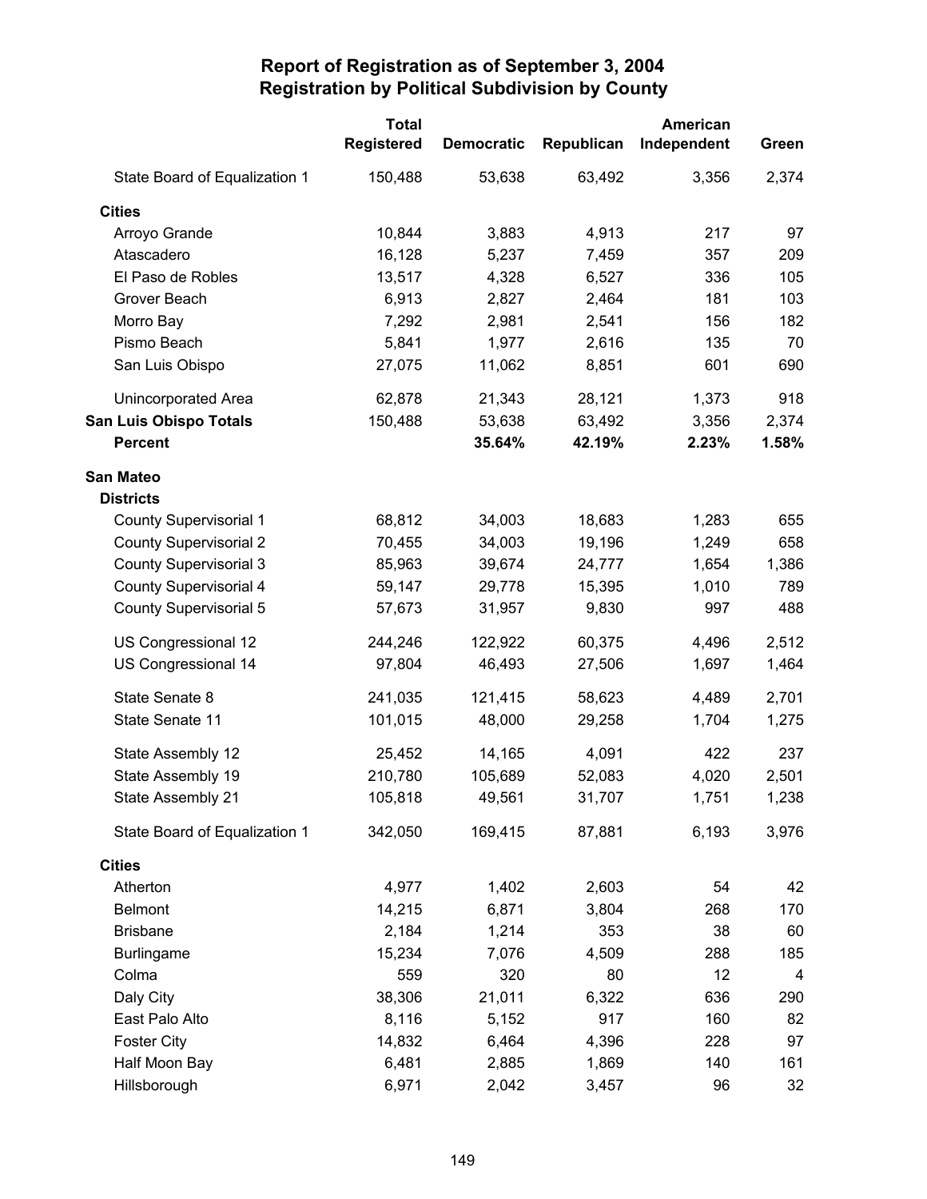# Report of Registration as of September 3, 2004
## Registration by Political Subdivision by County

| | Total Registered | Democratic | Republican | American Independent | Green |
|---|---|---|---|---|---|
| State Board of Equalization 1 | 150,488 | 53,638 | 63,492 | 3,356 | 2,374 |
| **Cities** | | | | | |
| Arroyo Grande | 10,844 | 3,883 | 4,913 | 217 | 97 |
| Atascadero | 16,128 | 5,237 | 7,459 | 357 | 209 |
| El Paso de Robles | 13,517 | 4,328 | 6,527 | 336 | 105 |
| Grover Beach | 6,913 | 2,827 | 2,464 | 181 | 103 |
| Morro Bay | 7,292 | 2,981 | 2,541 | 156 | 182 |
| Pismo Beach | 5,841 | 1,977 | 2,616 | 135 | 70 |
| San Luis Obispo | 27,075 | 11,062 | 8,851 | 601 | 690 |
| Unincorporated Area | 62,878 | 21,343 | 28,121 | 1,373 | 918 |
| **San Luis Obispo Totals** | 150,488 | 53,638 | 63,492 | 3,356 | 2,374 |
| **Percent** | | **35.64%** | **42.19%** | **2.23%** | **1.58%** |
| **San Mateo** | | | | | |
| **Districts** | | | | | |
| County Supervisorial 1 | 68,812 | 34,003 | 18,683 | 1,283 | 655 |
| County Supervisorial 2 | 70,455 | 34,003 | 19,196 | 1,249 | 658 |
| County Supervisorial 3 | 85,963 | 39,674 | 24,777 | 1,654 | 1,386 |
| County Supervisorial 4 | 59,147 | 29,778 | 15,395 | 1,010 | 789 |
| County Supervisorial 5 | 57,673 | 31,957 | 9,830 | 997 | 488 |
| US Congressional 12 | 244,246 | 122,922 | 60,375 | 4,496 | 2,512 |
| US Congressional 14 | 97,804 | 46,493 | 27,506 | 1,697 | 1,464 |
| State Senate 8 | 241,035 | 121,415 | 58,623 | 4,489 | 2,701 |
| State Senate 11 | 101,015 | 48,000 | 29,258 | 1,704 | 1,275 |
| State Assembly 12 | 25,452 | 14,165 | 4,091 | 422 | 237 |
| State Assembly 19 | 210,780 | 105,689 | 52,083 | 4,020 | 2,501 |
| State Assembly 21 | 105,818 | 49,561 | 31,707 | 1,751 | 1,238 |
| State Board of Equalization 1 | 342,050 | 169,415 | 87,881 | 6,193 | 3,976 |
| **Cities** | | | | | |
| Atherton | 4,977 | 1,402 | 2,603 | 54 | 42 |
| Belmont | 14,215 | 6,871 | 3,804 | 268 | 170 |
| Brisbane | 2,184 | 1,214 | 353 | 38 | 60 |
| Burlingame | 15,234 | 7,076 | 4,509 | 288 | 185 |
| Colma | 559 | 320 | 80 | 12 | 4 |
| Daly City | 38,306 | 21,011 | 6,322 | 636 | 290 |
| East Palo Alto | 8,116 | 5,152 | 917 | 160 | 82 |
| Foster City | 14,832 | 6,464 | 4,396 | 228 | 97 |
| Half Moon Bay | 6,481 | 2,885 | 1,869 | 140 | 161 |
| Hillsborough | 6,971 | 2,042 | 3,457 | 96 | 32 |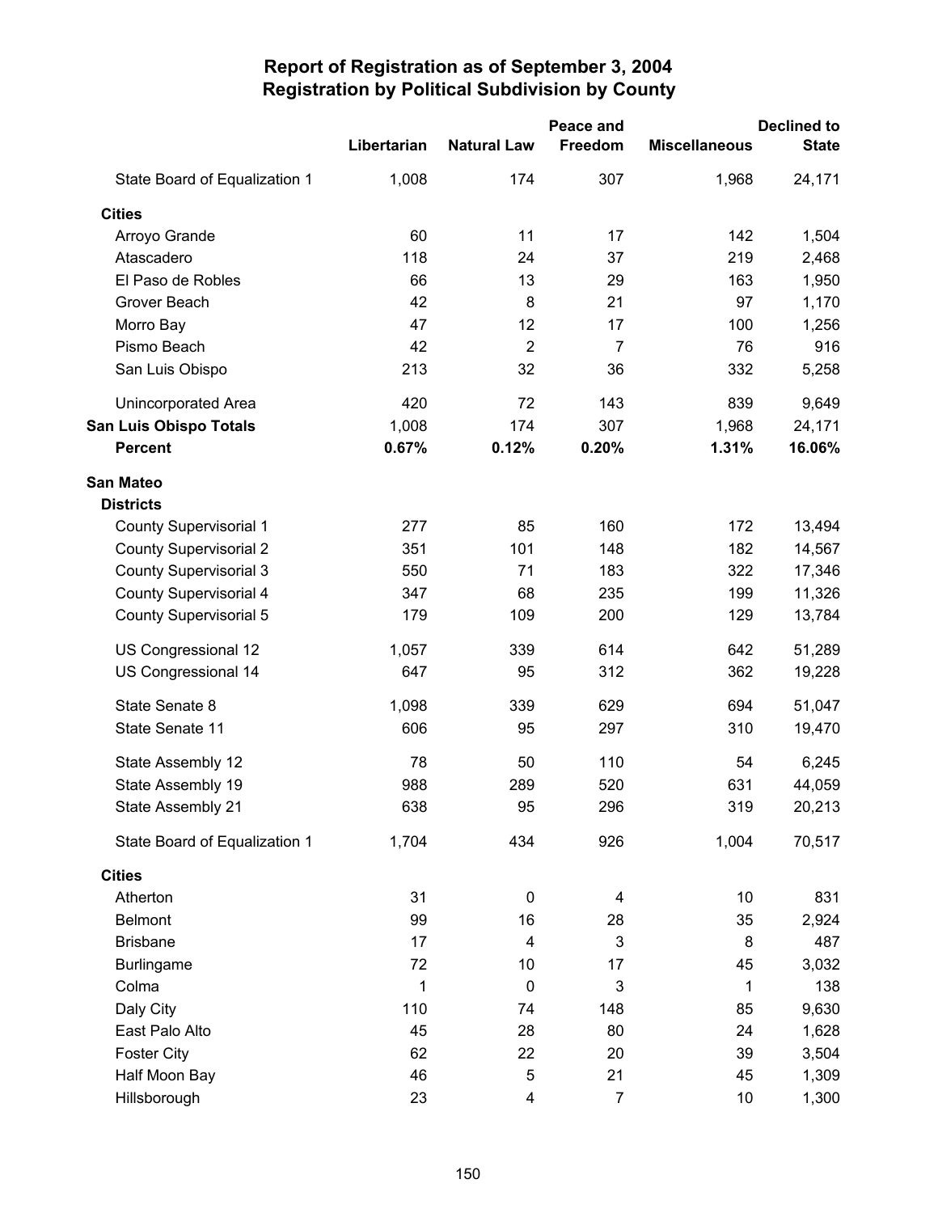# Report of Registration as of September 3, 2004
## Registration by Political Subdivision by County

| | Libertarian | Natural Law | Peace and Freedom | Miscellaneous | Declined to State |
|---|---|---|---|---|---|
| State Board of Equalization 1 | 1,008 | 174 | 307 | 1,968 | 24,171 |
| **Cities** | | | | | |
| Arroyo Grande | 60 | 11 | 17 | 142 | 1,504 |
| Atascadero | 118 | 24 | 37 | 219 | 2,468 |
| El Paso de Robles | 66 | 13 | 29 | 163 | 1,950 |
| Grover Beach | 42 | 8 | 21 | 97 | 1,170 |
| Morro Bay | 47 | 12 | 17 | 100 | 1,256 |
| Pismo Beach | 42 | 2 | 7 | 76 | 916 |
| San Luis Obispo | 213 | 32 | 36 | 332 | 5,258 |
| Unincorporated Area | 420 | 72 | 143 | 839 | 9,649 |
| **San Luis Obispo Totals** | 1,008 | 174 | 307 | 1,968 | 24,171 |
| **Percent** | **0.67%** | **0.12%** | **0.20%** | **1.31%** | **16.06%** |
| **San Mateo** | | | | | |
| **Districts** | | | | | |
| County Supervisorial 1 | 277 | 85 | 160 | 172 | 13,494 |
| County Supervisorial 2 | 351 | 101 | 148 | 182 | 14,567 |
| County Supervisorial 3 | 550 | 71 | 183 | 322 | 17,346 |
| County Supervisorial 4 | 347 | 68 | 235 | 199 | 11,326 |
| County Supervisorial 5 | 179 | 109 | 200 | 129 | 13,784 |
| US Congressional 12 | 1,057 | 339 | 614 | 642 | 51,289 |
| US Congressional 14 | 647 | 95 | 312 | 362 | 19,228 |
| State Senate 8 | 1,098 | 339 | 629 | 694 | 51,047 |
| State Senate 11 | 606 | 95 | 297 | 310 | 19,470 |
| State Assembly 12 | 78 | 50 | 110 | 54 | 6,245 |
| State Assembly 19 | 988 | 289 | 520 | 631 | 44,059 |
| State Assembly 21 | 638 | 95 | 296 | 319 | 20,213 |
| State Board of Equalization 1 | 1,704 | 434 | 926 | 1,004 | 70,517 |
| **Cities** | | | | | |
| Atherton | 31 | 0 | 4 | 10 | 831 |
| Belmont | 99 | 16 | 28 | 35 | 2,924 |
| Brisbane | 17 | 4 | 3 | 8 | 487 |
| Burlingame | 72 | 10 | 17 | 45 | 3,032 |
| Colma | 1 | 0 | 3 | 1 | 138 |
| Daly City | 110 | 74 | 148 | 85 | 9,630 |
| East Palo Alto | 45 | 28 | 80 | 24 | 1,628 |
| Foster City | 62 | 22 | 20 | 39 | 3,504 |
| Half Moon Bay | 46 | 5 | 21 | 45 | 1,309 |
| Hillsborough | 23 | 4 | 7 | 10 | 1,300 |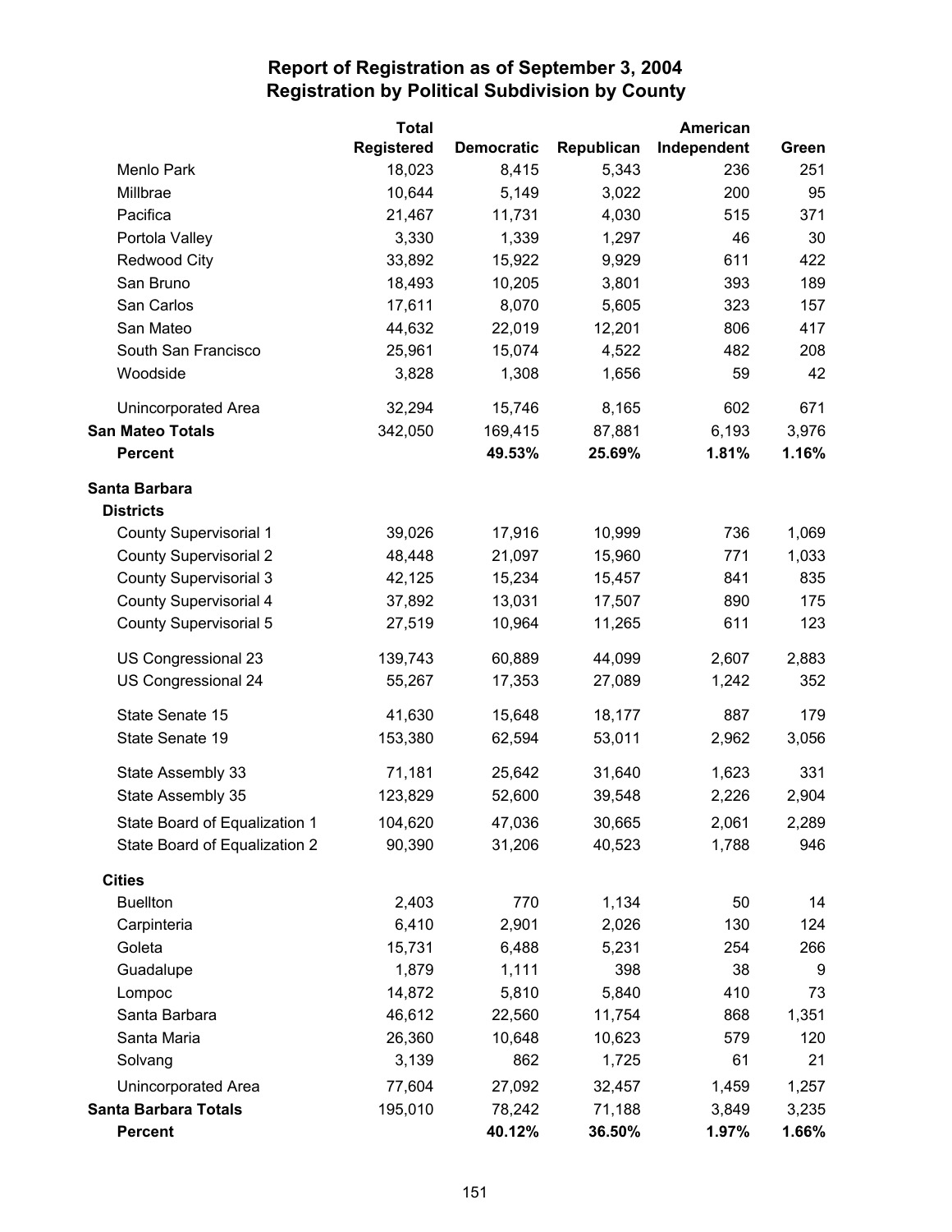# Report of Registration as of September 3, 2004
## Registration by Political Subdivision by County

| | Total Registered | Democratic | Republican | American Independent | Green |
|---|---|---|---|---|---|
| Menlo Park | 18,023 | 8,415 | 5,343 | 236 | 251 |
| Millbrae | 10,644 | 5,149 | 3,022 | 200 | 95 |
| Pacifica | 21,467 | 11,731 | 4,030 | 515 | 371 |
| Portola Valley | 3,330 | 1,339 | 1,297 | 46 | 30 |
| Redwood City | 33,892 | 15,922 | 9,929 | 611 | 422 |
| San Bruno | 18,493 | 10,205 | 3,801 | 393 | 189 |
| San Carlos | 17,611 | 8,070 | 5,605 | 323 | 157 |
| San Mateo | 44,632 | 22,019 | 12,201 | 806 | 417 |
| South San Francisco | 25,961 | 15,074 | 4,522 | 482 | 208 |
| Woodside | 3,828 | 1,308 | 1,656 | 59 | 42 |
| Unincorporated Area | 32,294 | 15,746 | 8,165 | 602 | 671 |
| **San Mateo Totals** | 342,050 | 169,415 | 87,881 | 6,193 | 3,976 |
| **Percent** | | **49.53%** | **25.69%** | **1.81%** | **1.16%** |
| **Santa Barbara** | | | | | |
| **Districts** | | | | | |
| County Supervisorial 1 | 39,026 | 17,916 | 10,999 | 736 | 1,069 |
| County Supervisorial 2 | 48,448 | 21,097 | 15,960 | 771 | 1,033 |
| County Supervisorial 3 | 42,125 | 15,234 | 15,457 | 841 | 835 |
| County Supervisorial 4 | 37,892 | 13,031 | 17,507 | 890 | 175 |
| County Supervisorial 5 | 27,519 | 10,964 | 11,265 | 611 | 123 |
| US Congressional 23 | 139,743 | 60,889 | 44,099 | 2,607 | 2,883 |
| US Congressional 24 | 55,267 | 17,353 | 27,089 | 1,242 | 352 |
| State Senate 15 | 41,630 | 15,648 | 18,177 | 887 | 179 |
| State Senate 19 | 153,380 | 62,594 | 53,011 | 2,962 | 3,056 |
| State Assembly 33 | 71,181 | 25,642 | 31,640 | 1,623 | 331 |
| State Assembly 35 | 123,829 | 52,600 | 39,548 | 2,226 | 2,904 |
| State Board of Equalization 1 | 104,620 | 47,036 | 30,665 | 2,061 | 2,289 |
| State Board of Equalization 2 | 90,390 | 31,206 | 40,523 | 1,788 | 946 |
| **Cities** | | | | | |
| Buellton | 2,403 | 770 | 1,134 | 50 | 14 |
| Carpinteria | 6,410 | 2,901 | 2,026 | 130 | 124 |
| Goleta | 15,731 | 6,488 | 5,231 | 254 | 266 |
| Guadalupe | 1,879 | 1,111 | 398 | 38 | 9 |
| Lompoc | 14,872 | 5,810 | 5,840 | 410 | 73 |
| Santa Barbara | 46,612 | 22,560 | 11,754 | 868 | 1,351 |
| Santa Maria | 26,360 | 10,648 | 10,623 | 579 | 120 |
| Solvang | 3,139 | 862 | 1,725 | 61 | 21 |
| Unincorporated Area | 77,604 | 27,092 | 32,457 | 1,459 | 1,257 |
| **Santa Barbara Totals** | 195,010 | 78,242 | 71,188 | 3,849 | 3,235 |
| **Percent** | | **40.12%** | **36.50%** | **1.97%** | **1.66%** |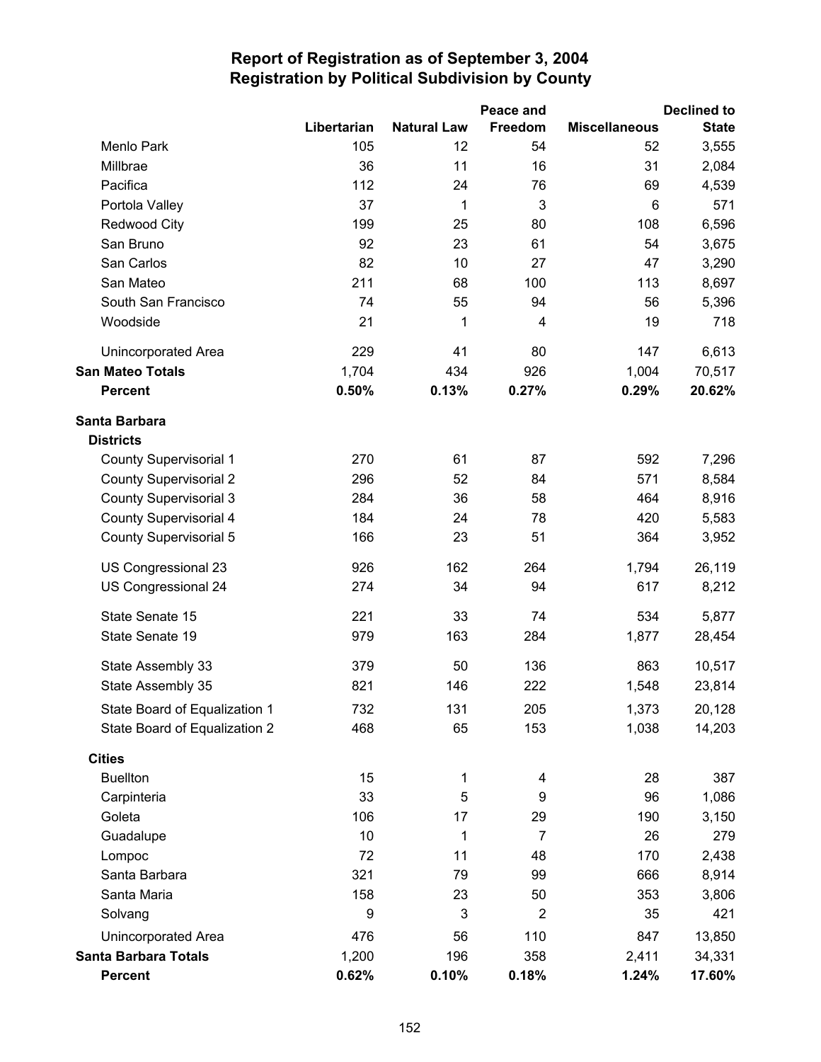# Report of Registration as of September 3, 2004
## Registration by Political Subdivision by County

| | Libertarian | Natural Law | Peace and Freedom | Miscellaneous | Declined to State |
|---|---|---|---|---|---|
| Menlo Park | 105 | 12 | 54 | 52 | 3,555 |
| Millbrae | 36 | 11 | 16 | 31 | 2,084 |
| Pacifica | 112 | 24 | 76 | 69 | 4,539 |
| Portola Valley | 37 | 1 | 3 | 6 | 571 |
| Redwood City | 199 | 25 | 80 | 108 | 6,596 |
| San Bruno | 92 | 23 | 61 | 54 | 3,675 |
| San Carlos | 82 | 10 | 27 | 47 | 3,290 |
| San Mateo | 211 | 68 | 100 | 113 | 8,697 |
| South San Francisco | 74 | 55 | 94 | 56 | 5,396 |
| Woodside | 21 | 1 | 4 | 19 | 718 |
| Unincorporated Area | 229 | 41 | 80 | 147 | 6,613 |
| **San Mateo Totals** | 1,704 | 434 | 926 | 1,004 | 70,517 |
| **Percent** | **0.50%** | **0.13%** | **0.27%** | **0.29%** | **20.62%** |
| **Santa Barbara** | | | | | |
| **Districts** | | | | | |
| County Supervisorial 1 | 270 | 61 | 87 | 592 | 7,296 |
| County Supervisorial 2 | 296 | 52 | 84 | 571 | 8,584 |
| County Supervisorial 3 | 284 | 36 | 58 | 464 | 8,916 |
| County Supervisorial 4 | 184 | 24 | 78 | 420 | 5,583 |
| County Supervisorial 5 | 166 | 23 | 51 | 364 | 3,952 |
| US Congressional 23 | 926 | 162 | 264 | 1,794 | 26,119 |
| US Congressional 24 | 274 | 34 | 94 | 617 | 8,212 |
| State Senate 15 | 221 | 33 | 74 | 534 | 5,877 |
| State Senate 19 | 979 | 163 | 284 | 1,877 | 28,454 |
| State Assembly 33 | 379 | 50 | 136 | 863 | 10,517 |
| State Assembly 35 | 821 | 146 | 222 | 1,548 | 23,814 |
| State Board of Equalization 1 | 732 | 131 | 205 | 1,373 | 20,128 |
| State Board of Equalization 2 | 468 | 65 | 153 | 1,038 | 14,203 |
| **Cities** | | | | | |
| Buellton | 15 | 1 | 4 | 28 | 387 |
| Carpinteria | 33 | 5 | 9 | 96 | 1,086 |
| Goleta | 106 | 17 | 29 | 190 | 3,150 |
| Guadalupe | 10 | 1 | 7 | 26 | 279 |
| Lompoc | 72 | 11 | 48 | 170 | 2,438 |
| Santa Barbara | 321 | 79 | 99 | 666 | 8,914 |
| Santa Maria | 158 | 23 | 50 | 353 | 3,806 |
| Solvang | 9 | 3 | 2 | 35 | 421 |
| Unincorporated Area | 476 | 56 | 110 | 847 | 13,850 |
| **Santa Barbara Totals** | 1,200 | 196 | 358 | 2,411 | 34,331 |
| **Percent** | **0.62%** | **0.10%** | **0.18%** | **1.24%** | **17.60%** |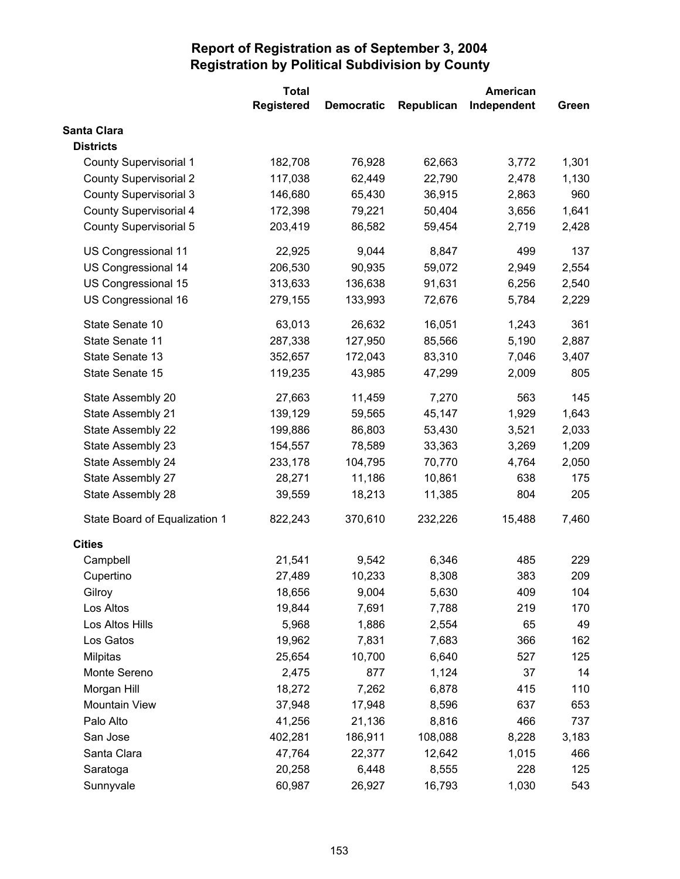# Report of Registration as of September 3, 2004
## Registration by Political Subdivision by County

| | Total Registered | Democratic | Republican | American Independent | Green |
|---|---|---|---|---|---|
| **Santa Clara** | | | | | |
| **Districts** | | | | | |
| County Supervisorial 1 | 182,708 | 76,928 | 62,663 | 3,772 | 1,301 |
| County Supervisorial 2 | 117,038 | 62,449 | 22,790 | 2,478 | 1,130 |
| County Supervisorial 3 | 146,680 | 65,430 | 36,915 | 2,863 | 960 |
| County Supervisorial 4 | 172,398 | 79,221 | 50,404 | 3,656 | 1,641 |
| County Supervisorial 5 | 203,419 | 86,582 | 59,454 | 2,719 | 2,428 |
| US Congressional 11 | 22,925 | 9,044 | 8,847 | 499 | 137 |
| US Congressional 14 | 206,530 | 90,935 | 59,072 | 2,949 | 2,554 |
| US Congressional 15 | 313,633 | 136,638 | 91,631 | 6,256 | 2,540 |
| US Congressional 16 | 279,155 | 133,993 | 72,676 | 5,784 | 2,229 |
| State Senate 10 | 63,013 | 26,632 | 16,051 | 1,243 | 361 |
| State Senate 11 | 287,338 | 127,950 | 85,566 | 5,190 | 2,887 |
| State Senate 13 | 352,657 | 172,043 | 83,310 | 7,046 | 3,407 |
| State Senate 15 | 119,235 | 43,985 | 47,299 | 2,009 | 805 |
| State Assembly 20 | 27,663 | 11,459 | 7,270 | 563 | 145 |
| State Assembly 21 | 139,129 | 59,565 | 45,147 | 1,929 | 1,643 |
| State Assembly 22 | 199,886 | 86,803 | 53,430 | 3,521 | 2,033 |
| State Assembly 23 | 154,557 | 78,589 | 33,363 | 3,269 | 1,209 |
| State Assembly 24 | 233,178 | 104,795 | 70,770 | 4,764 | 2,050 |
| State Assembly 27 | 28,271 | 11,186 | 10,861 | 638 | 175 |
| State Assembly 28 | 39,559 | 18,213 | 11,385 | 804 | 205 |
| State Board of Equalization 1 | 822,243 | 370,610 | 232,226 | 15,488 | 7,460 |
| **Cities** | | | | | |
| Campbell | 21,541 | 9,542 | 6,346 | 485 | 229 |
| Cupertino | 27,489 | 10,233 | 8,308 | 383 | 209 |
| Gilroy | 18,656 | 9,004 | 5,630 | 409 | 104 |
| Los Altos | 19,844 | 7,691 | 7,788 | 219 | 170 |
| Los Altos Hills | 5,968 | 1,886 | 2,554 | 65 | 49 |
| Los Gatos | 19,962 | 7,831 | 7,683 | 366 | 162 |
| Milpitas | 25,654 | 10,700 | 6,640 | 527 | 125 |
| Monte Sereno | 2,475 | 877 | 1,124 | 37 | 14 |
| Morgan Hill | 18,272 | 7,262 | 6,878 | 415 | 110 |
| Mountain View | 37,948 | 17,948 | 8,596 | 637 | 653 |
| Palo Alto | 41,256 | 21,136 | 8,816 | 466 | 737 |
| San Jose | 402,281 | 186,911 | 108,088 | 8,228 | 3,183 |
| Santa Clara | 47,764 | 22,377 | 12,642 | 1,015 | 466 |
| Saratoga | 20,258 | 6,448 | 8,555 | 228 | 125 |
| Sunnyvale | 60,987 | 26,927 | 16,793 | 1,030 | 543 |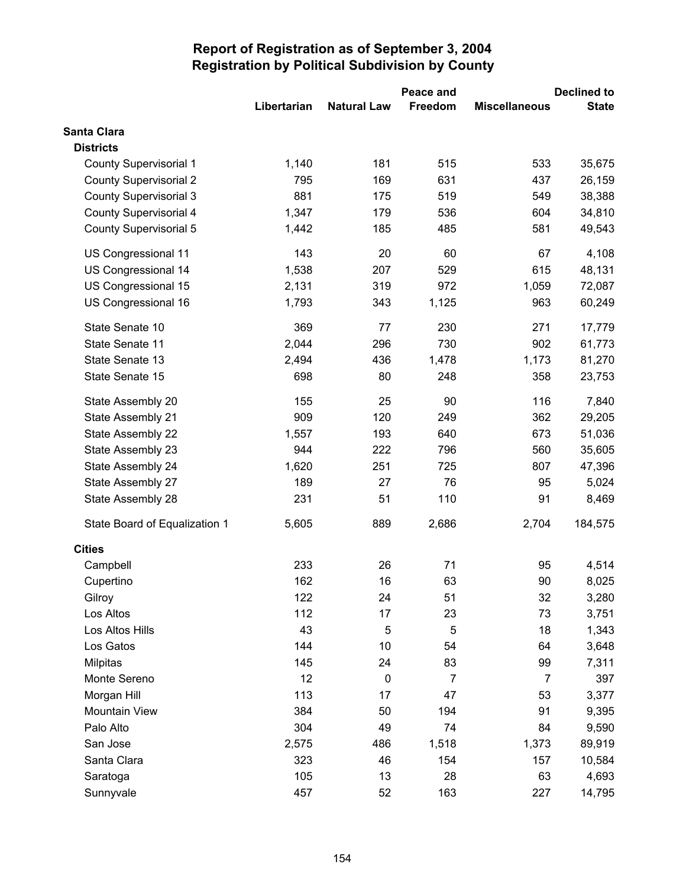# Report of Registration as of September 3, 2004
## Registration by Political Subdivision by County

| | Libertarian | Natural Law | Peace and Freedom | Miscellaneous | Declined to State |
|---|---|---|---|---|---|
| **Santa Clara** | | | | | |
| **Districts** | | | | | |
| County Supervisorial 1 | 1,140 | 181 | 515 | 533 | 35,675 |
| County Supervisorial 2 | 795 | 169 | 631 | 437 | 26,159 |
| County Supervisorial 3 | 881 | 175 | 519 | 549 | 38,388 |
| County Supervisorial 4 | 1,347 | 179 | 536 | 604 | 34,810 |
| County Supervisorial 5 | 1,442 | 185 | 485 | 581 | 49,543 |
| US Congressional 11 | 143 | 20 | 60 | 67 | 4,108 |
| US Congressional 14 | 1,538 | 207 | 529 | 615 | 48,131 |
| US Congressional 15 | 2,131 | 319 | 972 | 1,059 | 72,087 |
| US Congressional 16 | 1,793 | 343 | 1,125 | 963 | 60,249 |
| State Senate 10 | 369 | 77 | 230 | 271 | 17,779 |
| State Senate 11 | 2,044 | 296 | 730 | 902 | 61,773 |
| State Senate 13 | 2,494 | 436 | 1,478 | 1,173 | 81,270 |
| State Senate 15 | 698 | 80 | 248 | 358 | 23,753 |
| State Assembly 20 | 155 | 25 | 90 | 116 | 7,840 |
| State Assembly 21 | 909 | 120 | 249 | 362 | 29,205 |
| State Assembly 22 | 1,557 | 193 | 640 | 673 | 51,036 |
| State Assembly 23 | 944 | 222 | 796 | 560 | 35,605 |
| State Assembly 24 | 1,620 | 251 | 725 | 807 | 47,396 |
| State Assembly 27 | 189 | 27 | 76 | 95 | 5,024 |
| State Assembly 28 | 231 | 51 | 110 | 91 | 8,469 |
| State Board of Equalization 1 | 5,605 | 889 | 2,686 | 2,704 | 184,575 |
| **Cities** | | | | | |
| Campbell | 233 | 26 | 71 | 95 | 4,514 |
| Cupertino | 162 | 16 | 63 | 90 | 8,025 |
| Gilroy | 122 | 24 | 51 | 32 | 3,280 |
| Los Altos | 112 | 17 | 23 | 73 | 3,751 |
| Los Altos Hills | 43 | 5 | 5 | 18 | 1,343 |
| Los Gatos | 144 | 10 | 54 | 64 | 3,648 |
| Milpitas | 145 | 24 | 83 | 99 | 7,311 |
| Monte Sereno | 12 | 0 | 7 | 7 | 397 |
| Morgan Hill | 113 | 17 | 47 | 53 | 3,377 |
| Mountain View | 384 | 50 | 194 | 91 | 9,395 |
| Palo Alto | 304 | 49 | 74 | 84 | 9,590 |
| San Jose | 2,575 | 486 | 1,518 | 1,373 | 89,919 |
| Santa Clara | 323 | 46 | 154 | 157 | 10,584 |
| Saratoga | 105 | 13 | 28 | 63 | 4,693 |
| Sunnyvale | 457 | 52 | 163 | 227 | 14,795 |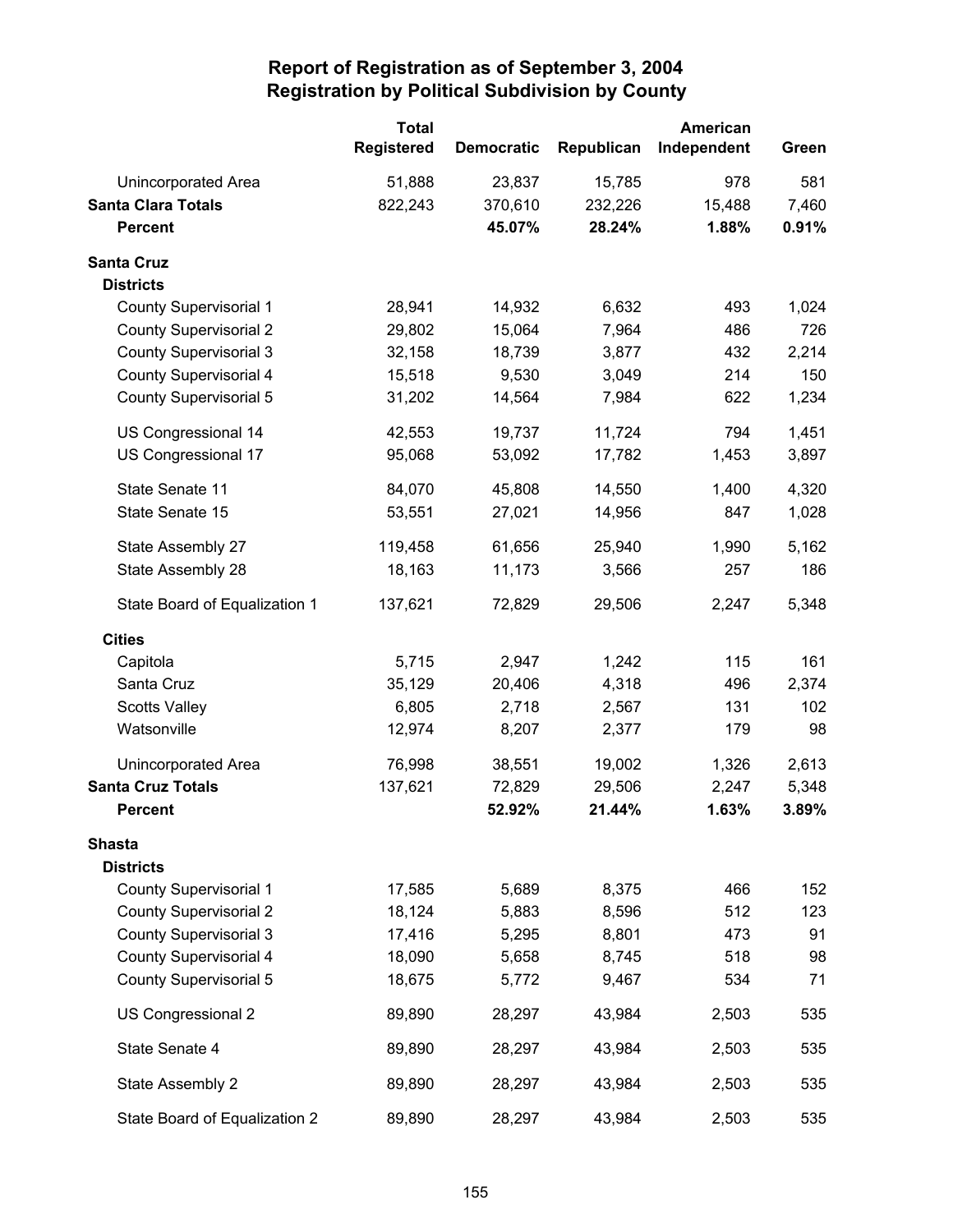# Report of Registration as of September 3, 2004
## Registration by Political Subdivision by County

| | Total Registered | Democratic | Republican | American Independent | Green |
|---|---|---|---|---|---|
| Unincorporated Area | 51,888 | 23,837 | 15,785 | 978 | 581 |
| **Santa Clara Totals** | 822,243 | 370,610 | 232,226 | 15,488 | 7,460 |
| **Percent** | | **45.07%** | **28.24%** | **1.88%** | **0.91%** |
| **Santa Cruz** | | | | | |
| **Districts** | | | | | |
| County Supervisorial 1 | 28,941 | 14,932 | 6,632 | 493 | 1,024 |
| County Supervisorial 2 | 29,802 | 15,064 | 7,964 | 486 | 726 |
| County Supervisorial 3 | 32,158 | 18,739 | 3,877 | 432 | 2,214 |
| County Supervisorial 4 | 15,518 | 9,530 | 3,049 | 214 | 150 |
| County Supervisorial 5 | 31,202 | 14,564 | 7,984 | 622 | 1,234 |
| US Congressional 14 | 42,553 | 19,737 | 11,724 | 794 | 1,451 |
| US Congressional 17 | 95,068 | 53,092 | 17,782 | 1,453 | 3,897 |
| State Senate 11 | 84,070 | 45,808 | 14,550 | 1,400 | 4,320 |
| State Senate 15 | 53,551 | 27,021 | 14,956 | 847 | 1,028 |
| State Assembly 27 | 119,458 | 61,656 | 25,940 | 1,990 | 5,162 |
| State Assembly 28 | 18,163 | 11,173 | 3,566 | 257 | 186 |
| State Board of Equalization 1 | 137,621 | 72,829 | 29,506 | 2,247 | 5,348 |
| **Cities** | | | | | |
| Capitola | 5,715 | 2,947 | 1,242 | 115 | 161 |
| Santa Cruz | 35,129 | 20,406 | 4,318 | 496 | 2,374 |
| Scotts Valley | 6,805 | 2,718 | 2,567 | 131 | 102 |
| Watsonville | 12,974 | 8,207 | 2,377 | 179 | 98 |
| Unincorporated Area | 76,998 | 38,551 | 19,002 | 1,326 | 2,613 |
| **Santa Cruz Totals** | 137,621 | 72,829 | 29,506 | 2,247 | 5,348 |
| **Percent** | | **52.92%** | **21.44%** | **1.63%** | **3.89%** |
| **Shasta** | | | | | |
| **Districts** | | | | | |
| County Supervisorial 1 | 17,585 | 5,689 | 8,375 | 466 | 152 |
| County Supervisorial 2 | 18,124 | 5,883 | 8,596 | 512 | 123 |
| County Supervisorial 3 | 17,416 | 5,295 | 8,801 | 473 | 91 |
| County Supervisorial 4 | 18,090 | 5,658 | 8,745 | 518 | 98 |
| County Supervisorial 5 | 18,675 | 5,772 | 9,467 | 534 | 71 |
| US Congressional 2 | 89,890 | 28,297 | 43,984 | 2,503 | 535 |
| State Senate 4 | 89,890 | 28,297 | 43,984 | 2,503 | 535 |
| State Assembly 2 | 89,890 | 28,297 | 43,984 | 2,503 | 535 |
| State Board of Equalization 2 | 89,890 | 28,297 | 43,984 | 2,503 | 535 |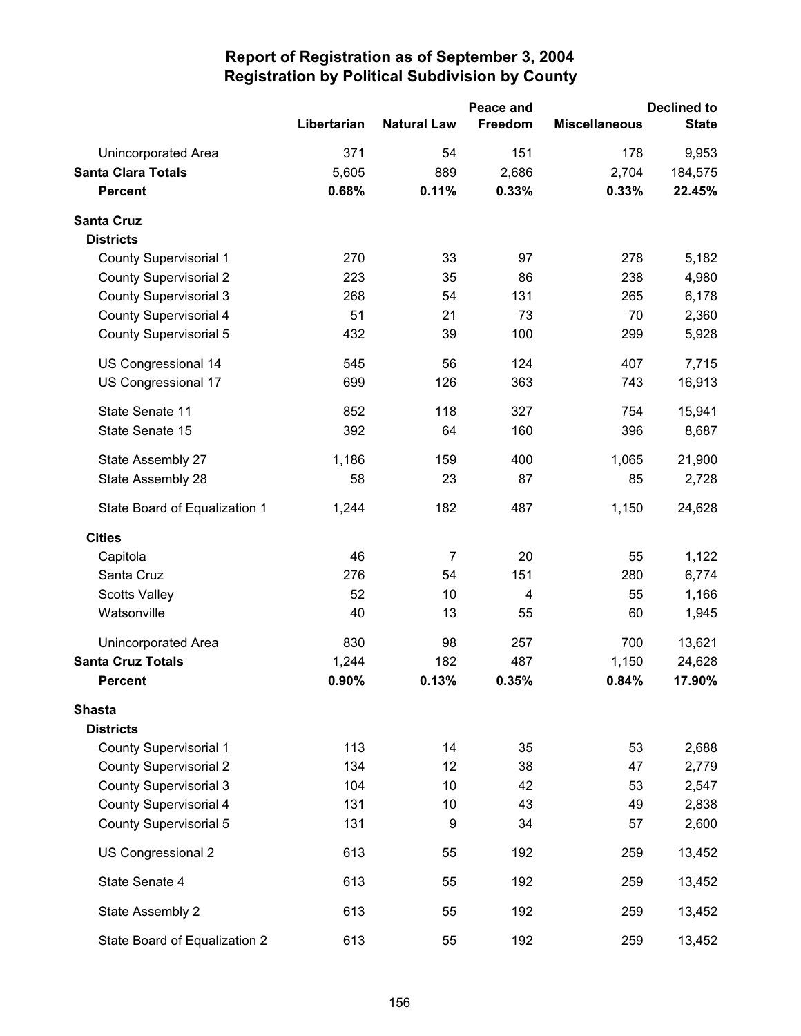# Report of Registration as of September 3, 2004
## Registration by Political Subdivision by County

| | Libertarian | Natural Law | Peace and Freedom | Miscellaneous | Declined to State |
|---|---|---|---|---|---|
| Unincorporated Area | 371 | 54 | 151 | 178 | 9,953 |
| **Santa Clara Totals** | 5,605 | 889 | 2,686 | 2,704 | 184,575 |
| **Percent** | **0.68%** | **0.11%** | **0.33%** | **0.33%** | **22.45%** |
| **Santa Cruz** | | | | | |
| **Districts** | | | | | |
| County Supervisorial 1 | 270 | 33 | 97 | 278 | 5,182 |
| County Supervisorial 2 | 223 | 35 | 86 | 238 | 4,980 |
| County Supervisorial 3 | 268 | 54 | 131 | 265 | 6,178 |
| County Supervisorial 4 | 51 | 21 | 73 | 70 | 2,360 |
| County Supervisorial 5 | 432 | 39 | 100 | 299 | 5,928 |
| US Congressional 14 | 545 | 56 | 124 | 407 | 7,715 |
| US Congressional 17 | 699 | 126 | 363 | 743 | 16,913 |
| State Senate 11 | 852 | 118 | 327 | 754 | 15,941 |
| State Senate 15 | 392 | 64 | 160 | 396 | 8,687 |
| State Assembly 27 | 1,186 | 159 | 400 | 1,065 | 21,900 |
| State Assembly 28 | 58 | 23 | 87 | 85 | 2,728 |
| State Board of Equalization 1 | 1,244 | 182 | 487 | 1,150 | 24,628 |
| **Cities** | | | | | |
| Capitola | 46 | 7 | 20 | 55 | 1,122 |
| Santa Cruz | 276 | 54 | 151 | 280 | 6,774 |
| Scotts Valley | 52 | 10 | 4 | 55 | 1,166 |
| Watsonville | 40 | 13 | 55 | 60 | 1,945 |
| Unincorporated Area | 830 | 98 | 257 | 700 | 13,621 |
| **Santa Cruz Totals** | 1,244 | 182 | 487 | 1,150 | 24,628 |
| **Percent** | **0.90%** | **0.13%** | **0.35%** | **0.84%** | **17.90%** |
| **Shasta** | | | | | |
| **Districts** | | | | | |
| County Supervisorial 1 | 113 | 14 | 35 | 53 | 2,688 |
| County Supervisorial 2 | 134 | 12 | 38 | 47 | 2,779 |
| County Supervisorial 3 | 104 | 10 | 42 | 53 | 2,547 |
| County Supervisorial 4 | 131 | 10 | 43 | 49 | 2,838 |
| County Supervisorial 5 | 131 | 9 | 34 | 57 | 2,600 |
| US Congressional 2 | 613 | 55 | 192 | 259 | 13,452 |
| State Senate 4 | 613 | 55 | 192 | 259 | 13,452 |
| State Assembly 2 | 613 | 55 | 192 | 259 | 13,452 |
| State Board of Equalization 2 | 613 | 55 | 192 | 259 | 13,452 |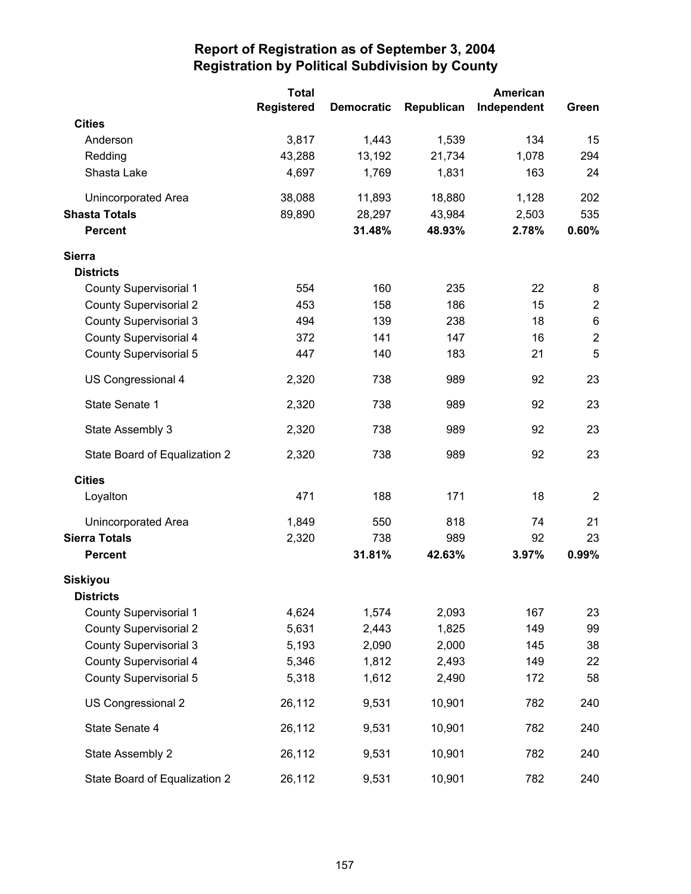# Report of Registration as of September 3, 2004
## Registration by Political Subdivision by County

| | Total Registered | Democratic | Republican | American Independent | Green |
|---|---|---|---|---|---|
| **Cities** | | | | | |
| Anderson | 3,817 | 1,443 | 1,539 | 134 | 15 |
| Redding | 43,288 | 13,192 | 21,734 | 1,078 | 294 |
| Shasta Lake | 4,697 | 1,769 | 1,831 | 163 | 24 |
| Unincorporated Area | 38,088 | 11,893 | 18,880 | 1,128 | 202 |
| **Shasta Totals** | 89,890 | 28,297 | 43,984 | 2,503 | 535 |
| **Percent** | | **31.48%** | **48.93%** | **2.78%** | **0.60%** |
| **Sierra** | | | | | |
| **Districts** | | | | | |
| County Supervisorial 1 | 554 | 160 | 235 | 22 | 8 |
| County Supervisorial 2 | 453 | 158 | 186 | 15 | 2 |
| County Supervisorial 3 | 494 | 139 | 238 | 18 | 6 |
| County Supervisorial 4 | 372 | 141 | 147 | 16 | 2 |
| County Supervisorial 5 | 447 | 140 | 183 | 21 | 5 |
| US Congressional 4 | 2,320 | 738 | 989 | 92 | 23 |
| State Senate 1 | 2,320 | 738 | 989 | 92 | 23 |
| State Assembly 3 | 2,320 | 738 | 989 | 92 | 23 |
| State Board of Equalization 2 | 2,320 | 738 | 989 | 92 | 23 |
| **Cities** | | | | | |
| Loyalton | 471 | 188 | 171 | 18 | 2 |
| Unincorporated Area | 1,849 | 550 | 818 | 74 | 21 |
| **Sierra Totals** | 2,320 | 738 | 989 | 92 | 23 |
| **Percent** | | **31.81%** | **42.63%** | **3.97%** | **0.99%** |
| **Siskiyou** | | | | | |
| **Districts** | | | | | |
| County Supervisorial 1 | 4,624 | 1,574 | 2,093 | 167 | 23 |
| County Supervisorial 2 | 5,631 | 2,443 | 1,825 | 149 | 99 |
| County Supervisorial 3 | 5,193 | 2,090 | 2,000 | 145 | 38 |
| County Supervisorial 4 | 5,346 | 1,812 | 2,493 | 149 | 22 |
| County Supervisorial 5 | 5,318 | 1,612 | 2,490 | 172 | 58 |
| US Congressional 2 | 26,112 | 9,531 | 10,901 | 782 | 240 |
| State Senate 4 | 26,112 | 9,531 | 10,901 | 782 | 240 |
| State Assembly 2 | 26,112 | 9,531 | 10,901 | 782 | 240 |
| State Board of Equalization 2 | 26,112 | 9,531 | 10,901 | 782 | 240 |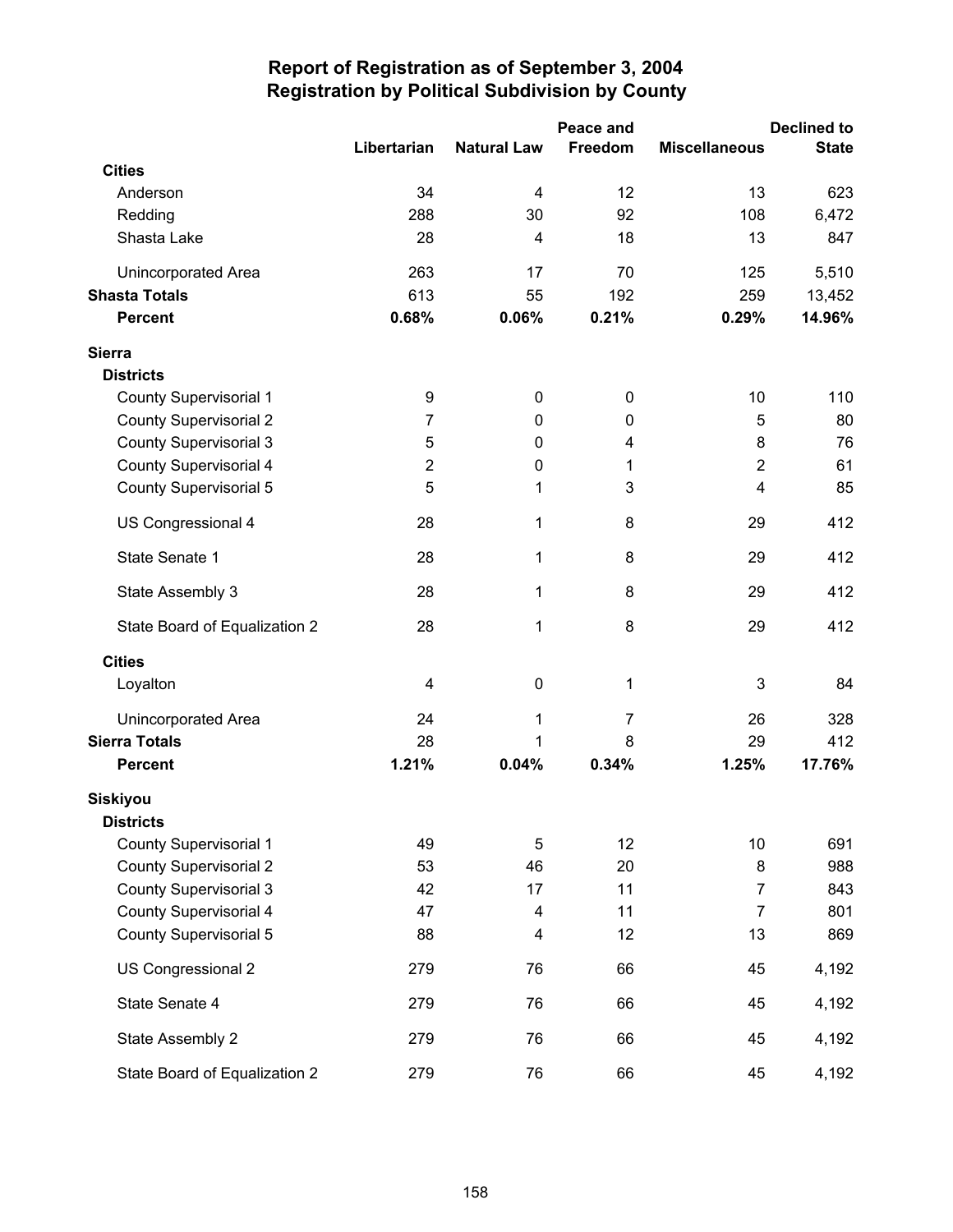# Report of Registration as of September 3, 2004
## Registration by Political Subdivision by County

| | Libertarian | Natural Law | Peace and Freedom | Miscellaneous | Declined to State |
|---|---|---|---|---|---|
| **Cities** | | | | | |
| Anderson | 34 | 4 | 12 | 13 | 623 |
| Redding | 288 | 30 | 92 | 108 | 6,472 |
| Shasta Lake | 28 | 4 | 18 | 13 | 847 |
| Unincorporated Area | 263 | 17 | 70 | 125 | 5,510 |
| **Shasta Totals** | 613 | 55 | 192 | 259 | 13,452 |
| **Percent** | **0.68%** | **0.06%** | **0.21%** | **0.29%** | **14.96%** |
| **Sierra** | | | | | |
| **Districts** | | | | | |
| County Supervisorial 1 | 9 | 0 | 0 | 10 | 110 |
| County Supervisorial 2 | 7 | 0 | 0 | 5 | 80 |
| County Supervisorial 3 | 5 | 0 | 4 | 8 | 76 |
| County Supervisorial 4 | 2 | 0 | 1 | 2 | 61 |
| County Supervisorial 5 | 5 | 1 | 3 | 4 | 85 |
| US Congressional 4 | 28 | 1 | 8 | 29 | 412 |
| State Senate 1 | 28 | 1 | 8 | 29 | 412 |
| State Assembly 3 | 28 | 1 | 8 | 29 | 412 |
| State Board of Equalization 2 | 28 | 1 | 8 | 29 | 412 |
| **Cities** | | | | | |
| Loyalton | 4 | 0 | 1 | 3 | 84 |
| Unincorporated Area | 24 | 1 | 7 | 26 | 328 |
| **Sierra Totals** | 28 | 1 | 8 | 29 | 412 |
| **Percent** | **1.21%** | **0.04%** | **0.34%** | **1.25%** | **17.76%** |
| **Siskiyou** | | | | | |
| **Districts** | | | | | |
| County Supervisorial 1 | 49 | 5 | 12 | 10 | 691 |
| County Supervisorial 2 | 53 | 46 | 20 | 8 | 988 |
| County Supervisorial 3 | 42 | 17 | 11 | 7 | 843 |
| County Supervisorial 4 | 47 | 4 | 11 | 7 | 801 |
| County Supervisorial 5 | 88 | 4 | 12 | 13 | 869 |
| US Congressional 2 | 279 | 76 | 66 | 45 | 4,192 |
| State Senate 4 | 279 | 76 | 66 | 45 | 4,192 |
| State Assembly 2 | 279 | 76 | 66 | 45 | 4,192 |
| State Board of Equalization 2 | 279 | 76 | 66 | 45 | 4,192 |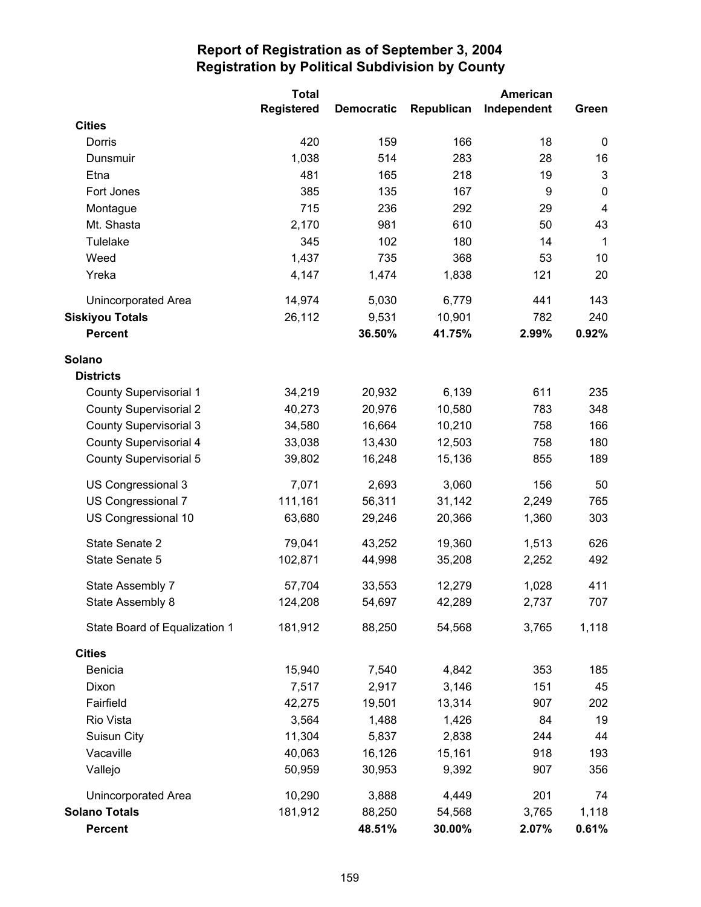# Report of Registration as of September 3, 2004
## Registration by Political Subdivision by County

| | Total Registered | Democratic | Republican | American Independent | Green |
|---|---|---|---|---|---|
| **Cities** | | | | | |
| Dorris | 420 | 159 | 166 | 18 | 0 |
| Dunsmuir | 1,038 | 514 | 283 | 28 | 16 |
| Etna | 481 | 165 | 218 | 19 | 3 |
| Fort Jones | 385 | 135 | 167 | 9 | 0 |
| Montague | 715 | 236 | 292 | 29 | 4 |
| Mt. Shasta | 2,170 | 981 | 610 | 50 | 43 |
| Tulelake | 345 | 102 | 180 | 14 | 1 |
| Weed | 1,437 | 735 | 368 | 53 | 10 |
| Yreka | 4,147 | 1,474 | 1,838 | 121 | 20 |
| Unincorporated Area | 14,974 | 5,030 | 6,779 | 441 | 143 |
| **Siskiyou Totals** | 26,112 | 9,531 | 10,901 | 782 | 240 |
| **Percent** | | **36.50%** | **41.75%** | **2.99%** | **0.92%** |
| **Solano** | | | | | |
| **Districts** | | | | | |
| County Supervisorial 1 | 34,219 | 20,932 | 6,139 | 611 | 235 |
| County Supervisorial 2 | 40,273 | 20,976 | 10,580 | 783 | 348 |
| County Supervisorial 3 | 34,580 | 16,664 | 10,210 | 758 | 166 |
| County Supervisorial 4 | 33,038 | 13,430 | 12,503 | 758 | 180 |
| County Supervisorial 5 | 39,802 | 16,248 | 15,136 | 855 | 189 |
| US Congressional 3 | 7,071 | 2,693 | 3,060 | 156 | 50 |
| US Congressional 7 | 111,161 | 56,311 | 31,142 | 2,249 | 765 |
| US Congressional 10 | 63,680 | 29,246 | 20,366 | 1,360 | 303 |
| State Senate 2 | 79,041 | 43,252 | 19,360 | 1,513 | 626 |
| State Senate 5 | 102,871 | 44,998 | 35,208 | 2,252 | 492 |
| State Assembly 7 | 57,704 | 33,553 | 12,279 | 1,028 | 411 |
| State Assembly 8 | 124,208 | 54,697 | 42,289 | 2,737 | 707 |
| State Board of Equalization 1 | 181,912 | 88,250 | 54,568 | 3,765 | 1,118 |
| **Cities** | | | | | |
| Benicia | 15,940 | 7,540 | 4,842 | 353 | 185 |
| Dixon | 7,517 | 2,917 | 3,146 | 151 | 45 |
| Fairfield | 42,275 | 19,501 | 13,314 | 907 | 202 |
| Rio Vista | 3,564 | 1,488 | 1,426 | 84 | 19 |
| Suisun City | 11,304 | 5,837 | 2,838 | 244 | 44 |
| Vacaville | 40,063 | 16,126 | 15,161 | 918 | 193 |
| Vallejo | 50,959 | 30,953 | 9,392 | 907 | 356 |
| Unincorporated Area | 10,290 | 3,888 | 4,449 | 201 | 74 |
| **Solano Totals** | 181,912 | 88,250 | 54,568 | 3,765 | 1,118 |
| **Percent** | | **48.51%** | **30.00%** | **2.07%** | **0.61%** |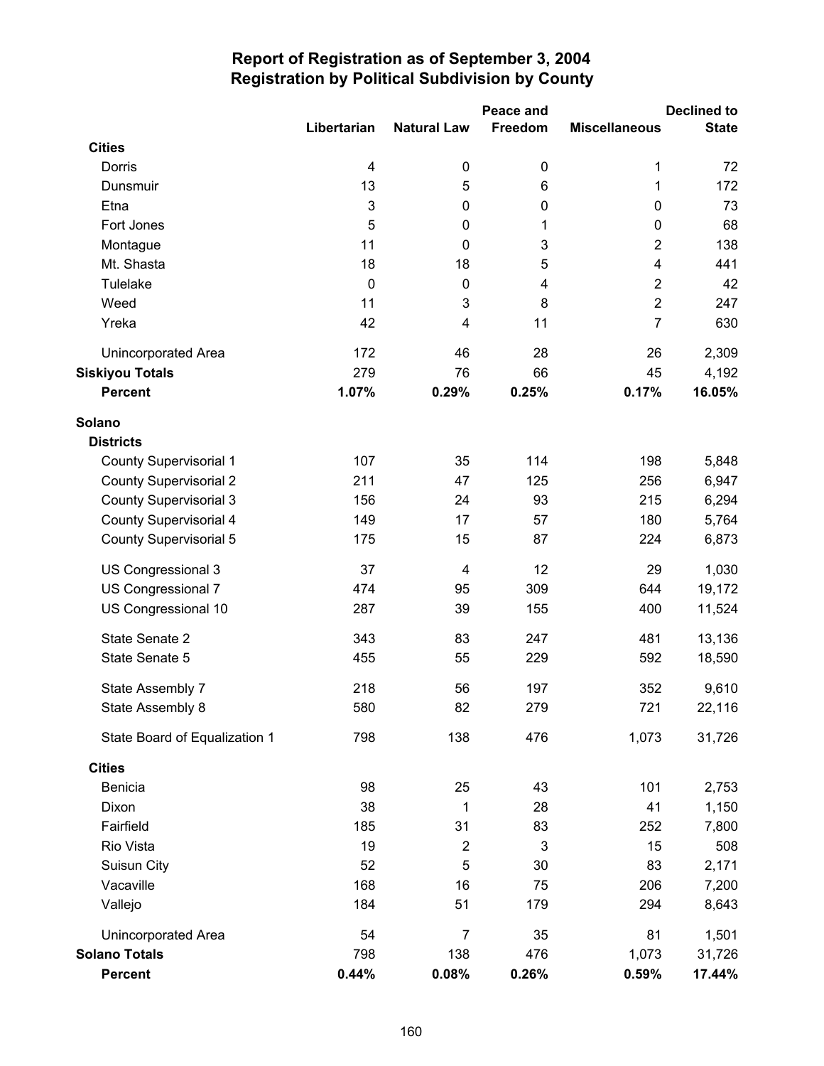# Report of Registration as of September 3, 2004
## Registration by Political Subdivision by County

| | Libertarian | Natural Law | Peace and Freedom | Miscellaneous | Declined to State |
|---|---|---|---|---|---|
| **Cities** | | | | | |
| Dorris | 4 | 0 | 0 | 1 | 72 |
| Dunsmuir | 13 | 5 | 6 | 1 | 172 |
| Etna | 3 | 0 | 0 | 0 | 73 |
| Fort Jones | 5 | 0 | 1 | 0 | 68 |
| Montague | 11 | 0 | 3 | 2 | 138 |
| Mt. Shasta | 18 | 18 | 5 | 4 | 441 |
| Tulelake | 0 | 0 | 4 | 2 | 42 |
| Weed | 11 | 3 | 8 | 2 | 247 |
| Yreka | 42 | 4 | 11 | 7 | 630 |
| Unincorporated Area | 172 | 46 | 28 | 26 | 2,309 |
| **Siskiyou Totals** | 279 | 76 | 66 | 45 | 4,192 |
| **Percent** | **1.07%** | **0.29%** | **0.25%** | **0.17%** | **16.05%** |
| **Solano** | | | | | |
| **Districts** | | | | | |
| County Supervisorial 1 | 107 | 35 | 114 | 198 | 5,848 |
| County Supervisorial 2 | 211 | 47 | 125 | 256 | 6,947 |
| County Supervisorial 3 | 156 | 24 | 93 | 215 | 6,294 |
| County Supervisorial 4 | 149 | 17 | 57 | 180 | 5,764 |
| County Supervisorial 5 | 175 | 15 | 87 | 224 | 6,873 |
| US Congressional 3 | 37 | 4 | 12 | 29 | 1,030 |
| US Congressional 7 | 474 | 95 | 309 | 644 | 19,172 |
| US Congressional 10 | 287 | 39 | 155 | 400 | 11,524 |
| State Senate 2 | 343 | 83 | 247 | 481 | 13,136 |
| State Senate 5 | 455 | 55 | 229 | 592 | 18,590 |
| State Assembly 7 | 218 | 56 | 197 | 352 | 9,610 |
| State Assembly 8 | 580 | 82 | 279 | 721 | 22,116 |
| State Board of Equalization 1 | 798 | 138 | 476 | 1,073 | 31,726 |
| **Cities** | | | | | |
| Benicia | 98 | 25 | 43 | 101 | 2,753 |
| Dixon | 38 | 1 | 28 | 41 | 1,150 |
| Fairfield | 185 | 31 | 83 | 252 | 7,800 |
| Rio Vista | 19 | 2 | 3 | 15 | 508 |
| Suisun City | 52 | 5 | 30 | 83 | 2,171 |
| Vacaville | 168 | 16 | 75 | 206 | 7,200 |
| Vallejo | 184 | 51 | 179 | 294 | 8,643 |
| Unincorporated Area | 54 | 7 | 35 | 81 | 1,501 |
| **Solano Totals** | 798 | 138 | 476 | 1,073 | 31,726 |
| **Percent** | **0.44%** | **0.08%** | **0.26%** | **0.59%** | **17.44%** |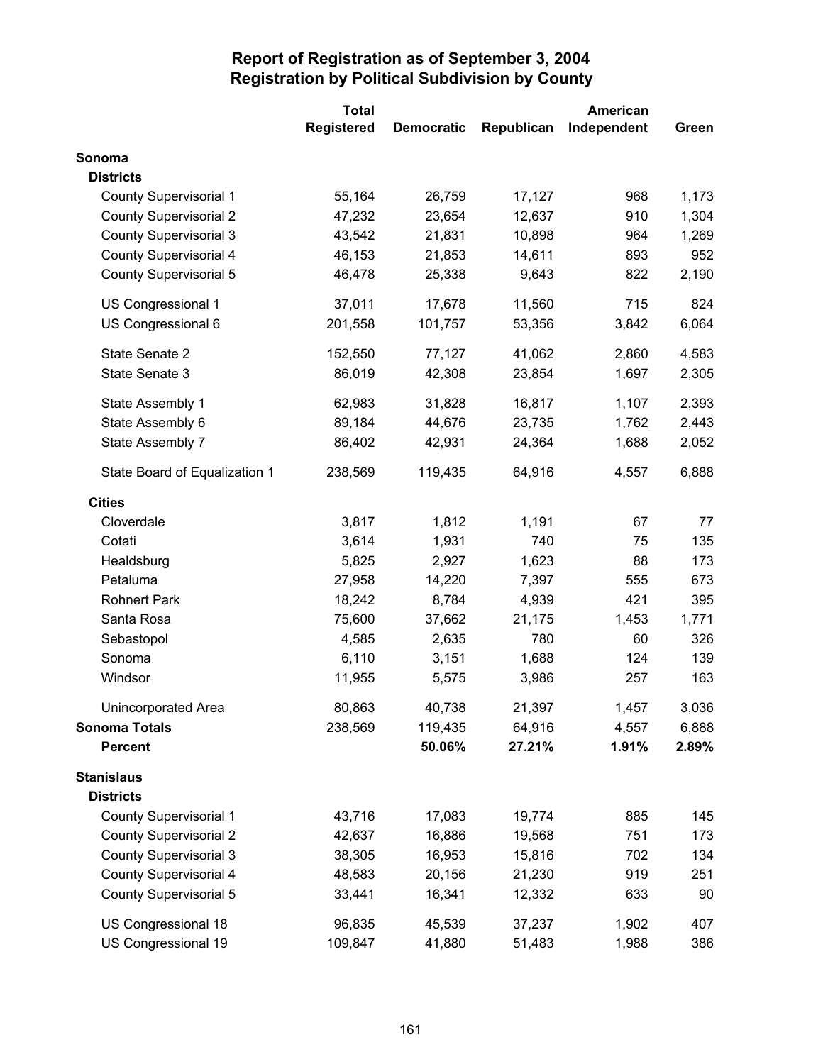# Report of Registration as of September 3, 2004
## Registration by Political Subdivision by County

| | Total Registered | Democratic | Republican | American Independent | Green |
|---|---|---|---|---|---|
| **Sonoma** | | | | | |
| **Districts** | | | | | |
| County Supervisorial 1 | 55,164 | 26,759 | 17,127 | 968 | 1,173 |
| County Supervisorial 2 | 47,232 | 23,654 | 12,637 | 910 | 1,304 |
| County Supervisorial 3 | 43,542 | 21,831 | 10,898 | 964 | 1,269 |
| County Supervisorial 4 | 46,153 | 21,853 | 14,611 | 893 | 952 |
| County Supervisorial 5 | 46,478 | 25,338 | 9,643 | 822 | 2,190 |
| US Congressional 1 | 37,011 | 17,678 | 11,560 | 715 | 824 |
| US Congressional 6 | 201,558 | 101,757 | 53,356 | 3,842 | 6,064 |
| State Senate 2 | 152,550 | 77,127 | 41,062 | 2,860 | 4,583 |
| State Senate 3 | 86,019 | 42,308 | 23,854 | 1,697 | 2,305 |
| State Assembly 1 | 62,983 | 31,828 | 16,817 | 1,107 | 2,393 |
| State Assembly 6 | 89,184 | 44,676 | 23,735 | 1,762 | 2,443 |
| State Assembly 7 | 86,402 | 42,931 | 24,364 | 1,688 | 2,052 |
| State Board of Equalization 1 | 238,569 | 119,435 | 64,916 | 4,557 | 6,888 |
| **Cities** | | | | | |
| Cloverdale | 3,817 | 1,812 | 1,191 | 67 | 77 |
| Cotati | 3,614 | 1,931 | 740 | 75 | 135 |
| Healdsburg | 5,825 | 2,927 | 1,623 | 88 | 173 |
| Petaluma | 27,958 | 14,220 | 7,397 | 555 | 673 |
| Rohnert Park | 18,242 | 8,784 | 4,939 | 421 | 395 |
| Santa Rosa | 75,600 | 37,662 | 21,175 | 1,453 | 1,771 |
| Sebastopol | 4,585 | 2,635 | 780 | 60 | 326 |
| Sonoma | 6,110 | 3,151 | 1,688 | 124 | 139 |
| Windsor | 11,955 | 5,575 | 3,986 | 257 | 163 |
| Unincorporated Area | 80,863 | 40,738 | 21,397 | 1,457 | 3,036 |
| **Sonoma Totals** | 238,569 | 119,435 | 64,916 | 4,557 | 6,888 |
| **Percent** | | **50.06%** | **27.21%** | **1.91%** | **2.89%** |
| **Stanislaus** | | | | | |
| **Districts** | | | | | |
| County Supervisorial 1 | 43,716 | 17,083 | 19,774 | 885 | 145 |
| County Supervisorial 2 | 42,637 | 16,886 | 19,568 | 751 | 173 |
| County Supervisorial 3 | 38,305 | 16,953 | 15,816 | 702 | 134 |
| County Supervisorial 4 | 48,583 | 20,156 | 21,230 | 919 | 251 |
| County Supervisorial 5 | 33,441 | 16,341 | 12,332 | 633 | 90 |
| US Congressional 18 | 96,835 | 45,539 | 37,237 | 1,902 | 407 |
| US Congressional 19 | 109,847 | 41,880 | 51,483 | 1,988 | 386 |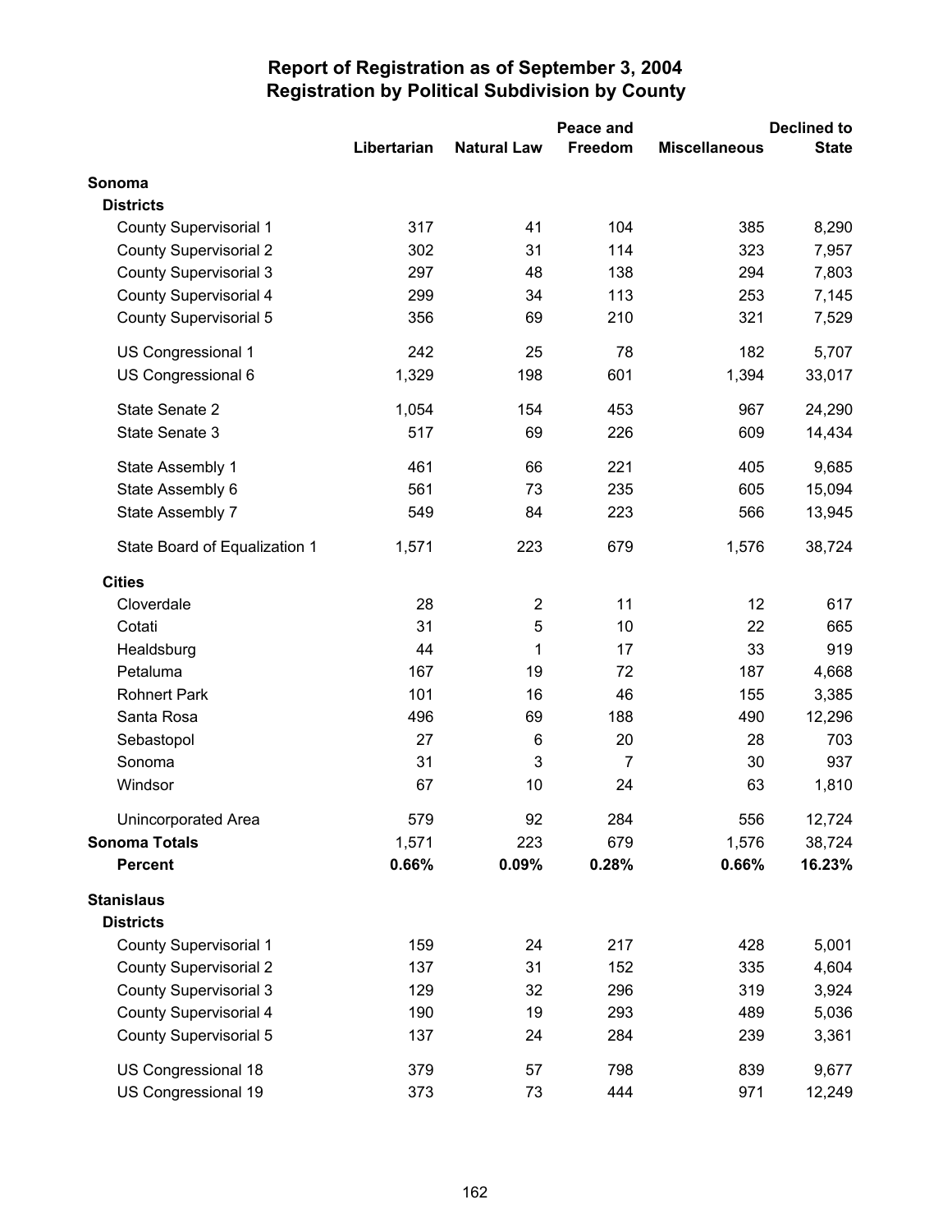# Report of Registration as of September 3, 2004
## Registration by Political Subdivision by County

| | Libertarian | Natural Law | Peace and Freedom | Miscellaneous | Declined to State |
|---|---|---|---|---|---|
| **Sonoma** | | | | | |
| **Districts** | | | | | |
| County Supervisorial 1 | 317 | 41 | 104 | 385 | 8,290 |
| County Supervisorial 2 | 302 | 31 | 114 | 323 | 7,957 |
| County Supervisorial 3 | 297 | 48 | 138 | 294 | 7,803 |
| County Supervisorial 4 | 299 | 34 | 113 | 253 | 7,145 |
| County Supervisorial 5 | 356 | 69 | 210 | 321 | 7,529 |
| US Congressional 1 | 242 | 25 | 78 | 182 | 5,707 |
| US Congressional 6 | 1,329 | 198 | 601 | 1,394 | 33,017 |
| State Senate 2 | 1,054 | 154 | 453 | 967 | 24,290 |
| State Senate 3 | 517 | 69 | 226 | 609 | 14,434 |
| State Assembly 1 | 461 | 66 | 221 | 405 | 9,685 |
| State Assembly 6 | 561 | 73 | 235 | 605 | 15,094 |
| State Assembly 7 | 549 | 84 | 223 | 566 | 13,945 |
| State Board of Equalization 1 | 1,571 | 223 | 679 | 1,576 | 38,724 |
| **Cities** | | | | | |
| Cloverdale | 28 | 2 | 11 | 12 | 617 |
| Cotati | 31 | 5 | 10 | 22 | 665 |
| Healdsburg | 44 | 1 | 17 | 33 | 919 |
| Petaluma | 167 | 19 | 72 | 187 | 4,668 |
| Rohnert Park | 101 | 16 | 46 | 155 | 3,385 |
| Santa Rosa | 496 | 69 | 188 | 490 | 12,296 |
| Sebastopol | 27 | 6 | 20 | 28 | 703 |
| Sonoma | 31 | 3 | 7 | 30 | 937 |
| Windsor | 67 | 10 | 24 | 63 | 1,810 |
| Unincorporated Area | 579 | 92 | 284 | 556 | 12,724 |
| **Sonoma Totals** | 1,571 | 223 | 679 | 1,576 | 38,724 |
| **Percent** | **0.66%** | **0.09%** | **0.28%** | **0.66%** | **16.23%** |
| **Stanislaus** | | | | | |
| **Districts** | | | | | |
| County Supervisorial 1 | 159 | 24 | 217 | 428 | 5,001 |
| County Supervisorial 2 | 137 | 31 | 152 | 335 | 4,604 |
| County Supervisorial 3 | 129 | 32 | 296 | 319 | 3,924 |
| County Supervisorial 4 | 190 | 19 | 293 | 489 | 5,036 |
| County Supervisorial 5 | 137 | 24 | 284 | 239 | 3,361 |
| US Congressional 18 | 379 | 57 | 798 | 839 | 9,677 |
| US Congressional 19 | 373 | 73 | 444 | 971 | 12,249 |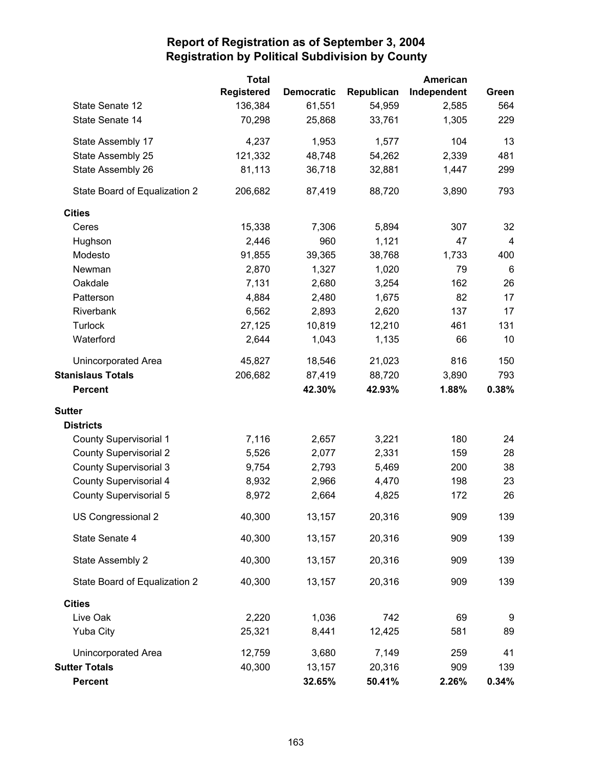# Report of Registration as of September 3, 2004
## Registration by Political Subdivision by County

| | Total Registered | Democratic | Republican | American Independent | Green |
|---|---|---|---|---|---|
| State Senate 12 | 136,384 | 61,551 | 54,959 | 2,585 | 564 |
| State Senate 14 | 70,298 | 25,868 | 33,761 | 1,305 | 229 |
| State Assembly 17 | 4,237 | 1,953 | 1,577 | 104 | 13 |
| State Assembly 25 | 121,332 | 48,748 | 54,262 | 2,339 | 481 |
| State Assembly 26 | 81,113 | 36,718 | 32,881 | 1,447 | 299 |
| State Board of Equalization 2 | 206,682 | 87,419 | 88,720 | 3,890 | 793 |
| **Cities** | | | | | |
| Ceres | 15,338 | 7,306 | 5,894 | 307 | 32 |
| Hughson | 2,446 | 960 | 1,121 | 47 | 4 |
| Modesto | 91,855 | 39,365 | 38,768 | 1,733 | 400 |
| Newman | 2,870 | 1,327 | 1,020 | 79 | 6 |
| Oakdale | 7,131 | 2,680 | 3,254 | 162 | 26 |
| Patterson | 4,884 | 2,480 | 1,675 | 82 | 17 |
| Riverbank | 6,562 | 2,893 | 2,620 | 137 | 17 |
| Turlock | 27,125 | 10,819 | 12,210 | 461 | 131 |
| Waterford | 2,644 | 1,043 | 1,135 | 66 | 10 |
| Unincorporated Area | 45,827 | 18,546 | 21,023 | 816 | 150 |
| **Stanislaus Totals** | 206,682 | 87,419 | 88,720 | 3,890 | 793 |
| **Percent** | | **42.30%** | **42.93%** | **1.88%** | **0.38%** |
| **Sutter** | | | | | |
| **Districts** | | | | | |
| County Supervisorial 1 | 7,116 | 2,657 | 3,221 | 180 | 24 |
| County Supervisorial 2 | 5,526 | 2,077 | 2,331 | 159 | 28 |
| County Supervisorial 3 | 9,754 | 2,793 | 5,469 | 200 | 38 |
| County Supervisorial 4 | 8,932 | 2,966 | 4,470 | 198 | 23 |
| County Supervisorial 5 | 8,972 | 2,664 | 4,825 | 172 | 26 |
| US Congressional 2 | 40,300 | 13,157 | 20,316 | 909 | 139 |
| State Senate 4 | 40,300 | 13,157 | 20,316 | 909 | 139 |
| State Assembly 2 | 40,300 | 13,157 | 20,316 | 909 | 139 |
| State Board of Equalization 2 | 40,300 | 13,157 | 20,316 | 909 | 139 |
| **Cities** | | | | | |
| Live Oak | 2,220 | 1,036 | 742 | 69 | 9 |
| Yuba City | 25,321 | 8,441 | 12,425 | 581 | 89 |
| Unincorporated Area | 12,759 | 3,680 | 7,149 | 259 | 41 |
| **Sutter Totals** | 40,300 | 13,157 | 20,316 | 909 | 139 |
| **Percent** | | **32.65%** | **50.41%** | **2.26%** | **0.34%** |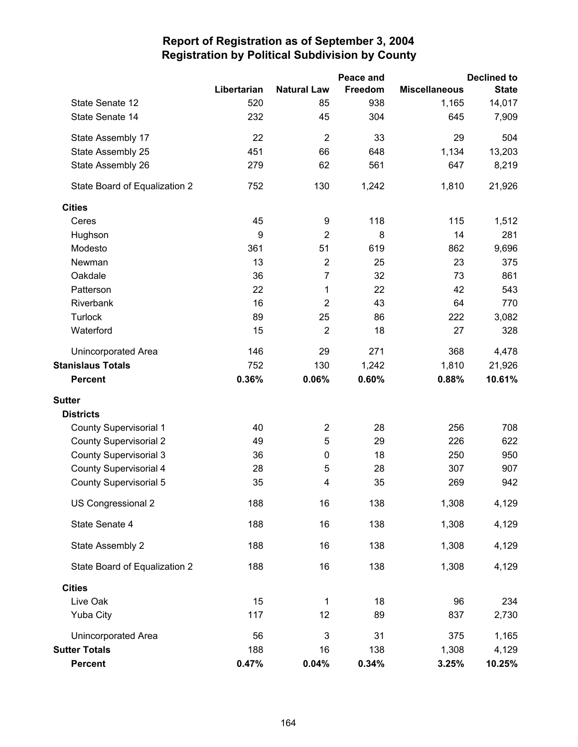# Report of Registration as of September 3, 2004
## Registration by Political Subdivision by County

| | Libertarian | Natural Law | Peace and Freedom | Miscellaneous | Declined to State |
|---|---|---|---|---|---|
| State Senate 12 | 520 | 85 | 938 | 1,165 | 14,017 |
| State Senate 14 | 232 | 45 | 304 | 645 | 7,909 |
| State Assembly 17 | 22 | 2 | 33 | 29 | 504 |
| State Assembly 25 | 451 | 66 | 648 | 1,134 | 13,203 |
| State Assembly 26 | 279 | 62 | 561 | 647 | 8,219 |
| State Board of Equalization 2 | 752 | 130 | 1,242 | 1,810 | 21,926 |
| **Cities** | | | | | |
| Ceres | 45 | 9 | 118 | 115 | 1,512 |
| Hughson | 9 | 2 | 8 | 14 | 281 |
| Modesto | 361 | 51 | 619 | 862 | 9,696 |
| Newman | 13 | 2 | 25 | 23 | 375 |
| Oakdale | 36 | 7 | 32 | 73 | 861 |
| Patterson | 22 | 1 | 22 | 42 | 543 |
| Riverbank | 16 | 2 | 43 | 64 | 770 |
| Turlock | 89 | 25 | 86 | 222 | 3,082 |
| Waterford | 15 | 2 | 18 | 27 | 328 |
| Unincorporated Area | 146 | 29 | 271 | 368 | 4,478 |
| **Stanislaus Totals** | 752 | 130 | 1,242 | 1,810 | 21,926 |
| **Percent** | **0.36%** | **0.06%** | **0.60%** | **0.88%** | **10.61%** |
| **Sutter** | | | | | |
| **Districts** | | | | | |
| County Supervisorial 1 | 40 | 2 | 28 | 256 | 708 |
| County Supervisorial 2 | 49 | 5 | 29 | 226 | 622 |
| County Supervisorial 3 | 36 | 0 | 18 | 250 | 950 |
| County Supervisorial 4 | 28 | 5 | 28 | 307 | 907 |
| County Supervisorial 5 | 35 | 4 | 35 | 269 | 942 |
| US Congressional 2 | 188 | 16 | 138 | 1,308 | 4,129 |
| State Senate 4 | 188 | 16 | 138 | 1,308 | 4,129 |
| State Assembly 2 | 188 | 16 | 138 | 1,308 | 4,129 |
| State Board of Equalization 2 | 188 | 16 | 138 | 1,308 | 4,129 |
| **Cities** | | | | | |
| Live Oak | 15 | 1 | 18 | 96 | 234 |
| Yuba City | 117 | 12 | 89 | 837 | 2,730 |
| Unincorporated Area | 56 | 3 | 31 | 375 | 1,165 |
| **Sutter Totals** | 188 | 16 | 138 | 1,308 | 4,129 |
| **Percent** | **0.47%** | **0.04%** | **0.34%** | **3.25%** | **10.25%** |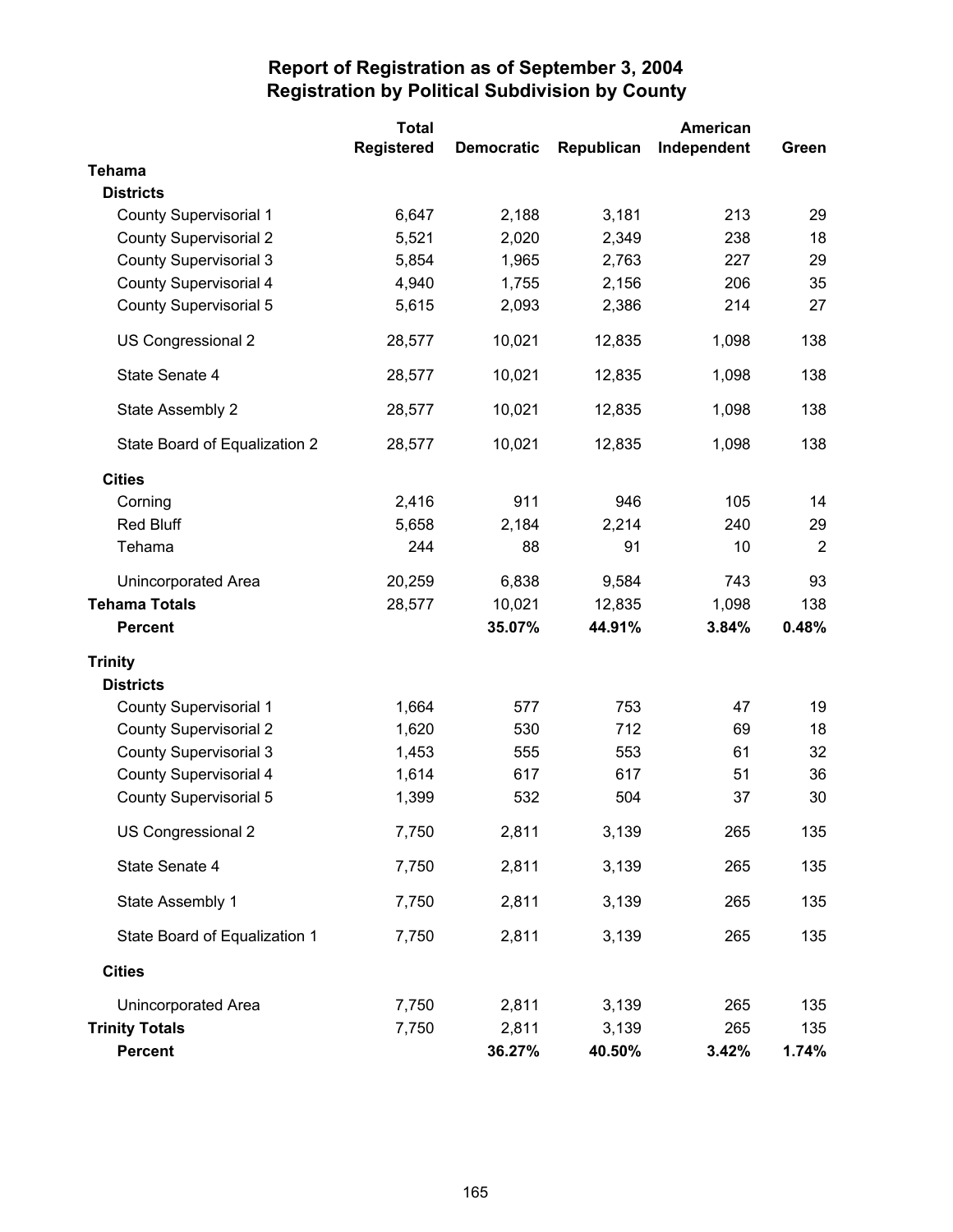# Report of Registration as of September 3, 2004
## Registration by Political Subdivision by County

| | Total Registered | Democratic | Republican | American Independent | Green |
|---|---|---|---|---|---|
| **Tehama** | | | | | |
| **Districts** | | | | | |
| County Supervisorial 1 | 6,647 | 2,188 | 3,181 | 213 | 29 |
| County Supervisorial 2 | 5,521 | 2,020 | 2,349 | 238 | 18 |
| County Supervisorial 3 | 5,854 | 1,965 | 2,763 | 227 | 29 |
| County Supervisorial 4 | 4,940 | 1,755 | 2,156 | 206 | 35 |
| County Supervisorial 5 | 5,615 | 2,093 | 2,386 | 214 | 27 |
| US Congressional 2 | 28,577 | 10,021 | 12,835 | 1,098 | 138 |
| State Senate 4 | 28,577 | 10,021 | 12,835 | 1,098 | 138 |
| State Assembly 2 | 28,577 | 10,021 | 12,835 | 1,098 | 138 |
| State Board of Equalization 2 | 28,577 | 10,021 | 12,835 | 1,098 | 138 |
| **Cities** | | | | | |
| Corning | 2,416 | 911 | 946 | 105 | 14 |
| Red Bluff | 5,658 | 2,184 | 2,214 | 240 | 29 |
| Tehama | 244 | 88 | 91 | 10 | 2 |
| Unincorporated Area | 20,259 | 6,838 | 9,584 | 743 | 93 |
| **Tehama Totals** | 28,577 | 10,021 | 12,835 | 1,098 | 138 |
| **Percent** | | **35.07%** | **44.91%** | **3.84%** | **0.48%** |
| **Trinity** | | | | | |
| **Districts** | | | | | |
| County Supervisorial 1 | 1,664 | 577 | 753 | 47 | 19 |
| County Supervisorial 2 | 1,620 | 530 | 712 | 69 | 18 |
| County Supervisorial 3 | 1,453 | 555 | 553 | 61 | 32 |
| County Supervisorial 4 | 1,614 | 617 | 617 | 51 | 36 |
| County Supervisorial 5 | 1,399 | 532 | 504 | 37 | 30 |
| US Congressional 2 | 7,750 | 2,811 | 3,139 | 265 | 135 |
| State Senate 4 | 7,750 | 2,811 | 3,139 | 265 | 135 |
| State Assembly 1 | 7,750 | 2,811 | 3,139 | 265 | 135 |
| State Board of Equalization 1 | 7,750 | 2,811 | 3,139 | 265 | 135 |
| **Cities** | | | | | |
| Unincorporated Area | 7,750 | 2,811 | 3,139 | 265 | 135 |
| **Trinity Totals** | 7,750 | 2,811 | 3,139 | 265 | 135 |
| **Percent** | | **36.27%** | **40.50%** | **3.42%** | **1.74%** |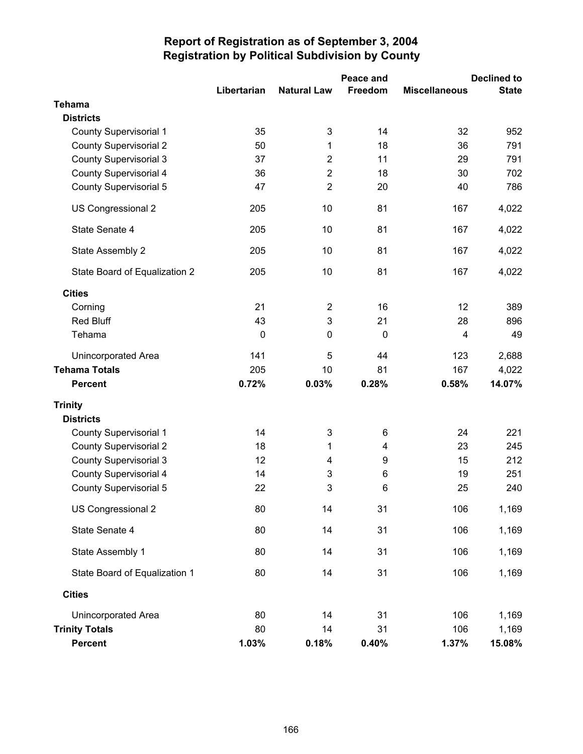# Report of Registration as of September 3, 2004
## Registration by Political Subdivision by County

| | Libertarian | Natural Law | Peace and Freedom | Miscellaneous | Declined to State |
|---|---|---|---|---|---|
| **Tehama** | | | | | |
| **Districts** | | | | | |
| County Supervisorial 1 | 35 | 3 | 14 | 32 | 952 |
| County Supervisorial 2 | 50 | 1 | 18 | 36 | 791 |
| County Supervisorial 3 | 37 | 2 | 11 | 29 | 791 |
| County Supervisorial 4 | 36 | 2 | 18 | 30 | 702 |
| County Supervisorial 5 | 47 | 2 | 20 | 40 | 786 |
| US Congressional 2 | 205 | 10 | 81 | 167 | 4,022 |
| State Senate 4 | 205 | 10 | 81 | 167 | 4,022 |
| State Assembly 2 | 205 | 10 | 81 | 167 | 4,022 |
| State Board of Equalization 2 | 205 | 10 | 81 | 167 | 4,022 |
| **Cities** | | | | | |
| Corning | 21 | 2 | 16 | 12 | 389 |
| Red Bluff | 43 | 3 | 21 | 28 | 896 |
| Tehama | 0 | 0 | 0 | 4 | 49 |
| Unincorporated Area | 141 | 5 | 44 | 123 | 2,688 |
| **Tehama Totals** | 205 | 10 | 81 | 167 | 4,022 |
| **Percent** | **0.72%** | **0.03%** | **0.28%** | **0.58%** | **14.07%** |
| **Trinity** | | | | | |
| **Districts** | | | | | |
| County Supervisorial 1 | 14 | 3 | 6 | 24 | 221 |
| County Supervisorial 2 | 18 | 1 | 4 | 23 | 245 |
| County Supervisorial 3 | 12 | 4 | 9 | 15 | 212 |
| County Supervisorial 4 | 14 | 3 | 6 | 19 | 251 |
| County Supervisorial 5 | 22 | 3 | 6 | 25 | 240 |
| US Congressional 2 | 80 | 14 | 31 | 106 | 1,169 |
| State Senate 4 | 80 | 14 | 31 | 106 | 1,169 |
| State Assembly 1 | 80 | 14 | 31 | 106 | 1,169 |
| State Board of Equalization 1 | 80 | 14 | 31 | 106 | 1,169 |
| **Cities** | | | | | |
| Unincorporated Area | 80 | 14 | 31 | 106 | 1,169 |
| **Trinity Totals** | 80 | 14 | 31 | 106 | 1,169 |
| **Percent** | **1.03%** | **0.18%** | **0.40%** | **1.37%** | **15.08%** |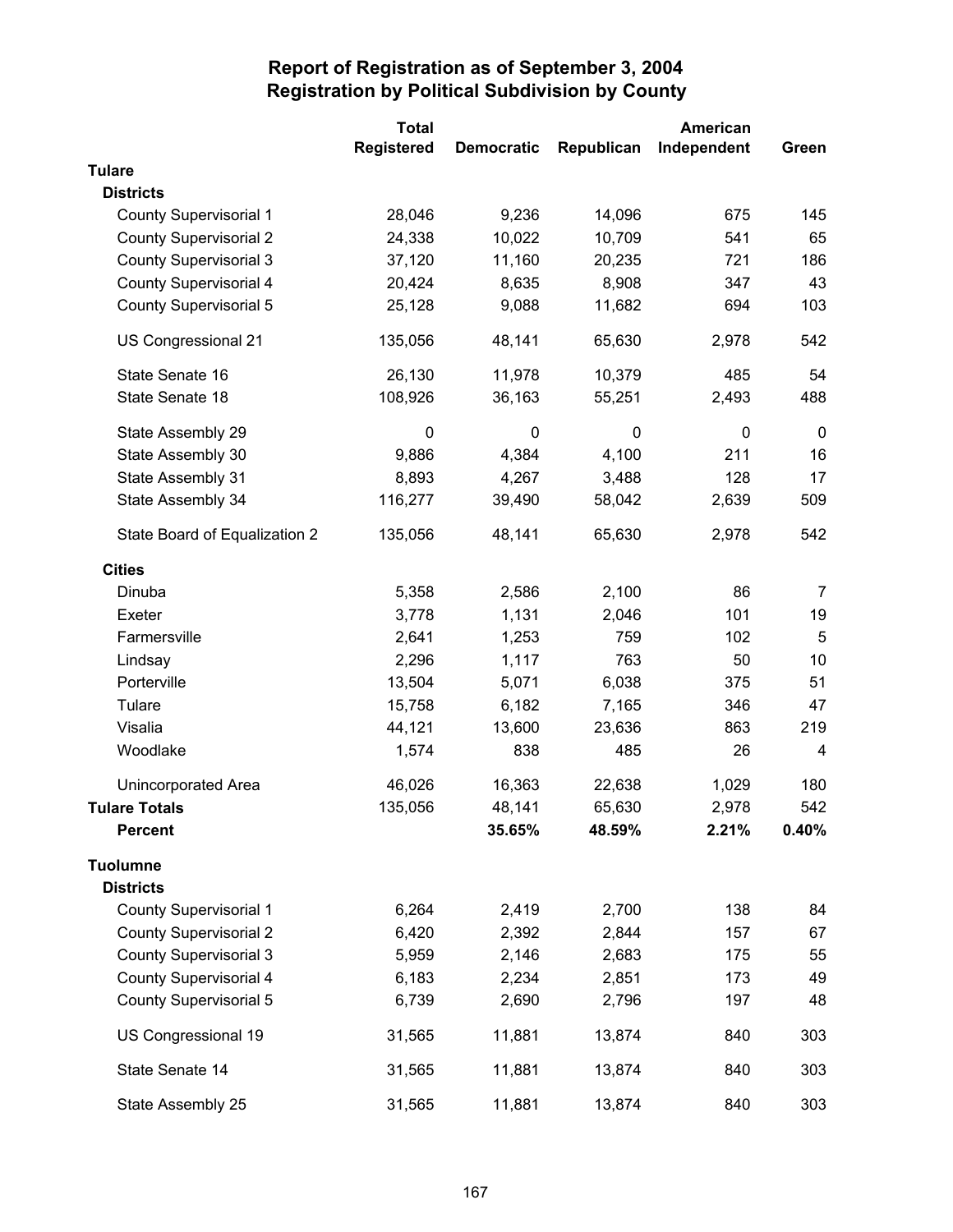# Report of Registration as of September 3, 2004
## Registration by Political Subdivision by County

| | Total Registered | Democratic | Republican | American Independent | Green |
|---|---|---|---|---|---|
| **Tulare** | | | | | |
| **Districts** | | | | | |
| County Supervisorial 1 | 28,046 | 9,236 | 14,096 | 675 | 145 |
| County Supervisorial 2 | 24,338 | 10,022 | 10,709 | 541 | 65 |
| County Supervisorial 3 | 37,120 | 11,160 | 20,235 | 721 | 186 |
| County Supervisorial 4 | 20,424 | 8,635 | 8,908 | 347 | 43 |
| County Supervisorial 5 | 25,128 | 9,088 | 11,682 | 694 | 103 |
| US Congressional 21 | 135,056 | 48,141 | 65,630 | 2,978 | 542 |
| State Senate 16 | 26,130 | 11,978 | 10,379 | 485 | 54 |
| State Senate 18 | 108,926 | 36,163 | 55,251 | 2,493 | 488 |
| State Assembly 29 | 0 | 0 | 0 | 0 | 0 |
| State Assembly 30 | 9,886 | 4,384 | 4,100 | 211 | 16 |
| State Assembly 31 | 8,893 | 4,267 | 3,488 | 128 | 17 |
| State Assembly 34 | 116,277 | 39,490 | 58,042 | 2,639 | 509 |
| State Board of Equalization 2 | 135,056 | 48,141 | 65,630 | 2,978 | 542 |
| **Cities** | | | | | |
| Dinuba | 5,358 | 2,586 | 2,100 | 86 | 7 |
| Exeter | 3,778 | 1,131 | 2,046 | 101 | 19 |
| Farmersville | 2,641 | 1,253 | 759 | 102 | 5 |
| Lindsay | 2,296 | 1,117 | 763 | 50 | 10 |
| Porterville | 13,504 | 5,071 | 6,038 | 375 | 51 |
| Tulare | 15,758 | 6,182 | 7,165 | 346 | 47 |
| Visalia | 44,121 | 13,600 | 23,636 | 863 | 219 |
| Woodlake | 1,574 | 838 | 485 | 26 | 4 |
| Unincorporated Area | 46,026 | 16,363 | 22,638 | 1,029 | 180 |
| **Tulare Totals** | 135,056 | 48,141 | 65,630 | 2,978 | 542 |
| **Percent** | | **35.65%** | **48.59%** | **2.21%** | **0.40%** |
| **Tuolumne** | | | | | |
| **Districts** | | | | | |
| County Supervisorial 1 | 6,264 | 2,419 | 2,700 | 138 | 84 |
| County Supervisorial 2 | 6,420 | 2,392 | 2,844 | 157 | 67 |
| County Supervisorial 3 | 5,959 | 2,146 | 2,683 | 175 | 55 |
| County Supervisorial 4 | 6,183 | 2,234 | 2,851 | 173 | 49 |
| County Supervisorial 5 | 6,739 | 2,690 | 2,796 | 197 | 48 |
| US Congressional 19 | 31,565 | 11,881 | 13,874 | 840 | 303 |
| State Senate 14 | 31,565 | 11,881 | 13,874 | 840 | 303 |
| State Assembly 25 | 31,565 | 11,881 | 13,874 | 840 | 303 |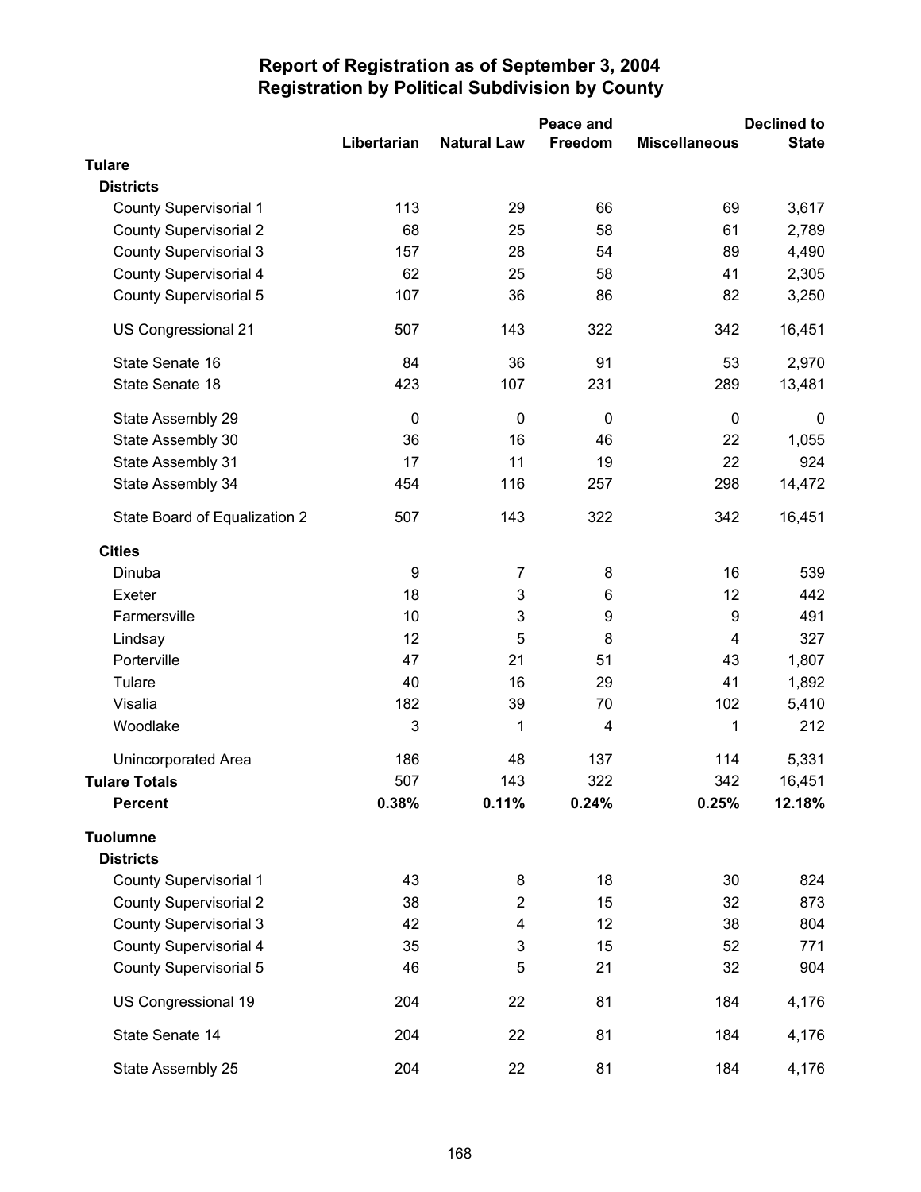# Report of Registration as of September 3, 2004
## Registration by Political Subdivision by County

| | Libertarian | Natural Law | Peace and Freedom | Miscellaneous | Declined to State |
|---|---|---|---|---|---|
| **Tulare** | | | | | |
| **Districts** | | | | | |
| County Supervisorial 1 | 113 | 29 | 66 | 69 | 3,617 |
| County Supervisorial 2 | 68 | 25 | 58 | 61 | 2,789 |
| County Supervisorial 3 | 157 | 28 | 54 | 89 | 4,490 |
| County Supervisorial 4 | 62 | 25 | 58 | 41 | 2,305 |
| County Supervisorial 5 | 107 | 36 | 86 | 82 | 3,250 |
| US Congressional 21 | 507 | 143 | 322 | 342 | 16,451 |
| State Senate 16 | 84 | 36 | 91 | 53 | 2,970 |
| State Senate 18 | 423 | 107 | 231 | 289 | 13,481 |
| State Assembly 29 | 0 | 0 | 0 | 0 | 0 |
| State Assembly 30 | 36 | 16 | 46 | 22 | 1,055 |
| State Assembly 31 | 17 | 11 | 19 | 22 | 924 |
| State Assembly 34 | 454 | 116 | 257 | 298 | 14,472 |
| State Board of Equalization 2 | 507 | 143 | 322 | 342 | 16,451 |
| **Cities** | | | | | |
| Dinuba | 9 | 7 | 8 | 16 | 539 |
| Exeter | 18 | 3 | 6 | 12 | 442 |
| Farmersville | 10 | 3 | 9 | 9 | 491 |
| Lindsay | 12 | 5 | 8 | 4 | 327 |
| Porterville | 47 | 21 | 51 | 43 | 1,807 |
| Tulare | 40 | 16 | 29 | 41 | 1,892 |
| Visalia | 182 | 39 | 70 | 102 | 5,410 |
| Woodlake | 3 | 1 | 4 | 1 | 212 |
| Unincorporated Area | 186 | 48 | 137 | 114 | 5,331 |
| **Tulare Totals** | 507 | 143 | 322 | 342 | 16,451 |
| **Percent** | **0.38%** | **0.11%** | **0.24%** | **0.25%** | **12.18%** |
| **Tuolumne** | | | | | |
| **Districts** | | | | | |
| County Supervisorial 1 | 43 | 8 | 18 | 30 | 824 |
| County Supervisorial 2 | 38 | 2 | 15 | 32 | 873 |
| County Supervisorial 3 | 42 | 4 | 12 | 38 | 804 |
| County Supervisorial 4 | 35 | 3 | 15 | 52 | 771 |
| County Supervisorial 5 | 46 | 5 | 21 | 32 | 904 |
| US Congressional 19 | 204 | 22 | 81 | 184 | 4,176 |
| State Senate 14 | 204 | 22 | 81 | 184 | 4,176 |
| State Assembly 25 | 204 | 22 | 81 | 184 | 4,176 |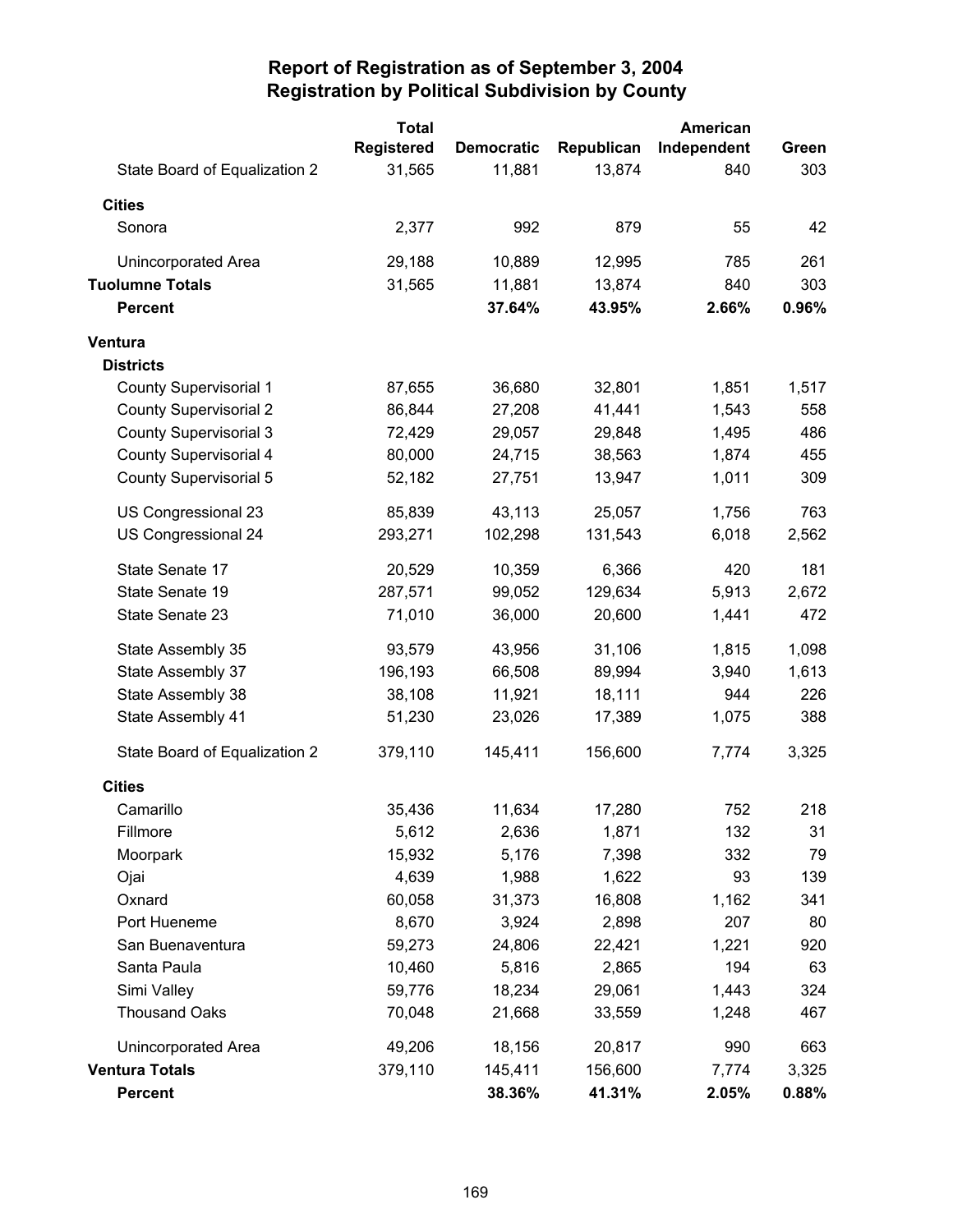# Report of Registration as of September 3, 2004
## Registration by Political Subdivision by County

| | Total Registered | Democratic | Republican | American Independent | Green |
|---|---|---|---|---|---|
| State Board of Equalization 2 | 31,565 | 11,881 | 13,874 | 840 | 303 |
| **Cities** | | | | | |
| Sonora | 2,377 | 992 | 879 | 55 | 42 |
| Unincorporated Area | 29,188 | 10,889 | 12,995 | 785 | 261 |
| **Tuolumne Totals** | 31,565 | 11,881 | 13,874 | 840 | 303 |
| **Percent** | | **37.64%** | **43.95%** | **2.66%** | **0.96%** |
| **Ventura** | | | | | |
| **Districts** | | | | | |
| County Supervisorial 1 | 87,655 | 36,680 | 32,801 | 1,851 | 1,517 |
| County Supervisorial 2 | 86,844 | 27,208 | 41,441 | 1,543 | 558 |
| County Supervisorial 3 | 72,429 | 29,057 | 29,848 | 1,495 | 486 |
| County Supervisorial 4 | 80,000 | 24,715 | 38,563 | 1,874 | 455 |
| County Supervisorial 5 | 52,182 | 27,751 | 13,947 | 1,011 | 309 |
| US Congressional 23 | 85,839 | 43,113 | 25,057 | 1,756 | 763 |
| US Congressional 24 | 293,271 | 102,298 | 131,543 | 6,018 | 2,562 |
| State Senate 17 | 20,529 | 10,359 | 6,366 | 420 | 181 |
| State Senate 19 | 287,571 | 99,052 | 129,634 | 5,913 | 2,672 |
| State Senate 23 | 71,010 | 36,000 | 20,600 | 1,441 | 472 |
| State Assembly 35 | 93,579 | 43,956 | 31,106 | 1,815 | 1,098 |
| State Assembly 37 | 196,193 | 66,508 | 89,994 | 3,940 | 1,613 |
| State Assembly 38 | 38,108 | 11,921 | 18,111 | 944 | 226 |
| State Assembly 41 | 51,230 | 23,026 | 17,389 | 1,075 | 388 |
| State Board of Equalization 2 | 379,110 | 145,411 | 156,600 | 7,774 | 3,325 |
| **Cities** | | | | | |
| Camarillo | 35,436 | 11,634 | 17,280 | 752 | 218 |
| Fillmore | 5,612 | 2,636 | 1,871 | 132 | 31 |
| Moorpark | 15,932 | 5,176 | 7,398 | 332 | 79 |
| Ojai | 4,639 | 1,988 | 1,622 | 93 | 139 |
| Oxnard | 60,058 | 31,373 | 16,808 | 1,162 | 341 |
| Port Hueneme | 8,670 | 3,924 | 2,898 | 207 | 80 |
| San Buenaventura | 59,273 | 24,806 | 22,421 | 1,221 | 920 |
| Santa Paula | 10,460 | 5,816 | 2,865 | 194 | 63 |
| Simi Valley | 59,776 | 18,234 | 29,061 | 1,443 | 324 |
| Thousand Oaks | 70,048 | 21,668 | 33,559 | 1,248 | 467 |
| Unincorporated Area | 49,206 | 18,156 | 20,817 | 990 | 663 |
| **Ventura Totals** | 379,110 | 145,411 | 156,600 | 7,774 | 3,325 |
| **Percent** | | **38.36%** | **41.31%** | **2.05%** | **0.88%** |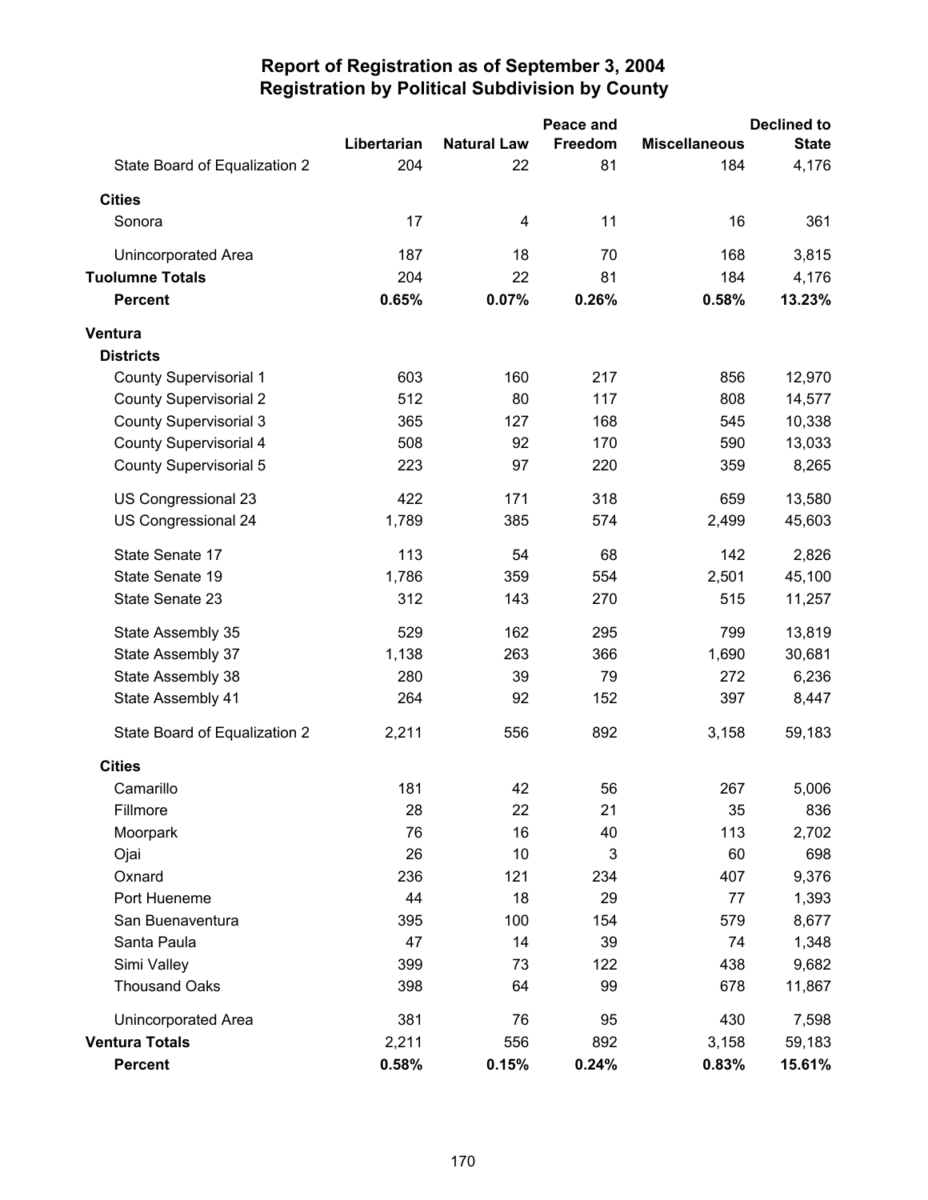# Report of Registration as of September 3, 2004
## Registration by Political Subdivision by County

| | Libertarian | Natural Law | Peace and Freedom | Miscellaneous | Declined to State |
|---|---|---|---|---|---|
| State Board of Equalization 2 | 204 | 22 | 81 | 184 | 4,176 |
| **Cities** | | | | | |
| Sonora | 17 | 4 | 11 | 16 | 361 |
| Unincorporated Area | 187 | 18 | 70 | 168 | 3,815 |
| **Tuolumne Totals** | 204 | 22 | 81 | 184 | 4,176 |
| **Percent** | **0.65%** | **0.07%** | **0.26%** | **0.58%** | **13.23%** |
| **Ventura** | | | | | |
| **Districts** | | | | | |
| County Supervisorial 1 | 603 | 160 | 217 | 856 | 12,970 |
| County Supervisorial 2 | 512 | 80 | 117 | 808 | 14,577 |
| County Supervisorial 3 | 365 | 127 | 168 | 545 | 10,338 |
| County Supervisorial 4 | 508 | 92 | 170 | 590 | 13,033 |
| County Supervisorial 5 | 223 | 97 | 220 | 359 | 8,265 |
| US Congressional 23 | 422 | 171 | 318 | 659 | 13,580 |
| US Congressional 24 | 1,789 | 385 | 574 | 2,499 | 45,603 |
| State Senate 17 | 113 | 54 | 68 | 142 | 2,826 |
| State Senate 19 | 1,786 | 359 | 554 | 2,501 | 45,100 |
| State Senate 23 | 312 | 143 | 270 | 515 | 11,257 |
| State Assembly 35 | 529 | 162 | 295 | 799 | 13,819 |
| State Assembly 37 | 1,138 | 263 | 366 | 1,690 | 30,681 |
| State Assembly 38 | 280 | 39 | 79 | 272 | 6,236 |
| State Assembly 41 | 264 | 92 | 152 | 397 | 8,447 |
| State Board of Equalization 2 | 2,211 | 556 | 892 | 3,158 | 59,183 |
| **Cities** | | | | | |
| Camarillo | 181 | 42 | 56 | 267 | 5,006 |
| Fillmore | 28 | 22 | 21 | 35 | 836 |
| Moorpark | 76 | 16 | 40 | 113 | 2,702 |
| Ojai | 26 | 10 | 3 | 60 | 698 |
| Oxnard | 236 | 121 | 234 | 407 | 9,376 |
| Port Hueneme | 44 | 18 | 29 | 77 | 1,393 |
| San Buenaventura | 395 | 100 | 154 | 579 | 8,677 |
| Santa Paula | 47 | 14 | 39 | 74 | 1,348 |
| Simi Valley | 399 | 73 | 122 | 438 | 9,682 |
| Thousand Oaks | 398 | 64 | 99 | 678 | 11,867 |
| Unincorporated Area | 381 | 76 | 95 | 430 | 7,598 |
| **Ventura Totals** | 2,211 | 556 | 892 | 3,158 | 59,183 |
| **Percent** | **0.58%** | **0.15%** | **0.24%** | **0.83%** | **15.61%** |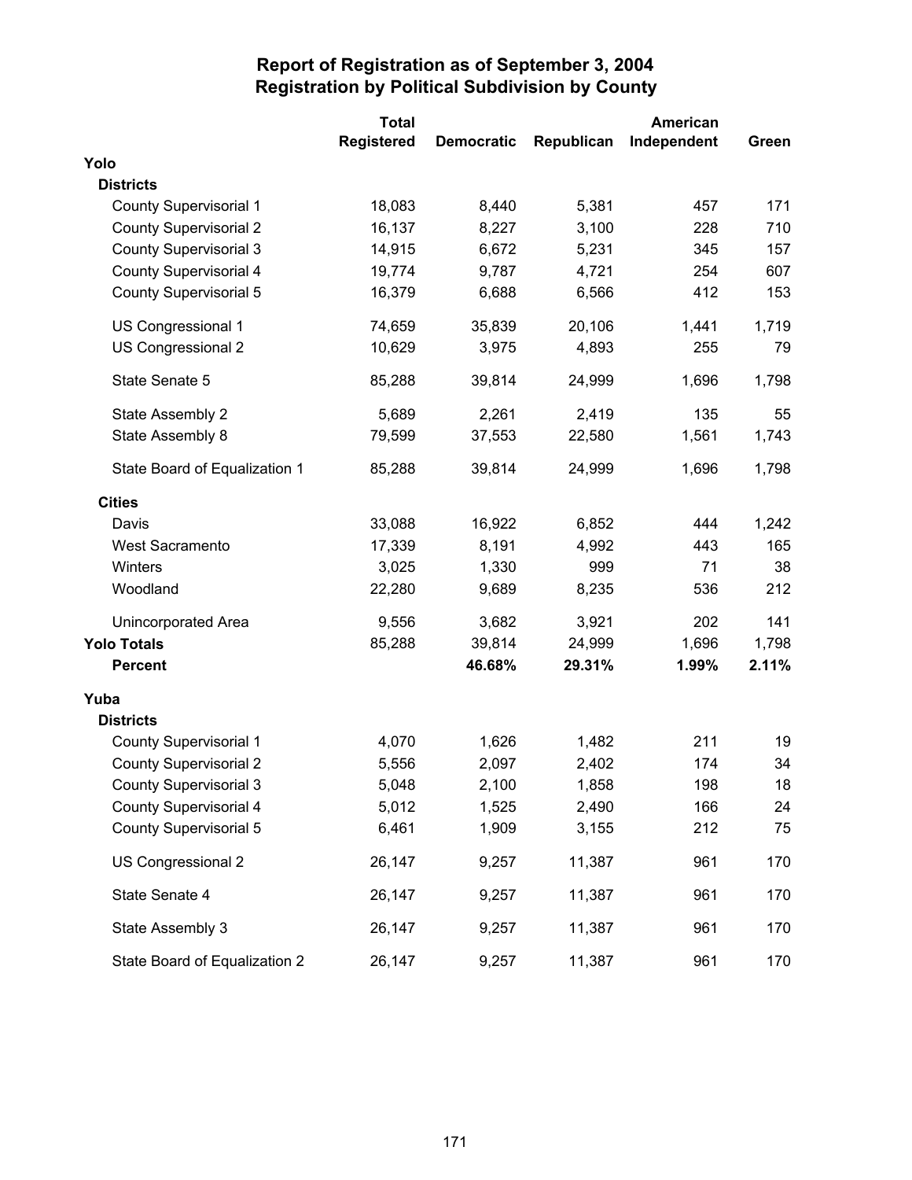# Report of Registration as of September 3, 2004
## Registration by Political Subdivision by County

| | Total Registered | Democratic | Republican | American Independent | Green |
|---|---|---|---|---|---|
| **Yolo** | | | | | |
| **Districts** | | | | | |
| County Supervisorial 1 | 18,083 | 8,440 | 5,381 | 457 | 171 |
| County Supervisorial 2 | 16,137 | 8,227 | 3,100 | 228 | 710 |
| County Supervisorial 3 | 14,915 | 6,672 | 5,231 | 345 | 157 |
| County Supervisorial 4 | 19,774 | 9,787 | 4,721 | 254 | 607 |
| County Supervisorial 5 | 16,379 | 6,688 | 6,566 | 412 | 153 |
| US Congressional 1 | 74,659 | 35,839 | 20,106 | 1,441 | 1,719 |
| US Congressional 2 | 10,629 | 3,975 | 4,893 | 255 | 79 |
| State Senate 5 | 85,288 | 39,814 | 24,999 | 1,696 | 1,798 |
| State Assembly 2 | 5,689 | 2,261 | 2,419 | 135 | 55 |
| State Assembly 8 | 79,599 | 37,553 | 22,580 | 1,561 | 1,743 |
| State Board of Equalization 1 | 85,288 | 39,814 | 24,999 | 1,696 | 1,798 |
| **Cities** | | | | | |
| Davis | 33,088 | 16,922 | 6,852 | 444 | 1,242 |
| West Sacramento | 17,339 | 8,191 | 4,992 | 443 | 165 |
| Winters | 3,025 | 1,330 | 999 | 71 | 38 |
| Woodland | 22,280 | 9,689 | 8,235 | 536 | 212 |
| Unincorporated Area | 9,556 | 3,682 | 3,921 | 202 | 141 |
| **Yolo Totals** | 85,288 | 39,814 | 24,999 | 1,696 | 1,798 |
| **Percent** | | **46.68%** | **29.31%** | **1.99%** | **2.11%** |
| **Yuba** | | | | | |
| **Districts** | | | | | |
| County Supervisorial 1 | 4,070 | 1,626 | 1,482 | 211 | 19 |
| County Supervisorial 2 | 5,556 | 2,097 | 2,402 | 174 | 34 |
| County Supervisorial 3 | 5,048 | 2,100 | 1,858 | 198 | 18 |
| County Supervisorial 4 | 5,012 | 1,525 | 2,490 | 166 | 24 |
| County Supervisorial 5 | 6,461 | 1,909 | 3,155 | 212 | 75 |
| US Congressional 2 | 26,147 | 9,257 | 11,387 | 961 | 170 |
| State Senate 4 | 26,147 | 9,257 | 11,387 | 961 | 170 |
| State Assembly 3 | 26,147 | 9,257 | 11,387 | 961 | 170 |
| State Board of Equalization 2 | 26,147 | 9,257 | 11,387 | 961 | 170 |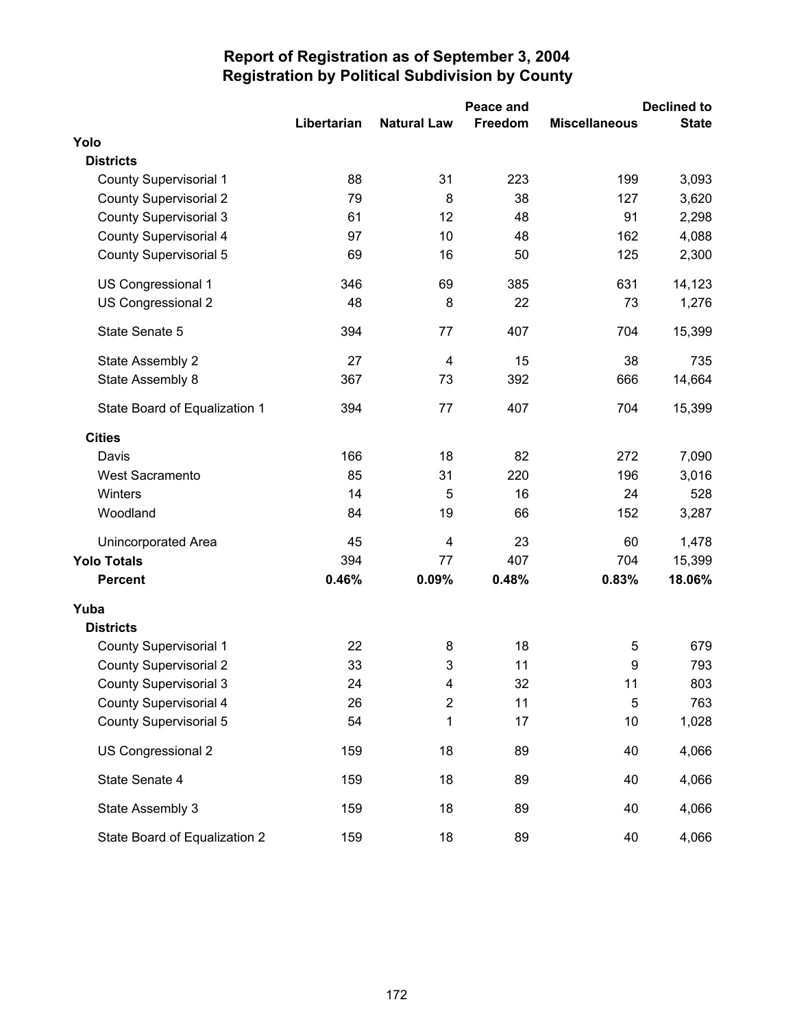# Report of Registration as of September 3, 2004
## Registration by Political Subdivision by County

| | Libertarian | Natural Law | Peace and Freedom | Miscellaneous | Declined to State |
|---|---|---|---|---|---|
| **Yolo** | | | | | |
| **Districts** | | | | | |
| County Supervisorial 1 | 88 | 31 | 223 | 199 | 3,093 |
| County Supervisorial 2 | 79 | 8 | 38 | 127 | 3,620 |
| County Supervisorial 3 | 61 | 12 | 48 | 91 | 2,298 |
| County Supervisorial 4 | 97 | 10 | 48 | 162 | 4,088 |
| County Supervisorial 5 | 69 | 16 | 50 | 125 | 2,300 |
| US Congressional 1 | 346 | 69 | 385 | 631 | 14,123 |
| US Congressional 2 | 48 | 8 | 22 | 73 | 1,276 |
| State Senate 5 | 394 | 77 | 407 | 704 | 15,399 |
| State Assembly 2 | 27 | 4 | 15 | 38 | 735 |
| State Assembly 8 | 367 | 73 | 392 | 666 | 14,664 |
| State Board of Equalization 1 | 394 | 77 | 407 | 704 | 15,399 |
| **Cities** | | | | | |
| Davis | 166 | 18 | 82 | 272 | 7,090 |
| West Sacramento | 85 | 31 | 220 | 196 | 3,016 |
| Winters | 14 | 5 | 16 | 24 | 528 |
| Woodland | 84 | 19 | 66 | 152 | 3,287 |
| Unincorporated Area | 45 | 4 | 23 | 60 | 1,478 |
| **Yolo Totals** | 394 | 77 | 407 | 704 | 15,399 |
| **Percent** | **0.46%** | **0.09%** | **0.48%** | **0.83%** | **18.06%** |
| **Yuba** | | | | | |
| **Districts** | | | | | |
| County Supervisorial 1 | 22 | 8 | 18 | 5 | 679 |
| County Supervisorial 2 | 33 | 3 | 11 | 9 | 793 |
| County Supervisorial 3 | 24 | 4 | 32 | 11 | 803 |
| County Supervisorial 4 | 26 | 2 | 11 | 5 | 763 |
| County Supervisorial 5 | 54 | 1 | 17 | 10 | 1,028 |
| US Congressional 2 | 159 | 18 | 89 | 40 | 4,066 |
| State Senate 4 | 159 | 18 | 89 | 40 | 4,066 |
| State Assembly 3 | 159 | 18 | 89 | 40 | 4,066 |
| State Board of Equalization 2 | 159 | 18 | 89 | 40 | 4,066 |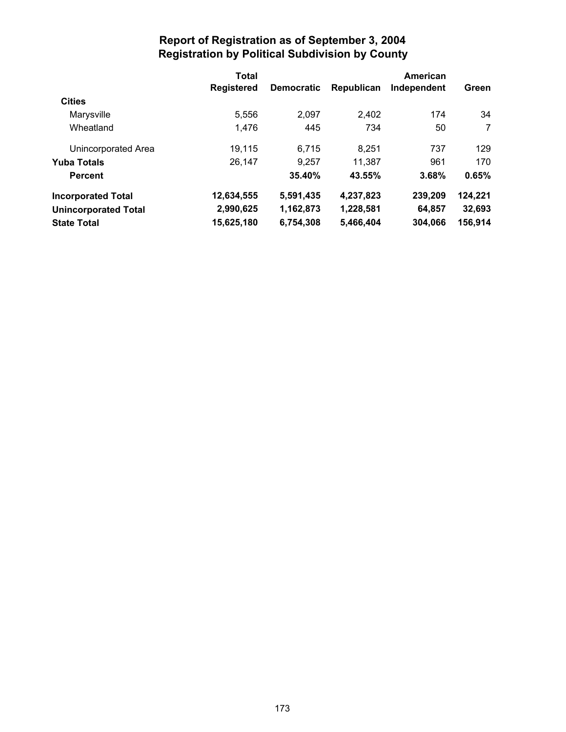# Report of Registration as of September 3, 2004
## Registration by Political Subdivision by County

| | Total Registered | Democratic | Republican | American Independent | Green |
|---|---|---|---|---|---|
| **Cities** | | | | | |
| Marysville | 5,556 | 2,097 | 2,402 | 174 | 34 |
| Wheatland | 1,476 | 445 | 734 | 50 | 7 |
| Unincorporated Area | 19,115 | 6,715 | 8,251 | 737 | 129 |
| **Yuba Totals** | 26,147 | 9,257 | 11,387 | 961 | 170 |
| **Percent** | | **35.40%** | **43.55%** | **3.68%** | **0.65%** |
| **Incorporated Total** | **12,634,555** | **5,591,435** | **4,237,823** | **239,209** | **124,221** |
| **Unincorporated Total** | **2,990,625** | **1,162,873** | **1,228,581** | **64,857** | **32,693** |
| **State Total** | **15,625,180** | **6,754,308** | **5,466,404** | **304,066** | **156,914** |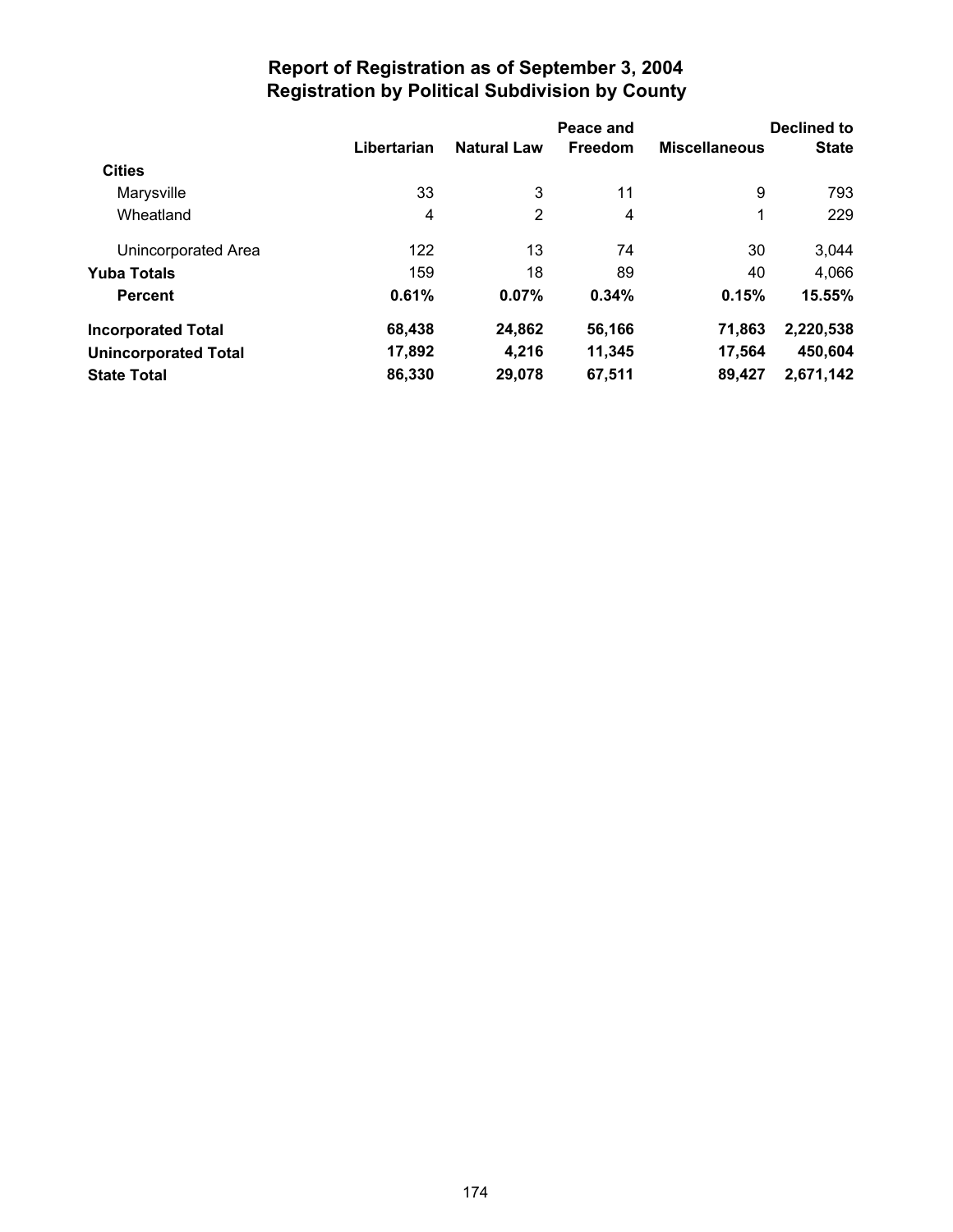# Report of Registration as of September 3, 2004
## Registration by Political Subdivision by County

| | Libertarian | Natural Law | Peace and Freedom | Miscellaneous | Declined to State |
|---|---|---|---|---|---|
| **Cities** | | | | | |
| Marysville | 33 | 3 | 11 | 9 | 793 |
| Wheatland | 4 | 2 | 4 | 1 | 229 |
| Unincorporated Area | 122 | 13 | 74 | 30 | 3,044 |
| **Yuba Totals** | 159 | 18 | 89 | 40 | 4,066 |
| **Percent** | **0.61%** | **0.07%** | **0.34%** | **0.15%** | **15.55%** |
| **Incorporated Total** | **68,438** | **24,862** | **56,166** | **71,863** | **2,220,538** |
| **Unincorporated Total** | **17,892** | **4,216** | **11,345** | **17,564** | **450,604** |
| **State Total** | **86,330** | **29,078** | **67,511** | **89,427** | **2,671,142** |